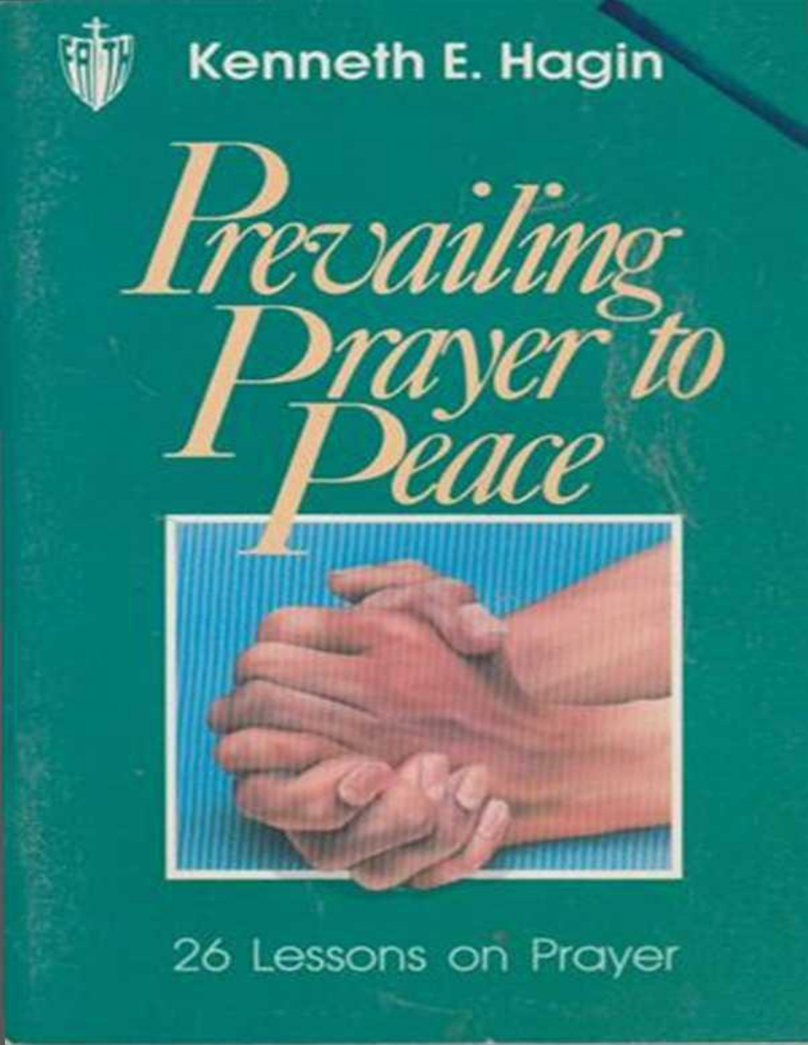Kenneth E. Hagin

# Prevailing Prayer to Peace

26 Lessons on Prayer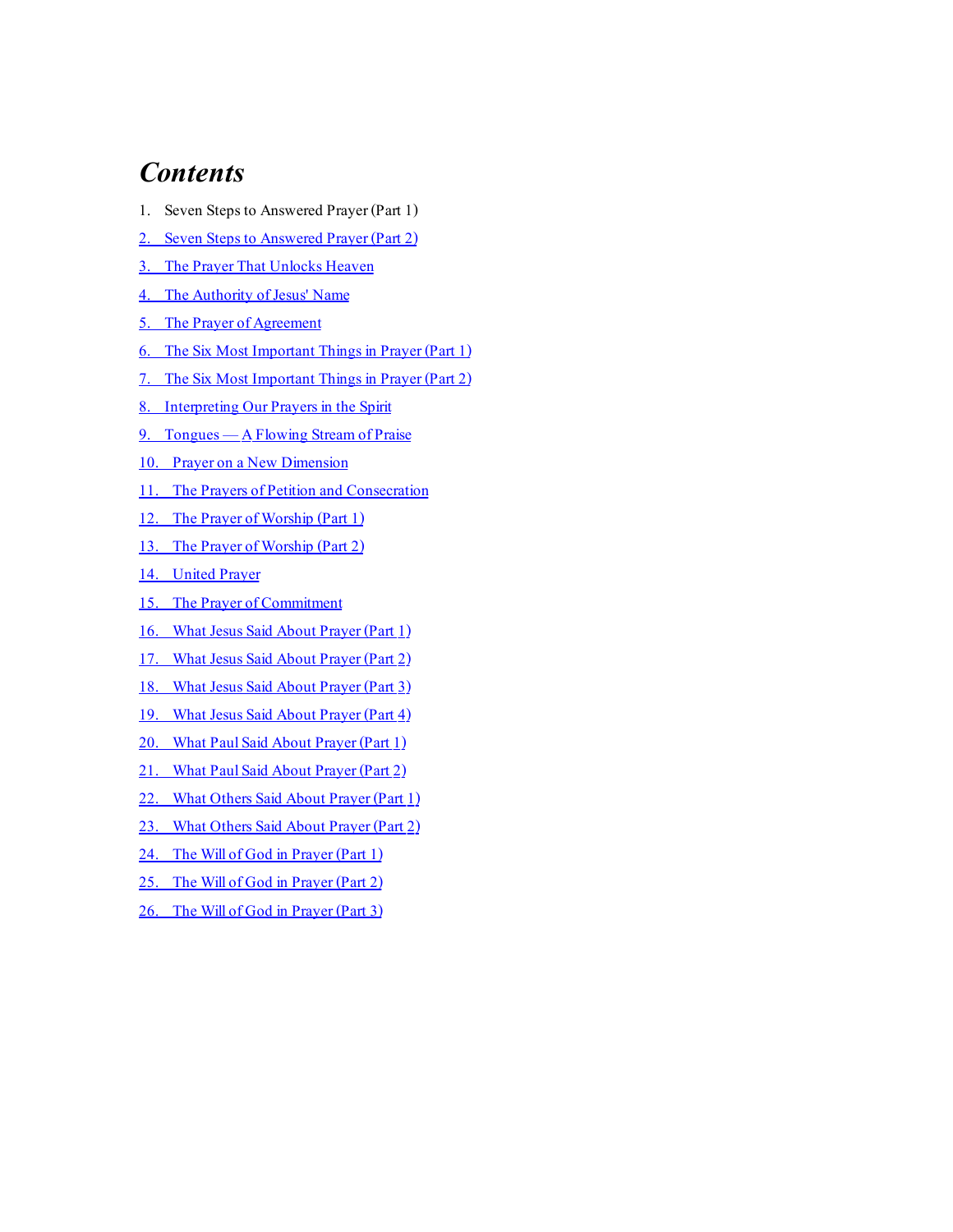# *Contents*

1. Seven Steps to Answered Prayer (Part 1)
2. Seven Steps to Answered Prayer (Part 2)
3. The Prayer That Unlocks Heaven
4. The Authority of Jesus' Name
5. The Prayer of Agreement
6. The Six Most Important Things in Prayer (Part 1)
7. The Six Most Important Things in Prayer (Part 2)
8. Interpreting Our Prayers in the Spirit
9. Tongues — A Flowing Stream of Praise
10. Prayer on a New Dimension
11. The Prayers of Petition and Consecration
12. The Prayer of Worship (Part 1)
13. The Prayer of Worship (Part 2)
14. United Prayer
15. The Prayer of Commitment
16. What Jesus Said About Prayer (Part 1)
17. What Jesus Said About Prayer (Part 2)
18. What Jesus Said About Prayer (Part 3)
19. What Jesus Said About Prayer (Part 4)
20. What Paul Said About Prayer (Part 1)
21. What Paul Said About Prayer (Part 2)
22. What Others Said About Prayer (Part 1)
23. What Others Said About Prayer (Part 2)
24. The Will of God in Prayer (Part 1)
25. The Will of God in Prayer (Part 2)
26. The Will of God in Prayer (Part 3)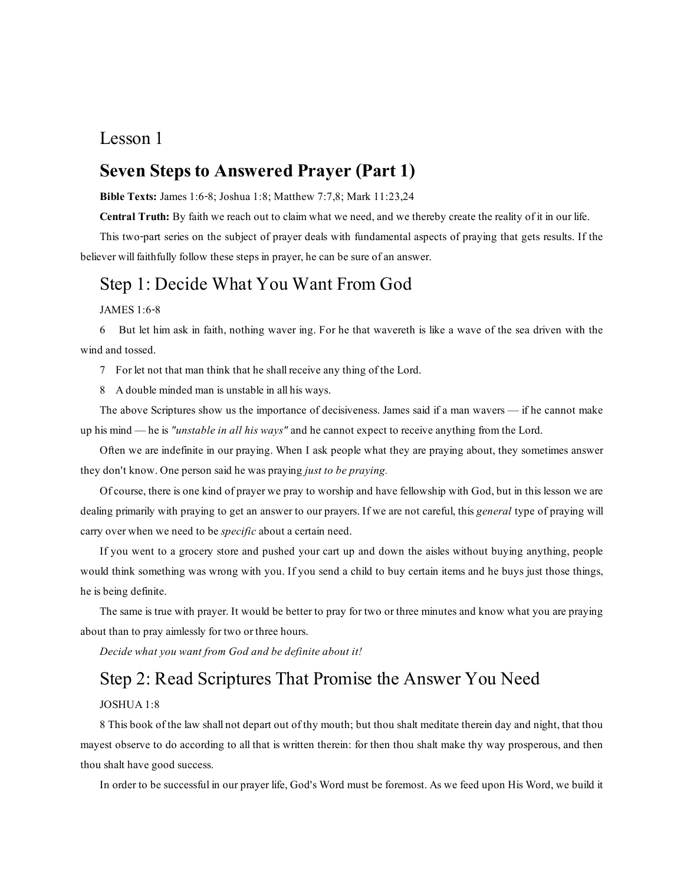## Lesson 1

# Seven Steps to Answered Prayer (Part 1)

**Bible Texts:** James 1:6-8; Joshua 1:8; Matthew 7:7,8; Mark 11:23,24

**Central Truth:** By faith we reach out to claim what we need, and we thereby create the reality of it in our life.

This two-part series on the subject of prayer deals with fundamental aspects of praying that gets results. If the believer will faithfully follow these steps in prayer, he can be sure of an answer.

## Step 1: Decide What You Want From God

JAMES 1:6-8

6 But let him ask in faith, nothing waver ing. For he that wavereth is like a wave of the sea driven with the wind and tossed.

7 For let not that man think that he shall receive any thing of the Lord.

8 A double minded man is unstable in all his ways.

The above Scriptures show us the importance of decisiveness. James said if a man wavers — if he cannot make up his mind — he is *"unstable in all his ways"* and he cannot expect to receive anything from the Lord.

Often we are indefinite in our praying. When I ask people what they are praying about, they sometimes answer they don't know. One person said he was praying *just to be praying.*

Of course, there is one kind of prayer we pray to worship and have fellowship with God, but in this lesson we are dealing primarily with praying to get an answer to our prayers. If we are not careful, this *general* type of praying will carry over when we need to be *specific* about a certain need.

If you went to a grocery store and pushed your cart up and down the aisles without buying anything, people would think something was wrong with you. If you send a child to buy certain items and he buys just those things, he is being definite.

The same is true with prayer. It would be better to pray for two or three minutes and know what you are praying about than to pray aimlessly for two or three hours.

*Decide what you want from God and be definite about it!*

## Step 2: Read Scriptures That Promise the Answer You Need

JOSHUA 1:8

8 This book of the law shall not depart out of thy mouth; but thou shalt meditate therein day and night, that thou mayest observe to do according to all that is written therein: for then thou shalt make thy way prosperous, and then thou shalt have good success.

In order to be successful in our prayer life, God's Word must be foremost. As we feed upon His Word, we build it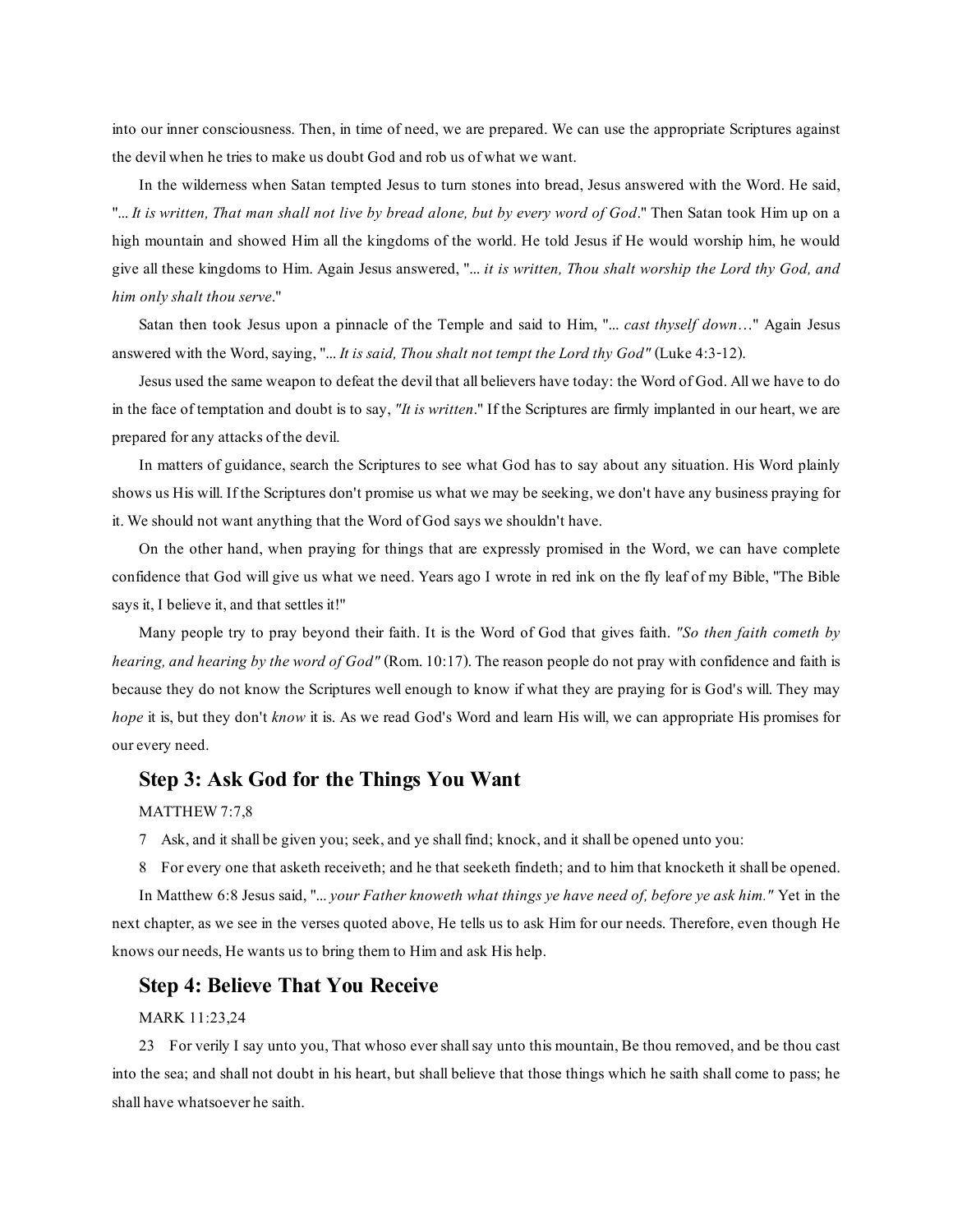into our inner consciousness. Then, in time of need, we are prepared. We can use the appropriate Scriptures against the devil when he tries to make us doubt God and rob us of what we want.

In the wilderness when Satan tempted Jesus to turn stones into bread, Jesus answered with the Word. He said, "... *It is written, That man shall not live by bread alone, but by every word of God*." Then Satan took Him up on a high mountain and showed Him all the kingdoms of the world. He told Jesus if He would worship him, he would give all these kingdoms to Him. Again Jesus answered, "... *it is written, Thou shalt worship the Lord thy God, and him only shalt thou serve*."

Satan then took Jesus upon a pinnacle of the Temple and said to Him, "... *cast thyself down*…" Again Jesus answered with the Word, saying, "... *It is said, Thou shalt not tempt the Lord thy God"* (Luke 4:3-12).

Jesus used the same weapon to defeat the devil that all believers have today: the Word of God. All we have to do in the face of temptation and doubt is to say, *"It is written*." If the Scriptures are firmly implanted in our heart, we are prepared for any attacks of the devil.

In matters of guidance, search the Scriptures to see what God has to say about any situation. His Word plainly shows us His will. If the Scriptures don't promise us what we may be seeking, we don't have any business praying for it. We should not want anything that the Word of God says we shouldn't have.

On the other hand, when praying for things that are expressly promised in the Word, we can have complete confidence that God will give us what we need. Years ago I wrote in red ink on the fly leaf of my Bible, "The Bible says it, I believe it, and that settles it!"

Many people try to pray beyond their faith. It is the Word of God that gives faith. *"So then faith cometh by hearing, and hearing by the word of God"* (Rom. 10:17). The reason people do not pray with confidence and faith is because they do not know the Scriptures well enough to know if what they are praying for is God's will. They may *hope* it is, but they don't *know* it is. As we read God's Word and learn His will, we can appropriate His promises for our every need.

## Step 3: Ask God for the Things You Want

MATTHEW 7:7,8

7 Ask, and it shall be given you; seek, and ye shall find; knock, and it shall be opened unto you:

8 For every one that asketh receiveth; and he that seeketh findeth; and to him that knocketh it shall be opened.

In Matthew 6:8 Jesus said, "... *your Father knoweth what things ye have need of, before ye ask him."* Yet in the next chapter, as we see in the verses quoted above, He tells us to ask Him for our needs. Therefore, even though He knows our needs, He wants us to bring them to Him and ask His help.

## Step 4: Believe That You Receive

MARK 11:23,24

23 For verily I say unto you, That whoso ever shall say unto this mountain, Be thou removed, and be thou cast into the sea; and shall not doubt in his heart, but shall believe that those things which he saith shall come to pass; he shall have whatsoever he saith.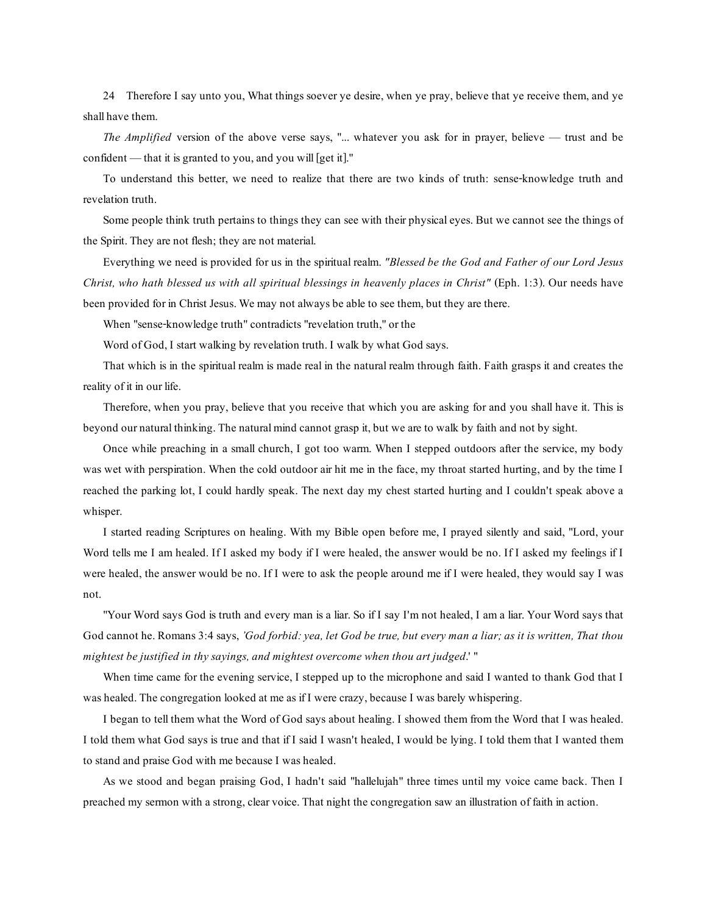24 Therefore I say unto you, What things soever ye desire, when ye pray, believe that ye receive them, and ye shall have them.

*The Amplified* version of the above verse says, "... whatever you ask for in prayer, believe — trust and be confident — that it is granted to you, and you will [get it]."

To understand this better, we need to realize that there are two kinds of truth: sense-knowledge truth and revelation truth.

Some people think truth pertains to things they can see with their physical eyes. But we cannot see the things of the Spirit. They are not flesh; they are not material.

Everything we need is provided for us in the spiritual realm. *"Blessed be the God and Father of our Lord Jesus Christ, who hath blessed us with all spiritual blessings in heavenly places in Christ"* (Eph. 1:3). Our needs have been provided for in Christ Jesus. We may not always be able to see them, but they are there.

When "sense-knowledge truth" contradicts "revelation truth," or the

Word of God, I start walking by revelation truth. I walk by what God says.

That which is in the spiritual realm is made real in the natural realm through faith. Faith grasps it and creates the reality of it in our life.

Therefore, when you pray, believe that you receive that which you are asking for and you shall have it. This is beyond our natural thinking. The natural mind cannot grasp it, but we are to walk by faith and not by sight.

Once while preaching in a small church, I got too warm. When I stepped outdoors after the service, my body was wet with perspiration. When the cold outdoor air hit me in the face, my throat started hurting, and by the time I reached the parking lot, I could hardly speak. The next day my chest started hurting and I couldn't speak above a whisper.

I started reading Scriptures on healing. With my Bible open before me, I prayed silently and said, "Lord, your Word tells me I am healed. If I asked my body if I were healed, the answer would be no. If I asked my feelings if I were healed, the answer would be no. If I were to ask the people around me if I were healed, they would say I was not.

"Your Word says God is truth and every man is a liar. So if I say I'm not healed, I am a liar. Your Word says that God cannot he. Romans 3:4 says, *'God forbid: yea, let God be true, but every man a liar; as it is written, That thou mightest be justified in thy sayings, and mightest overcome when thou art judged*.' "

When time came for the evening service, I stepped up to the microphone and said I wanted to thank God that I was healed. The congregation looked at me as if I were crazy, because I was barely whispering.

I began to tell them what the Word of God says about healing. I showed them from the Word that I was healed. I told them what God says is true and that if I said I wasn't healed, I would be lying. I told them that I wanted them to stand and praise God with me because I was healed.

As we stood and began praising God, I hadn't said "hallelujah" three times until my voice came back. Then I preached my sermon with a strong, clear voice. That night the congregation saw an illustration of faith in action.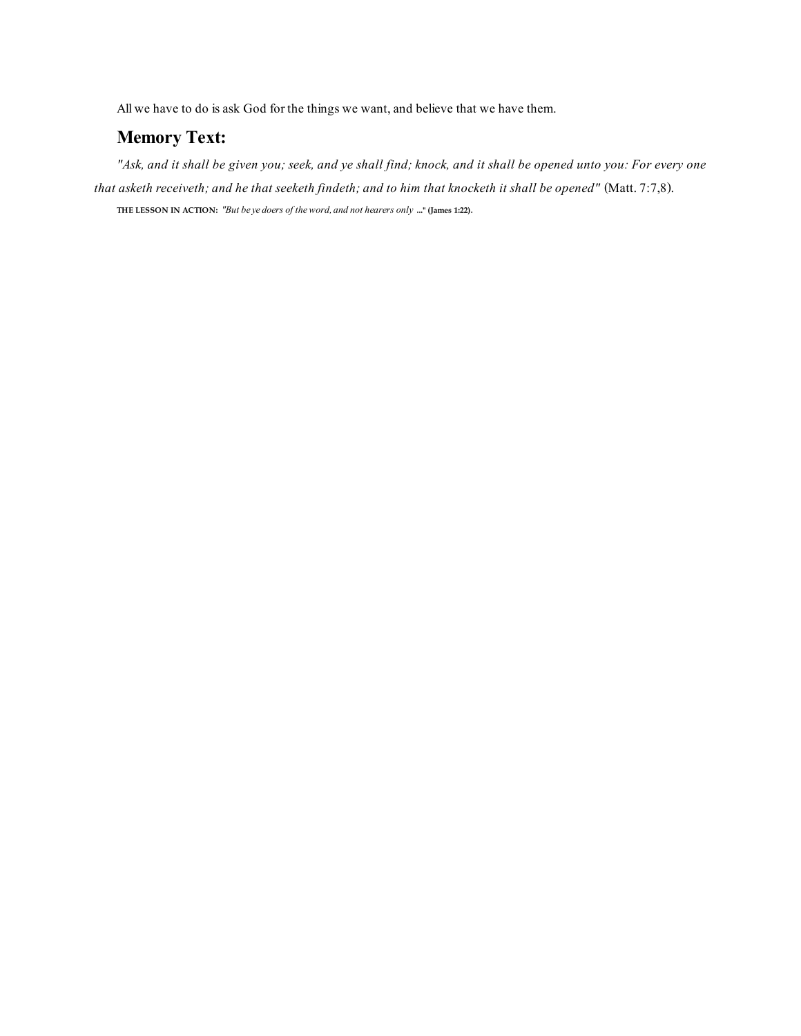All we have to do is ask God for the things we want, and believe that we have them.

## Memory Text:

*"Ask, and it shall be given you; seek, and ye shall find; knock, and it shall be opened unto you: For every one that asketh receiveth; and he that seeketh findeth; and to him that knocketh it shall be opened"* (Matt. 7:7,8).

**THE LESSON IN ACTION:** *"But be ye doers of the word, and not hearers only* **..." (James 1:22).**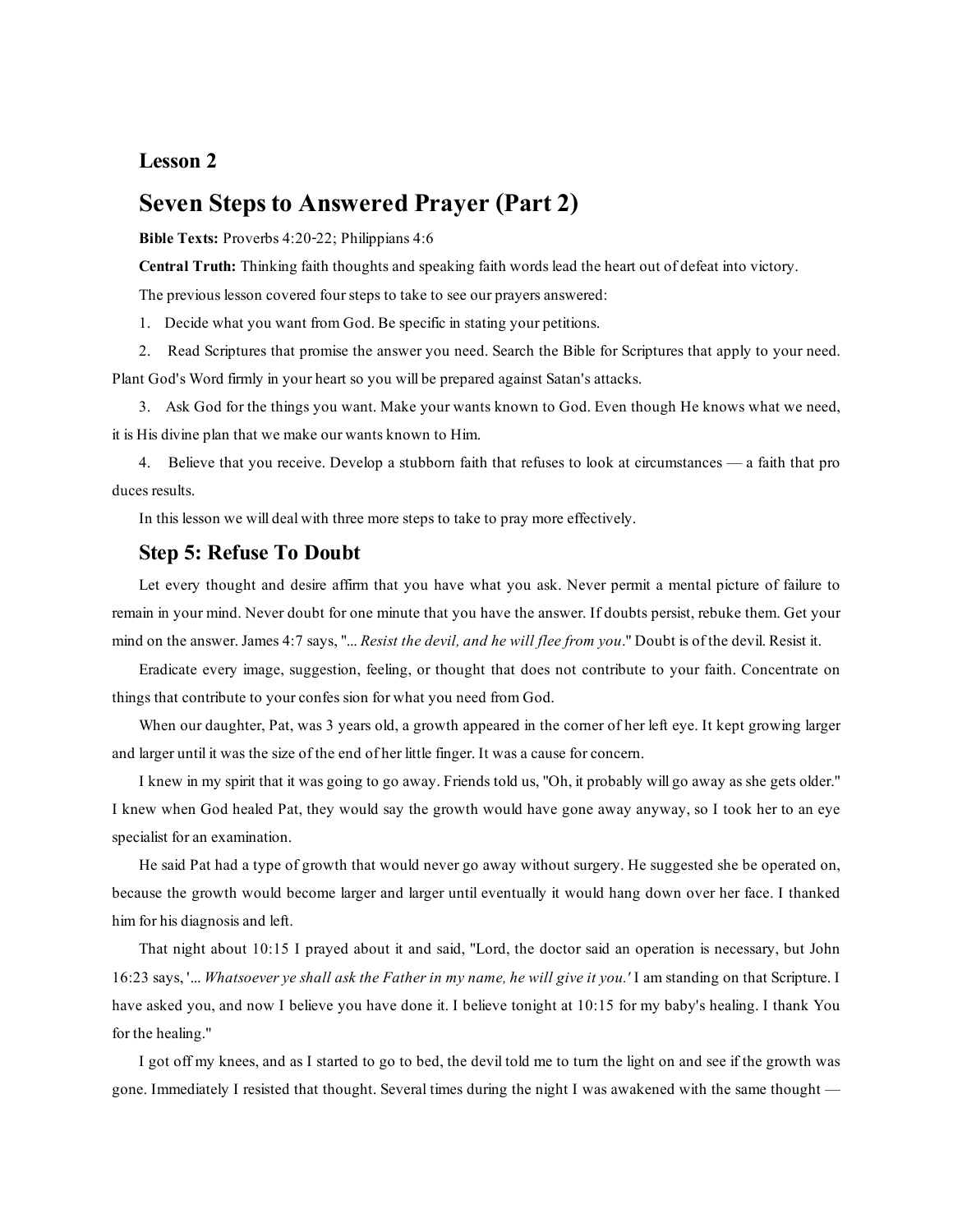# Lesson 2

## Seven Steps to Answered Prayer (Part 2)

**Bible Texts:** Proverbs 4:20-22; Philippians 4:6

**Central Truth:** Thinking faith thoughts and speaking faith words lead the heart out of defeat into victory.

The previous lesson covered four steps to take to see our prayers answered:

1. Decide what you want from God. Be specific in stating your petitions.

2. Read Scriptures that promise the answer you need. Search the Bible for Scriptures that apply to your need. Plant God's Word firmly in your heart so you will be prepared against Satan's attacks.

3. Ask God for the things you want. Make your wants known to God. Even though He knows what we need, it is His divine plan that we make our wants known to Him.

4. Believe that you receive. Develop a stubborn faith that refuses to look at circumstances — a faith that produces results.

In this lesson we will deal with three more steps to take to pray more effectively.

### Step 5: Refuse To Doubt

Let every thought and desire affirm that you have what you ask. Never permit a mental picture of failure to remain in your mind. Never doubt for one minute that you have the answer. If doubts persist, rebuke them. Get your mind on the answer. James 4:7 says, "... *Resist the devil, and he will flee from you*." Doubt is of the devil. Resist it.

Eradicate every image, suggestion, feeling, or thought that does not contribute to your faith. Concentrate on things that contribute to your confession for what you need from God.

When our daughter, Pat, was 3 years old, a growth appeared in the corner of her left eye. It kept growing larger and larger until it was the size of the end of her little finger. It was a cause for concern.

I knew in my spirit that it was going to go away. Friends told us, "Oh, it probably will go away as she gets older." I knew when God healed Pat, they would say the growth would have gone away anyway, so I took her to an eye specialist for an examination.

He said Pat had a type of growth that would never go away without surgery. He suggested she be operated on, because the growth would become larger and larger until eventually it would hang down over her face. I thanked him for his diagnosis and left.

That night about 10:15 I prayed about it and said, "Lord, the doctor said an operation is necessary, but John 16:23 says, '... *Whatsoever ye shall ask the Father in my name, he will give it you.*' I am standing on that Scripture. I have asked you, and now I believe you have done it. I believe tonight at 10:15 for my baby's healing. I thank You for the healing."

I got off my knees, and as I started to go to bed, the devil told me to turn the light on and see if the growth was gone. Immediately I resisted that thought. Several times during the night I was awakened with the same thought —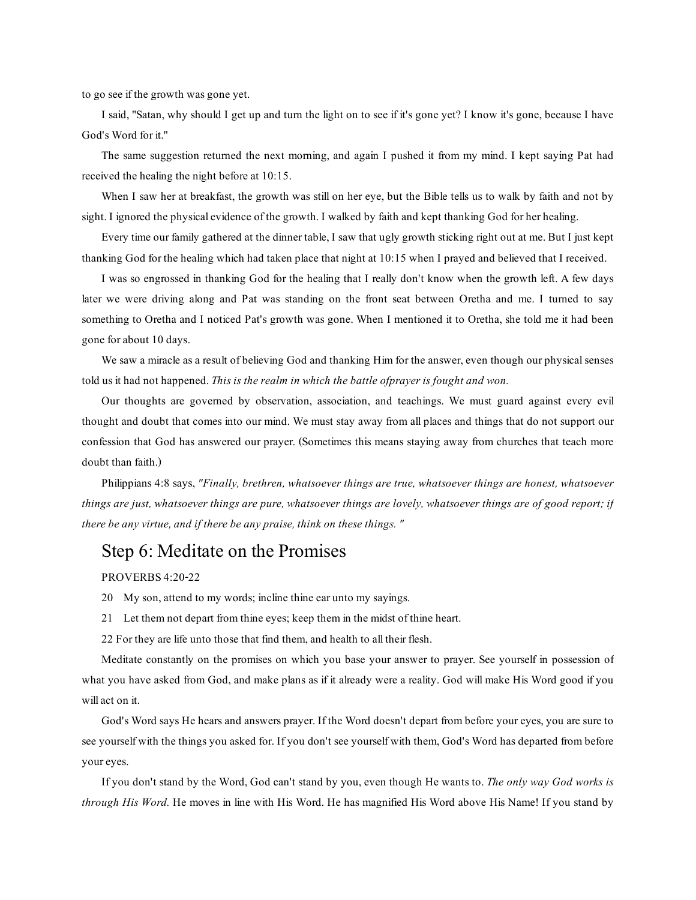to go see if the growth was gone yet.

I said, "Satan, why should I get up and turn the light on to see if it's gone yet? I know it's gone, because I have God's Word for it."

The same suggestion returned the next morning, and again I pushed it from my mind. I kept saying Pat had received the healing the night before at 10:15.

When I saw her at breakfast, the growth was still on her eye, but the Bible tells us to walk by faith and not by sight. I ignored the physical evidence of the growth. I walked by faith and kept thanking God for her healing.

Every time our family gathered at the dinner table, I saw that ugly growth sticking right out at me. But I just kept thanking God for the healing which had taken place that night at 10:15 when I prayed and believed that I received.

I was so engrossed in thanking God for the healing that I really don't know when the growth left. A few days later we were driving along and Pat was standing on the front seat between Oretha and me. I turned to say something to Oretha and I noticed Pat's growth was gone. When I mentioned it to Oretha, she told me it had been gone for about 10 days.

We saw a miracle as a result of believing God and thanking Him for the answer, even though our physical senses told us it had not happened. *This is the realm in which the battle ofprayer is fought and won.*

Our thoughts are governed by observation, association, and teachings. We must guard against every evil thought and doubt that comes into our mind. We must stay away from all places and things that do not support our confession that God has answered our prayer. (Sometimes this means staying away from churches that teach more doubt than faith.)

Philippians 4:8 says, *"Finally, brethren, whatsoever things are true, whatsoever things are honest, whatsoever things are just, whatsoever things are pure, whatsoever things are lovely, whatsoever things are of good report; if there be any virtue, and if there be any praise, think on these things. "*

## Step 6: Meditate on the Promises

PROVERBS 4:20-22

20 My son, attend to my words; incline thine ear unto my sayings.

21 Let them not depart from thine eyes; keep them in the midst of thine heart.

22 For they are life unto those that find them, and health to all their flesh.

Meditate constantly on the promises on which you base your answer to prayer. See yourself in possession of what you have asked from God, and make plans as if it already were a reality. God will make His Word good if you will act on it.

God's Word says He hears and answers prayer. If the Word doesn't depart from before your eyes, you are sure to see yourself with the things you asked for. If you don't see yourself with them, God's Word has departed from before your eyes.

If you don't stand by the Word, God can't stand by you, even though He wants to. *The only way God works is through His Word.* He moves in line with His Word. He has magnified His Word above His Name! If you stand by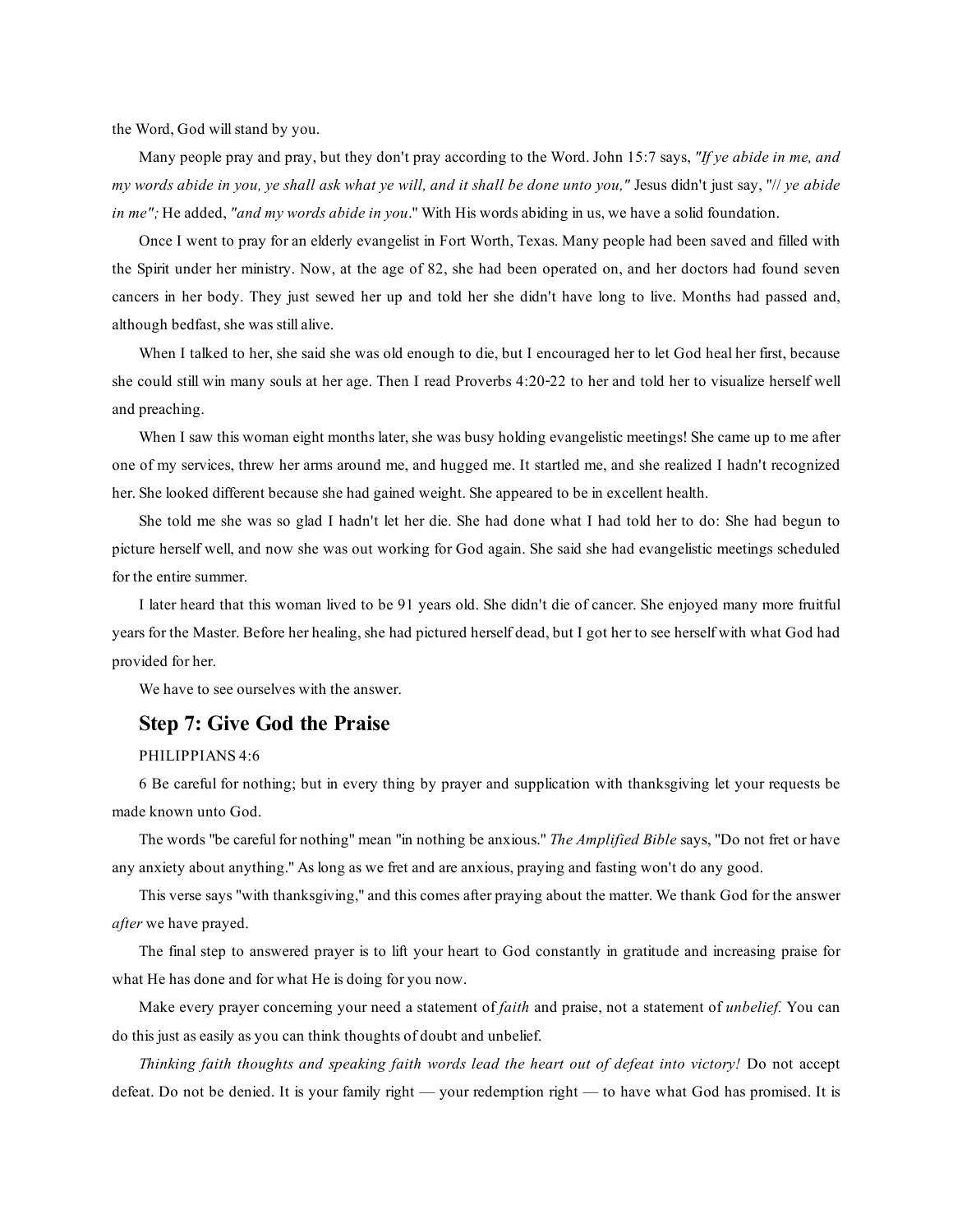the Word, God will stand by you.

Many people pray and pray, but they don't pray according to the Word. John 15:7 says, *"If ye abide in me, and my words abide in you, ye shall ask what ye will, and it shall be done unto you,"* Jesus didn't just say, "*// ye abide in me";* He added, *"and my words abide in you*." With His words abiding in us, we have a solid foundation.

Once I went to pray for an elderly evangelist in Fort Worth, Texas. Many people had been saved and filled with the Spirit under her ministry. Now, at the age of 82, she had been operated on, and her doctors had found seven cancers in her body. They just sewed her up and told her she didn't have long to live. Months had passed and, although bedfast, she was still alive.

When I talked to her, she said she was old enough to die, but I encouraged her to let God heal her first, because she could still win many souls at her age. Then I read Proverbs 4:20-22 to her and told her to visualize herself well and preaching.

When I saw this woman eight months later, she was busy holding evangelistic meetings! She came up to me after one of my services, threw her arms around me, and hugged me. It startled me, and she realized I hadn't recognized her. She looked different because she had gained weight. She appeared to be in excellent health.

She told me she was so glad I hadn't let her die. She had done what I had told her to do: She had begun to picture herself well, and now she was out working for God again. She said she had evangelistic meetings scheduled for the entire summer.

I later heard that this woman lived to be 91 years old. She didn't die of cancer. She enjoyed many more fruitful years for the Master. Before her healing, she had pictured herself dead, but I got her to see herself with what God had provided for her.

We have to see ourselves with the answer.

## Step 7: Give God the Praise

PHILIPPIANS 4:6

6 Be careful for nothing; but in every thing by prayer and supplication with thanksgiving let your requests be made known unto God.

The words "be careful for nothing" mean "in nothing be anxious." *The Amplified Bible* says, "Do not fret or have any anxiety about anything." As long as we fret and are anxious, praying and fasting won't do any good.

This verse says "with thanksgiving," and this comes after praying about the matter. We thank God for the answer *after* we have prayed.

The final step to answered prayer is to lift your heart to God constantly in gratitude and increasing praise for what He has done and for what He is doing for you now.

Make every prayer concerning your need a statement of *faith* and praise, not a statement of *unbelief.* You can do this just as easily as you can think thoughts of doubt and unbelief.

*Thinking faith thoughts and speaking faith words lead the heart out of defeat into victory!* Do not accept defeat. Do not be denied. It is your family right — your redemption right — to have what God has promised. It is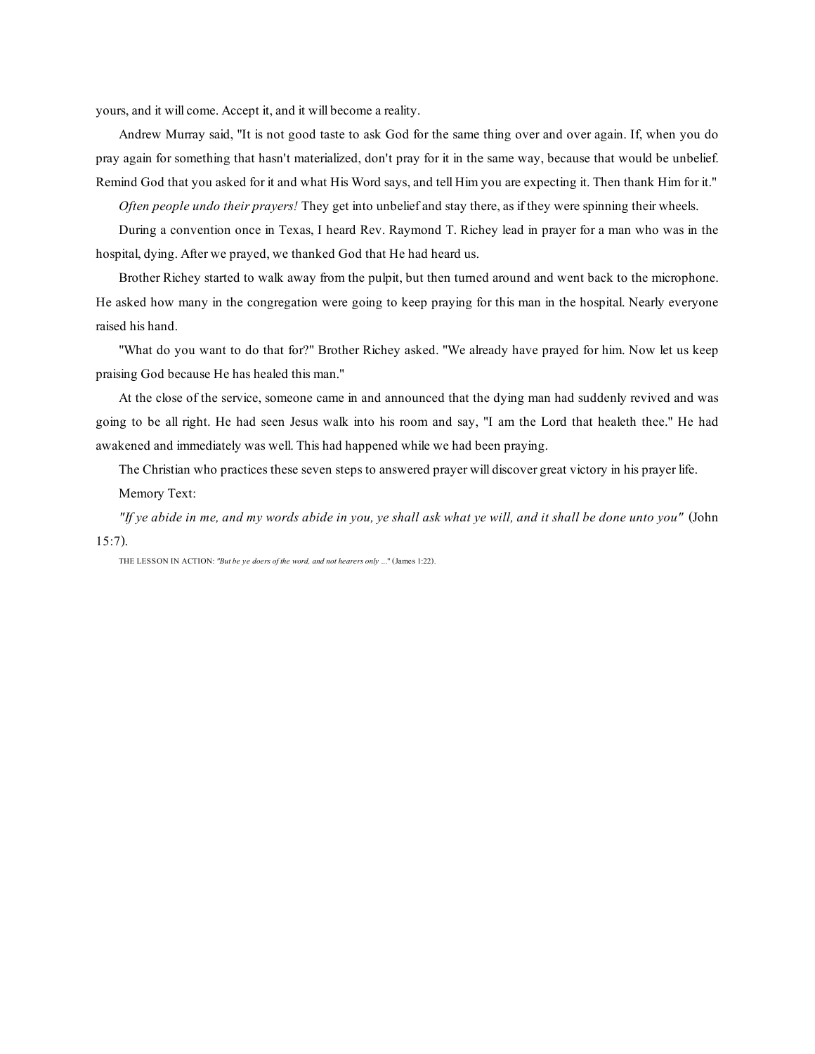yours, and it will come. Accept it, and it will become a reality.

Andrew Murray said, "It is not good taste to ask God for the same thing over and over again. If, when you do pray again for something that hasn't materialized, don't pray for it in the same way, because that would be unbelief. Remind God that you asked for it and what His Word says, and tell Him you are expecting it. Then thank Him for it."

*Often people undo their prayers!* They get into unbelief and stay there, as if they were spinning their wheels.

During a convention once in Texas, I heard Rev. Raymond T. Richey lead in prayer for a man who was in the hospital, dying. After we prayed, we thanked God that He had heard us.

Brother Richey started to walk away from the pulpit, but then turned around and went back to the microphone. He asked how many in the congregation were going to keep praying for this man in the hospital. Nearly everyone raised his hand.

"What do you want to do that for?" Brother Richey asked. "We already have prayed for him. Now let us keep praising God because He has healed this man."

At the close of the service, someone came in and announced that the dying man had suddenly revived and was going to be all right. He had seen Jesus walk into his room and say, "I am the Lord that healeth thee." He had awakened and immediately was well. This had happened while we had been praying.

The Christian who practices these seven steps to answered prayer will discover great victory in his prayer life.

Memory Text:

*"If ye abide in me, and my words abide in you, ye shall ask what ye will, and it shall be done unto you"* (John 15:7).

THE LESSON IN ACTION: *"But be ye doers of the word, and not hearers only ..."* (James 1:22).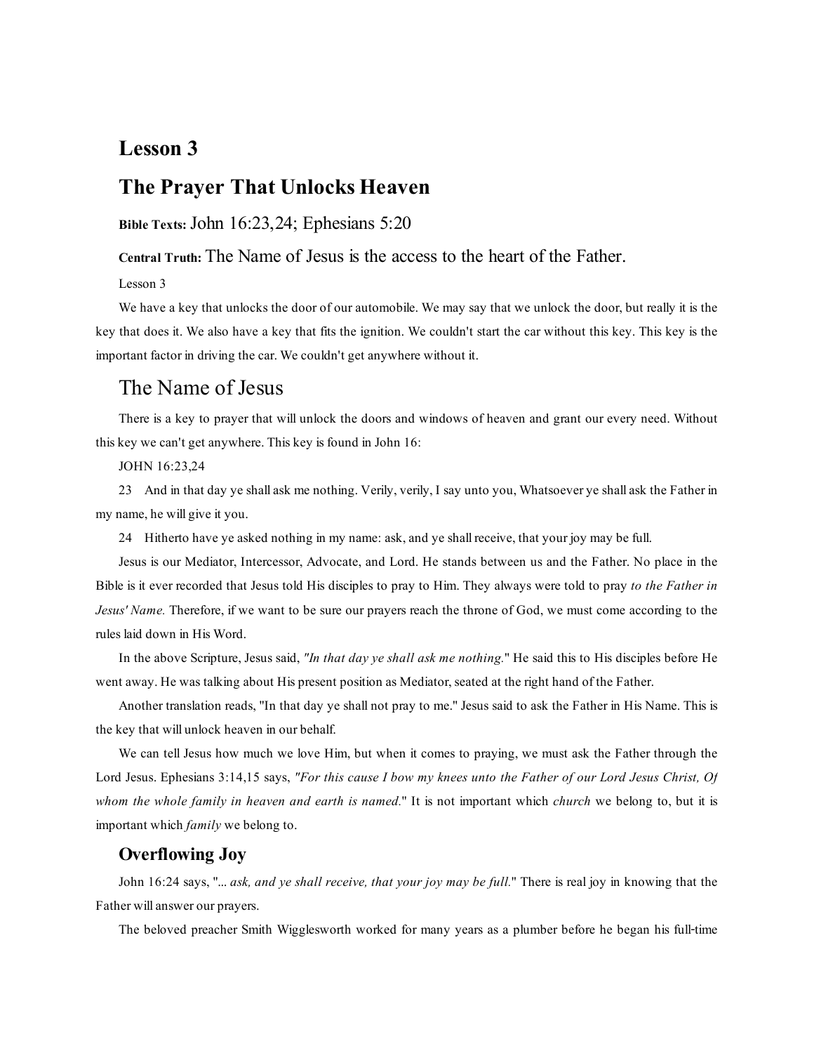# Lesson 3

# The Prayer That Unlocks Heaven

**Bible Texts:** John 16:23,24; Ephesians 5:20

**Central Truth:** The Name of Jesus is the access to the heart of the Father.

Lesson 3

We have a key that unlocks the door of our automobile. We may say that we unlock the door, but really it is the key that does it. We also have a key that fits the ignition. We couldn't start the car without this key. This key is the important factor in driving the car. We couldn't get anywhere without it.

## The Name of Jesus

There is a key to prayer that will unlock the doors and windows of heaven and grant our every need. Without this key we can't get anywhere. This key is found in John 16:

JOHN 16:23,24

23 And in that day ye shall ask me nothing. Verily, verily, I say unto you, Whatsoever ye shall ask the Father in my name, he will give it you.

24 Hitherto have ye asked nothing in my name: ask, and ye shall receive, that your joy may be full.

Jesus is our Mediator, Intercessor, Advocate, and Lord. He stands between us and the Father. No place in the Bible is it ever recorded that Jesus told His disciples to pray to Him. They always were told to pray *to the Father in Jesus' Name.* Therefore, if we want to be sure our prayers reach the throne of God, we must come according to the rules laid down in His Word.

In the above Scripture, Jesus said, *"In that day ye shall ask me nothing."* He said this to His disciples before He went away. He was talking about His present position as Mediator, seated at the right hand of the Father.

Another translation reads, "In that day ye shall not pray to me." Jesus said to ask the Father in His Name. This is the key that will unlock heaven in our behalf.

We can tell Jesus how much we love Him, but when it comes to praying, we must ask the Father through the Lord Jesus. Ephesians 3:14,15 says, *"For this cause I bow my knees unto the Father of our Lord Jesus Christ, Of whom the whole family in heaven and earth is named."* It is not important which *church* we belong to, but it is important which *family* we belong to.

### Overflowing Joy

John 16:24 says, "... *ask, and ye shall receive, that your joy may be full.*" There is real joy in knowing that the Father will answer our prayers.

The beloved preacher Smith Wigglesworth worked for many years as a plumber before he began his full-time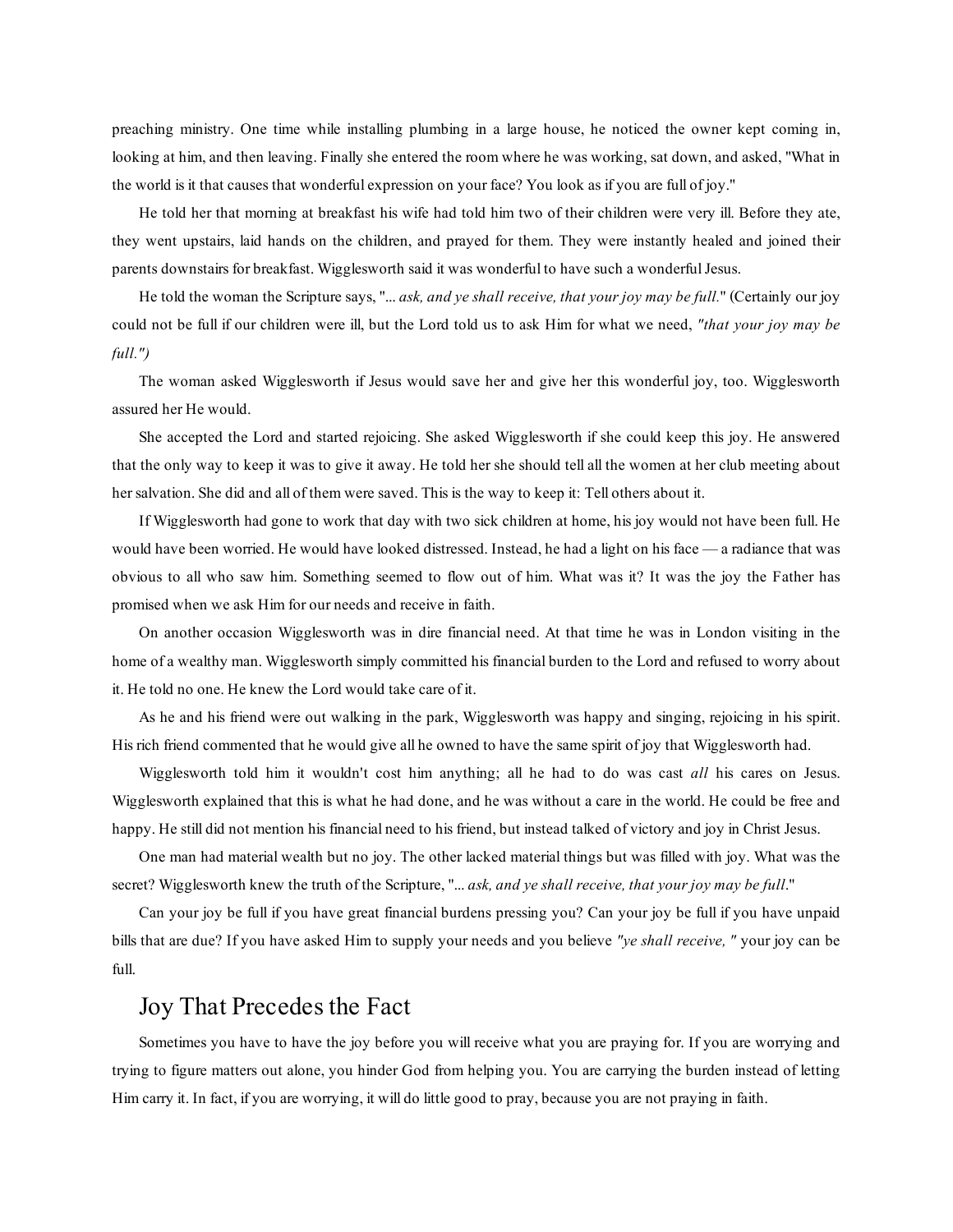preaching ministry. One time while installing plumbing in a large house, he noticed the owner kept coming in, looking at him, and then leaving. Finally she entered the room where he was working, sat down, and asked, "What in the world is it that causes that wonderful expression on your face? You look as if you are full of joy."

He told her that morning at breakfast his wife had told him two of their children were very ill. Before they ate, they went upstairs, laid hands on the children, and prayed for them. They were instantly healed and joined their parents downstairs for breakfast. Wigglesworth said it was wonderful to have such a wonderful Jesus.

He told the woman the Scripture says, "*... ask, and ye shall receive, that your joy may be full.*" (Certainly our joy could not be full if our children were ill, but the Lord told us to ask Him for what we need, *"that your joy may be full.")*

The woman asked Wigglesworth if Jesus would save her and give her this wonderful joy, too. Wigglesworth assured her He would.

She accepted the Lord and started rejoicing. She asked Wigglesworth if she could keep this joy. He answered that the only way to keep it was to give it away. He told her she should tell all the women at her club meeting about her salvation. She did and all of them were saved. This is the way to keep it: Tell others about it.

If Wigglesworth had gone to work that day with two sick children at home, his joy would not have been full. He would have been worried. He would have looked distressed. Instead, he had a light on his face — a radiance that was obvious to all who saw him. Something seemed to flow out of him. What was it? It was the joy the Father has promised when we ask Him for our needs and receive in faith.

On another occasion Wigglesworth was in dire financial need. At that time he was in London visiting in the home of a wealthy man. Wigglesworth simply committed his financial burden to the Lord and refused to worry about it. He told no one. He knew the Lord would take care of it.

As he and his friend were out walking in the park, Wigglesworth was happy and singing, rejoicing in his spirit. His rich friend commented that he would give all he owned to have the same spirit of joy that Wigglesworth had.

Wigglesworth told him it wouldn't cost him anything; all he had to do was cast *all* his cares on Jesus. Wigglesworth explained that this is what he had done, and he was without a care in the world. He could be free and happy. He still did not mention his financial need to his friend, but instead talked of victory and joy in Christ Jesus.

One man had material wealth but no joy. The other lacked material things but was filled with joy. What was the secret? Wigglesworth knew the truth of the Scripture, "*... ask, and ye shall receive, that your joy may be full*."

Can your joy be full if you have great financial burdens pressing you? Can your joy be full if you have unpaid bills that are due? If you have asked Him to supply your needs and you believe *"ye shall receive, "* your joy can be full.

## Joy That Precedes the Fact

Sometimes you have to have the joy before you will receive what you are praying for. If you are worrying and trying to figure matters out alone, you hinder God from helping you. You are carrying the burden instead of letting Him carry it. In fact, if you are worrying, it will do little good to pray, because you are not praying in faith.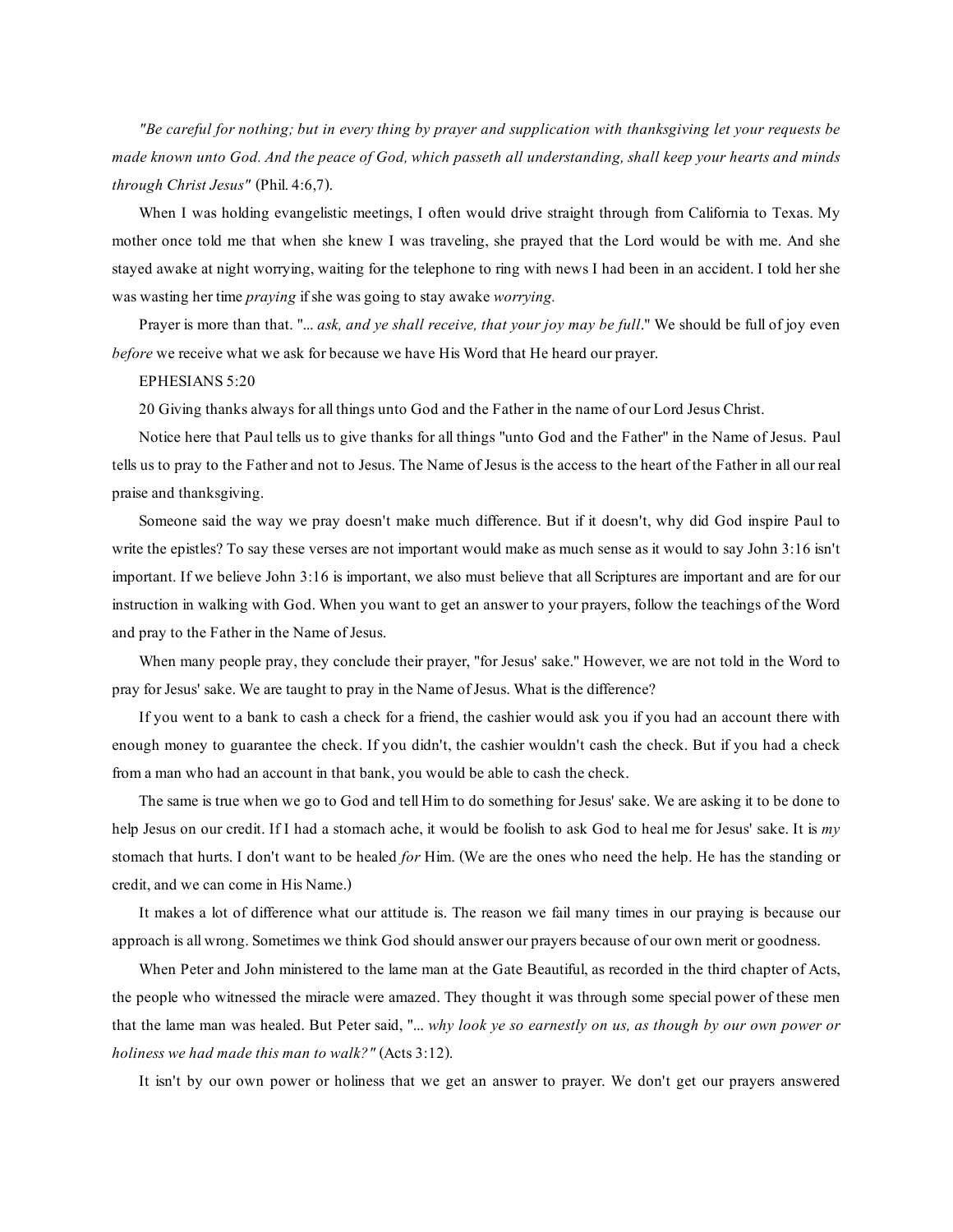*"Be careful for nothing; but in every thing by prayer and supplication with thanksgiving let your requests be made known unto God. And the peace of God, which passeth all understanding, shall keep your hearts and minds through Christ Jesus"* (Phil. 4:6,7).

When I was holding evangelistic meetings, I often would drive straight through from California to Texas. My mother once told me that when she knew I was traveling, she prayed that the Lord would be with me. And she stayed awake at night worrying, waiting for the telephone to ring with news I had been in an accident. I told her she was wasting her time *praying* if she was going to stay awake *worrying.*

Prayer is more than that. "*... ask, and ye shall receive, that your joy may be full*." We should be full of joy even *before* we receive what we ask for because we have His Word that He heard our prayer.

EPHESIANS 5:20

20 Giving thanks always for all things unto God and the Father in the name of our Lord Jesus Christ.

Notice here that Paul tells us to give thanks for all things "unto God and the Father" in the Name of Jesus. Paul tells us to pray to the Father and not to Jesus. The Name of Jesus is the access to the heart of the Father in all our real praise and thanksgiving.

Someone said the way we pray doesn't make much difference. But if it doesn't, why did God inspire Paul to write the epistles? To say these verses are not important would make as much sense as it would to say John 3:16 isn't important. If we believe John 3:16 is important, we also must believe that all Scriptures are important and are for our instruction in walking with God. When you want to get an answer to your prayers, follow the teachings of the Word and pray to the Father in the Name of Jesus.

When many people pray, they conclude their prayer, "for Jesus' sake." However, we are not told in the Word to pray for Jesus' sake. We are taught to pray in the Name of Jesus. What is the difference?

If you went to a bank to cash a check for a friend, the cashier would ask you if you had an account there with enough money to guarantee the check. If you didn't, the cashier wouldn't cash the check. But if you had a check from a man who had an account in that bank, you would be able to cash the check.

The same is true when we go to God and tell Him to do something for Jesus' sake. We are asking it to be done to help Jesus on our credit. If I had a stomach ache, it would be foolish to ask God to heal me for Jesus' sake. It is *my* stomach that hurts. I don't want to be healed *for* Him. (We are the ones who need the help. He has the standing or credit, and we can come in His Name.)

It makes a lot of difference what our attitude is. The reason we fail many times in our praying is because our approach is all wrong. Sometimes we think God should answer our prayers because of our own merit or goodness.

When Peter and John ministered to the lame man at the Gate Beautiful, as recorded in the third chapter of Acts, the people who witnessed the miracle were amazed. They thought it was through some special power of these men that the lame man was healed. But Peter said, "*... why look ye so earnestly on us, as though by our own power or holiness we had made this man to walk?"* (Acts 3:12).

It isn't by our own power or holiness that we get an answer to prayer. We don't get our prayers answered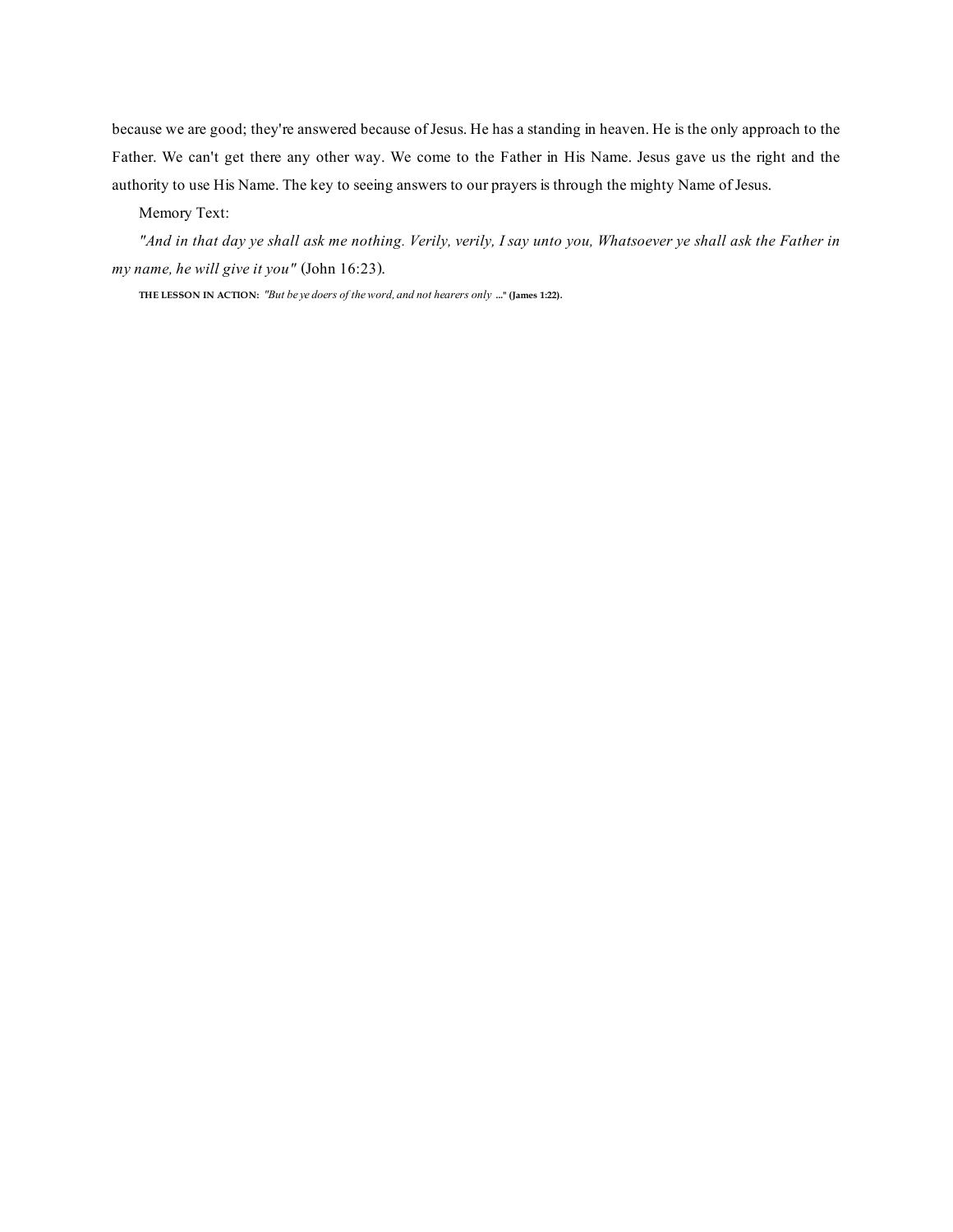because we are good; they're answered because of Jesus. He has a standing in heaven. He is the only approach to the Father. We can't get there any other way. We come to the Father in His Name. Jesus gave us the right and the authority to use His Name. The key to seeing answers to our prayers is through the mighty Name of Jesus.

Memory Text:

*"And in that day ye shall ask me nothing. Verily, verily, I say unto you, Whatsoever ye shall ask the Father in my name, he will give it you"* (John 16:23).

**THE LESSON IN ACTION:** *"But be ye doers of the word, and not hearers only* **..." (James 1:22).**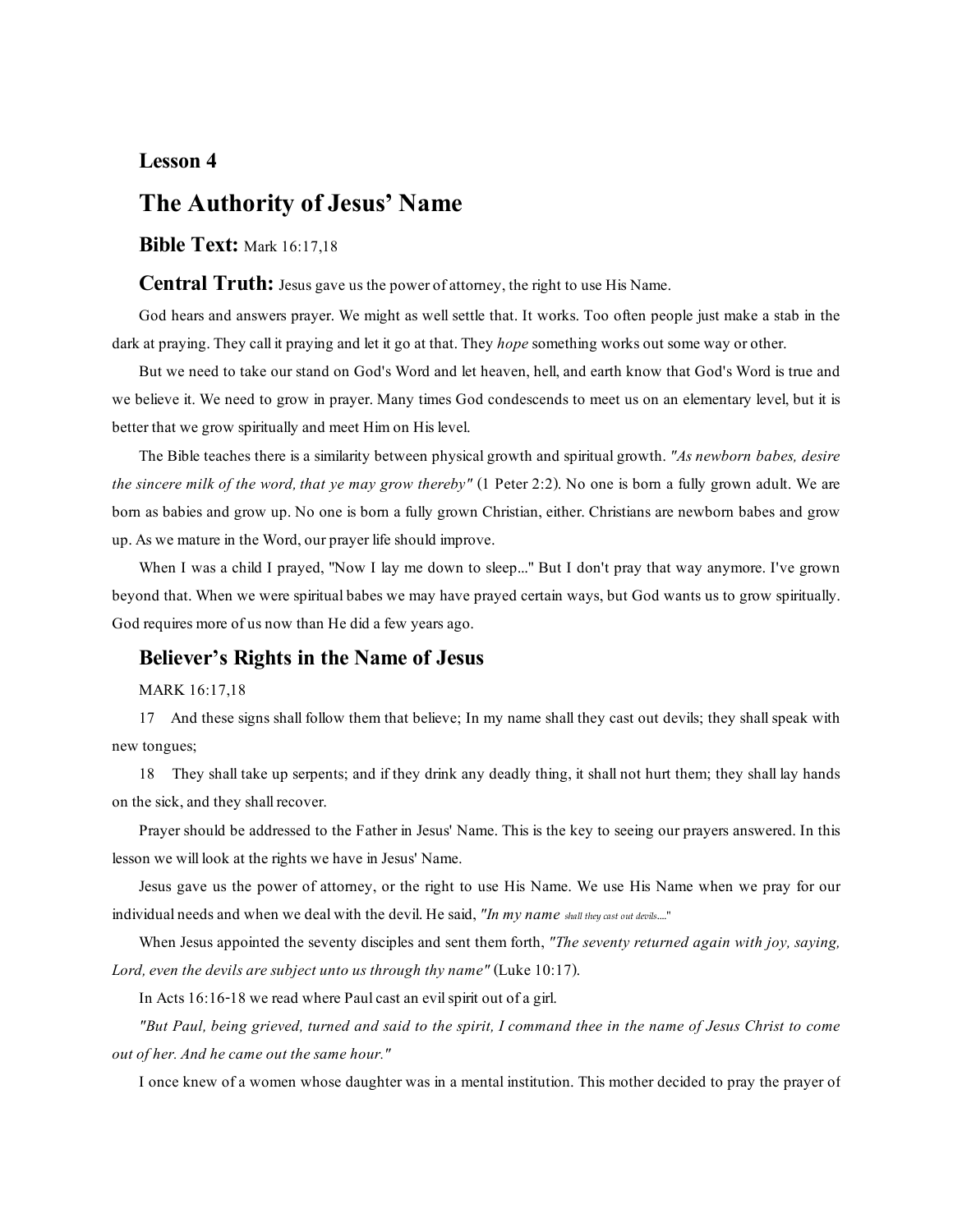# Lesson 4

# The Authority of Jesus' Name

**Bible Text:** Mark 16:17,18

**Central Truth:** Jesus gave us the power of attorney, the right to use His Name.

God hears and answers prayer. We might as well settle that. It works. Too often people just make a stab in the dark at praying. They call it praying and let it go at that. They *hope* something works out some way or other.

But we need to take our stand on God's Word and let heaven, hell, and earth know that God's Word is true and we believe it. We need to grow in prayer. Many times God condescends to meet us on an elementary level, but it is better that we grow spiritually and meet Him on His level.

The Bible teaches there is a similarity between physical growth and spiritual growth. *"As newborn babes, desire the sincere milk of the word, that ye may grow thereby"* (1 Peter 2:2). No one is born a fully grown adult. We are born as babies and grow up. No one is born a fully grown Christian, either. Christians are newborn babes and grow up. As we mature in the Word, our prayer life should improve.

When I was a child I prayed, "Now I lay me down to sleep..." But I don't pray that way anymore. I've grown beyond that. When we were spiritual babes we may have prayed certain ways, but God wants us to grow spiritually. God requires more of us now than He did a few years ago.

## Believer's Rights in the Name of Jesus

MARK 16:17,18

17 And these signs shall follow them that believe; In my name shall they cast out devils; they shall speak with new tongues;

18 They shall take up serpents; and if they drink any deadly thing, it shall not hurt them; they shall lay hands on the sick, and they shall recover.

Prayer should be addressed to the Father in Jesus' Name. This is the key to seeing our prayers answered. In this lesson we will look at the rights we have in Jesus' Name.

Jesus gave us the power of attorney, or the right to use His Name. We use His Name when we pray for our individual needs and when we deal with the devil. He said, *"In my name shall they cast out devils...."*

When Jesus appointed the seventy disciples and sent them forth, *"The seventy returned again with joy, saying, Lord, even the devils are subject unto us through thy name"* (Luke 10:17).

In Acts 16:16-18 we read where Paul cast an evil spirit out of a girl.

*"But Paul, being grieved, turned and said to the spirit, I command thee in the name of Jesus Christ to come out of her. And he came out the same hour."*

I once knew of a women whose daughter was in a mental institution. This mother decided to pray the prayer of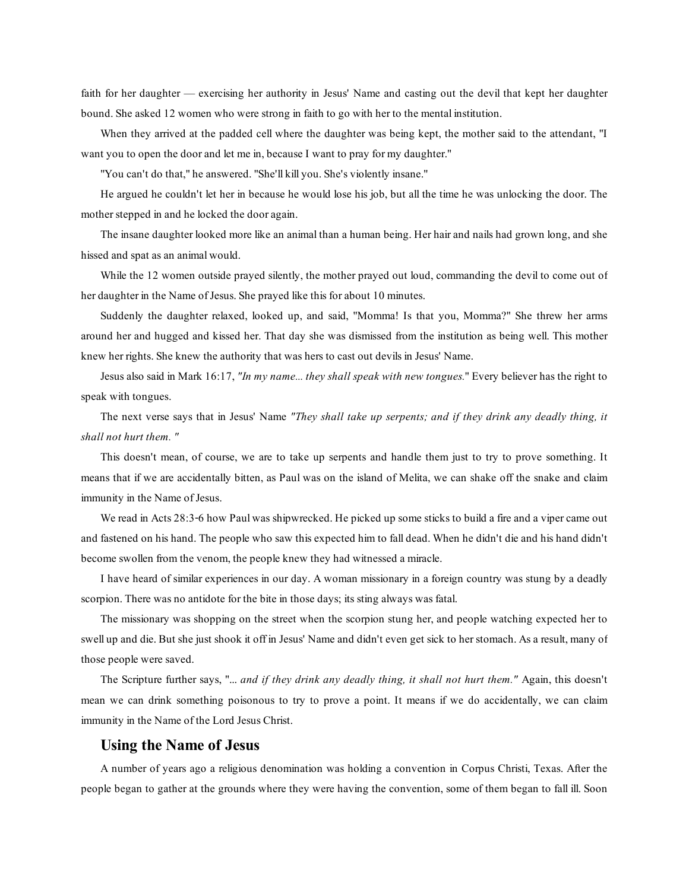faith for her daughter — exercising her authority in Jesus' Name and casting out the devil that kept her daughter bound. She asked 12 women who were strong in faith to go with her to the mental institution.

When they arrived at the padded cell where the daughter was being kept, the mother said to the attendant, "I want you to open the door and let me in, because I want to pray for my daughter."

"You can't do that," he answered. "She'll kill you. She's violently insane."

He argued he couldn't let her in because he would lose his job, but all the time he was unlocking the door. The mother stepped in and he locked the door again.

The insane daughter looked more like an animal than a human being. Her hair and nails had grown long, and she hissed and spat as an animal would.

While the 12 women outside prayed silently, the mother prayed out loud, commanding the devil to come out of her daughter in the Name of Jesus. She prayed like this for about 10 minutes.

Suddenly the daughter relaxed, looked up, and said, "Momma! Is that you, Momma?" She threw her arms around her and hugged and kissed her. That day she was dismissed from the institution as being well. This mother knew her rights. She knew the authority that was hers to cast out devils in Jesus' Name.

Jesus also said in Mark 16:17, *"In my name... they shall speak with new tongues."* Every believer has the right to speak with tongues.

The next verse says that in Jesus' Name *"They shall take up serpents; and if they drink any deadly thing, it shall not hurt them."*

This doesn't mean, of course, we are to take up serpents and handle them just to try to prove something. It means that if we are accidentally bitten, as Paul was on the island of Melita, we can shake off the snake and claim immunity in the Name of Jesus.

We read in Acts 28:3-6 how Paul was shipwrecked. He picked up some sticks to build a fire and a viper came out and fastened on his hand. The people who saw this expected him to fall dead. When he didn't die and his hand didn't become swollen from the venom, the people knew they had witnessed a miracle.

I have heard of similar experiences in our day. A woman missionary in a foreign country was stung by a deadly scorpion. There was no antidote for the bite in those days; its sting always was fatal.

The missionary was shopping on the street when the scorpion stung her, and people watching expected her to swell up and die. But she just shook it off in Jesus' Name and didn't even get sick to her stomach. As a result, many of those people were saved.

The Scripture further says, "*... and if they drink any deadly thing, it shall not hurt them."* Again, this doesn't mean we can drink something poisonous to try to prove a point. It means if we do accidentally, we can claim immunity in the Name of the Lord Jesus Christ.

## Using the Name of Jesus

A number of years ago a religious denomination was holding a convention in Corpus Christi, Texas. After the people began to gather at the grounds where they were having the convention, some of them began to fall ill. Soon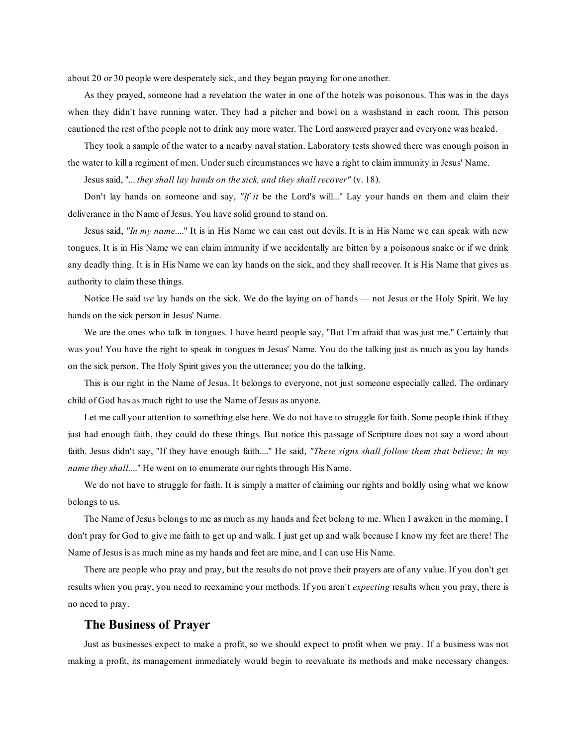about 20 or 30 people were desperately sick, and they began praying for one another.

As they prayed, someone had a revelation the water in one of the hotels was poisonous. This was in the days when they didn't have running water. They had a pitcher and bowl on a washstand in each room. This person cautioned the rest of the people not to drink any more water. The Lord answered prayer and everyone was healed.

They took a sample of the water to a nearby naval station. Laboratory tests showed there was enough poison in the water to kill a regiment of men. Under such circumstances we have a right to claim immunity in Jesus' Name.

Jesus said, "*... they shall lay hands on the sick, and they shall recover"* (v. 18).

Don't lay hands on someone and say, *"If it* be the Lord's will..." Lay your hands on them and claim their deliverance in the Name of Jesus. You have solid ground to stand on.

Jesus said, *"In my name...*." It is in His Name we can cast out devils. It is in His Name we can speak with new tongues. It is in His Name we can claim immunity if we accidentally are bitten by a poisonous snake or if we drink any deadly thing. It is in His Name we can lay hands on the sick, and they shall recover. It is His Name that gives us authority to claim these things.

Notice He said *we* lay hands on the sick. We do the laying on of hands — not Jesus or the Holy Spirit. We lay hands on the sick person in Jesus' Name.

We are the ones who talk in tongues. I have heard people say, "But I'm afraid that was just me." Certainly that was you! You have the right to speak in tongues in Jesus' Name. You do the talking just as much as you lay hands on the sick person. The Holy Spirit gives you the utterance; you do the talking.

This is our right in the Name of Jesus. It belongs to everyone, not just someone especially called. The ordinary child of God has as much right to use the Name of Jesus as anyone.

Let me call your attention to something else here. We do not have to struggle for faith. Some people think if they just had enough faith, they could do these things. But notice this passage of Scripture does not say a word about faith. Jesus didn't say, "If they have enough faith...." He said, *"These signs shall follow them that believe; In my name they shall...*." He went on to enumerate our rights through His Name.

We do not have to struggle for faith. It is simply a matter of claiming our rights and boldly using what we know belongs to us.

The Name of Jesus belongs to me as much as my hands and feet belong to me. When I awaken in the morning, I don't pray for God to give me faith to get up and walk. I just get up and walk because I know my feet are there! The Name of Jesus is as much mine as my hands and feet are mine, and I can use His Name.

There are people who pray and pray, but the results do not prove their prayers are of any value. If you don't get results when you pray, you need to reexamine your methods. If you aren't *expecting* results when you pray, there is no need to pray.

## The Business of Prayer

Just as businesses expect to make a profit, so we should expect to profit when we pray. If a business was not making a profit, its management immediately would begin to reevaluate its methods and make necessary changes.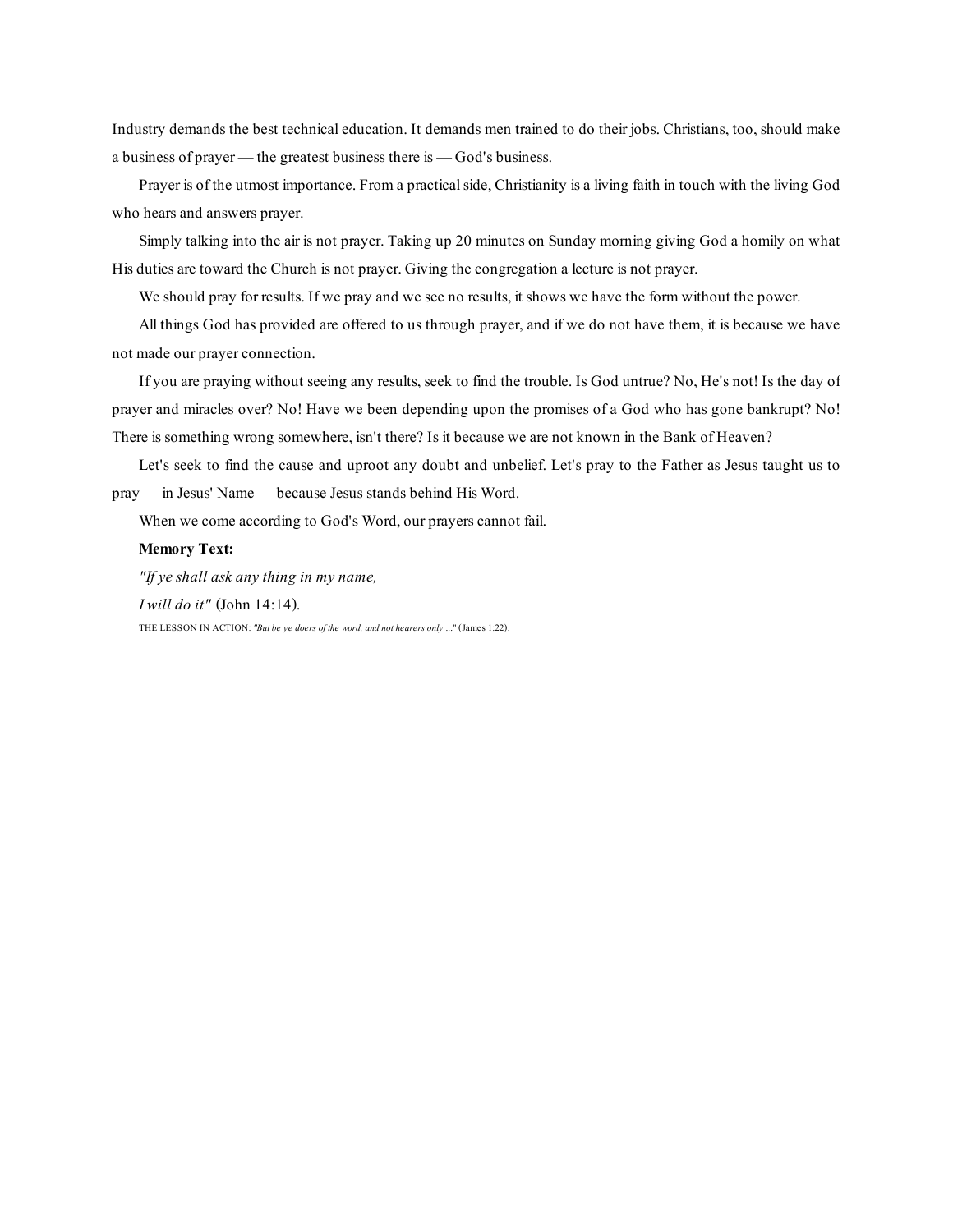Industry demands the best technical education. It demands men trained to do their jobs. Christians, too, should make a business of prayer — the greatest business there is — God's business.

Prayer is of the utmost importance. From a practical side, Christianity is a living faith in touch with the living God who hears and answers prayer.

Simply talking into the air is not prayer. Taking up 20 minutes on Sunday morning giving God a homily on what His duties are toward the Church is not prayer. Giving the congregation a lecture is not prayer.

We should pray for results. If we pray and we see no results, it shows we have the form without the power.

All things God has provided are offered to us through prayer, and if we do not have them, it is because we have not made our prayer connection.

If you are praying without seeing any results, seek to find the trouble. Is God untrue? No, He's not! Is the day of prayer and miracles over? No! Have we been depending upon the promises of a God who has gone bankrupt? No! There is something wrong somewhere, isn't there? Is it because we are not known in the Bank of Heaven?

Let's seek to find the cause and uproot any doubt and unbelief. Let's pray to the Father as Jesus taught us to pray — in Jesus' Name — because Jesus stands behind His Word.

When we come according to God's Word, our prayers cannot fail.

**Memory Text:**

*"If ye shall ask any thing in my name,*

*I will do it"* (John 14:14).

THE LESSON IN ACTION: *"But be ye doers of the word, and not hearers only ..."* (James 1:22).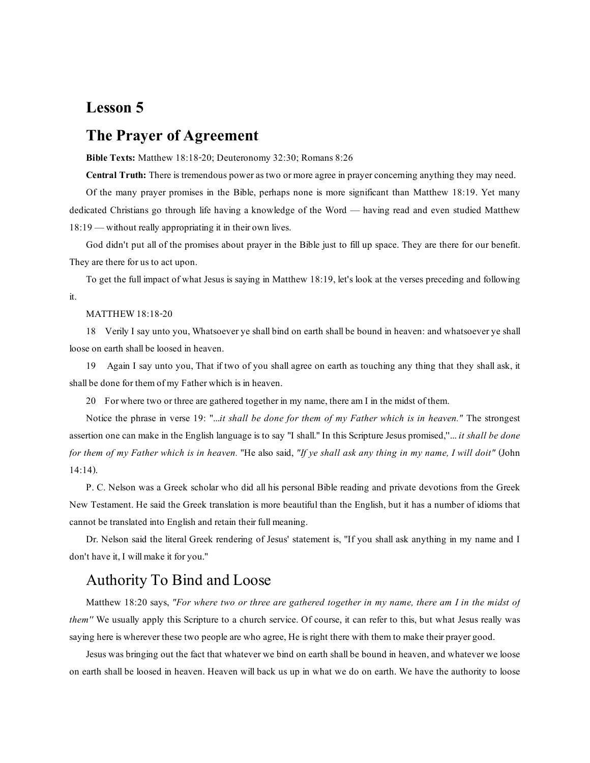# Lesson 5

# The Prayer of Agreement

**Bible Texts:** Matthew 18:18-20; Deuteronomy 32:30; Romans 8:26

**Central Truth:** There is tremendous power as two or more agree in prayer concerning anything they may need.

Of the many prayer promises in the Bible, perhaps none is more significant than Matthew 18:19. Yet many dedicated Christians go through life having a knowledge of the Word — having read and even studied Matthew 18:19 — without really appropriating it in their own lives.

God didn't put all of the promises about prayer in the Bible just to fill up space. They are there for our benefit. They are there for us to act upon.

To get the full impact of what Jesus is saying in Matthew 18:19, let's look at the verses preceding and following it.

MATTHEW 18:18-20

18 Verily I say unto you, Whatsoever ye shall bind on earth shall be bound in heaven: and whatsoever ye shall loose on earth shall be loosed in heaven.

19 Again I say unto you, That if two of you shall agree on earth as touching any thing that they shall ask, it shall be done for them of my Father which is in heaven.

20 For where two or three are gathered together in my name, there am I in the midst of them.

Notice the phrase in verse 19: "*...it shall be done for them of my Father which is in heaven."* The strongest assertion one can make in the English language is to say "I shall." In this Scripture Jesus promised,"*... it shall be done for them of my Father which is in heaven.* "He also said, *"If ye shall ask any thing in my name, I will doit"* (John 14:14).

P. C. Nelson was a Greek scholar who did all his personal Bible reading and private devotions from the Greek New Testament. He said the Greek translation is more beautiful than the English, but it has a number of idioms that cannot be translated into English and retain their full meaning.

Dr. Nelson said the literal Greek rendering of Jesus' statement is, "If you shall ask anything in my name and I don't have it, I will make it for you."

## Authority To Bind and Loose

Matthew 18:20 says, *"For where two or three are gathered together in my name, there am I in the midst of them"* We usually apply this Scripture to a church service. Of course, it can refer to this, but what Jesus really was saying here is wherever these two people are who agree, He is right there with them to make their prayer good.

Jesus was bringing out the fact that whatever we bind on earth shall be bound in heaven, and whatever we loose on earth shall be loosed in heaven. Heaven will back us up in what we do on earth. We have the authority to loose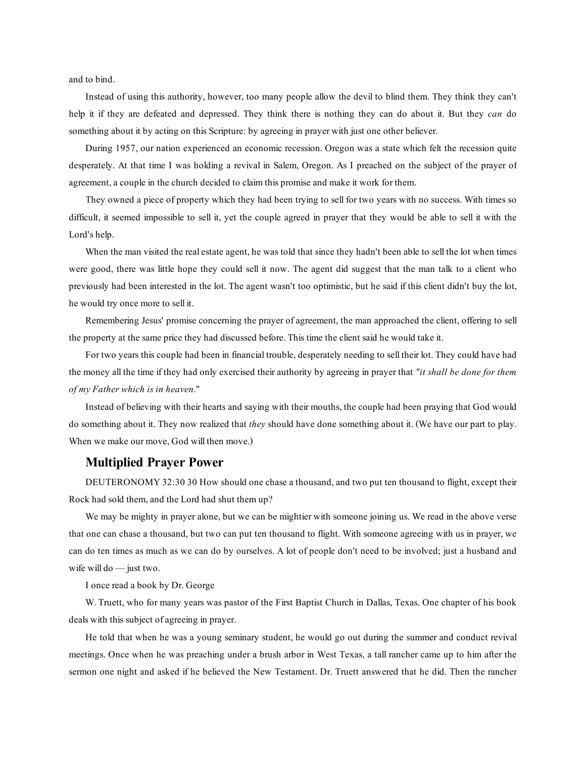and to bind.

Instead of using this authority, however, too many people allow the devil to blind them. They think they can't help it if they are defeated and depressed. They think there is nothing they can do about it. But they *can* do something about it by acting on this Scripture: by agreeing in prayer with just one other believer.

During 1957, our nation experienced an economic recession. Oregon was a state which felt the recession quite desperately. At that time I was holding a revival in Salem, Oregon. As I preached on the subject of the prayer of agreement, a couple in the church decided to claim this promise and make it work for them.

They owned a piece of property which they had been trying to sell for two years with no success. With times so difficult, it seemed impossible to sell it, yet the couple agreed in prayer that they would be able to sell it with the Lord's help.

When the man visited the real estate agent, he was told that since they hadn't been able to sell the lot when times were good, there was little hope they could sell it now. The agent did suggest that the man talk to a client who previously had been interested in the lot. The agent wasn't too optimistic, but he said if this client didn't buy the lot, he would try once more to sell it.

Remembering Jesus' promise concerning the prayer of agreement, the man approached the client, offering to sell the property at the same price they had discussed before. This time the client said he would take it.

For two years this couple had been in financial trouble, desperately needing to sell their lot. They could have had the money all the time if they had only exercised their authority by agreeing in prayer that *"it shall be done for them of my Father which is in heaven*."

Instead of believing with their hearts and saying with their mouths, the couple had been praying that God would do something about it. They now realized that *they* should have done something about it. (We have our part to play. When we make our move, God will then move.)

## Multiplied Prayer Power

DEUTERONOMY 32:30 30 How should one chase a thousand, and two put ten thousand to flight, except their Rock had sold them, and the Lord had shut them up?

We may be mighty in prayer alone, but we can be mightier with someone joining us. We read in the above verse that one can chase a thousand, but two can put ten thousand to flight. With someone agreeing with us in prayer, we can do ten times as much as we can do by ourselves. A lot of people don't need to be involved; just a husband and wife will do — just two.

I once read a book by Dr. George

W. Truett, who for many years was pastor of the First Baptist Church in Dallas, Texas. One chapter of his book deals with this subject of agreeing in prayer.

He told that when he was a young seminary student, he would go out during the summer and conduct revival meetings. Once when he was preaching under a brush arbor in West Texas, a tall rancher came up to him after the sermon one night and asked if he believed the New Testament. Dr. Truett answered that he did. Then the rancher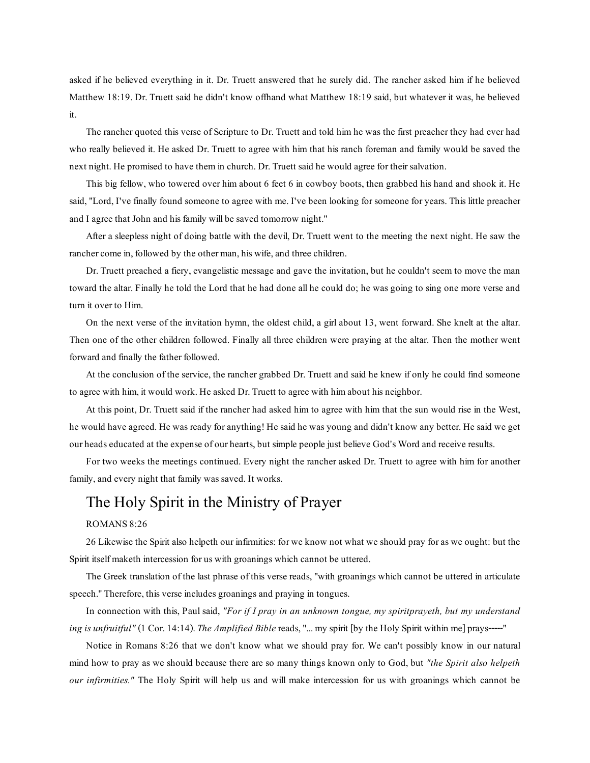asked if he believed everything in it. Dr. Truett answered that he surely did. The rancher asked him if he believed Matthew 18:19. Dr. Truett said he didn't know offhand what Matthew 18:19 said, but whatever it was, he believed it.

The rancher quoted this verse of Scripture to Dr. Truett and told him he was the first preacher they had ever had who really believed it. He asked Dr. Truett to agree with him that his ranch foreman and family would be saved the next night. He promised to have them in church. Dr. Truett said he would agree for their salvation.

This big fellow, who towered over him about 6 feet 6 in cowboy boots, then grabbed his hand and shook it. He said, "Lord, I've finally found someone to agree with me. I've been looking for someone for years. This little preacher and I agree that John and his family will be saved tomorrow night."

After a sleepless night of doing battle with the devil, Dr. Truett went to the meeting the next night. He saw the rancher come in, followed by the other man, his wife, and three children.

Dr. Truett preached a fiery, evangelistic message and gave the invitation, but he couldn't seem to move the man toward the altar. Finally he told the Lord that he had done all he could do; he was going to sing one more verse and turn it over to Him.

On the next verse of the invitation hymn, the oldest child, a girl about 13, went forward. She knelt at the altar. Then one of the other children followed. Finally all three children were praying at the altar. Then the mother went forward and finally the father followed.

At the conclusion of the service, the rancher grabbed Dr. Truett and said he knew if only he could find someone to agree with him, it would work. He asked Dr. Truett to agree with him about his neighbor.

At this point, Dr. Truett said if the rancher had asked him to agree with him that the sun would rise in the West, he would have agreed. He was ready for anything! He said he was young and didn't know any better. He said we get our heads educated at the expense of our hearts, but simple people just believe God's Word and receive results.

For two weeks the meetings continued. Every night the rancher asked Dr. Truett to agree with him for another family, and every night that family was saved. It works.

## The Holy Spirit in the Ministry of Prayer

ROMANS 8:26

26 Likewise the Spirit also helpeth our infirmities: for we know not what we should pray for as we ought: but the Spirit itself maketh intercession for us with groanings which cannot be uttered.

The Greek translation of the last phrase of this verse reads, "with groanings which cannot be uttered in articulate speech." Therefore, this verse includes groanings and praying in tongues.

In connection with this, Paul said, *"For if I pray in an unknown tongue, my spiritprayeth, but my understand ing is unfruitful"* (1 Cor. 14:14). *The Amplified Bible* reads, "... my spirit [by the Holy Spirit within me] prays-----"

Notice in Romans 8:26 that we don't know what we should pray for. We can't possibly know in our natural mind how to pray as we should because there are so many things known only to God, but *"the Spirit also helpeth our infirmities."* The Holy Spirit will help us and will make intercession for us with groanings which cannot be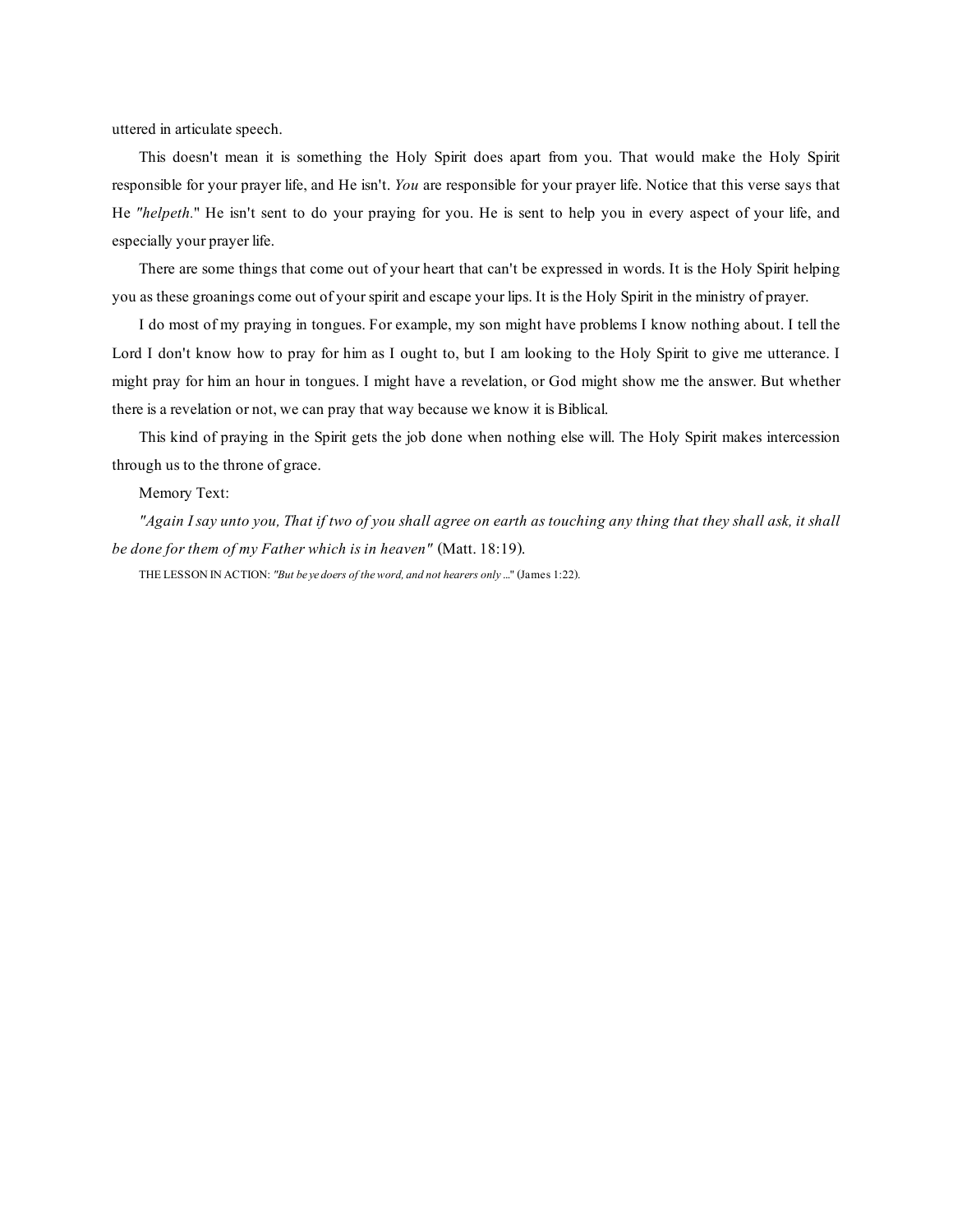uttered in articulate speech.

This doesn't mean it is something the Holy Spirit does apart from you. That would make the Holy Spirit responsible for your prayer life, and He isn't. *You* are responsible for your prayer life. Notice that this verse says that He *"helpeth."* He isn't sent to do your praying for you. He is sent to help you in every aspect of your life, and especially your prayer life.

There are some things that come out of your heart that can't be expressed in words. It is the Holy Spirit helping you as these groanings come out of your spirit and escape your lips. It is the Holy Spirit in the ministry of prayer.

I do most of my praying in tongues. For example, my son might have problems I know nothing about. I tell the Lord I don't know how to pray for him as I ought to, but I am looking to the Holy Spirit to give me utterance. I might pray for him an hour in tongues. I might have a revelation, or God might show me the answer. But whether there is a revelation or not, we can pray that way because we know it is Biblical.

This kind of praying in the Spirit gets the job done when nothing else will. The Holy Spirit makes intercession through us to the throne of grace.

Memory Text:

*"Again I say unto you, That if two of you shall agree on earth as touching any thing that they shall ask, it shall be done for them of my Father which is in heaven"* (Matt. 18:19).

THE LESSON IN ACTION: *"But be ye doers of the word, and not hearers only ..."* (James 1:22).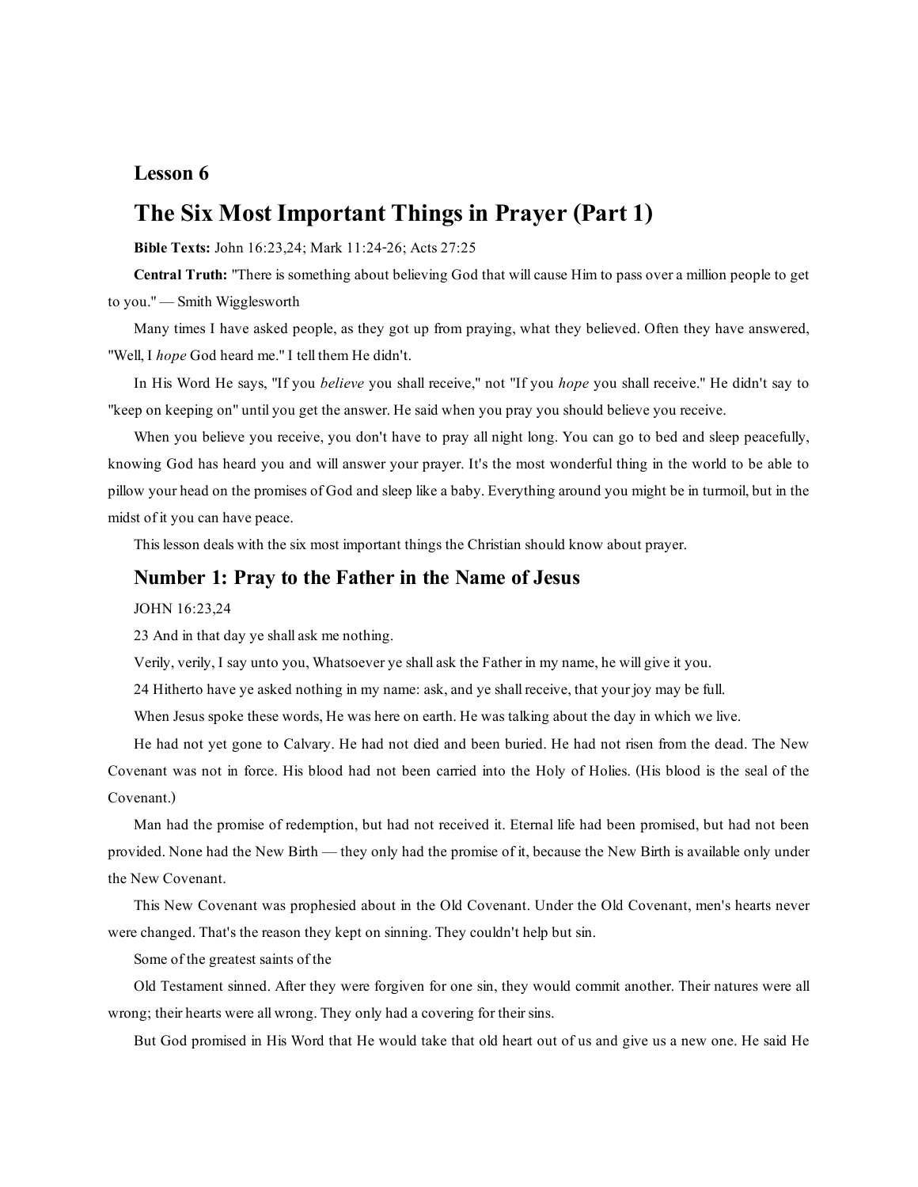## Lesson 6

# The Six Most Important Things in Prayer (Part 1)

**Bible Texts:** John 16:23,24; Mark 11:24-26; Acts 27:25

**Central Truth:** "There is something about believing God that will cause Him to pass over a million people to get to you." — Smith Wigglesworth

Many times I have asked people, as they got up from praying, what they believed. Often they have answered, "Well, I *hope* God heard me." I tell them He didn't.

In His Word He says, "If you *believe* you shall receive," not "If you *hope* you shall receive." He didn't say to "keep on keeping on" until you get the answer. He said when you pray you should believe you receive.

When you believe you receive, you don't have to pray all night long. You can go to bed and sleep peacefully, knowing God has heard you and will answer your prayer. It's the most wonderful thing in the world to be able to pillow your head on the promises of God and sleep like a baby. Everything around you might be in turmoil, but in the midst of it you can have peace.

This lesson deals with the six most important things the Christian should know about prayer.

## Number 1: Pray to the Father in the Name of Jesus

JOHN 16:23,24

23 And in that day ye shall ask me nothing.

Verily, verily, I say unto you, Whatsoever ye shall ask the Father in my name, he will give it you.

24 Hitherto have ye asked nothing in my name: ask, and ye shall receive, that your joy may be full.

When Jesus spoke these words, He was here on earth. He was talking about the day in which we live.

He had not yet gone to Calvary. He had not died and been buried. He had not risen from the dead. The New Covenant was not in force. His blood had not been carried into the Holy of Holies. (His blood is the seal of the Covenant.)

Man had the promise of redemption, but had not received it. Eternal life had been promised, but had not been provided. None had the New Birth — they only had the promise of it, because the New Birth is available only under the New Covenant.

This New Covenant was prophesied about in the Old Covenant. Under the Old Covenant, men's hearts never were changed. That's the reason they kept on sinning. They couldn't help but sin.

Some of the greatest saints of the Old Testament sinned. After they were forgiven for one sin, they would commit another. Their natures were all wrong; their hearts were all wrong. They only had a covering for their sins.

But God promised in His Word that He would take that old heart out of us and give us a new one. He said He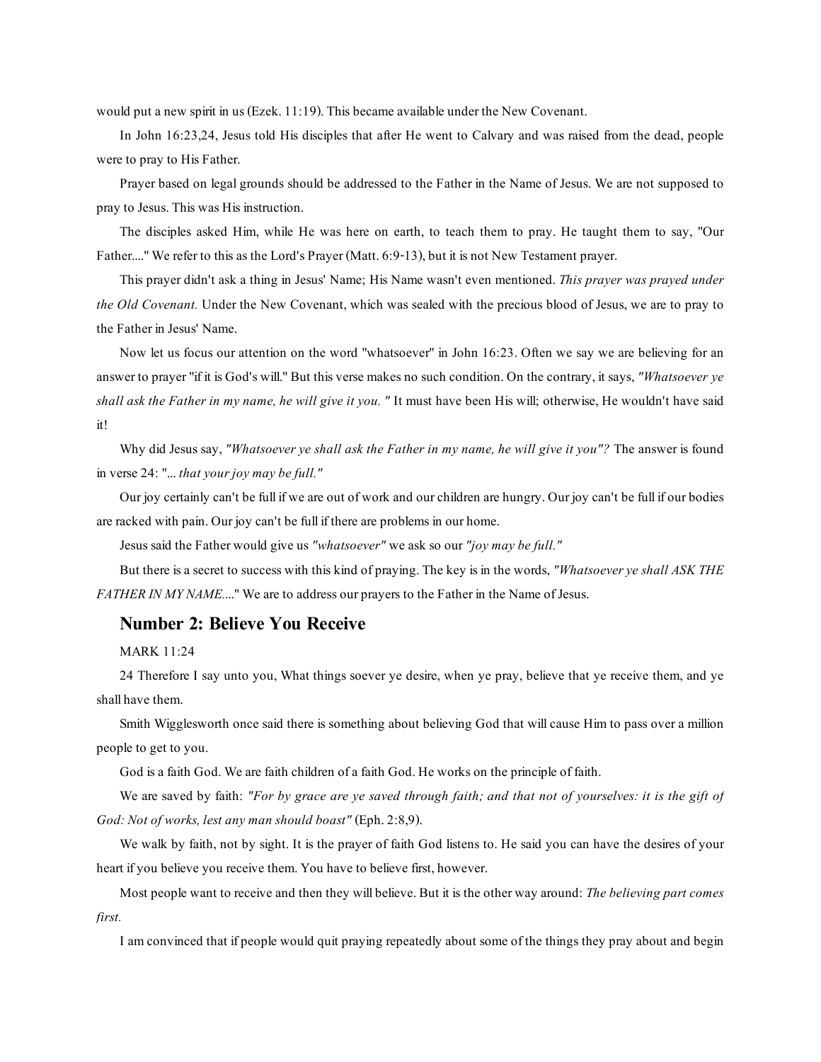would put a new spirit in us (Ezek. 11:19). This became available under the New Covenant.

In John 16:23,24, Jesus told His disciples that after He went to Calvary and was raised from the dead, people were to pray to His Father.

Prayer based on legal grounds should be addressed to the Father in the Name of Jesus. We are not supposed to pray to Jesus. This was His instruction.

The disciples asked Him, while He was here on earth, to teach them to pray. He taught them to say, "Our Father...." We refer to this as the Lord's Prayer (Matt. 6:9-13), but it is not New Testament prayer.

This prayer didn't ask a thing in Jesus' Name; His Name wasn't even mentioned. *This prayer was prayed under the Old Covenant.* Under the New Covenant, which was sealed with the precious blood of Jesus, we are to pray to the Father in Jesus' Name.

Now let us focus our attention on the word "whatsoever" in John 16:23. Often we say we are believing for an answer to prayer "if it is God's will." But this verse makes no such condition. On the contrary, it says, *"Whatsoever ye shall ask the Father in my name, he will give it you. "* It must have been His will; otherwise, He wouldn't have said it!

Why did Jesus say, *"Whatsoever ye shall ask the Father in my name, he will give it you"?* The answer is found in verse 24: "*... that your joy may be full."*

Our joy certainly can't be full if we are out of work and our children are hungry. Our joy can't be full if our bodies are racked with pain. Our joy can't be full if there are problems in our home.

Jesus said the Father would give us *"whatsoever"* we ask so our *"joy may be full."*

But there is a secret to success with this kind of praying. The key is in the words, *"Whatsoever ye shall ASK THE FATHER IN MY NAME...*." We are to address our prayers to the Father in the Name of Jesus.

## Number 2: Believe You Receive

MARK 11:24

24 Therefore I say unto you, What things soever ye desire, when ye pray, believe that ye receive them, and ye shall have them.

Smith Wigglesworth once said there is something about believing God that will cause Him to pass over a million people to get to you.

God is a faith God. We are faith children of a faith God. He works on the principle of faith.

We are saved by faith: *"For by grace are ye saved through faith; and that not of yourselves: it is the gift of God: Not of works, lest any man should boast"* (Eph. 2:8,9).

We walk by faith, not by sight. It is the prayer of faith God listens to. He said you can have the desires of your heart if you believe you receive them. You have to believe first, however.

Most people want to receive and then they will believe. But it is the other way around: *The believing part comes first.*

I am convinced that if people would quit praying repeatedly about some of the things they pray about and begin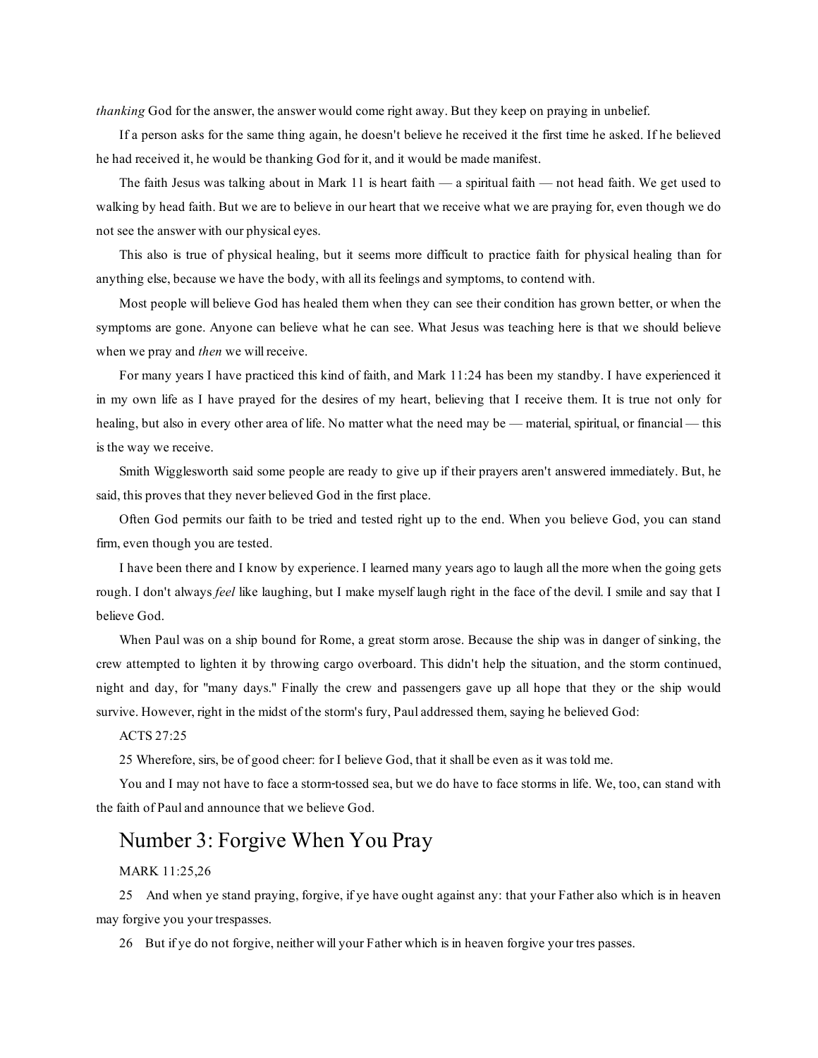*thanking* God for the answer, the answer would come right away. But they keep on praying in unbelief.

If a person asks for the same thing again, he doesn't believe he received it the first time he asked. If he believed he had received it, he would be thanking God for it, and it would be made manifest.

The faith Jesus was talking about in Mark 11 is heart faith — a spiritual faith — not head faith. We get used to walking by head faith. But we are to believe in our heart that we receive what we are praying for, even though we do not see the answer with our physical eyes.

This also is true of physical healing, but it seems more difficult to practice faith for physical healing than for anything else, because we have the body, with all its feelings and symptoms, to contend with.

Most people will believe God has healed them when they can see their condition has grown better, or when the symptoms are gone. Anyone can believe what he can see. What Jesus was teaching here is that we should believe when we pray and *then* we will receive.

For many years I have practiced this kind of faith, and Mark 11:24 has been my standby. I have experienced it in my own life as I have prayed for the desires of my heart, believing that I receive them. It is true not only for healing, but also in every other area of life. No matter what the need may be — material, spiritual, or financial — this is the way we receive.

Smith Wigglesworth said some people are ready to give up if their prayers aren't answered immediately. But, he said, this proves that they never believed God in the first place.

Often God permits our faith to be tried and tested right up to the end. When you believe God, you can stand firm, even though you are tested.

I have been there and I know by experience. I learned many years ago to laugh all the more when the going gets rough. I don't always *feel* like laughing, but I make myself laugh right in the face of the devil. I smile and say that I believe God.

When Paul was on a ship bound for Rome, a great storm arose. Because the ship was in danger of sinking, the crew attempted to lighten it by throwing cargo overboard. This didn't help the situation, and the storm continued, night and day, for "many days." Finally the crew and passengers gave up all hope that they or the ship would survive. However, right in the midst of the storm's fury, Paul addressed them, saying he believed God:

ACTS 27:25

25 Wherefore, sirs, be of good cheer: for I believe God, that it shall be even as it was told me.

You and I may not have to face a storm-tossed sea, but we do have to face storms in life. We, too, can stand with the faith of Paul and announce that we believe God.

## Number 3: Forgive When You Pray

MARK 11:25,26

25 And when ye stand praying, forgive, if ye have ought against any: that your Father also which is in heaven may forgive you your trespasses.

26 But if ye do not forgive, neither will your Father which is in heaven forgive your tres passes.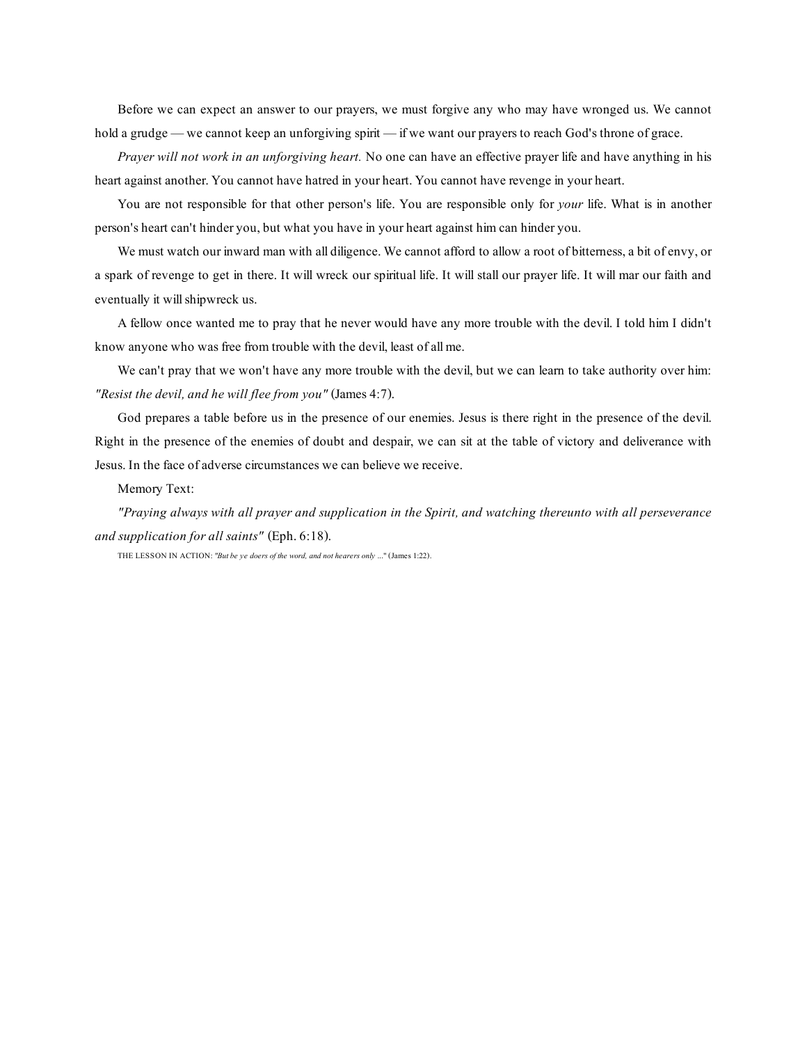Before we can expect an answer to our prayers, we must forgive any who may have wronged us. We cannot hold a grudge — we cannot keep an unforgiving spirit — if we want our prayers to reach God's throne of grace.

*Prayer will not work in an unforgiving heart.* No one can have an effective prayer life and have anything in his heart against another. You cannot have hatred in your heart. You cannot have revenge in your heart.

You are not responsible for that other person's life. You are responsible only for *your* life. What is in another person's heart can't hinder you, but what you have in your heart against him can hinder you.

We must watch our inward man with all diligence. We cannot afford to allow a root of bitterness, a bit of envy, or a spark of revenge to get in there. It will wreck our spiritual life. It will stall our prayer life. It will mar our faith and eventually it will shipwreck us.

A fellow once wanted me to pray that he never would have any more trouble with the devil. I told him I didn't know anyone who was free from trouble with the devil, least of all me.

We can't pray that we won't have any more trouble with the devil, but we can learn to take authority over him: *"Resist the devil, and he will flee from you"* (James 4:7).

God prepares a table before us in the presence of our enemies. Jesus is there right in the presence of the devil. Right in the presence of the enemies of doubt and despair, we can sit at the table of victory and deliverance with Jesus. In the face of adverse circumstances we can believe we receive.

Memory Text:

*"Praying always with all prayer and supplication in the Spirit, and watching thereunto with all perseverance and supplication for all saints"* (Eph. 6:18).

THE LESSON IN ACTION: *"But be ye doers of the word, and not hearers only ..."* (James 1:22).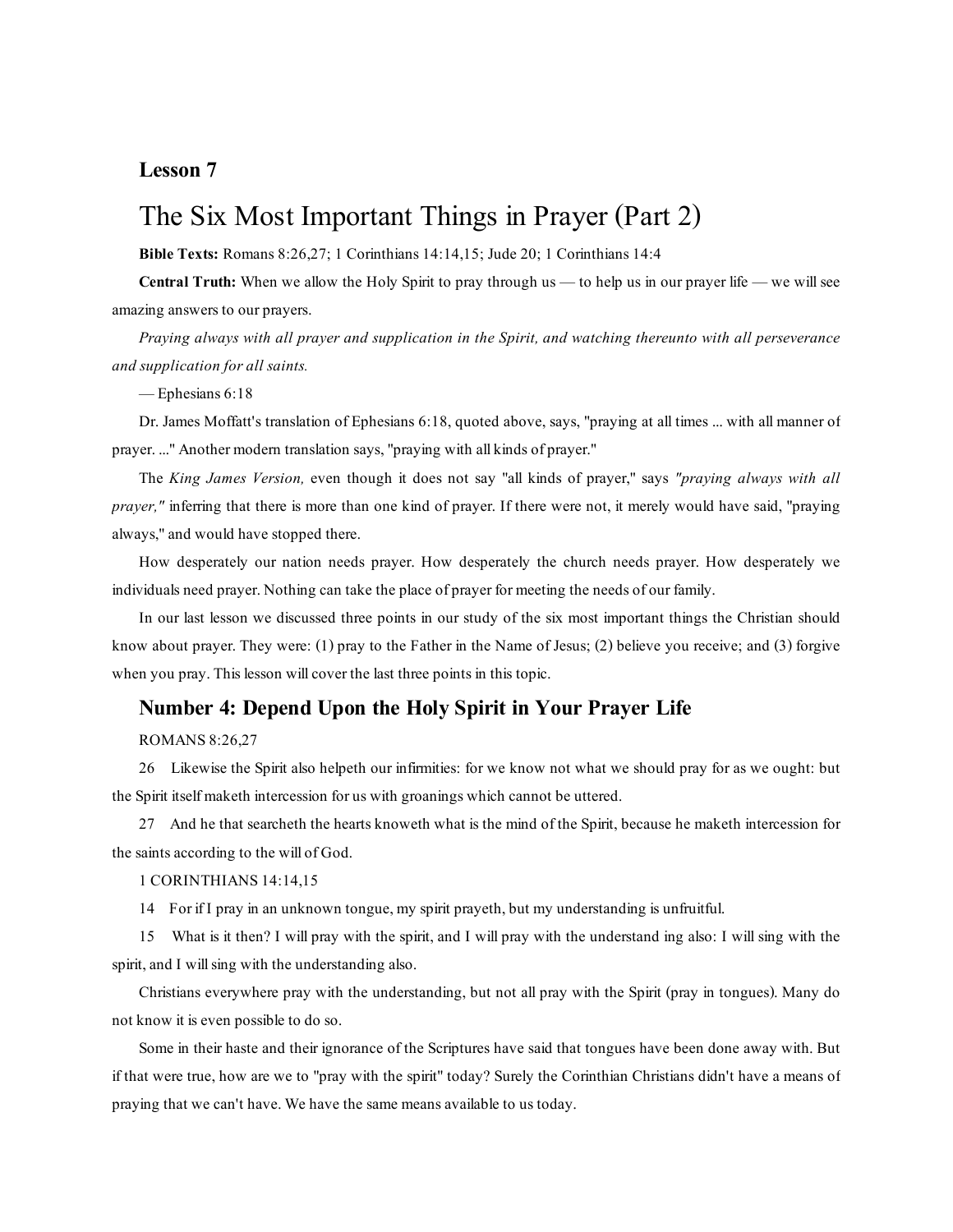**Lesson 7**

# The Six Most Important Things in Prayer (Part 2)

**Bible Texts:** Romans 8:26,27; 1 Corinthians 14:14,15; Jude 20; 1 Corinthians 14:4

**Central Truth:** When we allow the Holy Spirit to pray through us — to help us in our prayer life — we will see amazing answers to our prayers.

*Praying always with all prayer and supplication in the Spirit, and watching thereunto with all perseverance and supplication for all saints.*

— Ephesians 6:18

Dr. James Moffatt's translation of Ephesians 6:18, quoted above, says, "praying at all times ... with all manner of prayer. ..." Another modern translation says, "praying with all kinds of prayer."

The *King James Version,* even though it does not say "all kinds of prayer," says *"praying always with all prayer,"* inferring that there is more than one kind of prayer. If there were not, it merely would have said, "praying always," and would have stopped there.

How desperately our nation needs prayer. How desperately the church needs prayer. How desperately we individuals need prayer. Nothing can take the place of prayer for meeting the needs of our family.

In our last lesson we discussed three points in our study of the six most important things the Christian should know about prayer. They were: (1) pray to the Father in the Name of Jesus; (2) believe you receive; and (3) forgive when you pray. This lesson will cover the last three points in this topic.

## Number 4: Depend Upon the Holy Spirit in Your Prayer Life

ROMANS 8:26,27

26 Likewise the Spirit also helpeth our infirmities: for we know not what we should pray for as we ought: but the Spirit itself maketh intercession for us with groanings which cannot be uttered.

27 And he that searcheth the hearts knoweth what is the mind of the Spirit, because he maketh intercession for the saints according to the will of God.

1 CORINTHIANS 14:14,15

14 For if I pray in an unknown tongue, my spirit prayeth, but my understanding is unfruitful.

15 What is it then? I will pray with the spirit, and I will pray with the understand ing also: I will sing with the spirit, and I will sing with the understanding also.

Christians everywhere pray with the understanding, but not all pray with the Spirit (pray in tongues). Many do not know it is even possible to do so.

Some in their haste and their ignorance of the Scriptures have said that tongues have been done away with. But if that were true, how are we to "pray with the spirit" today? Surely the Corinthian Christians didn't have a means of praying that we can't have. We have the same means available to us today.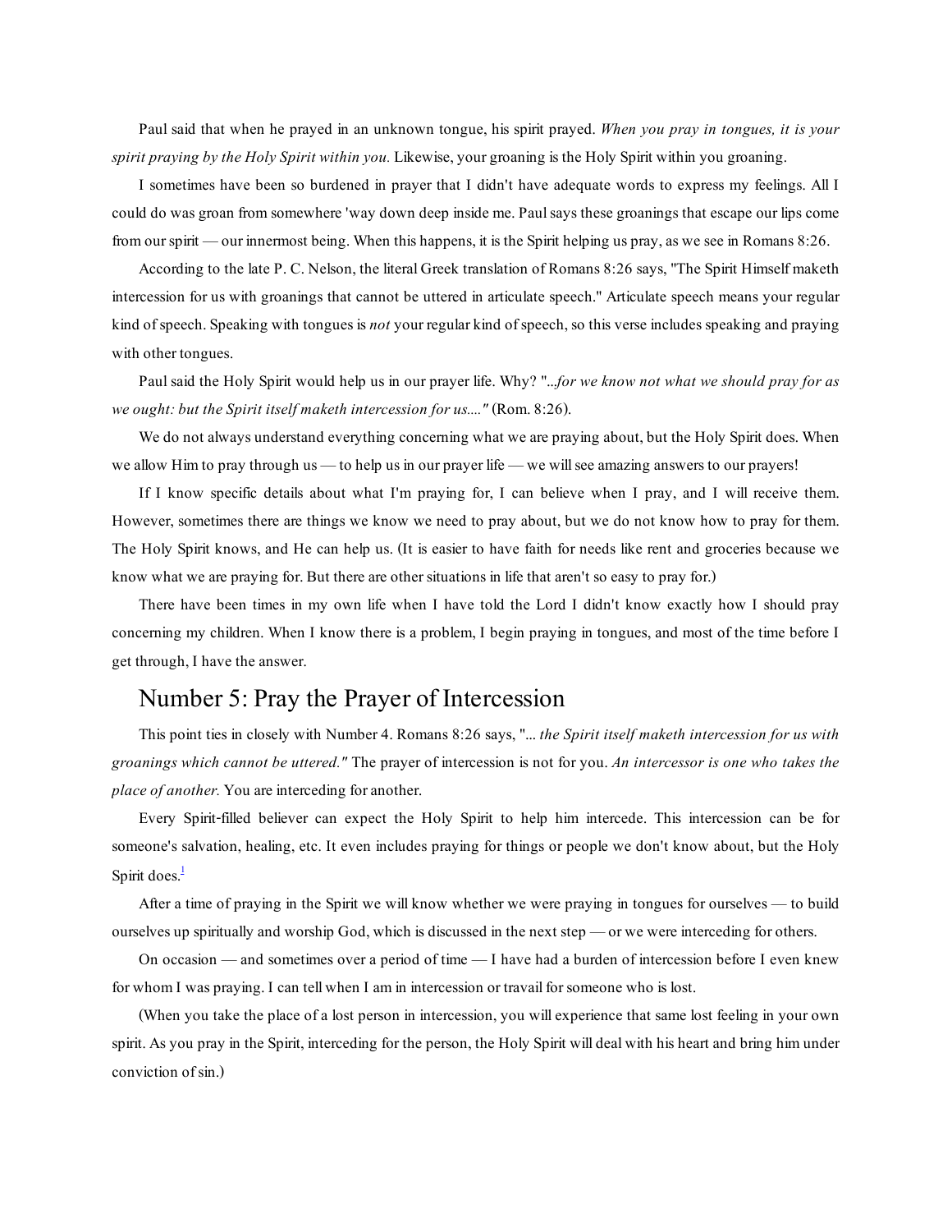Paul said that when he prayed in an unknown tongue, his spirit prayed. *When you pray in tongues, it is your spirit praying by the Holy Spirit within you.* Likewise, your groaning is the Holy Spirit within you groaning.

I sometimes have been so burdened in prayer that I didn't have adequate words to express my feelings. All I could do was groan from somewhere 'way down deep inside me. Paul says these groanings that escape our lips come from our spirit — our innermost being. When this happens, it is the Spirit helping us pray, as we see in Romans 8:26.

According to the late P. C. Nelson, the literal Greek translation of Romans 8:26 says, "The Spirit Himself maketh intercession for us with groanings that cannot be uttered in articulate speech." Articulate speech means your regular kind of speech. Speaking with tongues is *not* your regular kind of speech, so this verse includes speaking and praying with other tongues.

Paul said the Holy Spirit would help us in our prayer life. Why? "*...for we know not what we should pray for as we ought: but the Spirit itself maketh intercession for us....*" (Rom. 8:26).

We do not always understand everything concerning what we are praying about, but the Holy Spirit does. When we allow Him to pray through us — to help us in our prayer life — we will see amazing answers to our prayers!

If I know specific details about what I'm praying for, I can believe when I pray, and I will receive them. However, sometimes there are things we know we need to pray about, but we do not know how to pray for them. The Holy Spirit knows, and He can help us. (It is easier to have faith for needs like rent and groceries because we know what we are praying for. But there are other situations in life that aren't so easy to pray for.)

There have been times in my own life when I have told the Lord I didn't know exactly how I should pray concerning my children. When I know there is a problem, I begin praying in tongues, and most of the time before I get through, I have the answer.

## Number 5: Pray the Prayer of Intercession

This point ties in closely with Number 4. Romans 8:26 says, "*... the Spirit itself maketh intercession for us with groanings which cannot be uttered.*" The prayer of intercession is not for you. *An intercessor is one who takes the place of another.* You are interceding for another.

Every Spirit-filled believer can expect the Holy Spirit to help him intercede. This intercession can be for someone's salvation, healing, etc. It even includes praying for things or people we don't know about, but the Holy Spirit does.[1]

After a time of praying in the Spirit we will know whether we were praying in tongues for ourselves — to build ourselves up spiritually and worship God, which is discussed in the next step — or we were interceding for others.

On occasion — and sometimes over a period of time — I have had a burden of intercession before I even knew for whom I was praying. I can tell when I am in intercession or travail for someone who is lost.

(When you take the place of a lost person in intercession, you will experience that same lost feeling in your own spirit. As you pray in the Spirit, interceding for the person, the Holy Spirit will deal with his heart and bring him under conviction of sin.)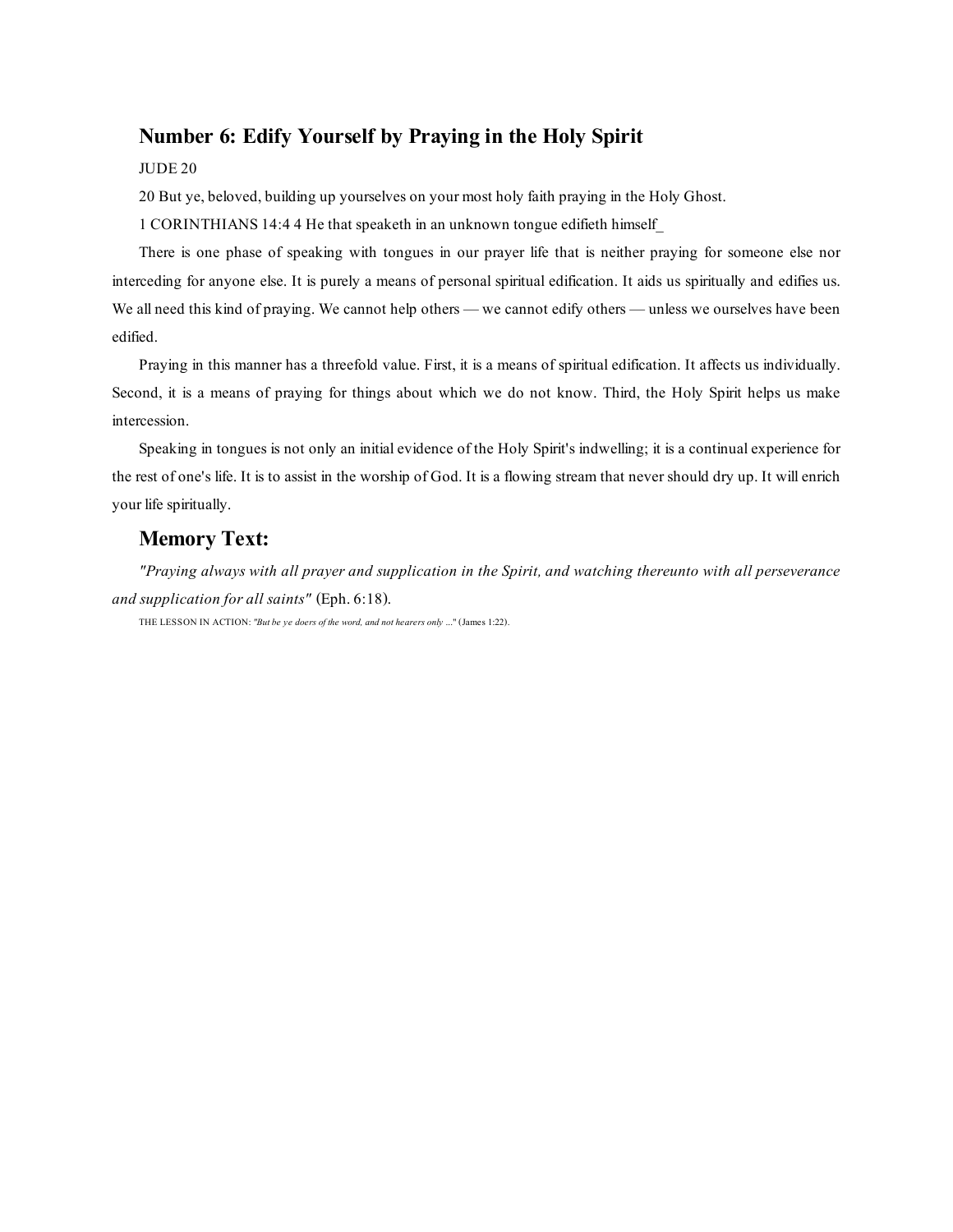## Number 6: Edify Yourself by Praying in the Holy Spirit

JUDE 20

20 But ye, beloved, building up yourselves on your most holy faith praying in the Holy Ghost.

1 CORINTHIANS 14:4 4 He that speaketh in an unknown tongue edifieth himself_

There is one phase of speaking with tongues in our prayer life that is neither praying for someone else nor interceding for anyone else. It is purely a means of personal spiritual edification. It aids us spiritually and edifies us. We all need this kind of praying. We cannot help others — we cannot edify others — unless we ourselves have been edified.

Praying in this manner has a threefold value. First, it is a means of spiritual edification. It affects us individually. Second, it is a means of praying for things about which we do not know. Third, the Holy Spirit helps us make intercession.

Speaking in tongues is not only an initial evidence of the Holy Spirit's indwelling; it is a continual experience for the rest of one's life. It is to assist in the worship of God. It is a flowing stream that never should dry up. It will enrich your life spiritually.

## Memory Text:

*"Praying always with all prayer and supplication in the Spirit, and watching thereunto with all perseverance and supplication for all saints"* (Eph. 6:18).

THE LESSON IN ACTION: *"But be ye doers of the word, and not hearers only ..."* (James 1:22).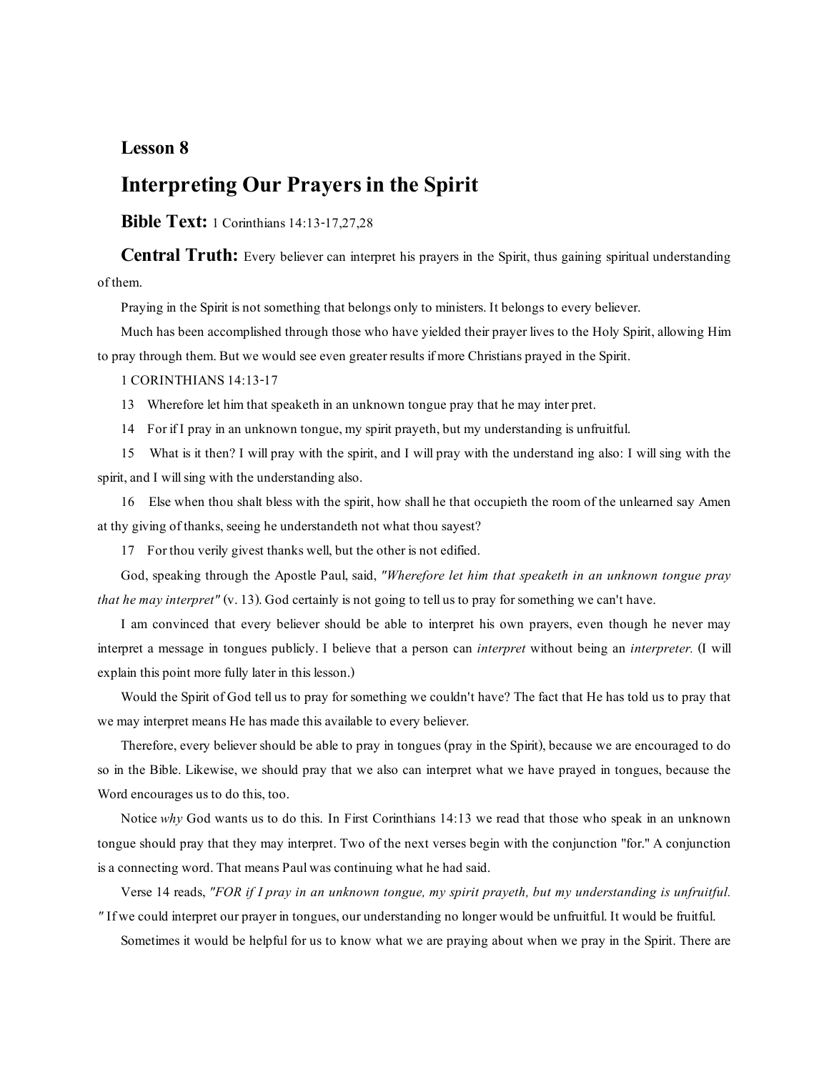## Lesson 8

# Interpreting Our Prayers in the Spirit

**Bible Text:** 1 Corinthians 14:13-17,27,28

**Central Truth:** Every believer can interpret his prayers in the Spirit, thus gaining spiritual understanding of them.

Praying in the Spirit is not something that belongs only to ministers. It belongs to every believer.

Much has been accomplished through those who have yielded their prayer lives to the Holy Spirit, allowing Him to pray through them. But we would see even greater results if more Christians prayed in the Spirit.

1 CORINTHIANS 14:13-17

13 Wherefore let him that speaketh in an unknown tongue pray that he may inter pret.

14 For if I pray in an unknown tongue, my spirit prayeth, but my understanding is unfruitful.

15 What is it then? I will pray with the spirit, and I will pray with the understand ing also: I will sing with the spirit, and I will sing with the understanding also.

16 Else when thou shalt bless with the spirit, how shall he that occupieth the room of the unlearned say Amen at thy giving of thanks, seeing he understandeth not what thou sayest?

17 For thou verily givest thanks well, but the other is not edified.

God, speaking through the Apostle Paul, said, *"Wherefore let him that speaketh in an unknown tongue pray that he may interpret"* (v. 13). God certainly is not going to tell us to pray for something we can't have.

I am convinced that every believer should be able to interpret his own prayers, even though he never may interpret a message in tongues publicly. I believe that a person can *interpret* without being an *interpreter.* (I will explain this point more fully later in this lesson.)

Would the Spirit of God tell us to pray for something we couldn't have? The fact that He has told us to pray that we may interpret means He has made this available to every believer.

Therefore, every believer should be able to pray in tongues (pray in the Spirit), because we are encouraged to do so in the Bible. Likewise, we should pray that we also can interpret what we have prayed in tongues, because the Word encourages us to do this, too.

Notice *why* God wants us to do this. In First Corinthians 14:13 we read that those who speak in an unknown tongue should pray that they may interpret. Two of the next verses begin with the conjunction "for." A conjunction is a connecting word. That means Paul was continuing what he had said.

Verse 14 reads, *"FOR if I pray in an unknown tongue, my spirit prayeth, but my understanding is unfruitful."* If we could interpret our prayer in tongues, our understanding no longer would be unfruitful. It would be fruitful.

Sometimes it would be helpful for us to know what we are praying about when we pray in the Spirit. There are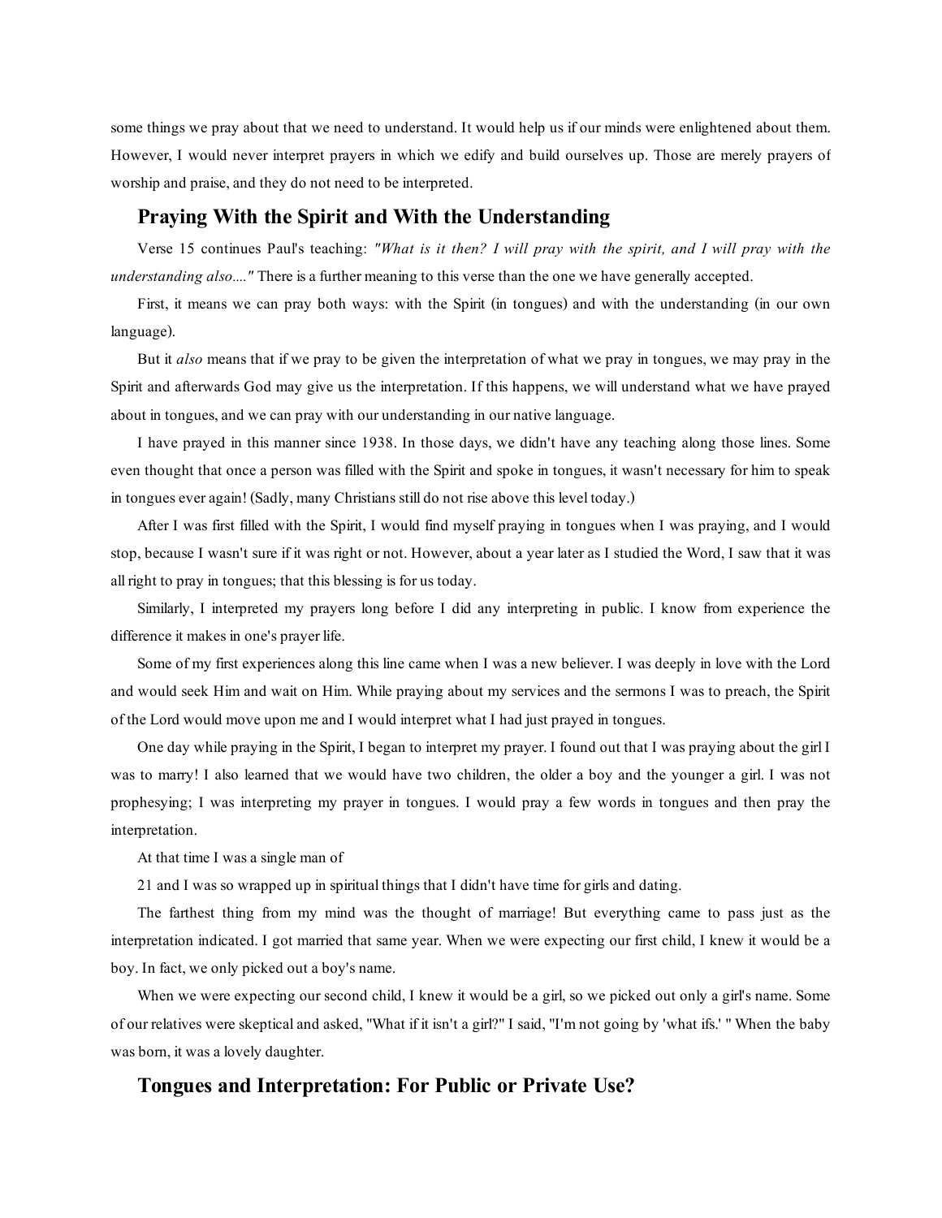some things we pray about that we need to understand. It would help us if our minds were enlightened about them. However, I would never interpret prayers in which we edify and build ourselves up. Those are merely prayers of worship and praise, and they do not need to be interpreted.

## Praying With the Spirit and With the Understanding

Verse 15 continues Paul's teaching: *"What is it then? I will pray with the spirit, and I will pray with the understanding also...."* There is a further meaning to this verse than the one we have generally accepted.

First, it means we can pray both ways: with the Spirit (in tongues) and with the understanding (in our own language).

But it *also* means that if we pray to be given the interpretation of what we pray in tongues, we may pray in the Spirit and afterwards God may give us the interpretation. If this happens, we will understand what we have prayed about in tongues, and we can pray with our understanding in our native language.

I have prayed in this manner since 1938. In those days, we didn't have any teaching along those lines. Some even thought that once a person was filled with the Spirit and spoke in tongues, it wasn't necessary for him to speak in tongues ever again! (Sadly, many Christians still do not rise above this level today.)

After I was first filled with the Spirit, I would find myself praying in tongues when I was praying, and I would stop, because I wasn't sure if it was right or not. However, about a year later as I studied the Word, I saw that it was all right to pray in tongues; that this blessing is for us today.

Similarly, I interpreted my prayers long before I did any interpreting in public. I know from experience the difference it makes in one's prayer life.

Some of my first experiences along this line came when I was a new believer. I was deeply in love with the Lord and would seek Him and wait on Him. While praying about my services and the sermons I was to preach, the Spirit of the Lord would move upon me and I would interpret what I had just prayed in tongues.

One day while praying in the Spirit, I began to interpret my prayer. I found out that I was praying about the girl I was to marry! I also learned that we would have two children, the older a boy and the younger a girl. I was not prophesying; I was interpreting my prayer in tongues. I would pray a few words in tongues and then pray the interpretation.

At that time I was a single man of 21 and I was so wrapped up in spiritual things that I didn't have time for girls and dating.

The farthest thing from my mind was the thought of marriage! But everything came to pass just as the interpretation indicated. I got married that same year. When we were expecting our first child, I knew it would be a boy. In fact, we only picked out a boy's name.

When we were expecting our second child, I knew it would be a girl, so we picked out only a girl's name. Some of our relatives were skeptical and asked, "What if it isn't a girl?" I said, "I'm not going by 'what ifs.' " When the baby was born, it was a lovely daughter.

## Tongues and Interpretation: For Public or Private Use?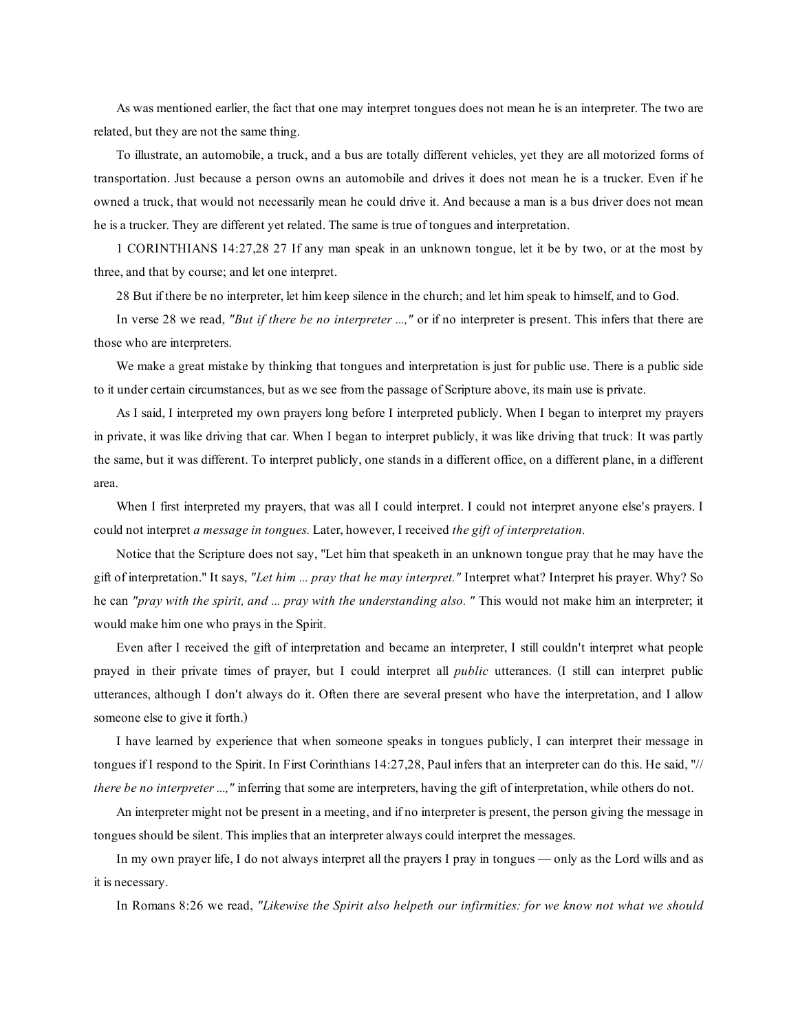As was mentioned earlier, the fact that one may interpret tongues does not mean he is an interpreter. The two are related, but they are not the same thing.

To illustrate, an automobile, a truck, and a bus are totally different vehicles, yet they are all motorized forms of transportation. Just because a person owns an automobile and drives it does not mean he is a trucker. Even if he owned a truck, that would not necessarily mean he could drive it. And because a man is a bus driver does not mean he is a trucker. They are different yet related. The same is true of tongues and interpretation.

1 CORINTHIANS 14:27,28 27 If any man speak in an unknown tongue, let it be by two, or at the most by three, and that by course; and let one interpret.

28 But if there be no interpreter, let him keep silence in the church; and let him speak to himself, and to God.

In verse 28 we read, *"But if there be no interpreter ...,"* or if no interpreter is present. This infers that there are those who are interpreters.

We make a great mistake by thinking that tongues and interpretation is just for public use. There is a public side to it under certain circumstances, but as we see from the passage of Scripture above, its main use is private.

As I said, I interpreted my own prayers long before I interpreted publicly. When I began to interpret my prayers in private, it was like driving that car. When I began to interpret publicly, it was like driving that truck: It was partly the same, but it was different. To interpret publicly, one stands in a different office, on a different plane, in a different area.

When I first interpreted my prayers, that was all I could interpret. I could not interpret anyone else's prayers. I could not interpret *a message in tongues.* Later, however, I received *the gift of interpretation.*

Notice that the Scripture does not say, "Let him that speaketh in an unknown tongue pray that he may have the gift of interpretation." It says, *"Let him ... pray that he may interpret."* Interpret what? Interpret his prayer. Why? So he can *"pray with the spirit, and ... pray with the understanding also. "* This would not make him an interpreter; it would make him one who prays in the Spirit.

Even after I received the gift of interpretation and became an interpreter, I still couldn't interpret what people prayed in their private times of prayer, but I could interpret all *public* utterances. (I still can interpret public utterances, although I don't always do it. Often there are several present who have the interpretation, and I allow someone else to give it forth.)

I have learned by experience that when someone speaks in tongues publicly, I can interpret their message in tongues if I respond to the Spirit. In First Corinthians 14:27,28, Paul infers that an interpreter can do this. He said, "*// there be no interpreter ...,"* inferring that some are interpreters, having the gift of interpretation, while others do not.

An interpreter might not be present in a meeting, and if no interpreter is present, the person giving the message in tongues should be silent. This implies that an interpreter always could interpret the messages.

In my own prayer life, I do not always interpret all the prayers I pray in tongues — only as the Lord wills and as it is necessary.

In Romans 8:26 we read, *"Likewise the Spirit also helpeth our infirmities: for we know not what we should*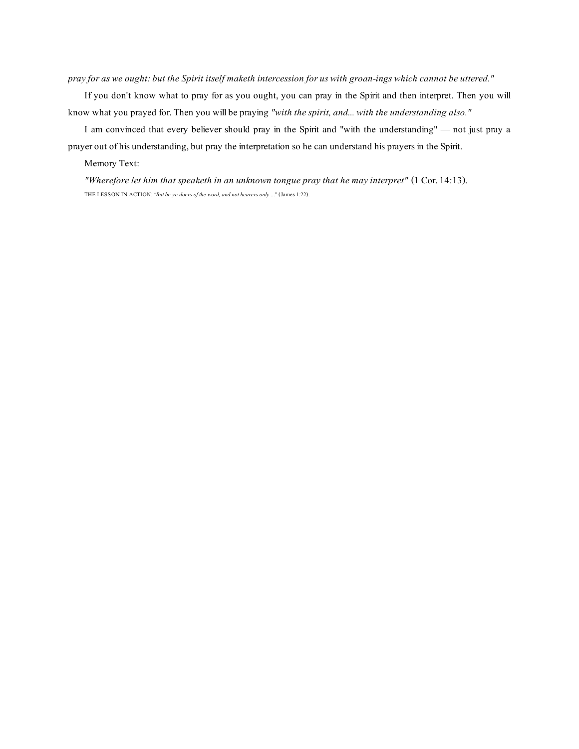*pray for as we ought: but the Spirit itself maketh intercession for us with groan-ings which cannot be uttered."*

If you don't know what to pray for as you ought, you can pray in the Spirit and then interpret. Then you will know what you prayed for. Then you will be praying *"with the spirit, and... with the understanding also."*

I am convinced that every believer should pray in the Spirit and "with the understanding" — not just pray a prayer out of his understanding, but pray the interpretation so he can understand his prayers in the Spirit.

Memory Text:

*"Wherefore let him that speaketh in an unknown tongue pray that he may interpret"* (1 Cor. 14:13).

THE LESSON IN ACTION: *"But be ye doers of the word, and not hearers only ..."* (James 1:22).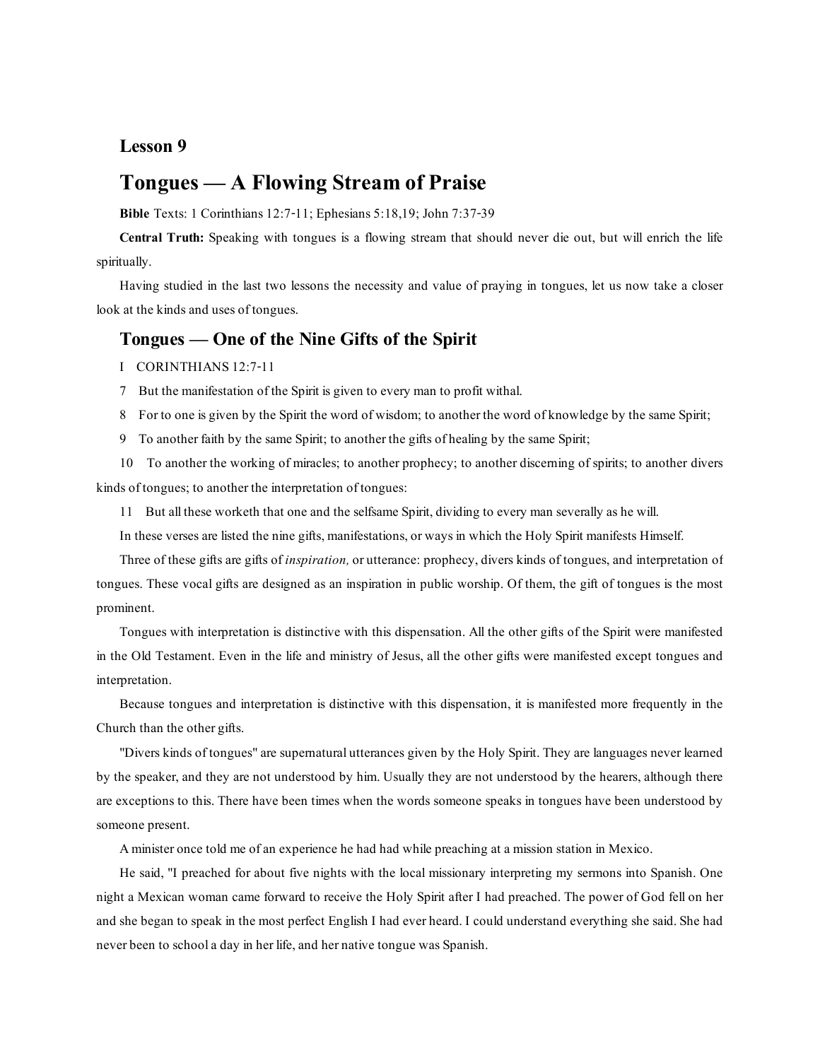## Lesson 9

# Tongues — A Flowing Stream of Praise

**Bible** Texts: 1 Corinthians 12:7-11; Ephesians 5:18,19; John 7:37-39

**Central Truth:** Speaking with tongues is a flowing stream that should never die out, but will enrich the life spiritually.

Having studied in the last two lessons the necessity and value of praying in tongues, let us now take a closer look at the kinds and uses of tongues.

## Tongues — One of the Nine Gifts of the Spirit

I CORINTHIANS 12:7-11

7 But the manifestation of the Spirit is given to every man to profit withal.

8 For to one is given by the Spirit the word of wisdom; to another the word of knowledge by the same Spirit;

9 To another faith by the same Spirit; to another the gifts of healing by the same Spirit;

10 To another the working of miracles; to another prophecy; to another discerning of spirits; to another divers kinds of tongues; to another the interpretation of tongues:

11 But all these worketh that one and the selfsame Spirit, dividing to every man severally as he will.

In these verses are listed the nine gifts, manifestations, or ways in which the Holy Spirit manifests Himself.

Three of these gifts are gifts of *inspiration,* or utterance: prophecy, divers kinds of tongues, and interpretation of tongues. These vocal gifts are designed as an inspiration in public worship. Of them, the gift of tongues is the most prominent.

Tongues with interpretation is distinctive with this dispensation. All the other gifts of the Spirit were manifested in the Old Testament. Even in the life and ministry of Jesus, all the other gifts were manifested except tongues and interpretation.

Because tongues and interpretation is distinctive with this dispensation, it is manifested more frequently in the Church than the other gifts.

"Divers kinds of tongues" are supernatural utterances given by the Holy Spirit. They are languages never learned by the speaker, and they are not understood by him. Usually they are not understood by the hearers, although there are exceptions to this. There have been times when the words someone speaks in tongues have been understood by someone present.

A minister once told me of an experience he had had while preaching at a mission station in Mexico.

He said, "I preached for about five nights with the local missionary interpreting my sermons into Spanish. One night a Mexican woman came forward to receive the Holy Spirit after I had preached. The power of God fell on her and she began to speak in the most perfect English I had ever heard. I could understand everything she said. She had never been to school a day in her life, and her native tongue was Spanish.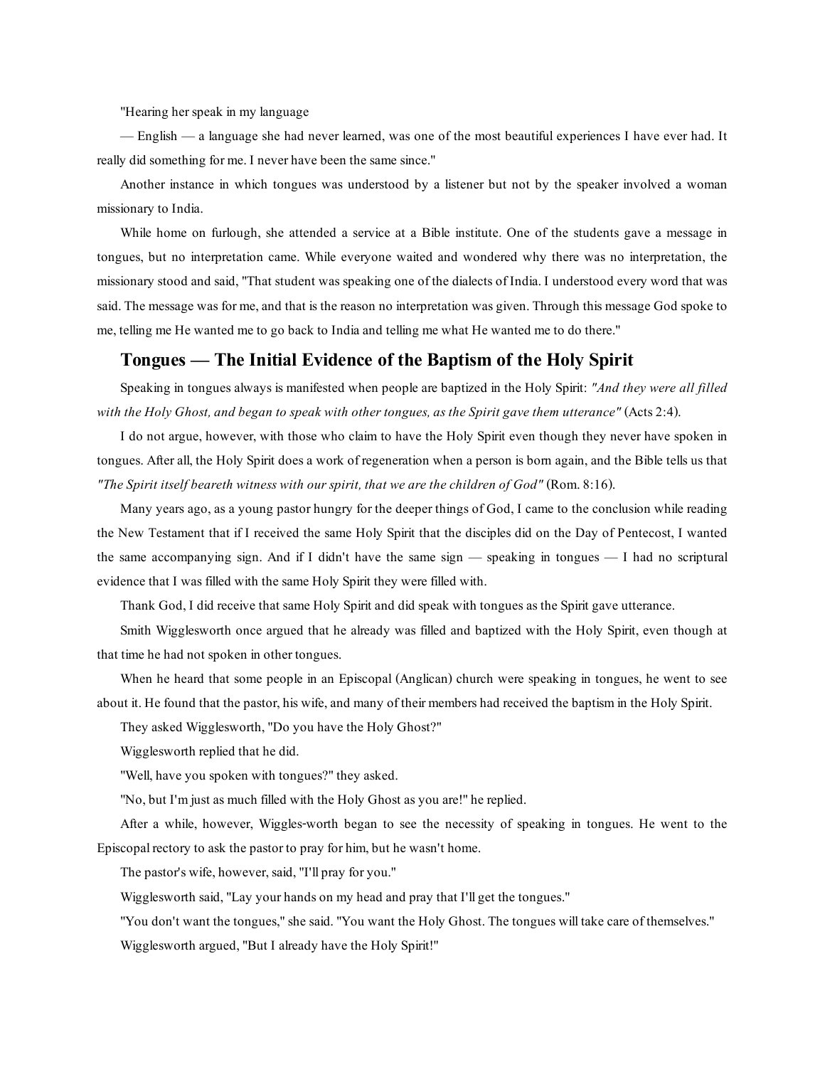"Hearing her speak in my language

— English — a language she had never learned, was one of the most beautiful experiences I have ever had. It really did something for me. I never have been the same since."

Another instance in which tongues was understood by a listener but not by the speaker involved a woman missionary to India.

While home on furlough, she attended a service at a Bible institute. One of the students gave a message in tongues, but no interpretation came. While everyone waited and wondered why there was no interpretation, the missionary stood and said, "That student was speaking one of the dialects of India. I understood every word that was said. The message was for me, and that is the reason no interpretation was given. Through this message God spoke to me, telling me He wanted me to go back to India and telling me what He wanted me to do there."

## Tongues — The Initial Evidence of the Baptism of the Holy Spirit

Speaking in tongues always is manifested when people are baptized in the Holy Spirit: *"And they were all filled with the Holy Ghost, and began to speak with other tongues, as the Spirit gave them utterance"* (Acts 2:4).

I do not argue, however, with those who claim to have the Holy Spirit even though they never have spoken in tongues. After all, the Holy Spirit does a work of regeneration when a person is born again, and the Bible tells us that *"The Spirit itself beareth witness with our spirit, that we are the children of God"* (Rom. 8:16).

Many years ago, as a young pastor hungry for the deeper things of God, I came to the conclusion while reading the New Testament that if I received the same Holy Spirit that the disciples did on the Day of Pentecost, I wanted the same accompanying sign. And if I didn't have the same sign — speaking in tongues — I had no scriptural evidence that I was filled with the same Holy Spirit they were filled with.

Thank God, I did receive that same Holy Spirit and did speak with tongues as the Spirit gave utterance.

Smith Wigglesworth once argued that he already was filled and baptized with the Holy Spirit, even though at that time he had not spoken in other tongues.

When he heard that some people in an Episcopal (Anglican) church were speaking in tongues, he went to see about it. He found that the pastor, his wife, and many of their members had received the baptism in the Holy Spirit.

They asked Wigglesworth, "Do you have the Holy Ghost?"

Wigglesworth replied that he did.

"Well, have you spoken with tongues?" they asked.

"No, but I'm just as much filled with the Holy Ghost as you are!" he replied.

After a while, however, Wiggles-worth began to see the necessity of speaking in tongues. He went to the Episcopal rectory to ask the pastor to pray for him, but he wasn't home.

The pastor's wife, however, said, "I'll pray for you."

Wigglesworth said, "Lay your hands on my head and pray that I'll get the tongues."

"You don't want the tongues," she said. "You want the Holy Ghost. The tongues will take care of themselves."

Wigglesworth argued, "But I already have the Holy Spirit!"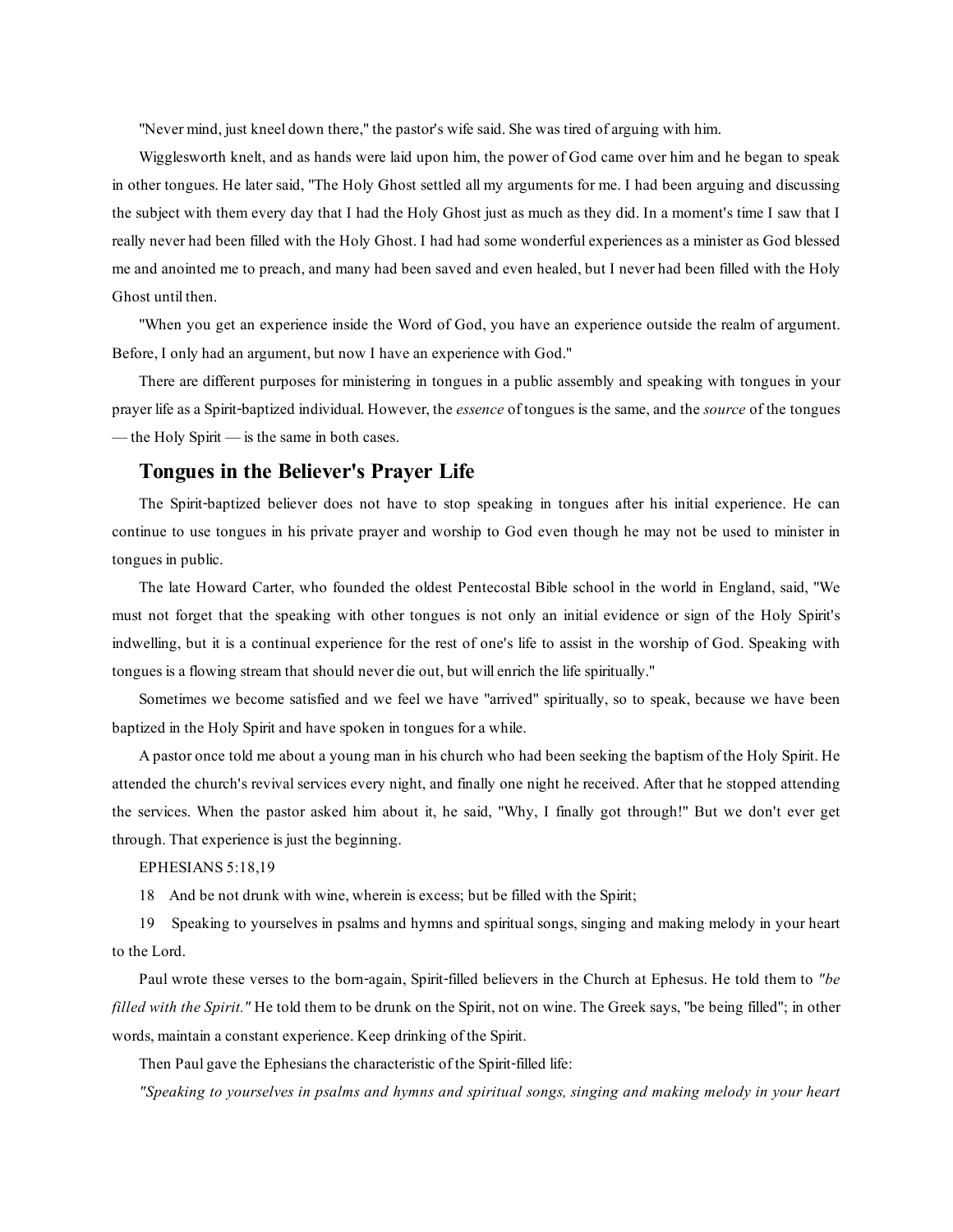"Never mind, just kneel down there," the pastor's wife said. She was tired of arguing with him.

Wigglesworth knelt, and as hands were laid upon him, the power of God came over him and he began to speak in other tongues. He later said, "The Holy Ghost settled all my arguments for me. I had been arguing and discussing the subject with them every day that I had the Holy Ghost just as much as they did. In a moment's time I saw that I really never had been filled with the Holy Ghost. I had had some wonderful experiences as a minister as God blessed me and anointed me to preach, and many had been saved and even healed, but I never had been filled with the Holy Ghost until then.

"When you get an experience inside the Word of God, you have an experience outside the realm of argument. Before, I only had an argument, but now I have an experience with God."

There are different purposes for ministering in tongues in a public assembly and speaking with tongues in your prayer life as a Spirit-baptized individual. However, the *essence* of tongues is the same, and the *source* of the tongues — the Holy Spirit — is the same in both cases.

## Tongues in the Believer's Prayer Life

The Spirit-baptized believer does not have to stop speaking in tongues after his initial experience. He can continue to use tongues in his private prayer and worship to God even though he may not be used to minister in tongues in public.

The late Howard Carter, who founded the oldest Pentecostal Bible school in the world in England, said, "We must not forget that the speaking with other tongues is not only an initial evidence or sign of the Holy Spirit's indwelling, but it is a continual experience for the rest of one's life to assist in the worship of God. Speaking with tongues is a flowing stream that should never die out, but will enrich the life spiritually."

Sometimes we become satisfied and we feel we have "arrived" spiritually, so to speak, because we have been baptized in the Holy Spirit and have spoken in tongues for a while.

A pastor once told me about a young man in his church who had been seeking the baptism of the Holy Spirit. He attended the church's revival services every night, and finally one night he received. After that he stopped attending the services. When the pastor asked him about it, he said, "Why, I finally got through!" But we don't ever get through. That experience is just the beginning.

EPHESIANS 5:18,19

18 And be not drunk with wine, wherein is excess; but be filled with the Spirit;

19 Speaking to yourselves in psalms and hymns and spiritual songs, singing and making melody in your heart to the Lord.

Paul wrote these verses to the born-again, Spirit-filled believers in the Church at Ephesus. He told them to *"be filled with the Spirit."* He told them to be drunk on the Spirit, not on wine. The Greek says, "be being filled"; in other words, maintain a constant experience. Keep drinking of the Spirit.

Then Paul gave the Ephesians the characteristic of the Spirit-filled life:

*"Speaking to yourselves in psalms and hymns and spiritual songs, singing and making melody in your heart*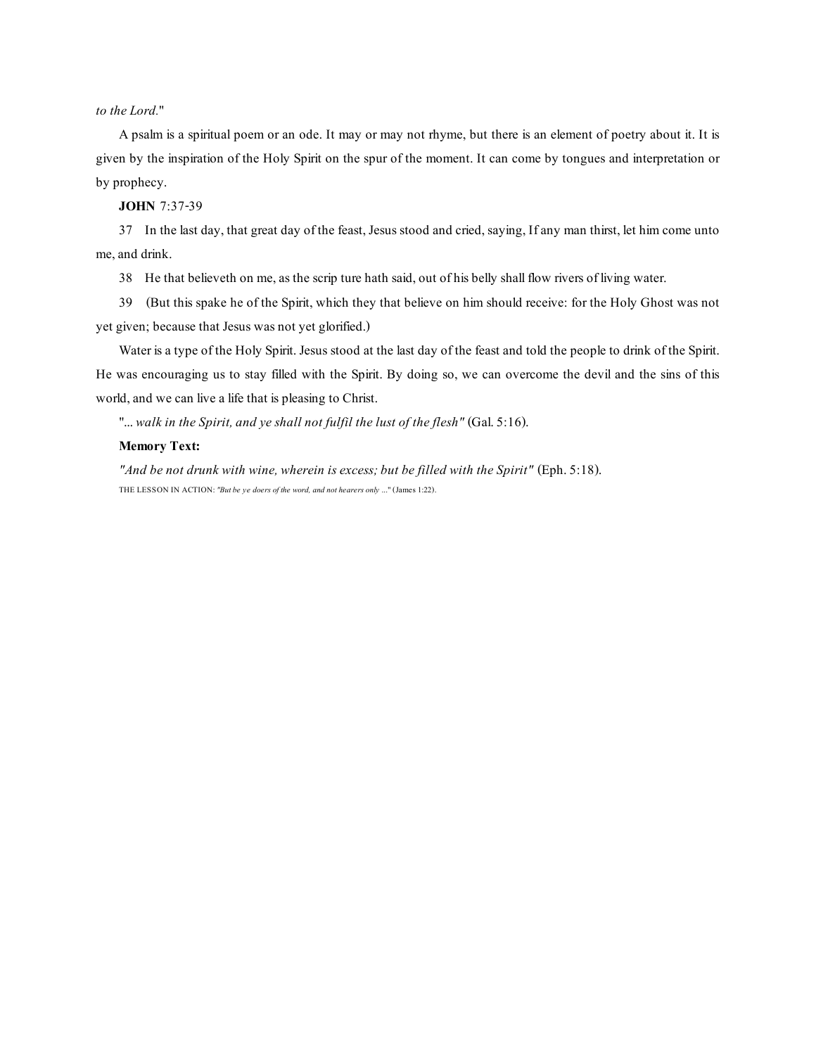*to the Lord.*"

A psalm is a spiritual poem or an ode. It may or may not rhyme, but there is an element of poetry about it. It is given by the inspiration of the Holy Spirit on the spur of the moment. It can come by tongues and interpretation or by prophecy.

**JOHN** 7:37-39

37 In the last day, that great day of the feast, Jesus stood and cried, saying, If any man thirst, let him come unto me, and drink.

38 He that believeth on me, as the scrip ture hath said, out of his belly shall flow rivers of living water.

39 (But this spake he of the Spirit, which they that believe on him should receive: for the Holy Ghost was not yet given; because that Jesus was not yet glorified.)

Water is a type of the Holy Spirit. Jesus stood at the last day of the feast and told the people to drink of the Spirit. He was encouraging us to stay filled with the Spirit. By doing so, we can overcome the devil and the sins of this world, and we can live a life that is pleasing to Christ.

"*... walk in the Spirit, and ye shall not fulfil the lust of the flesh"* (Gal. 5:16).

**Memory Text:**

*"And be not drunk with wine, wherein is excess; but be filled with the Spirit"* (Eph. 5:18).

THE LESSON IN ACTION: *"But be ye doers of the word, and not hearers only ..."* (James 1:22).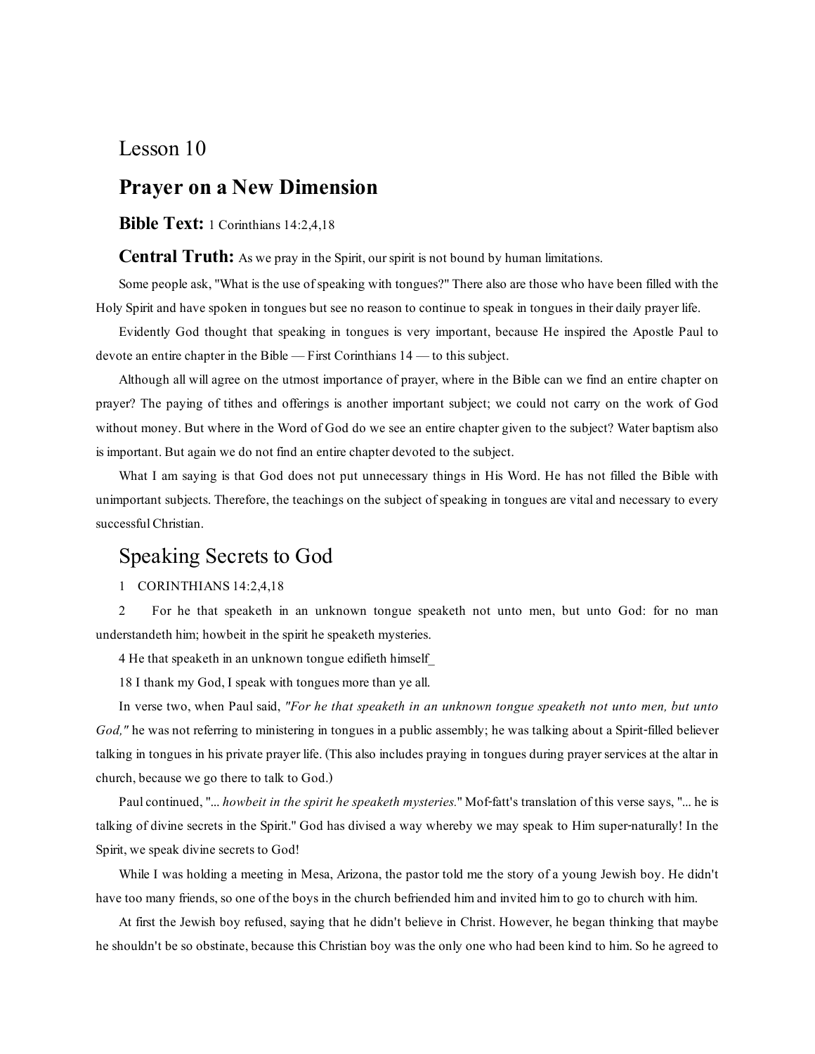## Lesson 10

# Prayer on a New Dimension

### **Bible Text:** 1 Corinthians 14:2,4,18

### **Central Truth:** As we pray in the Spirit, our spirit is not bound by human limitations.

Some people ask, "What is the use of speaking with tongues?" There also are those who have been filled with the Holy Spirit and have spoken in tongues but see no reason to continue to speak in tongues in their daily prayer life.

Evidently God thought that speaking in tongues is very important, because He inspired the Apostle Paul to devote an entire chapter in the Bible — First Corinthians 14 — to this subject.

Although all will agree on the utmost importance of prayer, where in the Bible can we find an entire chapter on prayer? The paying of tithes and offerings is another important subject; we could not carry on the work of God without money. But where in the Word of God do we see an entire chapter given to the subject? Water baptism also is important. But again we do not find an entire chapter devoted to the subject.

What I am saying is that God does not put unnecessary things in His Word. He has not filled the Bible with unimportant subjects. Therefore, the teachings on the subject of speaking in tongues are vital and necessary to every successful Christian.

## Speaking Secrets to God

1 CORINTHIANS 14:2,4,18

2 For he that speaketh in an unknown tongue speaketh not unto men, but unto God: for no man understandeth him; howbeit in the spirit he speaketh mysteries.

4 He that speaketh in an unknown tongue edifieth himself_

18 I thank my God, I speak with tongues more than ye all.

In verse two, when Paul said, *"For he that speaketh in an unknown tongue speaketh not unto men, but unto God,"* he was not referring to ministering in tongues in a public assembly; he was talking about a Spirit-filled believer talking in tongues in his private prayer life. (This also includes praying in tongues during prayer services at the altar in church, because we go there to talk to God.)

Paul continued, "... *howbeit in the spirit he speaketh mysteries.*" Mof-fatt's translation of this verse says, "... he is talking of divine secrets in the Spirit." God has divised a way whereby we may speak to Him super-naturally! In the Spirit, we speak divine secrets to God!

While I was holding a meeting in Mesa, Arizona, the pastor told me the story of a young Jewish boy. He didn't have too many friends, so one of the boys in the church befriended him and invited him to go to church with him.

At first the Jewish boy refused, saying that he didn't believe in Christ. However, he began thinking that maybe he shouldn't be so obstinate, because this Christian boy was the only one who had been kind to him. So he agreed to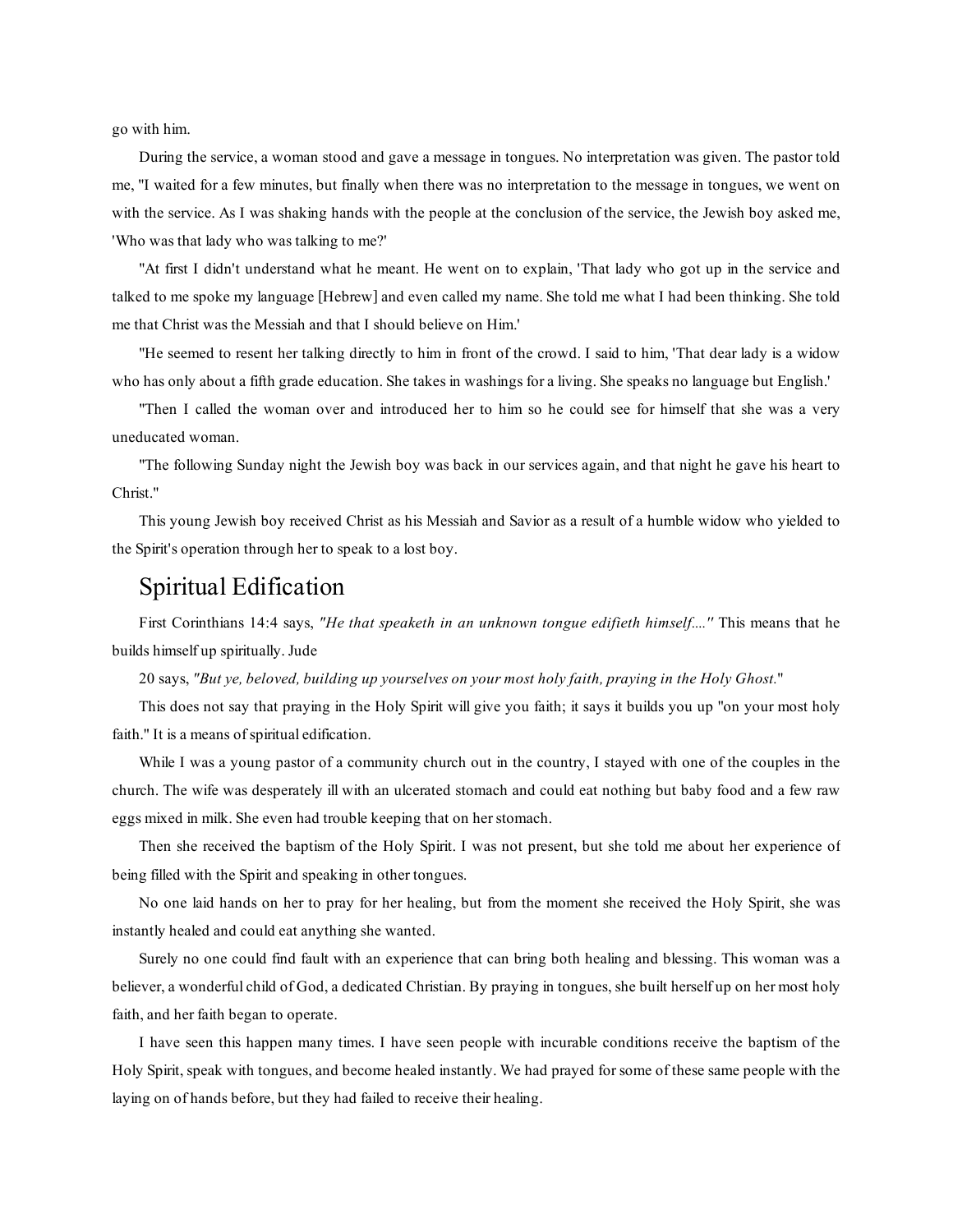go with him.

During the service, a woman stood and gave a message in tongues. No interpretation was given. The pastor told me, "I waited for a few minutes, but finally when there was no interpretation to the message in tongues, we went on with the service. As I was shaking hands with the people at the conclusion of the service, the Jewish boy asked me, 'Who was that lady who was talking to me?'

"At first I didn't understand what he meant. He went on to explain, 'That lady who got up in the service and talked to me spoke my language [Hebrew] and even called my name. She told me what I had been thinking. She told me that Christ was the Messiah and that I should believe on Him.'

"He seemed to resent her talking directly to him in front of the crowd. I said to him, 'That dear lady is a widow who has only about a fifth grade education. She takes in washings for a living. She speaks no language but English.'

"Then I called the woman over and introduced her to him so he could see for himself that she was a very uneducated woman.

"The following Sunday night the Jewish boy was back in our services again, and that night he gave his heart to Christ."

This young Jewish boy received Christ as his Messiah and Savior as a result of a humble widow who yielded to the Spirit's operation through her to speak to a lost boy.

## Spiritual Edification

First Corinthians 14:4 says, *"He that speaketh in an unknown tongue edifieth himself...."* This means that he builds himself up spiritually. Jude

20 says, *"But ye, beloved, building up yourselves on your most holy faith, praying in the Holy Ghost."*

This does not say that praying in the Holy Spirit will give you faith; it says it builds you up "on your most holy faith." It is a means of spiritual edification.

While I was a young pastor of a community church out in the country, I stayed with one of the couples in the church. The wife was desperately ill with an ulcerated stomach and could eat nothing but baby food and a few raw eggs mixed in milk. She even had trouble keeping that on her stomach.

Then she received the baptism of the Holy Spirit. I was not present, but she told me about her experience of being filled with the Spirit and speaking in other tongues.

No one laid hands on her to pray for her healing, but from the moment she received the Holy Spirit, she was instantly healed and could eat anything she wanted.

Surely no one could find fault with an experience that can bring both healing and blessing. This woman was a believer, a wonderful child of God, a dedicated Christian. By praying in tongues, she built herself up on her most holy faith, and her faith began to operate.

I have seen this happen many times. I have seen people with incurable conditions receive the baptism of the Holy Spirit, speak with tongues, and become healed instantly. We had prayed for some of these same people with the laying on of hands before, but they had failed to receive their healing.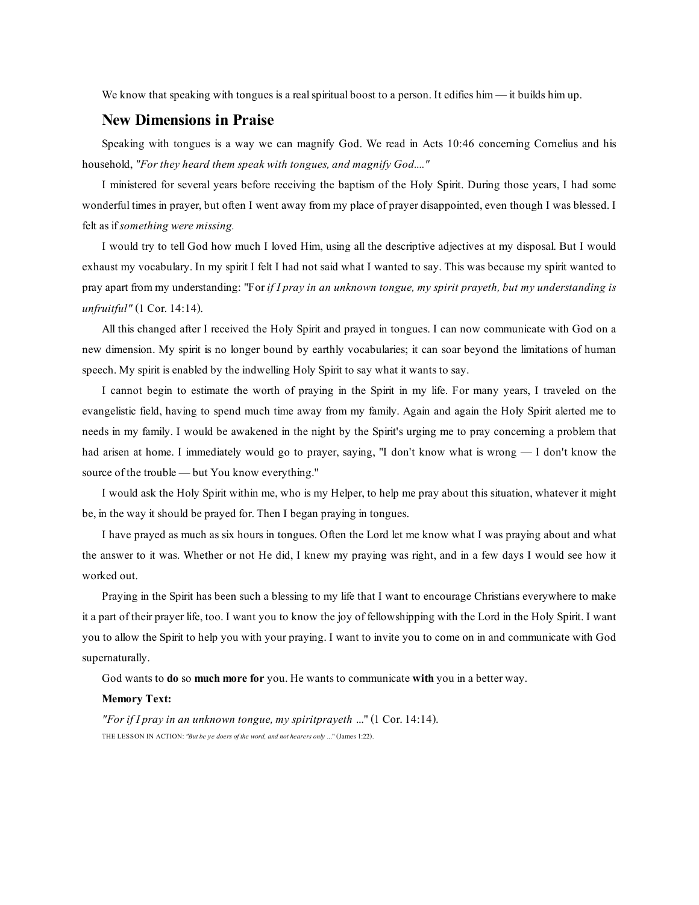We know that speaking with tongues is a real spiritual boost to a person. It edifies him — it builds him up.

## New Dimensions in Praise

Speaking with tongues is a way we can magnify God. We read in Acts 10:46 concerning Cornelius and his household, *"For they heard them speak with tongues, and magnify God...."*

I ministered for several years before receiving the baptism of the Holy Spirit. During those years, I had some wonderful times in prayer, but often I went away from my place of prayer disappointed, even though I was blessed. I felt as if *something were missing.*

I would try to tell God how much I loved Him, using all the descriptive adjectives at my disposal. But I would exhaust my vocabulary. In my spirit I felt I had not said what I wanted to say. This was because my spirit wanted to pray apart from my understanding: "For *if I pray in an unknown tongue, my spirit prayeth, but my understanding is unfruitful"* (1 Cor. 14:14).

All this changed after I received the Holy Spirit and prayed in tongues. I can now communicate with God on a new dimension. My spirit is no longer bound by earthly vocabularies; it can soar beyond the limitations of human speech. My spirit is enabled by the indwelling Holy Spirit to say what it wants to say.

I cannot begin to estimate the worth of praying in the Spirit in my life. For many years, I traveled on the evangelistic field, having to spend much time away from my family. Again and again the Holy Spirit alerted me to needs in my family. I would be awakened in the night by the Spirit's urging me to pray concerning a problem that had arisen at home. I immediately would go to prayer, saying, "I don't know what is wrong — I don't know the source of the trouble — but You know everything."

I would ask the Holy Spirit within me, who is my Helper, to help me pray about this situation, whatever it might be, in the way it should be prayed for. Then I began praying in tongues.

I have prayed as much as six hours in tongues. Often the Lord let me know what I was praying about and what the answer to it was. Whether or not He did, I knew my praying was right, and in a few days I would see how it worked out.

Praying in the Spirit has been such a blessing to my life that I want to encourage Christians everywhere to make it a part of their prayer life, too. I want you to know the joy of fellowshipping with the Lord in the Holy Spirit. I want you to allow the Spirit to help you with your praying. I want to invite you to come on in and communicate with God supernaturally.

God wants to **do** so **much more for** you. He wants to communicate **with** you in a better way.

**Memory Text:**

*"For if I pray in an unknown tongue, my spiritprayeth ...*" (1 Cor. 14:14).

THE LESSON IN ACTION: *"But be ye doers of the word, and not hearers only ..."* (James 1:22).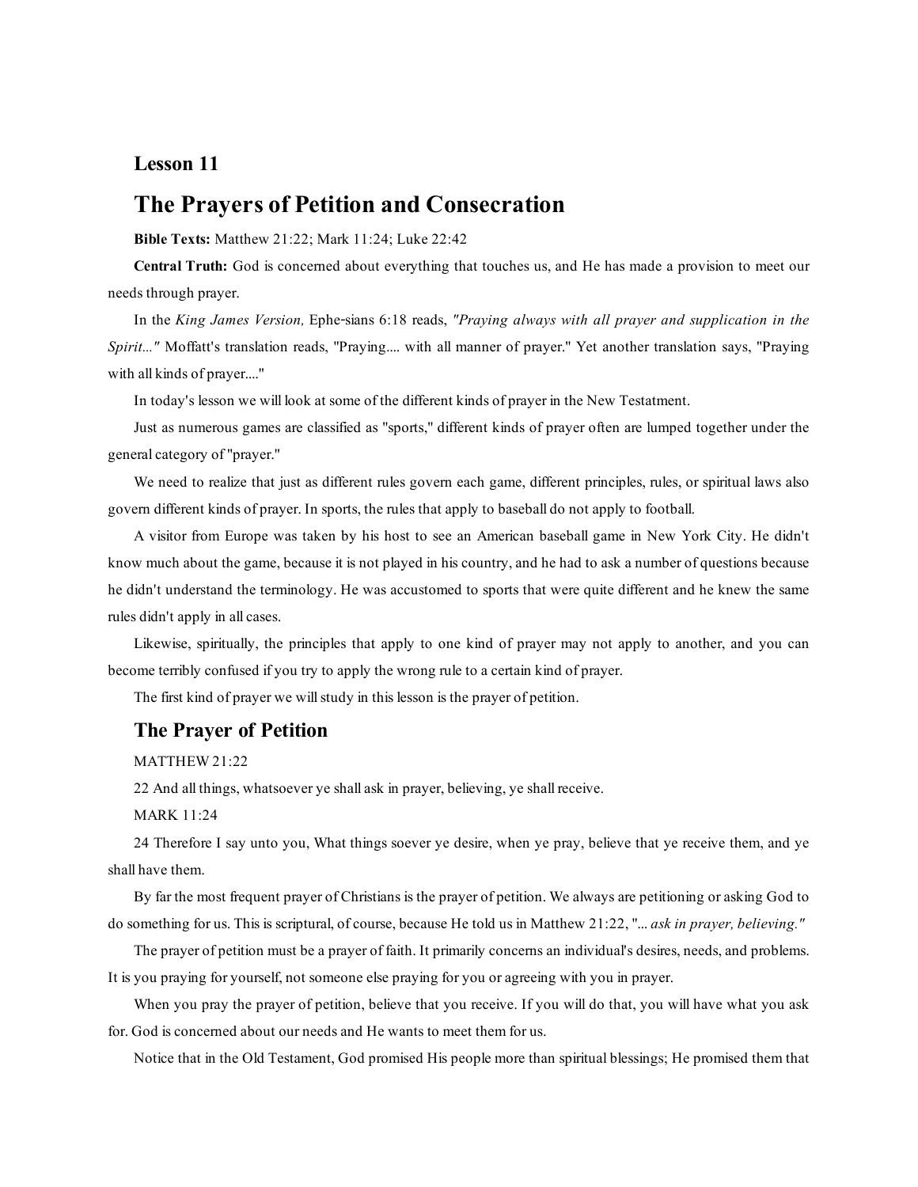## Lesson 11

# The Prayers of Petition and Consecration

**Bible Texts:** Matthew 21:22; Mark 11:24; Luke 22:42

**Central Truth:** God is concerned about everything that touches us, and He has made a provision to meet our needs through prayer.

In the *King James Version,* Ephe-sians 6:18 reads, *"Praying always with all prayer and supplication in the Spirit..."* Moffatt's translation reads, "Praying.... with all manner of prayer." Yet another translation says, "Praying with all kinds of prayer...."

In today's lesson we will look at some of the different kinds of prayer in the New Testatment.

Just as numerous games are classified as "sports," different kinds of prayer often are lumped together under the general category of "prayer."

We need to realize that just as different rules govern each game, different principles, rules, or spiritual laws also govern different kinds of prayer. In sports, the rules that apply to baseball do not apply to football.

A visitor from Europe was taken by his host to see an American baseball game in New York City. He didn't know much about the game, because it is not played in his country, and he had to ask a number of questions because he didn't understand the terminology. He was accustomed to sports that were quite different and he knew the same rules didn't apply in all cases.

Likewise, spiritually, the principles that apply to one kind of prayer may not apply to another, and you can become terribly confused if you try to apply the wrong rule to a certain kind of prayer.

The first kind of prayer we will study in this lesson is the prayer of petition.

## The Prayer of Petition

MATTHEW 21:22

22 And all things, whatsoever ye shall ask in prayer, believing, ye shall receive.

MARK 11:24

24 Therefore I say unto you, What things soever ye desire, when ye pray, believe that ye receive them, and ye shall have them.

By far the most frequent prayer of Christians is the prayer of petition. We always are petitioning or asking God to do something for us. This is scriptural, of course, because He told us in Matthew 21:22, "*... ask in prayer, believing."*

The prayer of petition must be a prayer of faith. It primarily concerns an individual's desires, needs, and problems. It is you praying for yourself, not someone else praying for you or agreeing with you in prayer.

When you pray the prayer of petition, believe that you receive. If you will do that, you will have what you ask for. God is concerned about our needs and He wants to meet them for us.

Notice that in the Old Testament, God promised His people more than spiritual blessings; He promised them that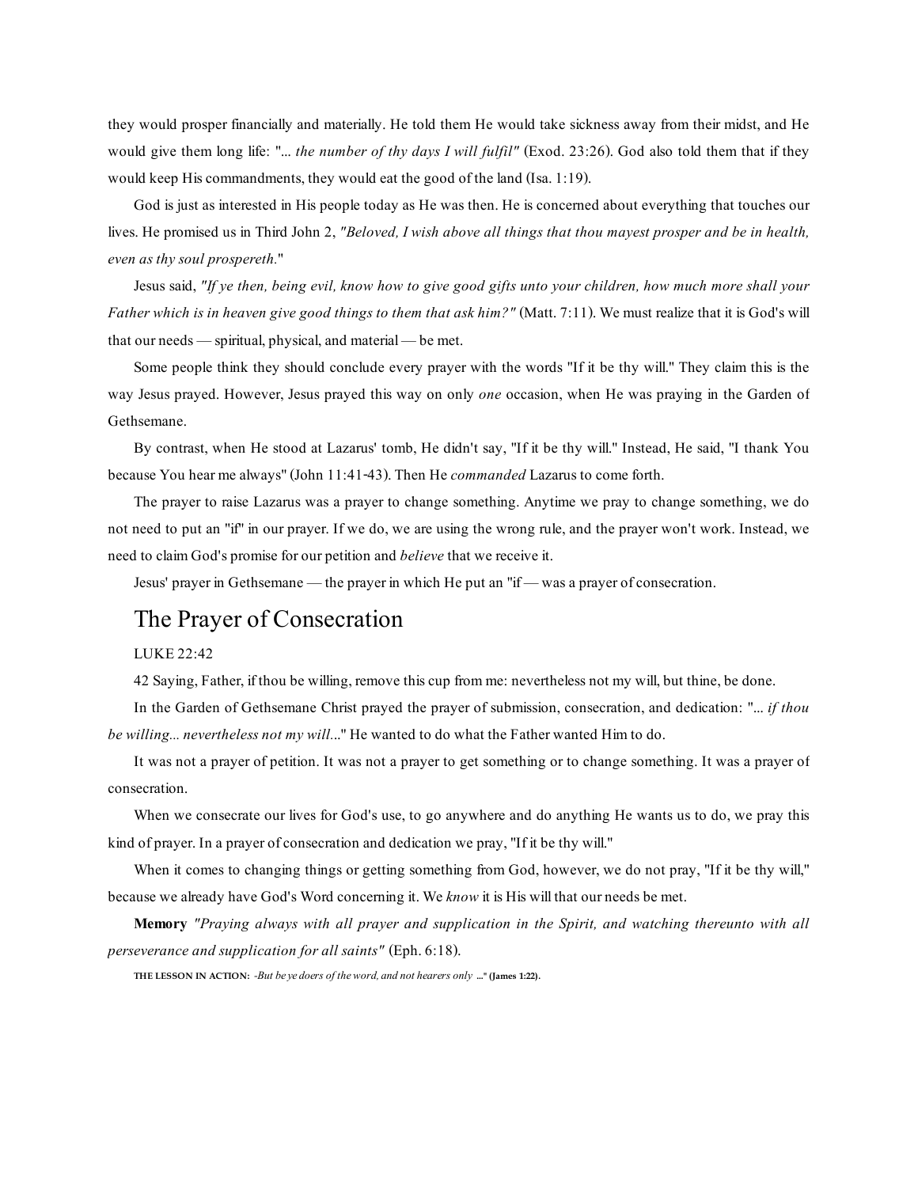they would prosper financially and materially. He told them He would take sickness away from their midst, and He would give them long life: "... *the number of thy days I will fulfil"* (Exod. 23:26). God also told them that if they would keep His commandments, they would eat the good of the land (Isa. 1:19).

God is just as interested in His people today as He was then. He is concerned about everything that touches our lives. He promised us in Third John 2, *"Beloved, I wish above all things that thou mayest prosper and be in health, even as thy soul prospereth."*

Jesus said, *"If ye then, being evil, know how to give good gifts unto your children, how much more shall your Father which is in heaven give good things to them that ask him?"* (Matt. 7:11). We must realize that it is God's will that our needs — spiritual, physical, and material — be met.

Some people think they should conclude every prayer with the words "If it be thy will." They claim this is the way Jesus prayed. However, Jesus prayed this way on only *one* occasion, when He was praying in the Garden of Gethsemane.

By contrast, when He stood at Lazarus' tomb, He didn't say, "If it be thy will." Instead, He said, "I thank You because You hear me always" (John 11:41-43). Then He *commanded* Lazarus to come forth.

The prayer to raise Lazarus was a prayer to change something. Anytime we pray to change something, we do not need to put an "if" in our prayer. If we do, we are using the wrong rule, and the prayer won't work. Instead, we need to claim God's promise for our petition and *believe* that we receive it.

Jesus' prayer in Gethsemane — the prayer in which He put an "if — was a prayer of consecration.

## The Prayer of Consecration

LUKE 22:42

42 Saying, Father, if thou be willing, remove this cup from me: nevertheless not my will, but thine, be done.

In the Garden of Gethsemane Christ prayed the prayer of submission, consecration, and dedication: "... *if thou be willing... nevertheless not my will...*" He wanted to do what the Father wanted Him to do.

It was not a prayer of petition. It was not a prayer to get something or to change something. It was a prayer of consecration.

When we consecrate our lives for God's use, to go anywhere and do anything He wants us to do, we pray this kind of prayer. In a prayer of consecration and dedication we pray, "If it be thy will."

When it comes to changing things or getting something from God, however, we do not pray, "If it be thy will," because we already have God's Word concerning it. We *know* it is His will that our needs be met.

**Memory** *"Praying always with all prayer and supplication in the Spirit, and watching thereunto with all perseverance and supplication for all saints"* (Eph. 6:18).

**THE LESSON IN ACTION:** *"But be ye doers of the word, and not hearers only* **..." (James 1:22).**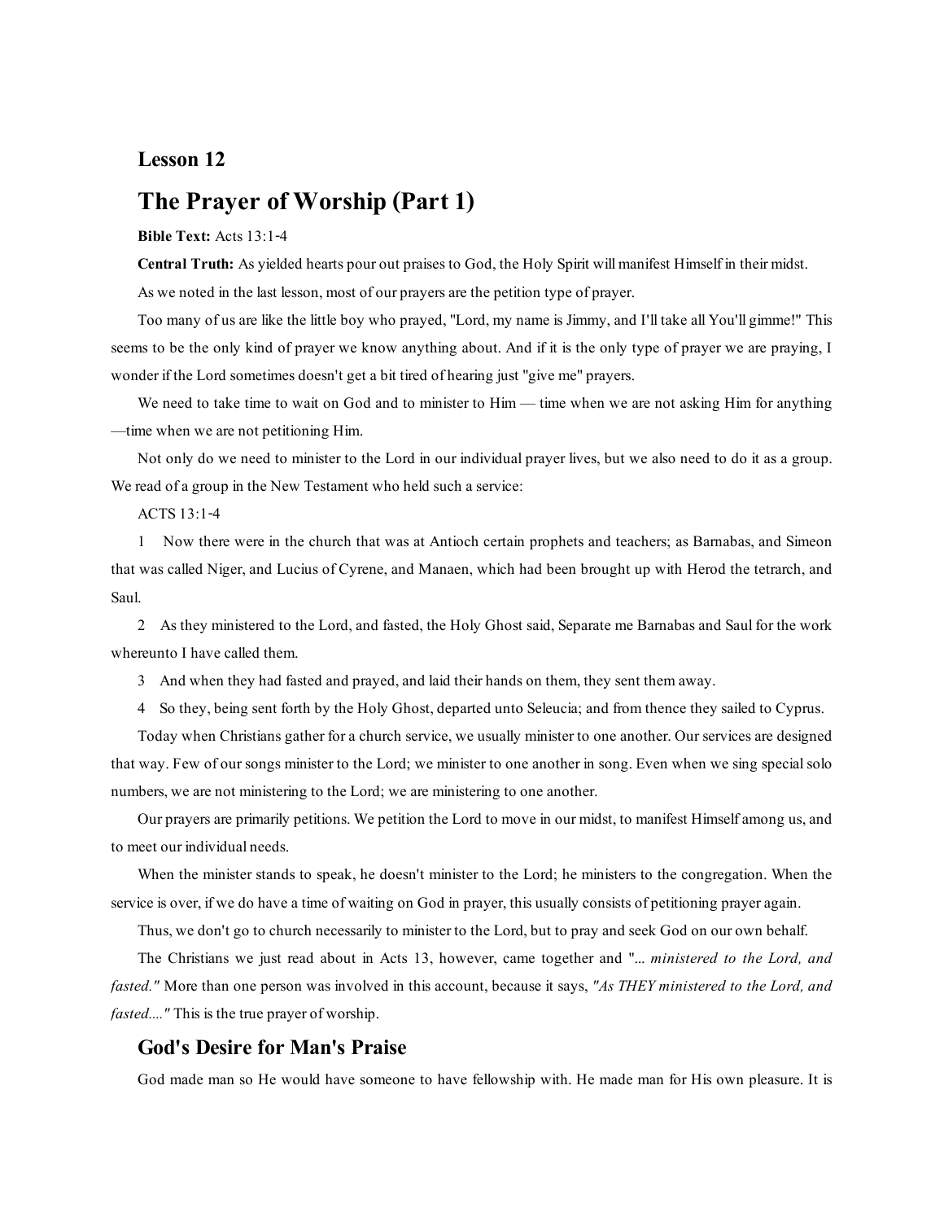## Lesson 12

# The Prayer of Worship (Part 1)

**Bible Text:** Acts 13:1-4

**Central Truth:** As yielded hearts pour out praises to God, the Holy Spirit will manifest Himself in their midst.

As we noted in the last lesson, most of our prayers are the petition type of prayer.

Too many of us are like the little boy who prayed, "Lord, my name is Jimmy, and I'll take all You'll gimme!" This seems to be the only kind of prayer we know anything about. And if it is the only type of prayer we are praying, I wonder if the Lord sometimes doesn't get a bit tired of hearing just "give me" prayers.

We need to take time to wait on God and to minister to Him — time when we are not asking Him for anything —time when we are not petitioning Him.

Not only do we need to minister to the Lord in our individual prayer lives, but we also need to do it as a group. We read of a group in the New Testament who held such a service:

ACTS 13:1-4

1 Now there were in the church that was at Antioch certain prophets and teachers; as Barnabas, and Simeon that was called Niger, and Lucius of Cyrene, and Manaen, which had been brought up with Herod the tetrarch, and Saul.

2 As they ministered to the Lord, and fasted, the Holy Ghost said, Separate me Barnabas and Saul for the work whereunto I have called them.

3 And when they had fasted and prayed, and laid their hands on them, they sent them away.

4 So they, being sent forth by the Holy Ghost, departed unto Seleucia; and from thence they sailed to Cyprus.

Today when Christians gather for a church service, we usually minister to one another. Our services are designed that way. Few of our songs minister to the Lord; we minister to one another in song. Even when we sing special solo numbers, we are not ministering to the Lord; we are ministering to one another.

Our prayers are primarily petitions. We petition the Lord to move in our midst, to manifest Himself among us, and to meet our individual needs.

When the minister stands to speak, he doesn't minister to the Lord; he ministers to the congregation. When the service is over, if we do have a time of waiting on God in prayer, this usually consists of petitioning prayer again.

Thus, we don't go to church necessarily to minister to the Lord, but to pray and seek God on our own behalf.

The Christians we just read about in Acts 13, however, came together and "*... ministered to the Lord, and fasted.*" More than one person was involved in this account, because it says, *"As THEY ministered to the Lord, and fasted...."* This is the true prayer of worship.

### God's Desire for Man's Praise

God made man so He would have someone to have fellowship with. He made man for His own pleasure. It is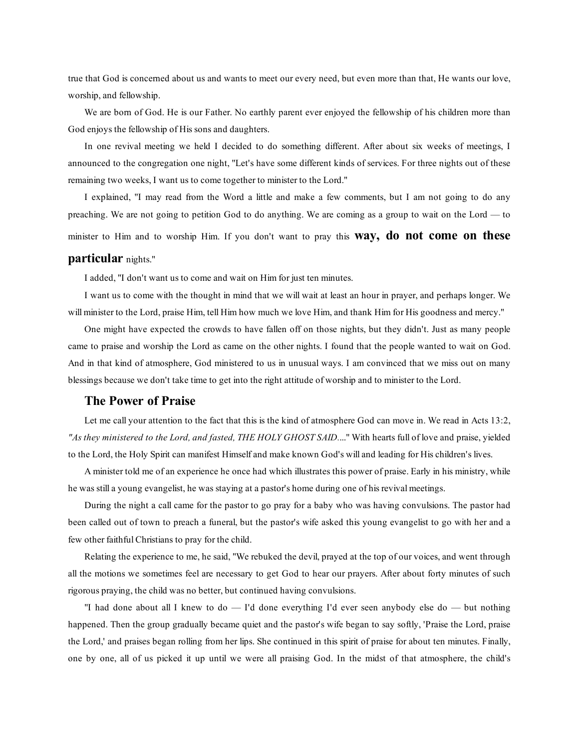true that God is concerned about us and wants to meet our every need, but even more than that, He wants our love, worship, and fellowship.

We are born of God. He is our Father. No earthly parent ever enjoyed the fellowship of his children more than God enjoys the fellowship of His sons and daughters.

In one revival meeting we held I decided to do something different. After about six weeks of meetings, I announced to the congregation one night, "Let's have some different kinds of services. For three nights out of these remaining two weeks, I want us to come together to minister to the Lord."

I explained, "I may read from the Word a little and make a few comments, but I am not going to do any preaching. We are not going to petition God to do anything. We are coming as a group to wait on the Lord — to minister to Him and to worship Him. If you don't want to pray this **way, do not come on these particular** nights."

I added, "I don't want us to come and wait on Him for just ten minutes.

I want us to come with the thought in mind that we will wait at least an hour in prayer, and perhaps longer. We will minister to the Lord, praise Him, tell Him how much we love Him, and thank Him for His goodness and mercy."

One might have expected the crowds to have fallen off on those nights, but they didn't. Just as many people came to praise and worship the Lord as came on the other nights. I found that the people wanted to wait on God. And in that kind of atmosphere, God ministered to us in unusual ways. I am convinced that we miss out on many blessings because we don't take time to get into the right attitude of worship and to minister to the Lord.

## The Power of Praise

Let me call your attention to the fact that this is the kind of atmosphere God can move in. We read in Acts 13:2, *"As they ministered to the Lord, and fasted, THE HOLY GHOST SAID....*" With hearts full of love and praise, yielded to the Lord, the Holy Spirit can manifest Himself and make known God's will and leading for His children's lives.

A minister told me of an experience he once had which illustrates this power of praise. Early in his ministry, while he was still a young evangelist, he was staying at a pastor's home during one of his revival meetings.

During the night a call came for the pastor to go pray for a baby who was having convulsions. The pastor had been called out of town to preach a funeral, but the pastor's wife asked this young evangelist to go with her and a few other faithful Christians to pray for the child.

Relating the experience to me, he said, "We rebuked the devil, prayed at the top of our voices, and went through all the motions we sometimes feel are necessary to get God to hear our prayers. After about forty minutes of such rigorous praying, the child was no better, but continued having convulsions.

"I had done about all I knew to do — I'd done everything I'd ever seen anybody else do — but nothing happened. Then the group gradually became quiet and the pastor's wife began to say softly, 'Praise the Lord, praise the Lord,' and praises began rolling from her lips. She continued in this spirit of praise for about ten minutes. Finally, one by one, all of us picked it up until we were all praising God. In the midst of that atmosphere, the child's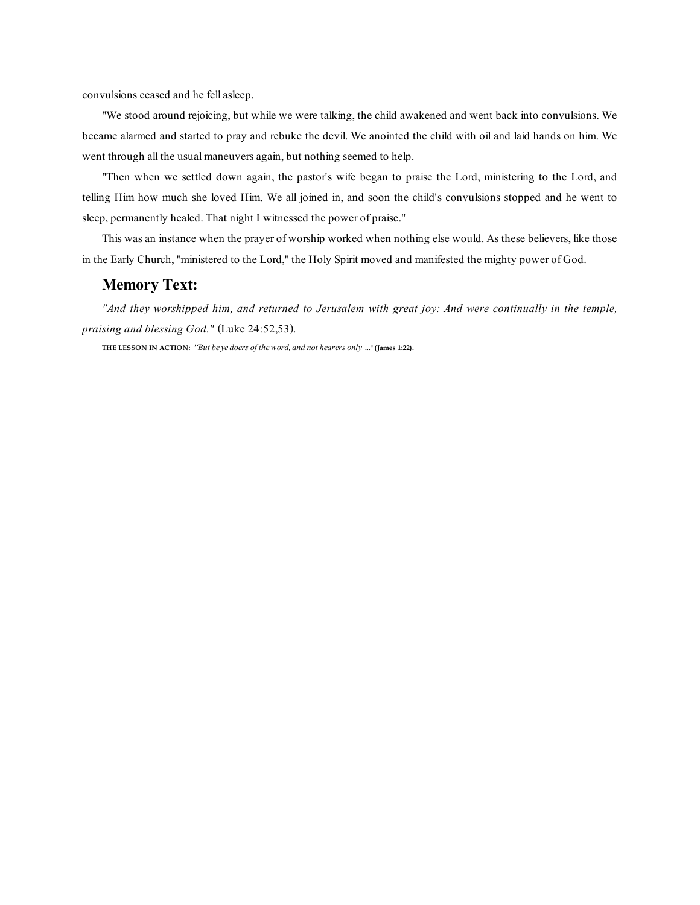convulsions ceased and he fell asleep.

"We stood around rejoicing, but while we were talking, the child awakened and went back into convulsions. We became alarmed and started to pray and rebuke the devil. We anointed the child with oil and laid hands on him. We went through all the usual maneuvers again, but nothing seemed to help.

"Then when we settled down again, the pastor's wife began to praise the Lord, ministering to the Lord, and telling Him how much she loved Him. We all joined in, and soon the child's convulsions stopped and he went to sleep, permanently healed. That night I witnessed the power of praise."

This was an instance when the prayer of worship worked when nothing else would. As these believers, like those in the Early Church, "ministered to the Lord," the Holy Spirit moved and manifested the mighty power of God.

## Memory Text:

*"And they worshipped him, and returned to Jerusalem with great joy: And were continually in the temple, praising and blessing God."* (Luke 24:52,53).

**THE LESSON IN ACTION:** *"But be ye doers of the word, and not hearers only* **..." (James 1:22).**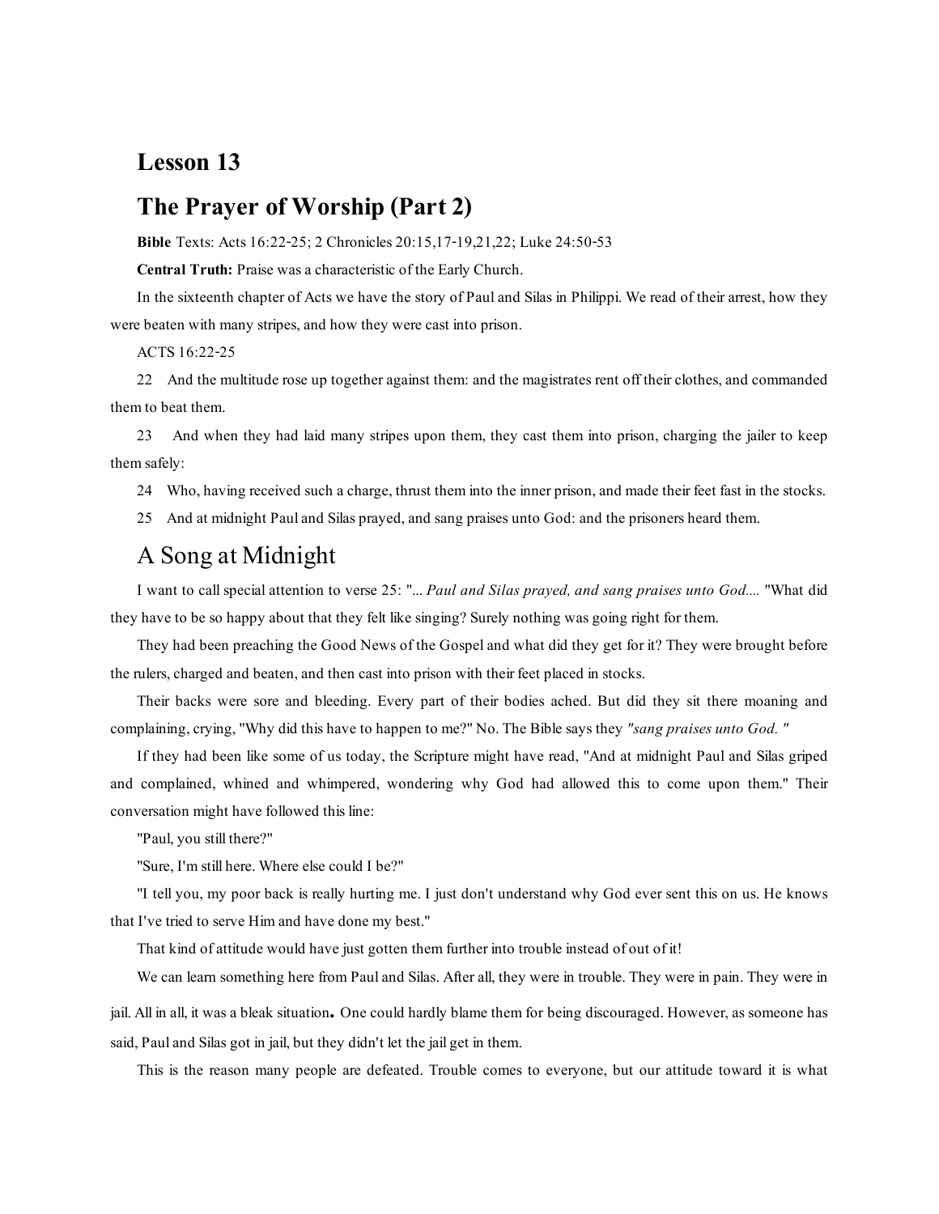## Lesson 13

## The Prayer of Worship (Part 2)

**Bible** Texts: Acts 16:22-25; 2 Chronicles 20:15,17-19,21,22; Luke 24:50-53

**Central Truth:** Praise was a characteristic of the Early Church.

In the sixteenth chapter of Acts we have the story of Paul and Silas in Philippi. We read of their arrest, how they were beaten with many stripes, and how they were cast into prison.

ACTS 16:22-25

22 And the multitude rose up together against them: and the magistrates rent off their clothes, and commanded them to beat them.

23 And when they had laid many stripes upon them, they cast them into prison, charging the jailer to keep them safely:

24 Who, having received such a charge, thrust them into the inner prison, and made their feet fast in the stocks.

25 And at midnight Paul and Silas prayed, and sang praises unto God: and the prisoners heard them.

## A Song at Midnight

I want to call special attention to verse 25: "... *Paul and Silas prayed, and sang praises unto God....* "What did they have to be so happy about that they felt like singing? Surely nothing was going right for them.

They had been preaching the Good News of the Gospel and what did they get for it? They were brought before the rulers, charged and beaten, and then cast into prison with their feet placed in stocks.

Their backs were sore and bleeding. Every part of their bodies ached. But did they sit there moaning and complaining, crying, "Why did this have to happen to me?" No. The Bible says they *"sang praises unto God. "*

If they had been like some of us today, the Scripture might have read, "And at midnight Paul and Silas griped and complained, whined and whimpered, wondering why God had allowed this to come upon them." Their conversation might have followed this line:

"Paul, you still there?"

"Sure, I'm still here. Where else could I be?"

"I tell you, my poor back is really hurting me. I just don't understand why God ever sent this on us. He knows that I've tried to serve Him and have done my best."

That kind of attitude would have just gotten them further into trouble instead of out of it!

We can learn something here from Paul and Silas. After all, they were in trouble. They were in pain. They were in jail. All in all, it was a bleak situation. One could hardly blame them for being discouraged. However, as someone has said, Paul and Silas got in jail, but they didn't let the jail get in them.

This is the reason many people are defeated. Trouble comes to everyone, but our attitude toward it is what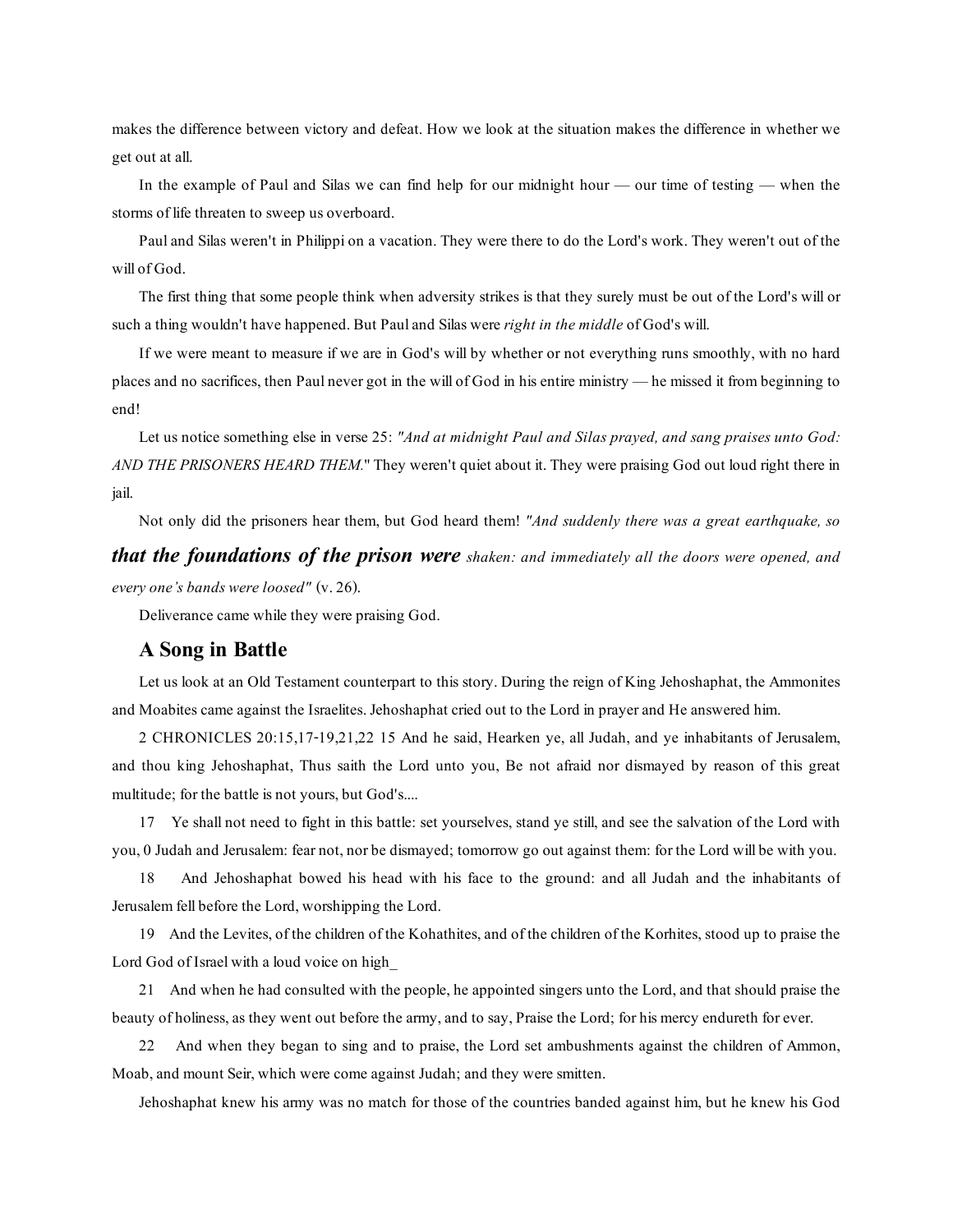makes the difference between victory and defeat. How we look at the situation makes the difference in whether we get out at all.

In the example of Paul and Silas we can find help for our midnight hour — our time of testing — when the storms of life threaten to sweep us overboard.

Paul and Silas weren't in Philippi on a vacation. They were there to do the Lord's work. They weren't out of the will of God.

The first thing that some people think when adversity strikes is that they surely must be out of the Lord's will or such a thing wouldn't have happened. But Paul and Silas were *right in the middle* of God's will.

If we were meant to measure if we are in God's will by whether or not everything runs smoothly, with no hard places and no sacrifices, then Paul never got in the will of God in his entire ministry — he missed it from beginning to end!

Let us notice something else in verse 25: *"And at midnight Paul and Silas prayed, and sang praises unto God: AND THE PRISONERS HEARD THEM.*" They weren't quiet about it. They were praising God out loud right there in jail.

Not only did the prisoners hear them, but God heard them! *"And suddenly there was a great earthquake, so* ***that the foundations of the prison were*** *shaken: and immediately all the doors were opened, and every one's bands were loosed"* (v. 26).

Deliverance came while they were praising God.

## A Song in Battle

Let us look at an Old Testament counterpart to this story. During the reign of King Jehoshaphat, the Ammonites and Moabites came against the Israelites. Jehoshaphat cried out to the Lord in prayer and He answered him.

2 CHRONICLES 20:15,17-19,21,22 15 And he said, Hearken ye, all Judah, and ye inhabitants of Jerusalem, and thou king Jehoshaphat, Thus saith the Lord unto you, Be not afraid nor dismayed by reason of this great multitude; for the battle is not yours, but God's....

17 Ye shall not need to fight in this battle: set yourselves, stand ye still, and see the salvation of the Lord with you, 0 Judah and Jerusalem: fear not, nor be dismayed; tomorrow go out against them: for the Lord will be with you.

18 And Jehoshaphat bowed his head with his face to the ground: and all Judah and the inhabitants of Jerusalem fell before the Lord, worshipping the Lord.

19 And the Levites, of the children of the Kohathites, and of the children of the Korhites, stood up to praise the Lord God of Israel with a loud voice on high_

21 And when he had consulted with the people, he appointed singers unto the Lord, and that should praise the beauty of holiness, as they went out before the army, and to say, Praise the Lord; for his mercy endureth for ever.

22 And when they began to sing and to praise, the Lord set ambushments against the children of Ammon, Moab, and mount Seir, which were come against Judah; and they were smitten.

Jehoshaphat knew his army was no match for those of the countries banded against him, but he knew his God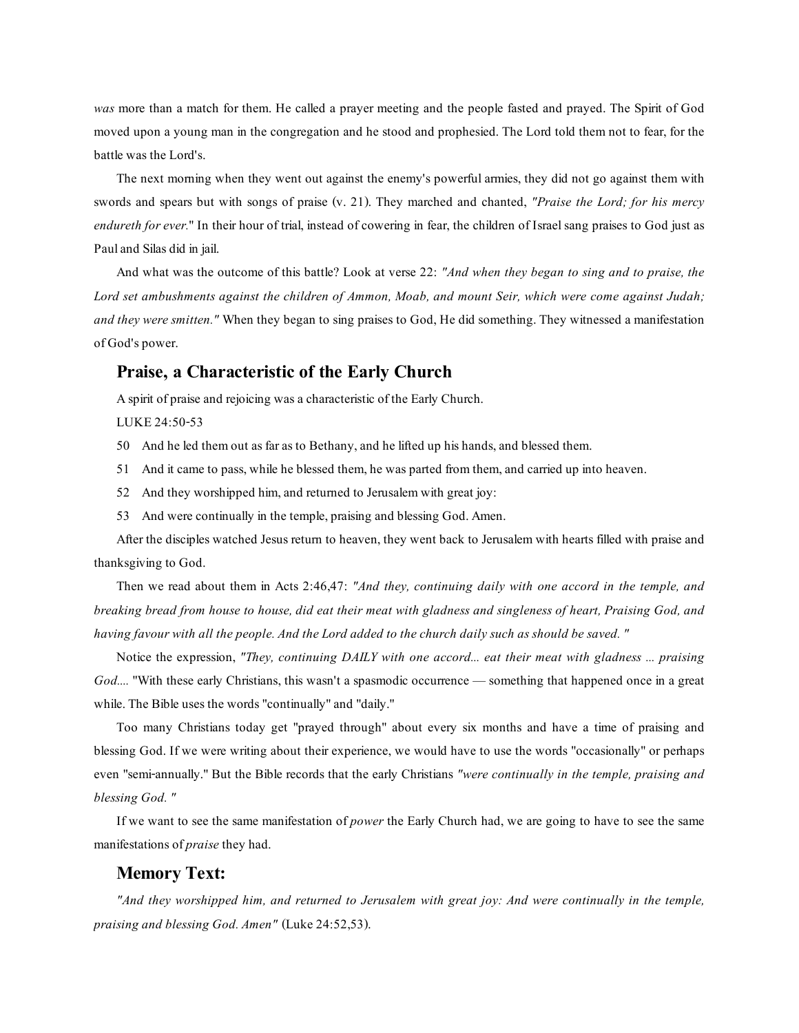*was* more than a match for them. He called a prayer meeting and the people fasted and prayed. The Spirit of God moved upon a young man in the congregation and he stood and prophesied. The Lord told them not to fear, for the battle was the Lord's.

The next morning when they went out against the enemy's powerful armies, they did not go against them with swords and spears but with songs of praise (v. 21). They marched and chanted, *"Praise the Lord; for his mercy endureth for ever."* In their hour of trial, instead of cowering in fear, the children of Israel sang praises to God just as Paul and Silas did in jail.

And what was the outcome of this battle? Look at verse 22: *"And when they began to sing and to praise, the Lord set ambushments against the children of Ammon, Moab, and mount Seir, which were come against Judah; and they were smitten."* When they began to sing praises to God, He did something. They witnessed a manifestation of God's power.

## Praise, a Characteristic of the Early Church

A spirit of praise and rejoicing was a characteristic of the Early Church.

LUKE 24:50-53

50 And he led them out as far as to Bethany, and he lifted up his hands, and blessed them.

51 And it came to pass, while he blessed them, he was parted from them, and carried up into heaven.

52 And they worshipped him, and returned to Jerusalem with great joy:

53 And were continually in the temple, praising and blessing God. Amen.

After the disciples watched Jesus return to heaven, they went back to Jerusalem with hearts filled with praise and thanksgiving to God.

Then we read about them in Acts 2:46,47: *"And they, continuing daily with one accord in the temple, and breaking bread from house to house, did eat their meat with gladness and singleness of heart, Praising God, and having favour with all the people. And the Lord added to the church daily such as should be saved. "*

Notice the expression, *"They, continuing DAILY with one accord... eat their meat with gladness ... praising God....* "With these early Christians, this wasn't a spasmodic occurrence — something that happened once in a great while. The Bible uses the words "continually" and "daily."

Too many Christians today get "prayed through" about every six months and have a time of praising and blessing God. If we were writing about their experience, we would have to use the words "occasionally" or perhaps even "semi-annually." But the Bible records that the early Christians *"were continually in the temple, praising and blessing God. "*

If we want to see the same manifestation of *power* the Early Church had, we are going to have to see the same manifestations of *praise* they had.

## Memory Text:

*"And they worshipped him, and returned to Jerusalem with great joy: And were continually in the temple, praising and blessing God. Amen"* (Luke 24:52,53).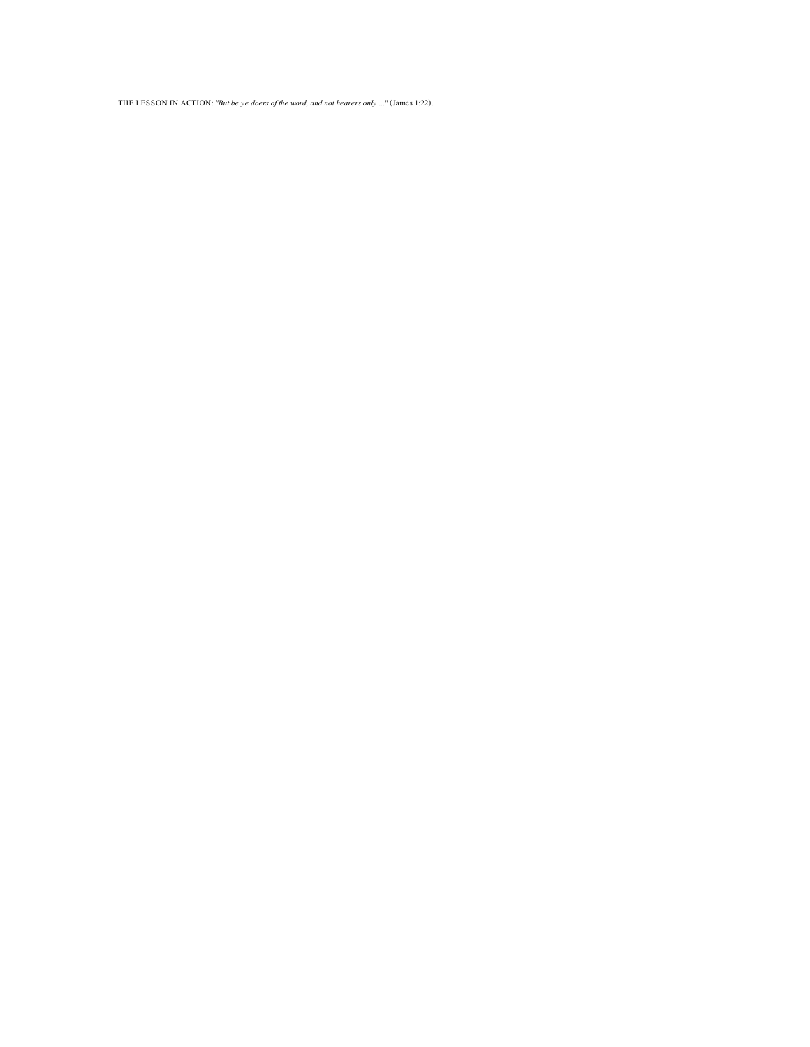THE LESSON IN ACTION: *"But be ye doers of the word, and not hearers only ..."* (James 1:22).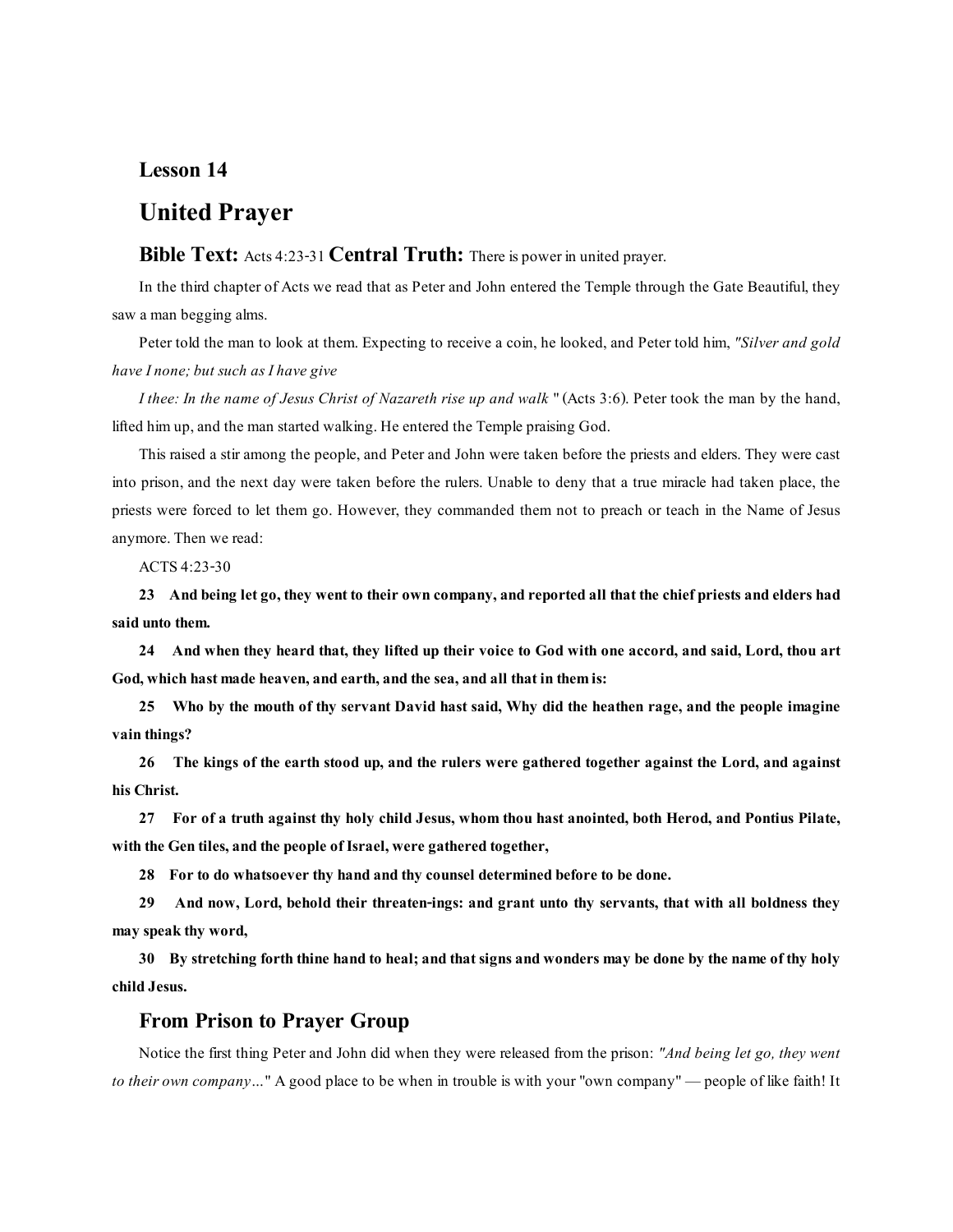## Lesson 14

# United Prayer

**Bible Text:** Acts 4:23-31 **Central Truth:** There is power in united prayer.

In the third chapter of Acts we read that as Peter and John entered the Temple through the Gate Beautiful, they saw a man begging alms.

Peter told the man to look at them. Expecting to receive a coin, he looked, and Peter told him, *"Silver and gold have I none; but such as I have give*

*I thee: In the name of Jesus Christ of Nazareth rise up and walk* " (Acts 3:6). Peter took the man by the hand, lifted him up, and the man started walking. He entered the Temple praising God.

This raised a stir among the people, and Peter and John were taken before the priests and elders. They were cast into prison, and the next day were taken before the rulers. Unable to deny that a true miracle had taken place, the priests were forced to let them go. However, they commanded them not to preach or teach in the Name of Jesus anymore. Then we read:

ACTS 4:23-30

**23 And being let go, they went to their own company, and reported all that the chief priests and elders had said unto them.**

**24 And when they heard that, they lifted up their voice to God with one accord, and said, Lord, thou art God, which hast made heaven, and earth, and the sea, and all that in them is:**

**25 Who by the mouth of thy servant David hast said, Why did the heathen rage, and the people imagine vain things?**

**26 The kings of the earth stood up, and the rulers were gathered together against the Lord, and against his Christ.**

**27 For of a truth against thy holy child Jesus, whom thou hast anointed, both Herod, and Pontius Pilate, with the Gen tiles, and the people of Israel, were gathered together,**

**28 For to do whatsoever thy hand and thy counsel determined before to be done.**

**29 And now, Lord, behold their threaten-ings: and grant unto thy servants, that with all boldness they may speak thy word,**

**30 By stretching forth thine hand to heal; and that signs and wonders may be done by the name of thy holy child Jesus.**

### From Prison to Prayer Group

Notice the first thing Peter and John did when they were released from the prison: *"And being let go, they went to their own company…"* A good place to be when in trouble is with your "own company" — people of like faith! It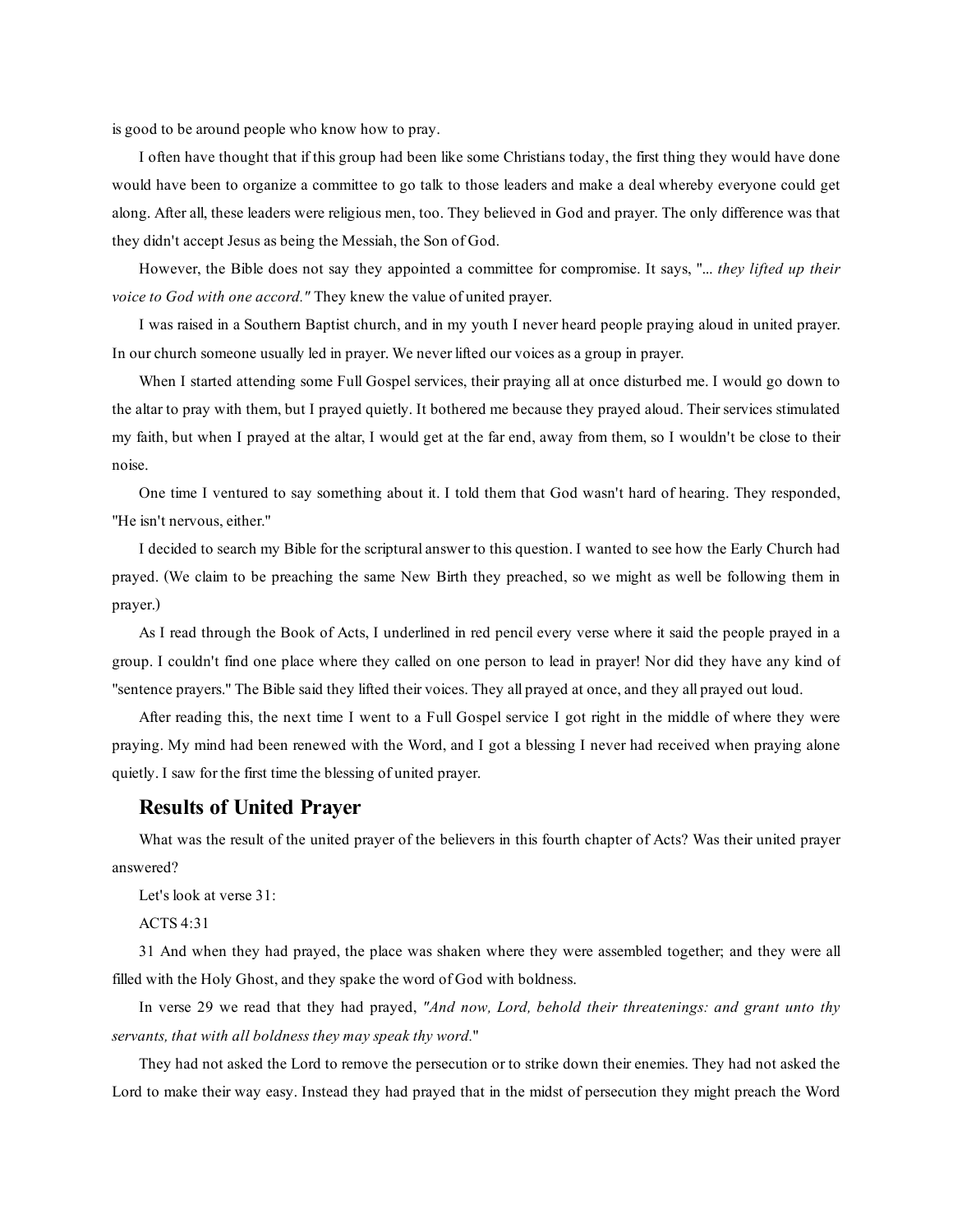is good to be around people who know how to pray.

I often have thought that if this group had been like some Christians today, the first thing they would have done would have been to organize a committee to go talk to those leaders and make a deal whereby everyone could get along. After all, these leaders were religious men, too. They believed in God and prayer. The only difference was that they didn't accept Jesus as being the Messiah, the Son of God.

However, the Bible does not say they appointed a committee for compromise. It says, "*... they lifted up their voice to God with one accord."* They knew the value of united prayer.

I was raised in a Southern Baptist church, and in my youth I never heard people praying aloud in united prayer. In our church someone usually led in prayer. We never lifted our voices as a group in prayer.

When I started attending some Full Gospel services, their praying all at once disturbed me. I would go down to the altar to pray with them, but I prayed quietly. It bothered me because they prayed aloud. Their services stimulated my faith, but when I prayed at the altar, I would get at the far end, away from them, so I wouldn't be close to their noise.

One time I ventured to say something about it. I told them that God wasn't hard of hearing. They responded, "He isn't nervous, either."

I decided to search my Bible for the scriptural answer to this question. I wanted to see how the Early Church had prayed. (We claim to be preaching the same New Birth they preached, so we might as well be following them in prayer.)

As I read through the Book of Acts, I underlined in red pencil every verse where it said the people prayed in a group. I couldn't find one place where they called on one person to lead in prayer! Nor did they have any kind of "sentence prayers." The Bible said they lifted their voices. They all prayed at once, and they all prayed out loud.

After reading this, the next time I went to a Full Gospel service I got right in the middle of where they were praying. My mind had been renewed with the Word, and I got a blessing I never had received when praying alone quietly. I saw for the first time the blessing of united prayer.

## Results of United Prayer

What was the result of the united prayer of the believers in this fourth chapter of Acts? Was their united prayer answered?

Let's look at verse 31:

ACTS 4:31

31 And when they had prayed, the place was shaken where they were assembled together; and they were all filled with the Holy Ghost, and they spake the word of God with boldness.

In verse 29 we read that they had prayed, *"And now, Lord, behold their threatenings: and grant unto thy servants, that with all boldness they may speak thy word."*

They had not asked the Lord to remove the persecution or to strike down their enemies. They had not asked the Lord to make their way easy. Instead they had prayed that in the midst of persecution they might preach the Word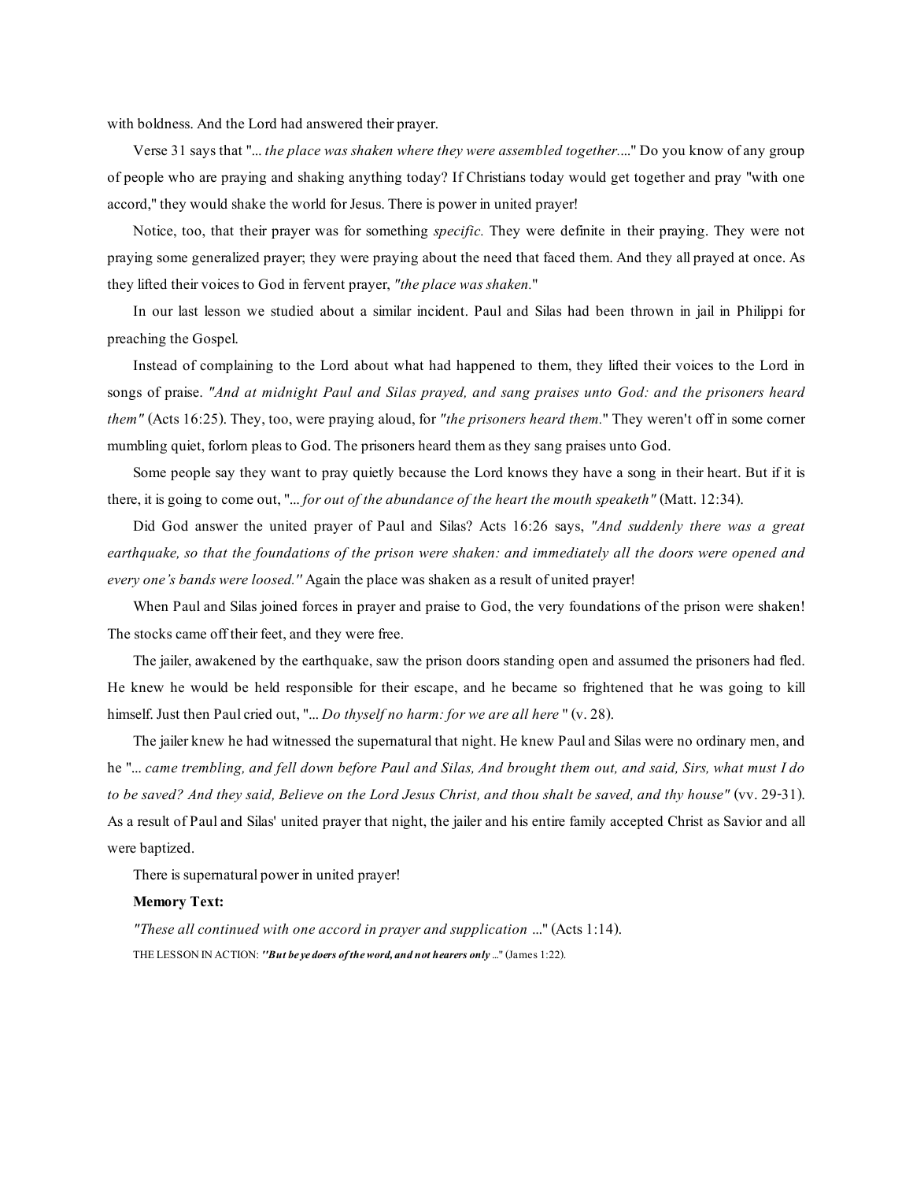with boldness. And the Lord had answered their prayer.

Verse 31 says that "... *the place was shaken where they were assembled together*...." Do you know of any group of people who are praying and shaking anything today? If Christians today would get together and pray "with one accord," they would shake the world for Jesus. There is power in united prayer!

Notice, too, that their prayer was for something *specific.* They were definite in their praying. They were not praying some generalized prayer; they were praying about the need that faced them. And they all prayed at once. As they lifted their voices to God in fervent prayer, *"the place was shaken.*"

In our last lesson we studied about a similar incident. Paul and Silas had been thrown in jail in Philippi for preaching the Gospel.

Instead of complaining to the Lord about what had happened to them, they lifted their voices to the Lord in songs of praise. *"And at midnight Paul and Silas prayed, and sang praises unto God: and the prisoners heard them"* (Acts 16:25). They, too, were praying aloud, for *"the prisoners heard them.*" They weren't off in some corner mumbling quiet, forlorn pleas to God. The prisoners heard them as they sang praises unto God.

Some people say they want to pray quietly because the Lord knows they have a song in their heart. But if it is there, it is going to come out, "... *for out of the abundance of the heart the mouth speaketh"* (Matt. 12:34).

Did God answer the united prayer of Paul and Silas? Acts 16:26 says, *"And suddenly there was a great earthquake, so that the foundations of the prison were shaken: and immediately all the doors were opened and every one's bands were loosed."* Again the place was shaken as a result of united prayer!

When Paul and Silas joined forces in prayer and praise to God, the very foundations of the prison were shaken! The stocks came off their feet, and they were free.

The jailer, awakened by the earthquake, saw the prison doors standing open and assumed the prisoners had fled. He knew he would be held responsible for their escape, and he became so frightened that he was going to kill himself. Just then Paul cried out, "... *Do thyself no harm: for we are all here* " (v. 28).

The jailer knew he had witnessed the supernatural that night. He knew Paul and Silas were no ordinary men, and he "... *came trembling, and fell down before Paul and Silas, And brought them out, and said, Sirs, what must I do to be saved? And they said, Believe on the Lord Jesus Christ, and thou shalt be saved, and thy house"* (vv. 29-31). As a result of Paul and Silas' united prayer that night, the jailer and his entire family accepted Christ as Savior and all were baptized.

There is supernatural power in united prayer!

**Memory Text:**

*"These all continued with one accord in prayer and supplication* ..." (Acts 1:14).

THE LESSON IN ACTION: ***"But be ye doers of the word, and not hearers only*** ..." (James 1:22).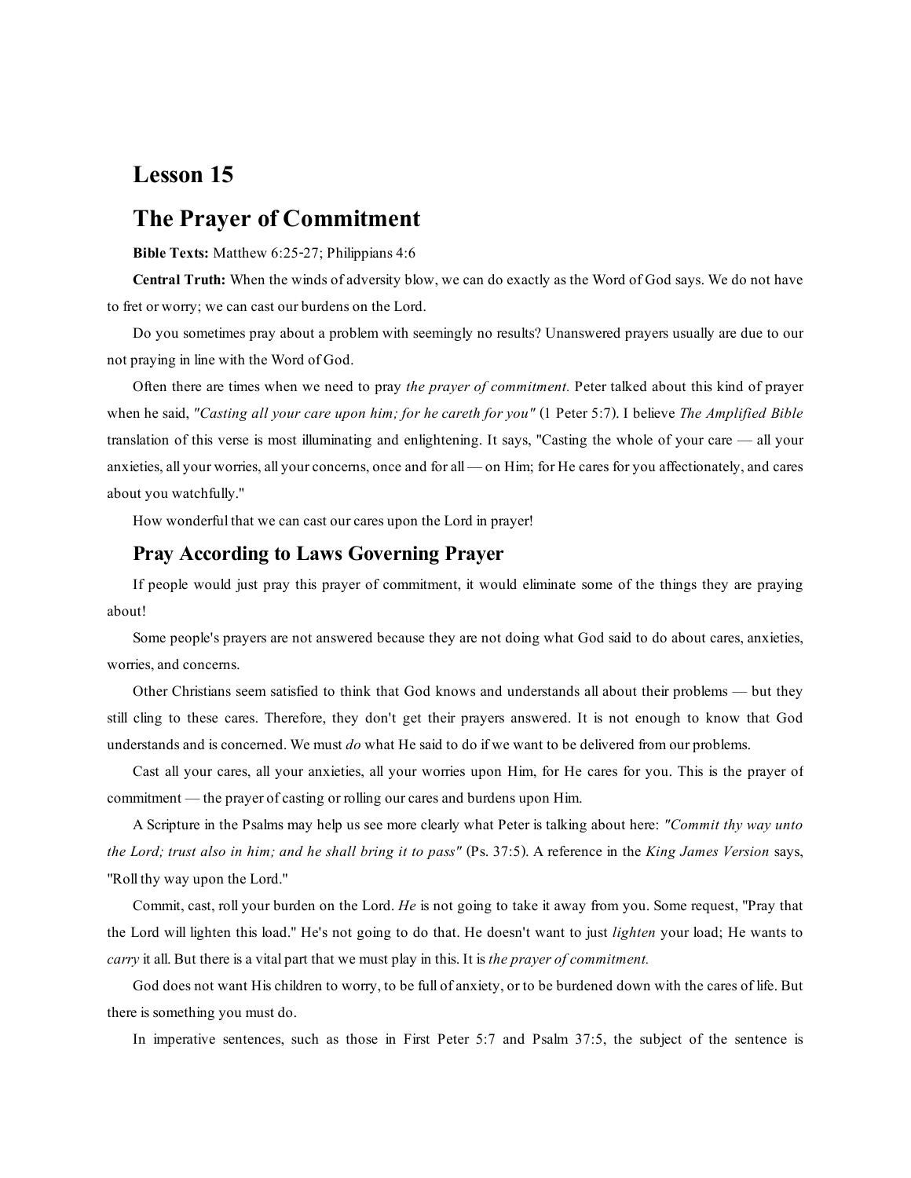# Lesson 15

# The Prayer of Commitment

**Bible Texts:** Matthew 6:25-27; Philippians 4:6

**Central Truth:** When the winds of adversity blow, we can do exactly as the Word of God says. We do not have to fret or worry; we can cast our burdens on the Lord.

Do you sometimes pray about a problem with seemingly no results? Unanswered prayers usually are due to our not praying in line with the Word of God.

Often there are times when we need to pray *the prayer of commitment.* Peter talked about this kind of prayer when he said, *"Casting all your care upon him; for he careth for you"* (1 Peter 5:7). I believe *The Amplified Bible* translation of this verse is most illuminating and enlightening. It says, "Casting the whole of your care — all your anxieties, all your worries, all your concerns, once and for all — on Him; for He cares for you affectionately, and cares about you watchfully."

How wonderful that we can cast our cares upon the Lord in prayer!

## Pray According to Laws Governing Prayer

If people would just pray this prayer of commitment, it would eliminate some of the things they are praying about!

Some people's prayers are not answered because they are not doing what God said to do about cares, anxieties, worries, and concerns.

Other Christians seem satisfied to think that God knows and understands all about their problems — but they still cling to these cares. Therefore, they don't get their prayers answered. It is not enough to know that God understands and is concerned. We must *do* what He said to do if we want to be delivered from our problems.

Cast all your cares, all your anxieties, all your worries upon Him, for He cares for you. This is the prayer of commitment — the prayer of casting or rolling our cares and burdens upon Him.

A Scripture in the Psalms may help us see more clearly what Peter is talking about here: *"Commit thy way unto the Lord; trust also in him; and he shall bring it to pass"* (Ps. 37:5). A reference in the *King James Version* says, "Roll thy way upon the Lord."

Commit, cast, roll your burden on the Lord. *He* is not going to take it away from you. Some request, "Pray that the Lord will lighten this load." He's not going to do that. He doesn't want to just *lighten* your load; He wants to *carry* it all. But there is a vital part that we must play in this. It is *the prayer of commitment.*

God does not want His children to worry, to be full of anxiety, or to be burdened down with the cares of life. But there is something you must do.

In imperative sentences, such as those in First Peter 5:7 and Psalm 37:5, the subject of the sentence is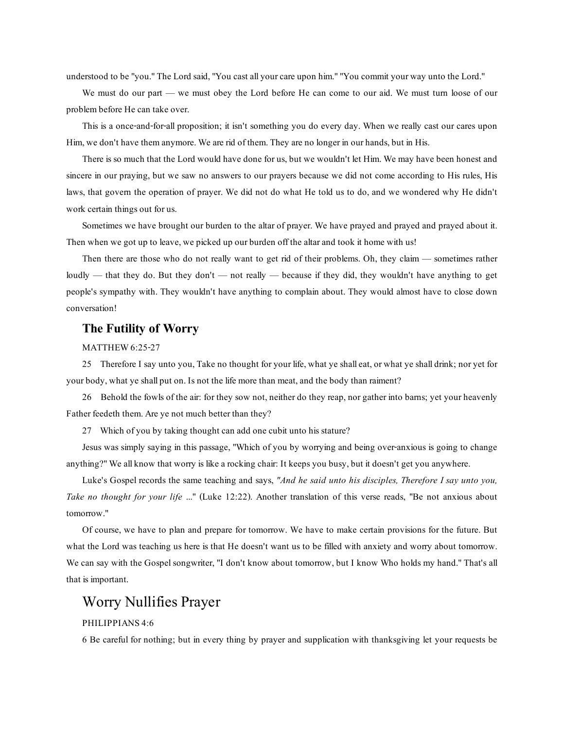understood to be "you." The Lord said, "You cast all your care upon him." "You commit your way unto the Lord."

We must do our part — we must obey the Lord before He can come to our aid. We must turn loose of our problem before He can take over.

This is a once-and-for-all proposition; it isn't something you do every day. When we really cast our cares upon Him, we don't have them anymore. We are rid of them. They are no longer in our hands, but in His.

There is so much that the Lord would have done for us, but we wouldn't let Him. We may have been honest and sincere in our praying, but we saw no answers to our prayers because we did not come according to His rules, His laws, that govern the operation of prayer. We did not do what He told us to do, and we wondered why He didn't work certain things out for us.

Sometimes we have brought our burden to the altar of prayer. We have prayed and prayed and prayed about it. Then when we got up to leave, we picked up our burden off the altar and took it home with us!

Then there are those who do not really want to get rid of their problems. Oh, they claim — sometimes rather loudly — that they do. But they don't — not really — because if they did, they wouldn't have anything to get people's sympathy with. They wouldn't have anything to complain about. They would almost have to close down conversation!

## The Futility of Worry

MATTHEW 6:25-27

25 Therefore I say unto you, Take no thought for your life, what ye shall eat, or what ye shall drink; nor yet for your body, what ye shall put on. Is not the life more than meat, and the body than raiment?

26 Behold the fowls of the air: for they sow not, neither do they reap, nor gather into barns; yet your heavenly Father feedeth them. Are ye not much better than they?

27 Which of you by taking thought can add one cubit unto his stature?

Jesus was simply saying in this passage, "Which of you by worrying and being over-anxious is going to change anything?" We all know that worry is like a rocking chair: It keeps you busy, but it doesn't get you anywhere.

Luke's Gospel records the same teaching and says, *"And he said unto his disciples, Therefore I say unto you, Take no thought for your life ...*" (Luke 12:22). Another translation of this verse reads, "Be not anxious about tomorrow."

Of course, we have to plan and prepare for tomorrow. We have to make certain provisions for the future. But what the Lord was teaching us here is that He doesn't want us to be filled with anxiety and worry about tomorrow. We can say with the Gospel songwriter, "I don't know about tomorrow, but I know Who holds my hand." That's all that is important.

## Worry Nullifies Prayer

PHILIPPIANS 4:6

6 Be careful for nothing; but in every thing by prayer and supplication with thanksgiving let your requests be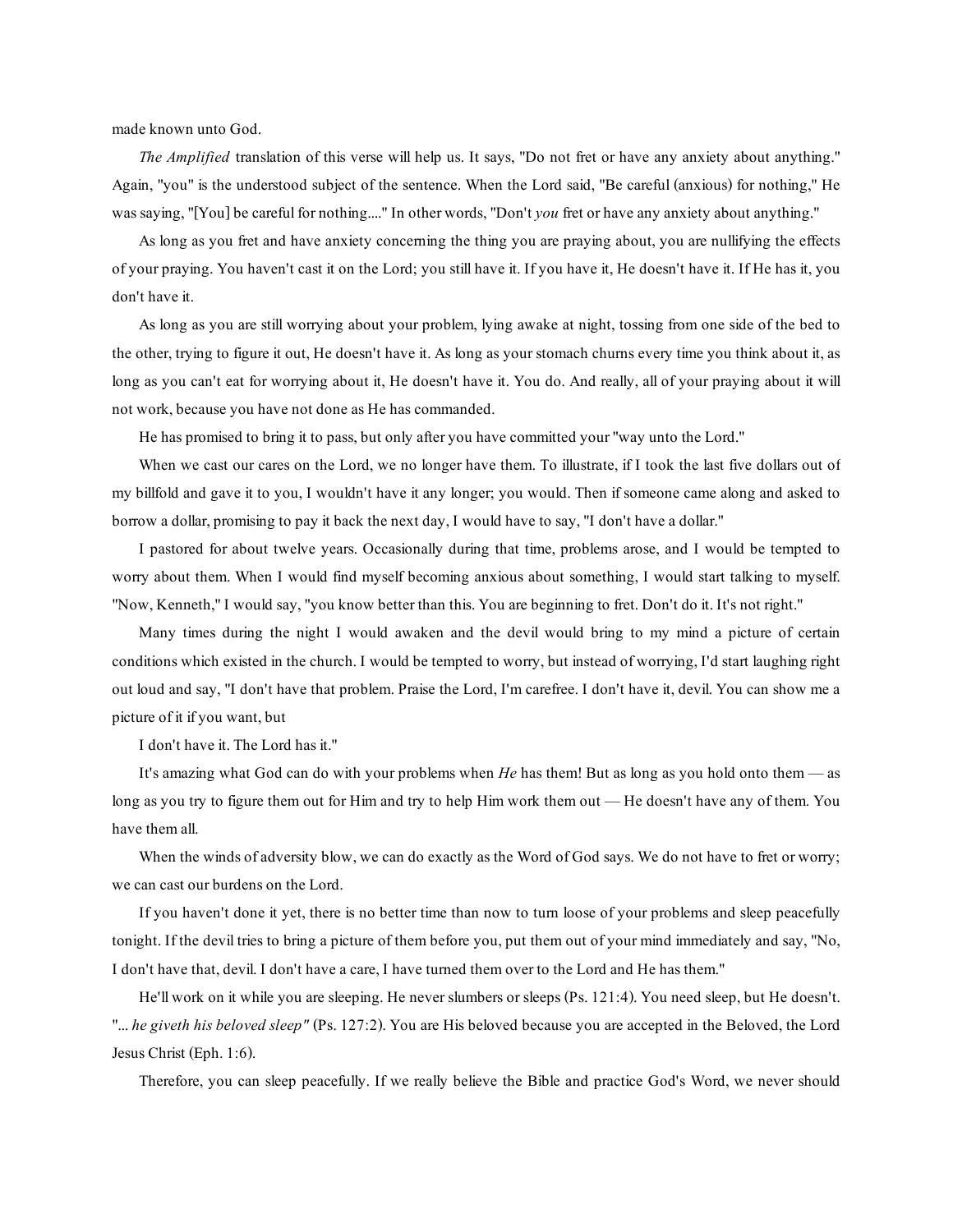made known unto God.

*The Amplified* translation of this verse will help us. It says, "Do not fret or have any anxiety about anything." Again, "you" is the understood subject of the sentence. When the Lord said, "Be careful (anxious) for nothing," He was saying, "[You] be careful for nothing...." In other words, "Don't *you* fret or have any anxiety about anything."

As long as you fret and have anxiety concerning the thing you are praying about, you are nullifying the effects of your praying. You haven't cast it on the Lord; you still have it. If you have it, He doesn't have it. If He has it, you don't have it.

As long as you are still worrying about your problem, lying awake at night, tossing from one side of the bed to the other, trying to figure it out, He doesn't have it. As long as your stomach churns every time you think about it, as long as you can't eat for worrying about it, He doesn't have it. You do. And really, all of your praying about it will not work, because you have not done as He has commanded.

He has promised to bring it to pass, but only after you have committed your "way unto the Lord."

When we cast our cares on the Lord, we no longer have them. To illustrate, if I took the last five dollars out of my billfold and gave it to you, I wouldn't have it any longer; you would. Then if someone came along and asked to borrow a dollar, promising to pay it back the next day, I would have to say, "I don't have a dollar."

I pastored for about twelve years. Occasionally during that time, problems arose, and I would be tempted to worry about them. When I would find myself becoming anxious about something, I would start talking to myself. "Now, Kenneth," I would say, "you know better than this. You are beginning to fret. Don't do it. It's not right."

Many times during the night I would awaken and the devil would bring to my mind a picture of certain conditions which existed in the church. I would be tempted to worry, but instead of worrying, I'd start laughing right out loud and say, "I don't have that problem. Praise the Lord, I'm carefree. I don't have it, devil. You can show me a picture of it if you want, but

I don't have it. The Lord has it."

It's amazing what God can do with your problems when *He* has them! But as long as you hold onto them — as long as you try to figure them out for Him and try to help Him work them out — He doesn't have any of them. You have them all.

When the winds of adversity blow, we can do exactly as the Word of God says. We do not have to fret or worry; we can cast our burdens on the Lord.

If you haven't done it yet, there is no better time than now to turn loose of your problems and sleep peacefully tonight. If the devil tries to bring a picture of them before you, put them out of your mind immediately and say, "No, I don't have that, devil. I don't have a care, I have turned them over to the Lord and He has them."

He'll work on it while you are sleeping. He never slumbers or sleeps (Ps. 121:4). You need sleep, but He doesn't. "*... he giveth his beloved sleep"* (Ps. 127:2). You are His beloved because you are accepted in the Beloved, the Lord Jesus Christ (Eph. 1:6).

Therefore, you can sleep peacefully. If we really believe the Bible and practice God's Word, we never should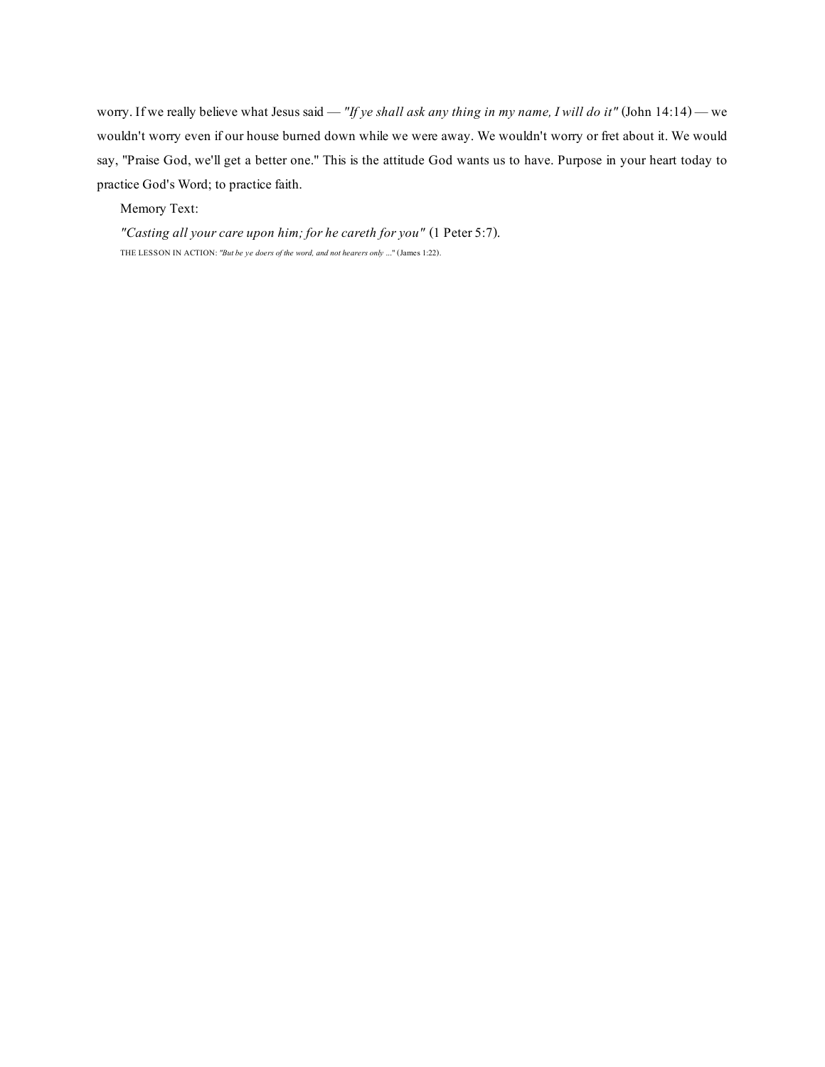worry. If we really believe what Jesus said — *"If ye shall ask any thing in my name, I will do it"* (John 14:14) — we wouldn't worry even if our house burned down while we were away. We wouldn't worry or fret about it. We would say, "Praise God, we'll get a better one." This is the attitude God wants us to have. Purpose in your heart today to practice God's Word; to practice faith.

Memory Text:

*"Casting all your care upon him; for he careth for you"* (1 Peter 5:7).

THE LESSON IN ACTION: *"But be ye doers of the word, and not hearers only ..."* (James 1:22).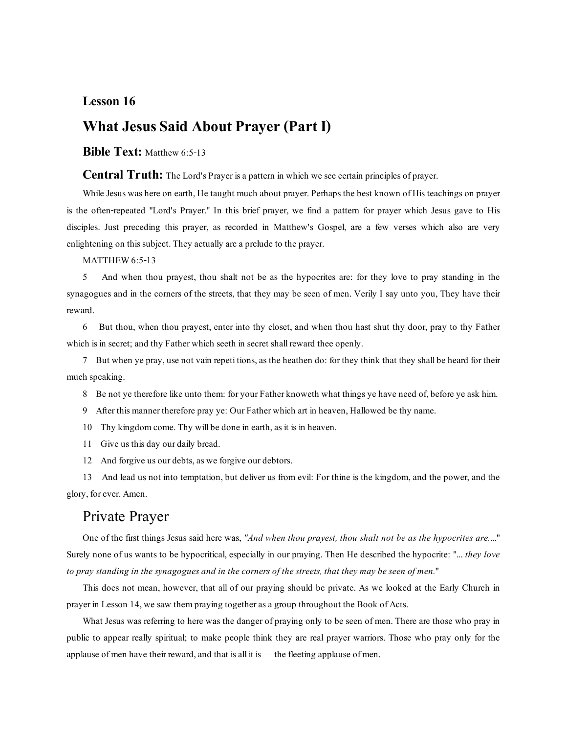**Lesson 16**

# What Jesus Said About Prayer (Part I)

**Bible Text:** Matthew 6:5-13

**Central Truth:** The Lord's Prayer is a pattern in which we see certain principles of prayer.

While Jesus was here on earth, He taught much about prayer. Perhaps the best known of His teachings on prayer is the often-repeated "Lord's Prayer." In this brief prayer, we find a pattern for prayer which Jesus gave to His disciples. Just preceding this prayer, as recorded in Matthew's Gospel, are a few verses which also are very enlightening on this subject. They actually are a prelude to the prayer.

MATTHEW 6:5-13

5 And when thou prayest, thou shalt not be as the hypocrites are: for they love to pray standing in the synagogues and in the corners of the streets, that they may be seen of men. Verily I say unto you, They have their reward.

6 But thou, when thou prayest, enter into thy closet, and when thou hast shut thy door, pray to thy Father which is in secret; and thy Father which seeth in secret shall reward thee openly.

7 But when ye pray, use not vain repeti tions, as the heathen do: for they think that they shall be heard for their much speaking.

8 Be not ye therefore like unto them: for your Father knoweth what things ye have need of, before ye ask him.

9 After this manner therefore pray ye: Our Father which art in heaven, Hallowed be thy name.

10 Thy kingdom come. Thy will be done in earth, as it is in heaven.

11 Give us this day our daily bread.

12 And forgive us our debts, as we forgive our debtors.

13 And lead us not into temptation, but deliver us from evil: For thine is the kingdom, and the power, and the glory, for ever. Amen.

## Private Prayer

One of the first things Jesus said here was, *"And when thou prayest, thou shalt not be as the hypocrites are...."* Surely none of us wants to be hypocritical, especially in our praying. Then He described the hypocrite: "*... they love to pray standing in the synagogues and in the corners of the streets, that they may be seen of men.*"

This does not mean, however, that all of our praying should be private. As we looked at the Early Church in prayer in Lesson 14, we saw them praying together as a group throughout the Book of Acts.

What Jesus was referring to here was the danger of praying only to be seen of men. There are those who pray in public to appear really spiritual; to make people think they are real prayer warriors. Those who pray only for the applause of men have their reward, and that is all it is — the fleeting applause of men.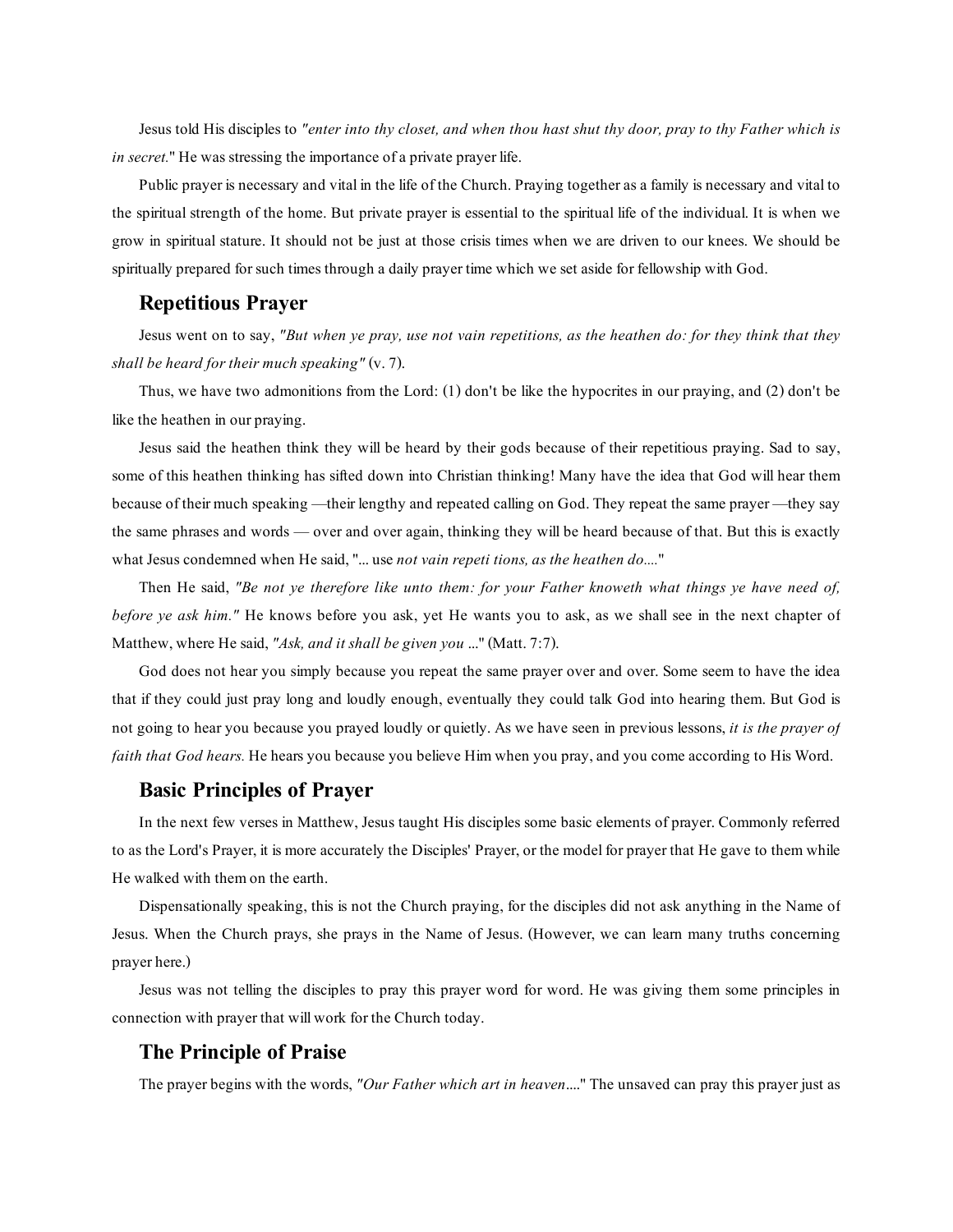Jesus told His disciples to *"enter into thy closet, and when thou hast shut thy door, pray to thy Father which is in secret.*" He was stressing the importance of a private prayer life.

Public prayer is necessary and vital in the life of the Church. Praying together as a family is necessary and vital to the spiritual strength of the home. But private prayer is essential to the spiritual life of the individual. It is when we grow in spiritual stature. It should not be just at those crisis times when we are driven to our knees. We should be spiritually prepared for such times through a daily prayer time which we set aside for fellowship with God.

## Repetitious Prayer

Jesus went on to say, *"But when ye pray, use not vain repetitions, as the heathen do: for they think that they shall be heard for their much speaking"* (v. 7).

Thus, we have two admonitions from the Lord: (1) don't be like the hypocrites in our praying, and (2) don't be like the heathen in our praying.

Jesus said the heathen think they will be heard by their gods because of their repetitious praying. Sad to say, some of this heathen thinking has sifted down into Christian thinking! Many have the idea that God will hear them because of their much speaking —their lengthy and repeated calling on God. They repeat the same prayer —they say the same phrases and words — over and over again, thinking they will be heard because of that. But this is exactly what Jesus condemned when He said, "... use *not vain repeti tions, as the heathen do....*"

Then He said, *"Be not ye therefore like unto them: for your Father knoweth what things ye have need of, before ye ask him."* He knows before you ask, yet He wants you to ask, as we shall see in the next chapter of Matthew, where He said, *"Ask, and it shall be given you* ..." (Matt. 7:7).

God does not hear you simply because you repeat the same prayer over and over. Some seem to have the idea that if they could just pray long and loudly enough, eventually they could talk God into hearing them. But God is not going to hear you because you prayed loudly or quietly. As we have seen in previous lessons, *it is the prayer of faith that God hears.* He hears you because you believe Him when you pray, and you come according to His Word.

## Basic Principles of Prayer

In the next few verses in Matthew, Jesus taught His disciples some basic elements of prayer. Commonly referred to as the Lord's Prayer, it is more accurately the Disciples' Prayer, or the model for prayer that He gave to them while He walked with them on the earth.

Dispensationally speaking, this is not the Church praying, for the disciples did not ask anything in the Name of Jesus. When the Church prays, she prays in the Name of Jesus. (However, we can learn many truths concerning prayer here.)

Jesus was not telling the disciples to pray this prayer word for word. He was giving them some principles in connection with prayer that will work for the Church today.

## The Principle of Praise

The prayer begins with the words, *"Our Father which art in heaven....*" The unsaved can pray this prayer just as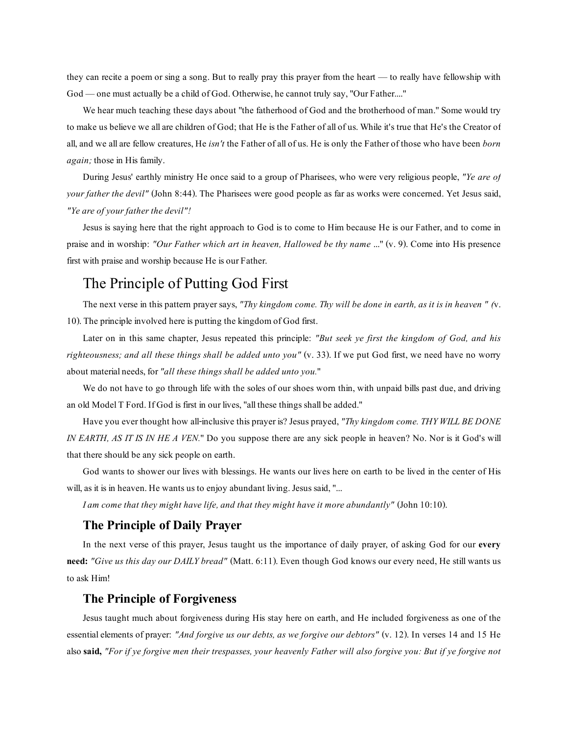they can recite a poem or sing a song. But to really pray this prayer from the heart — to really have fellowship with God — one must actually be a child of God. Otherwise, he cannot truly say, "Our Father...."

We hear much teaching these days about "the fatherhood of God and the brotherhood of man." Some would try to make us believe we all are children of God; that He is the Father of all of us. While it's true that He's the Creator of all, and we all are fellow creatures, He *isn't* the Father of all of us. He is only the Father of those who have been *born again;* those in His family.

During Jesus' earthly ministry He once said to a group of Pharisees, who were very religious people, *"Ye are of your father the devil"* (John 8:44). The Pharisees were good people as far as works were concerned. Yet Jesus said, *"Ye are of your father the devil"!*

Jesus is saying here that the right approach to God is to come to Him because He is our Father, and to come in praise and in worship: *"Our Father which art in heaven, Hallowed be thy name* ..." (v. 9). Come into His presence first with praise and worship because He is our Father.

## The Principle of Putting God First

The next verse in this pattern prayer says, *"Thy kingdom come. Thy will be done in earth, as it is in heaven " (*v. 10). The principle involved here is putting the kingdom of God first.

Later on in this same chapter, Jesus repeated this principle: *"But seek ye first the kingdom of God, and his righteousness; and all these things shall be added unto you"* (v. 33). If we put God first, we need have no worry about material needs, for *"all these things shall be added unto you."*

We do not have to go through life with the soles of our shoes worn thin, with unpaid bills past due, and driving an old Model T Ford. If God is first in our lives, "all these things shall be added."

Have you ever thought how all-inclusive this prayer is? Jesus prayed, *"Thy kingdom come. THY WILL BE DONE IN EARTH, AS IT IS IN HE A VEN.*" Do you suppose there are any sick people in heaven? No. Nor is it God's will that there should be any sick people on earth.

God wants to shower our lives with blessings. He wants our lives here on earth to be lived in the center of His will, as it is in heaven. He wants us to enjoy abundant living. Jesus said, "...

*I am come that they might have life, and that they might have it more abundantly"* (John 10:10).

### The Principle of Daily Prayer

In the next verse of this prayer, Jesus taught us the importance of daily prayer, of asking God for our **every need:** *"Give us this day our DAILY bread"* (Matt. 6:11). Even though God knows our every need, He still wants us to ask Him!

### The Principle of Forgiveness

Jesus taught much about forgiveness during His stay here on earth, and He included forgiveness as one of the essential elements of prayer: *"And forgive us our debts, as we forgive our debtors"* (v. 12). In verses 14 and 15 He also **said,** *"For if ye forgive men their trespasses, your heavenly Father will also forgive you: But if ye forgive not*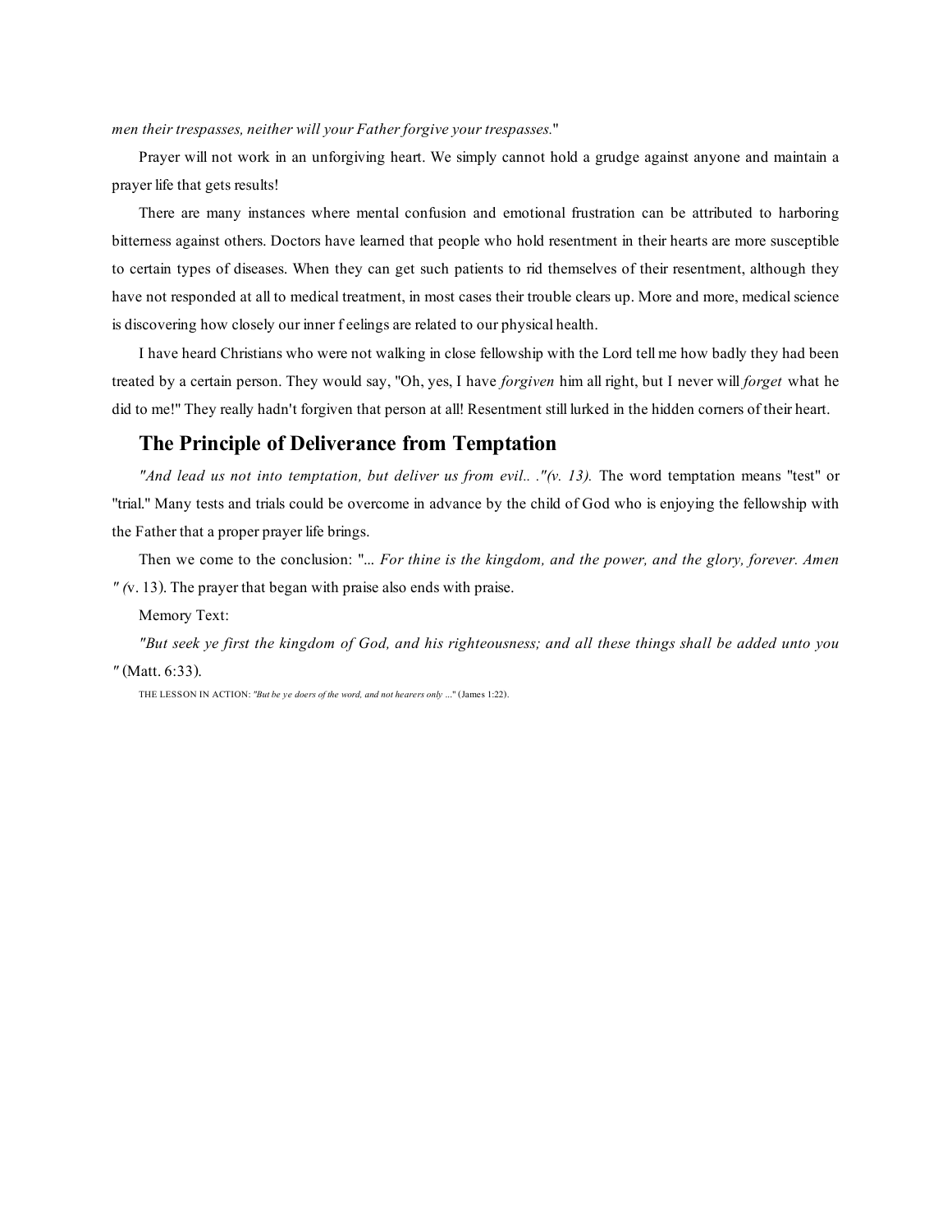*men their trespasses, neither will your Father forgive your trespasses.*"

Prayer will not work in an unforgiving heart. We simply cannot hold a grudge against anyone and maintain a prayer life that gets results!

There are many instances where mental confusion and emotional frustration can be attributed to harboring bitterness against others. Doctors have learned that people who hold resentment in their hearts are more susceptible to certain types of diseases. When they can get such patients to rid themselves of their resentment, although they have not responded at all to medical treatment, in most cases their trouble clears up. More and more, medical science is discovering how closely our inner f eelings are related to our physical health.

I have heard Christians who were not walking in close fellowship with the Lord tell me how badly they had been treated by a certain person. They would say, "Oh, yes, I have *forgiven* him all right, but I never will *forget* what he did to me!" They really hadn't forgiven that person at all! Resentment still lurked in the hidden corners of their heart.

## The Principle of Deliverance from Temptation

*"And lead us not into temptation, but deliver us from evil.. ."(v. 13).* The word temptation means "test" or "trial." Many tests and trials could be overcome in advance by the child of God who is enjoying the fellowship with the Father that a proper prayer life brings.

Then we come to the conclusion: "... *For thine is the kingdom, and the power, and the glory, forever. Amen " (*v. 13). The prayer that began with praise also ends with praise.

Memory Text:

*"But seek ye first the kingdom of God, and his righteousness; and all these things shall be added unto you "* (Matt. 6:33).

THE LESSON IN ACTION: *"But be ye doers of the word, and not hearers only ...*" (James 1:22).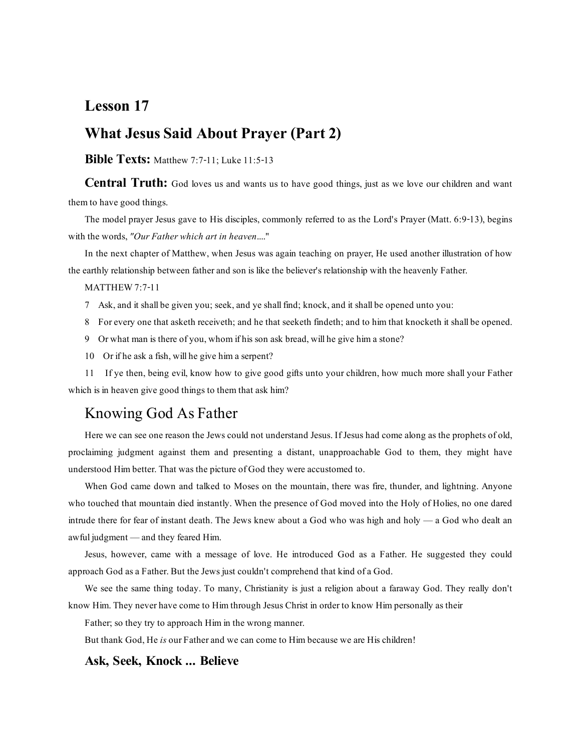## Lesson 17

## What Jesus Said About Prayer (Part 2)

**Bible Texts:** Matthew 7:7-11; Luke 11:5-13

**Central Truth:** God loves us and wants us to have good things, just as we love our children and want them to have good things.

The model prayer Jesus gave to His disciples, commonly referred to as the Lord's Prayer (Matt. 6:9-13), begins with the words, *"Our Father which art in heaven...."*

In the next chapter of Matthew, when Jesus was again teaching on prayer, He used another illustration of how the earthly relationship between father and son is like the believer's relationship with the heavenly Father.

MATTHEW 7:7-11

7 Ask, and it shall be given you; seek, and ye shall find; knock, and it shall be opened unto you:

8 For every one that asketh receiveth; and he that seeketh findeth; and to him that knocketh it shall be opened.

9 Or what man is there of you, whom if his son ask bread, will he give him a stone?

10 Or if he ask a fish, will he give him a serpent?

11 If ye then, being evil, know how to give good gifts unto your children, how much more shall your Father which is in heaven give good things to them that ask him?

## Knowing God As Father

Here we can see one reason the Jews could not understand Jesus. If Jesus had come along as the prophets of old, proclaiming judgment against them and presenting a distant, unapproachable God to them, they might have understood Him better. That was the picture of God they were accustomed to.

When God came down and talked to Moses on the mountain, there was fire, thunder, and lightning. Anyone who touched that mountain died instantly. When the presence of God moved into the Holy of Holies, no one dared intrude there for fear of instant death. The Jews knew about a God who was high and holy — a God who dealt an awful judgment — and they feared Him.

Jesus, however, came with a message of love. He introduced God as a Father. He suggested they could approach God as a Father. But the Jews just couldn't comprehend that kind of a God.

We see the same thing today. To many, Christianity is just a religion about a faraway God. They really don't know Him. They never have come to Him through Jesus Christ in order to know Him personally as their Father; so they try to approach Him in the wrong manner.

But thank God, He *is* our Father and we can come to Him because we are His children!

### Ask, Seek, Knock ... Believe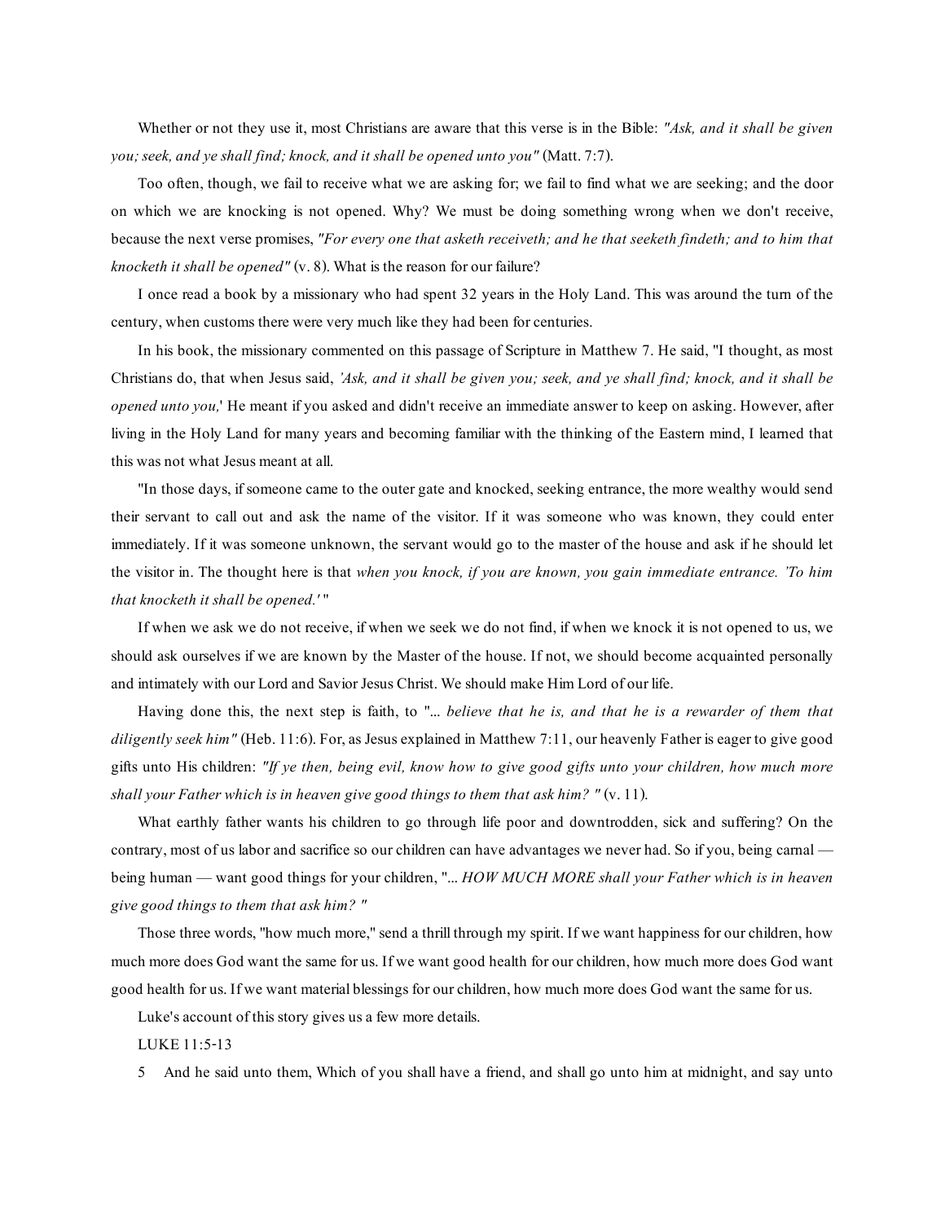Whether or not they use it, most Christians are aware that this verse is in the Bible: *"Ask, and it shall be given you; seek, and ye shall find; knock, and it shall be opened unto you"* (Matt. 7:7).

Too often, though, we fail to receive what we are asking for; we fail to find what we are seeking; and the door on which we are knocking is not opened. Why? We must be doing something wrong when we don't receive, because the next verse promises, *"For every one that asketh receiveth; and he that seeketh findeth; and to him that knocketh it shall be opened"* (v. 8). What is the reason for our failure?

I once read a book by a missionary who had spent 32 years in the Holy Land. This was around the turn of the century, when customs there were very much like they had been for centuries.

In his book, the missionary commented on this passage of Scripture in Matthew 7. He said, "I thought, as most Christians do, that when Jesus said, *'Ask, and it shall be given you; seek, and ye shall find; knock, and it shall be opened unto you,'* He meant if you asked and didn't receive an immediate answer to keep on asking. However, after living in the Holy Land for many years and becoming familiar with the thinking of the Eastern mind, I learned that this was not what Jesus meant at all.

"In those days, if someone came to the outer gate and knocked, seeking entrance, the more wealthy would send their servant to call out and ask the name of the visitor. If it was someone who was known, they could enter immediately. If it was someone unknown, the servant would go to the master of the house and ask if he should let the visitor in. The thought here is that *when you knock, if you are known, you gain immediate entrance. 'To him that knocketh it shall be opened.'* "

If when we ask we do not receive, if when we seek we do not find, if when we knock it is not opened to us, we should ask ourselves if we are known by the Master of the house. If not, we should become acquainted personally and intimately with our Lord and Savior Jesus Christ. We should make Him Lord of our life.

Having done this, the next step is faith, to "... *believe that he is, and that he is a rewarder of them that diligently seek him"* (Heb. 11:6). For, as Jesus explained in Matthew 7:11, our heavenly Father is eager to give good gifts unto His children: *"If ye then, being evil, know how to give good gifts unto your children, how much more shall your Father which is in heaven give good things to them that ask him? "* (v. 11).

What earthly father wants his children to go through life poor and downtrodden, sick and suffering? On the contrary, most of us labor and sacrifice so our children can have advantages we never had. So if you, being carnal — being human — want good things for your children, "... *HOW MUCH MORE shall your Father which is in heaven give good things to them that ask him? "*

Those three words, "how much more," send a thrill through my spirit. If we want happiness for our children, how much more does God want the same for us. If we want good health for our children, how much more does God want good health for us. If we want material blessings for our children, how much more does God want the same for us.

Luke's account of this story gives us a few more details.

LUKE 11:5-13

5 And he said unto them, Which of you shall have a friend, and shall go unto him at midnight, and say unto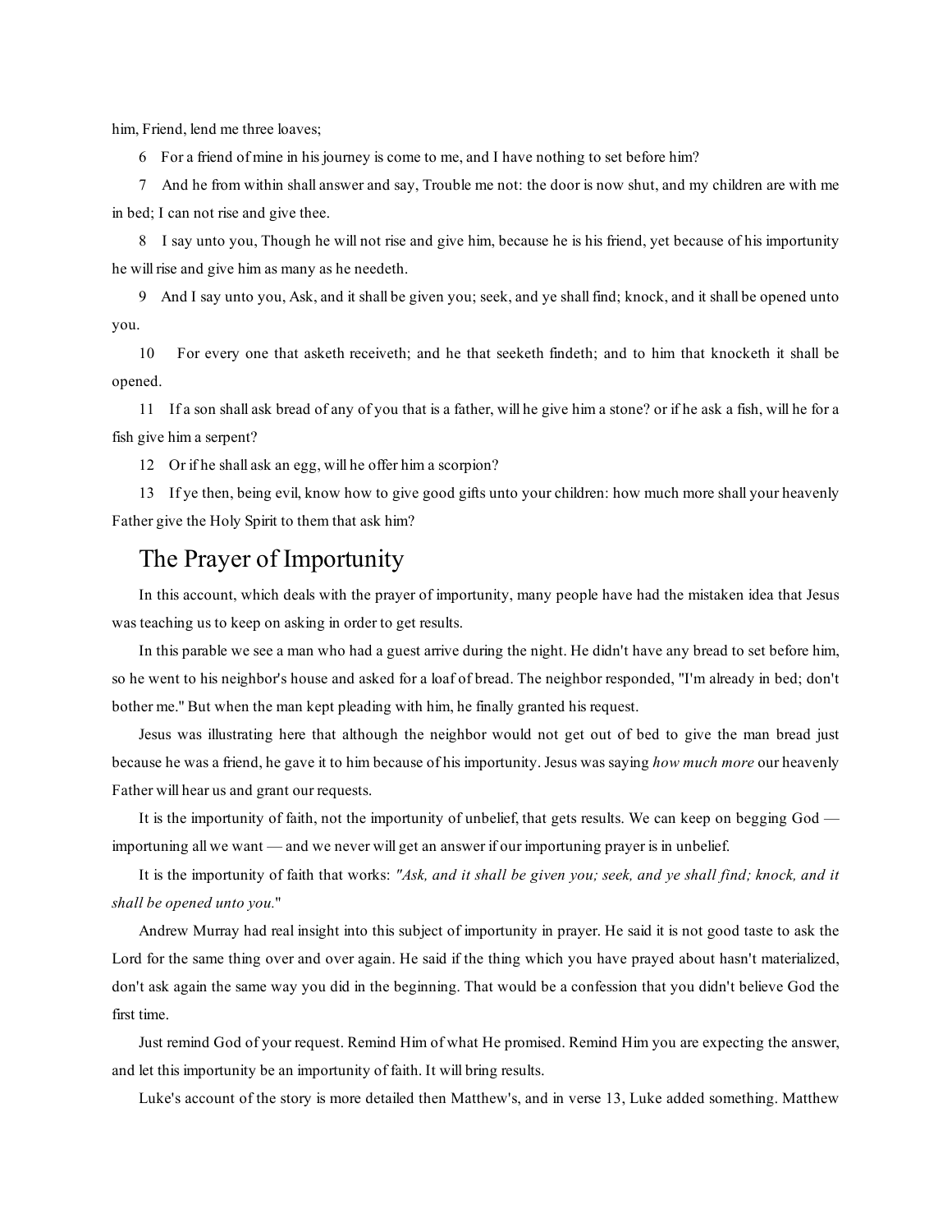him, Friend, lend me three loaves;

6 For a friend of mine in his journey is come to me, and I have nothing to set before him?

7 And he from within shall answer and say, Trouble me not: the door is now shut, and my children are with me in bed; I can not rise and give thee.

8 I say unto you, Though he will not rise and give him, because he is his friend, yet because of his importunity he will rise and give him as many as he needeth.

9 And I say unto you, Ask, and it shall be given you; seek, and ye shall find; knock, and it shall be opened unto you.

10 For every one that asketh receiveth; and he that seeketh findeth; and to him that knocketh it shall be opened.

11 If a son shall ask bread of any of you that is a father, will he give him a stone? or if he ask a fish, will he for a fish give him a serpent?

12 Or if he shall ask an egg, will he offer him a scorpion?

13 If ye then, being evil, know how to give good gifts unto your children: how much more shall your heavenly Father give the Holy Spirit to them that ask him?

## The Prayer of Importunity

In this account, which deals with the prayer of importunity, many people have had the mistaken idea that Jesus was teaching us to keep on asking in order to get results.

In this parable we see a man who had a guest arrive during the night. He didn't have any bread to set before him, so he went to his neighbor's house and asked for a loaf of bread. The neighbor responded, "I'm already in bed; don't bother me." But when the man kept pleading with him, he finally granted his request.

Jesus was illustrating here that although the neighbor would not get out of bed to give the man bread just because he was a friend, he gave it to him because of his importunity. Jesus was saying *how much more* our heavenly Father will hear us and grant our requests.

It is the importunity of faith, not the importunity of unbelief, that gets results. We can keep on begging God — importuning all we want — and we never will get an answer if our importuning prayer is in unbelief.

It is the importunity of faith that works: *"Ask, and it shall be given you; seek, and ye shall find; knock, and it shall be opened unto you.*"

Andrew Murray had real insight into this subject of importunity in prayer. He said it is not good taste to ask the Lord for the same thing over and over again. He said if the thing which you have prayed about hasn't materialized, don't ask again the same way you did in the beginning. That would be a confession that you didn't believe God the first time.

Just remind God of your request. Remind Him of what He promised. Remind Him you are expecting the answer, and let this importunity be an importunity of faith. It will bring results.

Luke's account of the story is more detailed then Matthew's, and in verse 13, Luke added something. Matthew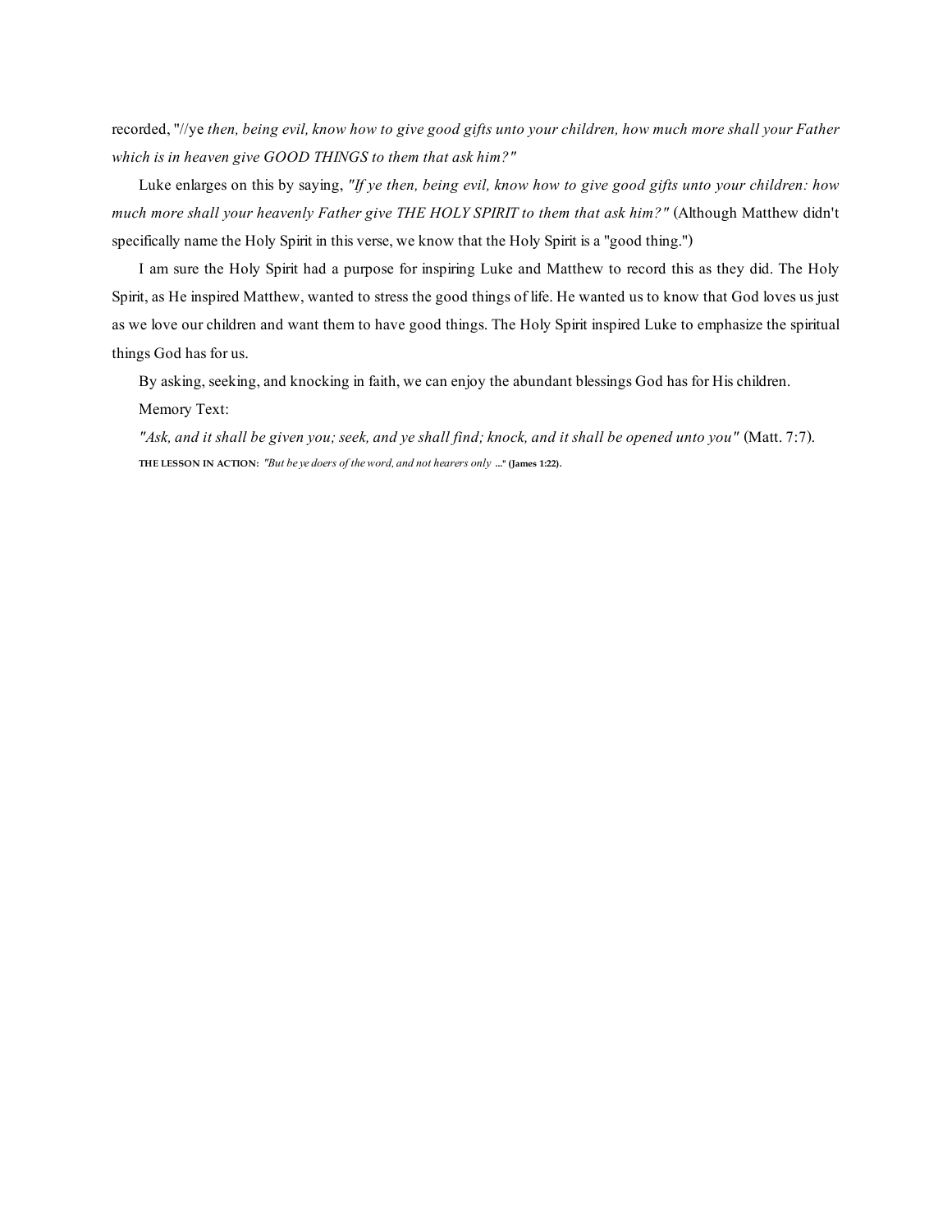recorded, "//ye *then, being evil, know how to give good gifts unto your children, how much more shall your Father which is in heaven give GOOD THINGS to them that ask him?"*

Luke enlarges on this by saying, *"If ye then, being evil, know how to give good gifts unto your children: how much more shall your heavenly Father give THE HOLY SPIRIT to them that ask him?"* (Although Matthew didn't specifically name the Holy Spirit in this verse, we know that the Holy Spirit is a "good thing.")

I am sure the Holy Spirit had a purpose for inspiring Luke and Matthew to record this as they did. The Holy Spirit, as He inspired Matthew, wanted to stress the good things of life. He wanted us to know that God loves us just as we love our children and want them to have good things. The Holy Spirit inspired Luke to emphasize the spiritual things God has for us.

By asking, seeking, and knocking in faith, we can enjoy the abundant blessings God has for His children.

Memory Text:

*"Ask, and it shall be given you; seek, and ye shall find; knock, and it shall be opened unto you"* (Matt. 7:7).

**THE LESSON IN ACTION:** *"But be ye doers of the word, and not hearers only* **..." (James 1:22).**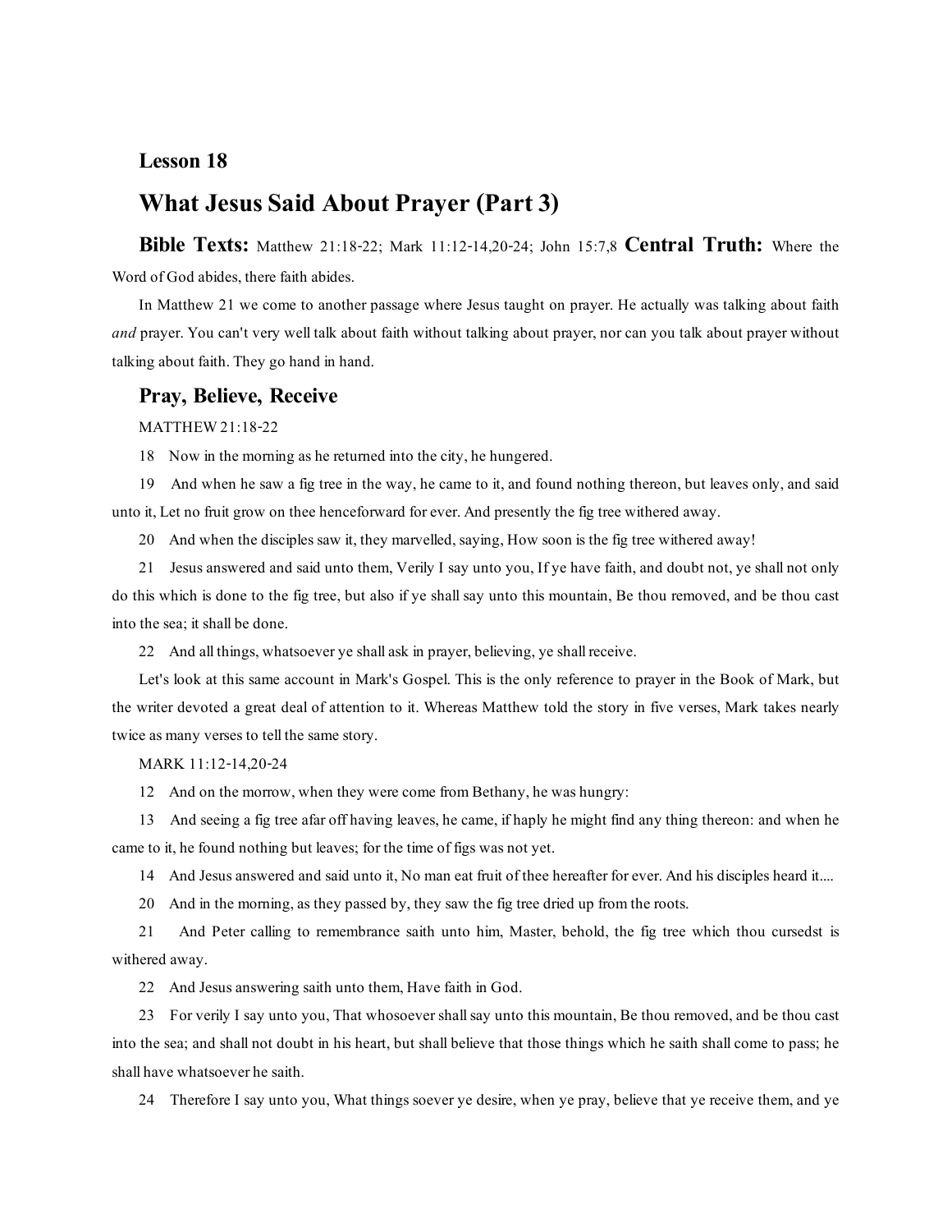## Lesson 18

# What Jesus Said About Prayer (Part 3)

**Bible Texts:** Matthew 21:18-22; Mark 11:12-14,20-24; John 15:7,8 **Central Truth:** Where the Word of God abides, there faith abides.

In Matthew 21 we come to another passage where Jesus taught on prayer. He actually was talking about faith *and* prayer. You can't very well talk about faith without talking about prayer, nor can you talk about prayer without talking about faith. They go hand in hand.

### Pray, Believe, Receive

MATTHEW 21:18-22

18 Now in the morning as he returned into the city, he hungered.

19 And when he saw a fig tree in the way, he came to it, and found nothing thereon, but leaves only, and said unto it, Let no fruit grow on thee henceforward for ever. And presently the fig tree withered away.

20 And when the disciples saw it, they marvelled, saying, How soon is the fig tree withered away!

21 Jesus answered and said unto them, Verily I say unto you, If ye have faith, and doubt not, ye shall not only do this which is done to the fig tree, but also if ye shall say unto this mountain, Be thou removed, and be thou cast into the sea; it shall be done.

22 And all things, whatsoever ye shall ask in prayer, believing, ye shall receive.

Let's look at this same account in Mark's Gospel. This is the only reference to prayer in the Book of Mark, but the writer devoted a great deal of attention to it. Whereas Matthew told the story in five verses, Mark takes nearly twice as many verses to tell the same story.

MARK 11:12-14,20-24

12 And on the morrow, when they were come from Bethany, he was hungry:

13 And seeing a fig tree afar off having leaves, he came, if haply he might find any thing thereon: and when he came to it, he found nothing but leaves; for the time of figs was not yet.

14 And Jesus answered and said unto it, No man eat fruit of thee hereafter for ever. And his disciples heard it....

20 And in the morning, as they passed by, they saw the fig tree dried up from the roots.

21 And Peter calling to remembrance saith unto him, Master, behold, the fig tree which thou cursedst is withered away.

22 And Jesus answering saith unto them, Have faith in God.

23 For verily I say unto you, That whosoever shall say unto this mountain, Be thou removed, and be thou cast into the sea; and shall not doubt in his heart, but shall believe that those things which he saith shall come to pass; he shall have whatsoever he saith.

24 Therefore I say unto you, What things soever ye desire, when ye pray, believe that ye receive them, and ye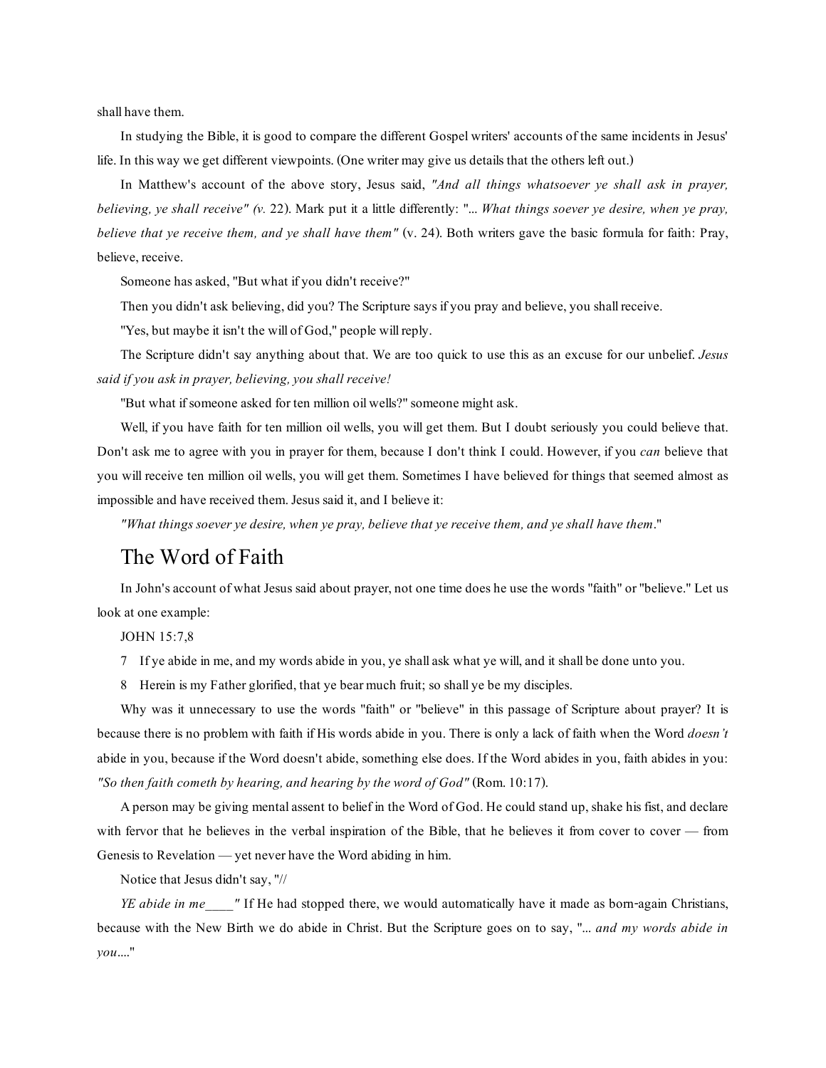shall have them.

In studying the Bible, it is good to compare the different Gospel writers' accounts of the same incidents in Jesus' life. In this way we get different viewpoints. (One writer may give us details that the others left out.)

In Matthew's account of the above story, Jesus said, *"And all things whatsoever ye shall ask in prayer, believing, ye shall receive" (v.* 22). Mark put it a little differently: "... *What things soever ye desire, when ye pray, believe that ye receive them, and ye shall have them"* (v. 24). Both writers gave the basic formula for faith: Pray, believe, receive.

Someone has asked, "But what if you didn't receive?"

Then you didn't ask believing, did you? The Scripture says if you pray and believe, you shall receive.

"Yes, but maybe it isn't the will of God," people will reply.

The Scripture didn't say anything about that. We are too quick to use this as an excuse for our unbelief. *Jesus said if you ask in prayer, believing, you shall receive!*

"But what if someone asked for ten million oil wells?" someone might ask.

Well, if you have faith for ten million oil wells, you will get them. But I doubt seriously you could believe that. Don't ask me to agree with you in prayer for them, because I don't think I could. However, if you *can* believe that you will receive ten million oil wells, you will get them. Sometimes I have believed for things that seemed almost as impossible and have received them. Jesus said it, and I believe it:

*"What things soever ye desire, when ye pray, believe that ye receive them, and ye shall have them*."

## The Word of Faith

In John's account of what Jesus said about prayer, not one time does he use the words "faith" or "believe." Let us look at one example:

JOHN 15:7,8

7 If ye abide in me, and my words abide in you, ye shall ask what ye will, and it shall be done unto you.

8 Herein is my Father glorified, that ye bear much fruit; so shall ye be my disciples.

Why was it unnecessary to use the words "faith" or "believe" in this passage of Scripture about prayer? It is because there is no problem with faith if His words abide in you. There is only a lack of faith when the Word *doesn't* abide in you, because if the Word doesn't abide, something else does. If the Word abides in you, faith abides in you: *"So then faith cometh by hearing, and hearing by the word of God"* (Rom. 10:17).

A person may be giving mental assent to belief in the Word of God. He could stand up, shake his fist, and declare with fervor that he believes in the verbal inspiration of the Bible, that he believes it from cover to cover — from Genesis to Revelation — yet never have the Word abiding in him.

Notice that Jesus didn't say, "//

*YE abide in me____"* If He had stopped there, we would automatically have it made as born-again Christians, because with the New Birth we do abide in Christ. But the Scripture goes on to say, "... *and my words abide in you*...."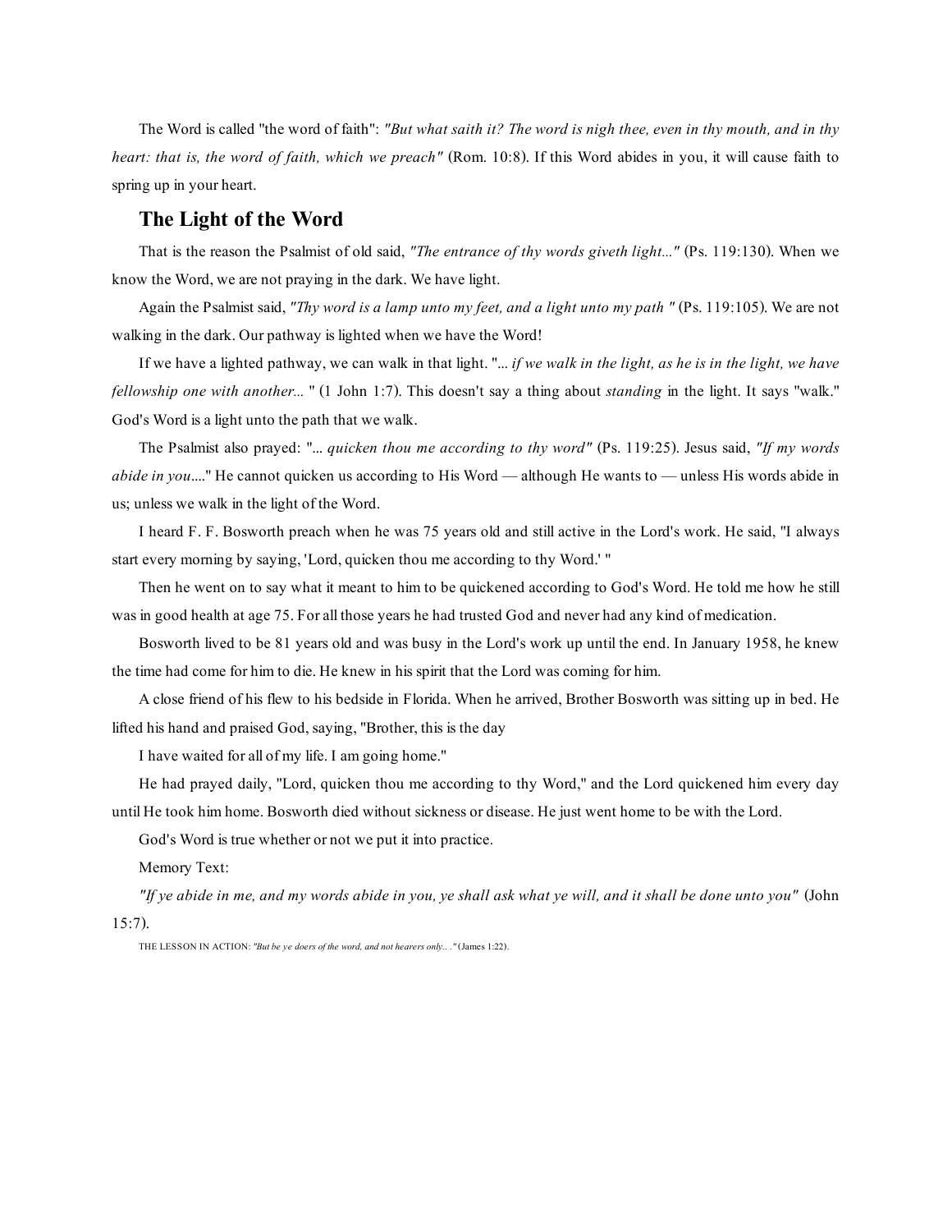The Word is called "the word of faith": *"But what saith it? The word is nigh thee, even in thy mouth, and in thy heart: that is, the word of faith, which we preach"* (Rom. 10:8). If this Word abides in you, it will cause faith to spring up in your heart.

## The Light of the Word

That is the reason the Psalmist of old said, *"The entrance of thy words giveth light..."* (Ps. 119:130). When we know the Word, we are not praying in the dark. We have light.

Again the Psalmist said, *"Thy word is a lamp unto my feet, and a light unto my path "* (Ps. 119:105). We are not walking in the dark. Our pathway is lighted when we have the Word!

If we have a lighted pathway, we can walk in that light. "... *if we walk in the light, as he is in the light, we have fellowship one with another...* " (1 John 1:7). This doesn't say a thing about *standing* in the light. It says "walk." God's Word is a light unto the path that we walk.

The Psalmist also prayed: "... *quicken thou me according to thy word"* (Ps. 119:25). Jesus said, *"If my words abide in you*...." He cannot quicken us according to His Word — although He wants to — unless His words abide in us; unless we walk in the light of the Word.

I heard F. F. Bosworth preach when he was 75 years old and still active in the Lord's work. He said, "I always start every morning by saying, 'Lord, quicken thou me according to thy Word.' "

Then he went on to say what it meant to him to be quickened according to God's Word. He told me how he still was in good health at age 75. For all those years he had trusted God and never had any kind of medication.

Bosworth lived to be 81 years old and was busy in the Lord's work up until the end. In January 1958, he knew the time had come for him to die. He knew in his spirit that the Lord was coming for him.

A close friend of his flew to his bedside in Florida. When he arrived, Brother Bosworth was sitting up in bed. He lifted his hand and praised God, saying, "Brother, this is the day

I have waited for all of my life. I am going home."

He had prayed daily, "Lord, quicken thou me according to thy Word," and the Lord quickened him every day until He took him home. Bosworth died without sickness or disease. He just went home to be with the Lord.

God's Word is true whether or not we put it into practice.

Memory Text:

*"If ye abide in me, and my words abide in you, ye shall ask what ye will, and it shall be done unto you"* (John 15:7).

THE LESSON IN ACTION: *"But be ye doers of the word, and not hearers only.. ."* (James 1:22).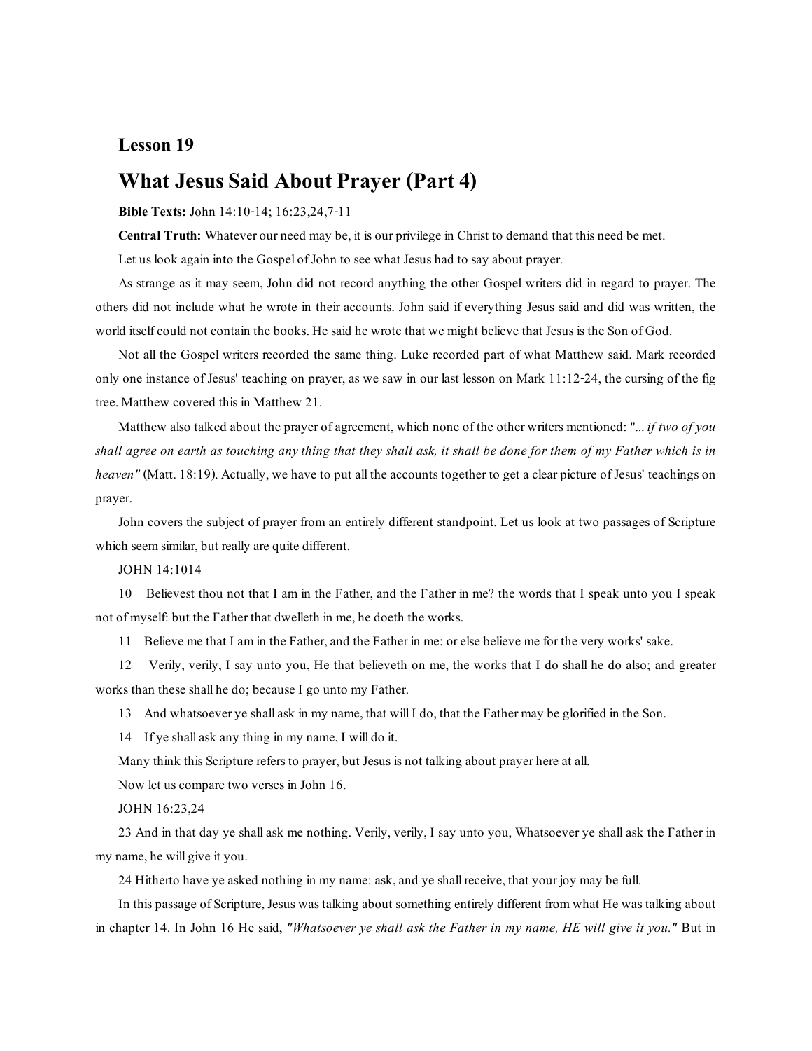## Lesson 19

# What Jesus Said About Prayer (Part 4)

**Bible Texts:** John 14:10-14; 16:23,24,7-11

**Central Truth:** Whatever our need may be, it is our privilege in Christ to demand that this need be met.

Let us look again into the Gospel of John to see what Jesus had to say about prayer.

As strange as it may seem, John did not record anything the other Gospel writers did in regard to prayer. The others did not include what he wrote in their accounts. John said if everything Jesus said and did was written, the world itself could not contain the books. He said he wrote that we might believe that Jesus is the Son of God.

Not all the Gospel writers recorded the same thing. Luke recorded part of what Matthew said. Mark recorded only one instance of Jesus' teaching on prayer, as we saw in our last lesson on Mark 11:12-24, the cursing of the fig tree. Matthew covered this in Matthew 21.

Matthew also talked about the prayer of agreement, which none of the other writers mentioned: "*... if two of you shall agree on earth as touching any thing that they shall ask, it shall be done for them of my Father which is in heaven"* (Matt. 18:19). Actually, we have to put all the accounts together to get a clear picture of Jesus' teachings on prayer.

John covers the subject of prayer from an entirely different standpoint. Let us look at two passages of Scripture which seem similar, but really are quite different.

JOHN 14:1014

10 Believest thou not that I am in the Father, and the Father in me? the words that I speak unto you I speak not of myself: but the Father that dwelleth in me, he doeth the works.

11 Believe me that I am in the Father, and the Father in me: or else believe me for the very works' sake.

12 Verily, verily, I say unto you, He that believeth on me, the works that I do shall he do also; and greater works than these shall he do; because I go unto my Father.

13 And whatsoever ye shall ask in my name, that will I do, that the Father may be glorified in the Son.

14 If ye shall ask any thing in my name, I will do it.

Many think this Scripture refers to prayer, but Jesus is not talking about prayer here at all.

Now let us compare two verses in John 16.

JOHN 16:23,24

23 And in that day ye shall ask me nothing. Verily, verily, I say unto you, Whatsoever ye shall ask the Father in my name, he will give it you.

24 Hitherto have ye asked nothing in my name: ask, and ye shall receive, that your joy may be full.

In this passage of Scripture, Jesus was talking about something entirely different from what He was talking about in chapter 14. In John 16 He said, *"Whatsoever ye shall ask the Father in my name, HE will give it you."* But in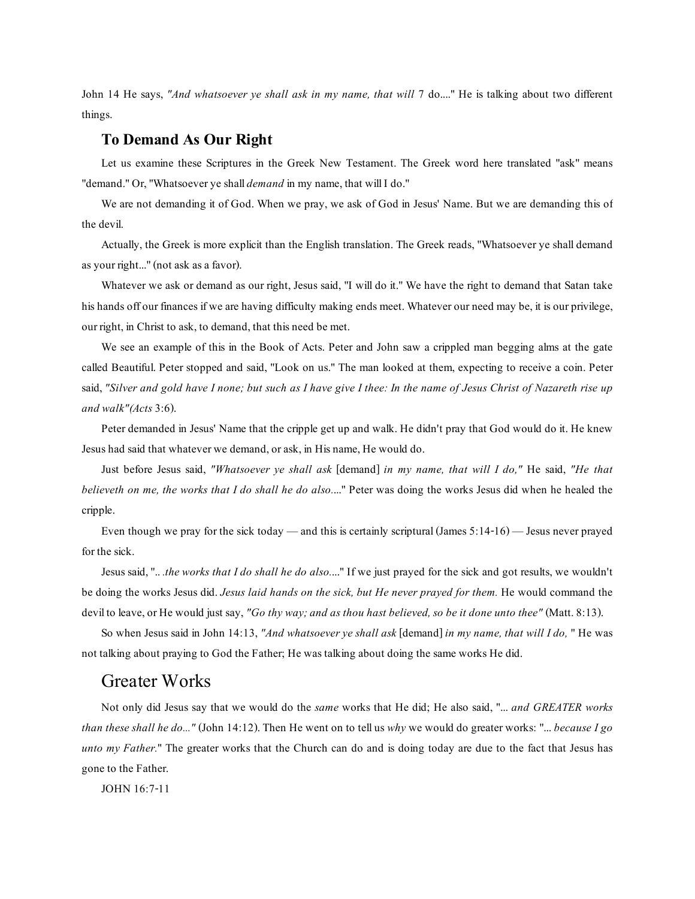John 14 He says, *"And whatsoever ye shall ask in my name, that will* 7 do...." He is talking about two different things.

## **To Demand As Our Right**

Let us examine these Scriptures in the Greek New Testament. The Greek word here translated "ask" means "demand." Or, "Whatsoever ye shall *demand* in my name, that will I do."

We are not demanding it of God. When we pray, we ask of God in Jesus' Name. But we are demanding this of the devil.

Actually, the Greek is more explicit than the English translation. The Greek reads, "Whatsoever ye shall demand as your right..." (not ask as a favor).

Whatever we ask or demand as our right, Jesus said, "I will do it." We have the right to demand that Satan take his hands off our finances if we are having difficulty making ends meet. Whatever our need may be, it is our privilege, our right, in Christ to ask, to demand, that this need be met.

We see an example of this in the Book of Acts. Peter and John saw a crippled man begging alms at the gate called Beautiful. Peter stopped and said, "Look on us." The man looked at them, expecting to receive a coin. Peter said, *"Silver and gold have I none; but such as I have give I thee: In the name of Jesus Christ of Nazareth rise up and walk"(Acts* 3:6).

Peter demanded in Jesus' Name that the cripple get up and walk. He didn't pray that God would do it. He knew Jesus had said that whatever we demand, or ask, in His name, He would do.

Just before Jesus said, *"Whatsoever ye shall ask* [demand] *in my name, that will I do,"* He said, *"He that believeth on me, the works that I do shall he do also...*." Peter was doing the works Jesus did when he healed the cripple.

Even though we pray for the sick today — and this is certainly scriptural (James 5:14-16) — Jesus never prayed for the sick.

Jesus said, ".. *.the works that I do shall he do also...*." If we just prayed for the sick and got results, we wouldn't be doing the works Jesus did. *Jesus laid hands on the sick, but He never prayed for them.* He would command the devil to leave, or He would just say, *"Go thy way; and as thou hast believed, so be it done unto thee"* (Matt. 8:13).

So when Jesus said in John 14:13, *"And whatsoever ye shall ask* [demand] *in my name, that will I do,* " He was not talking about praying to God the Father; He was talking about doing the same works He did.

## Greater Works

Not only did Jesus say that we would do the *same* works that He did; He also said, "... *and GREATER works than these shall he do..."* (John 14:12). Then He went on to tell us *why* we would do greater works: "... *because I go unto my Father.*" The greater works that the Church can do and is doing today are due to the fact that Jesus has gone to the Father.

JOHN 16:7-11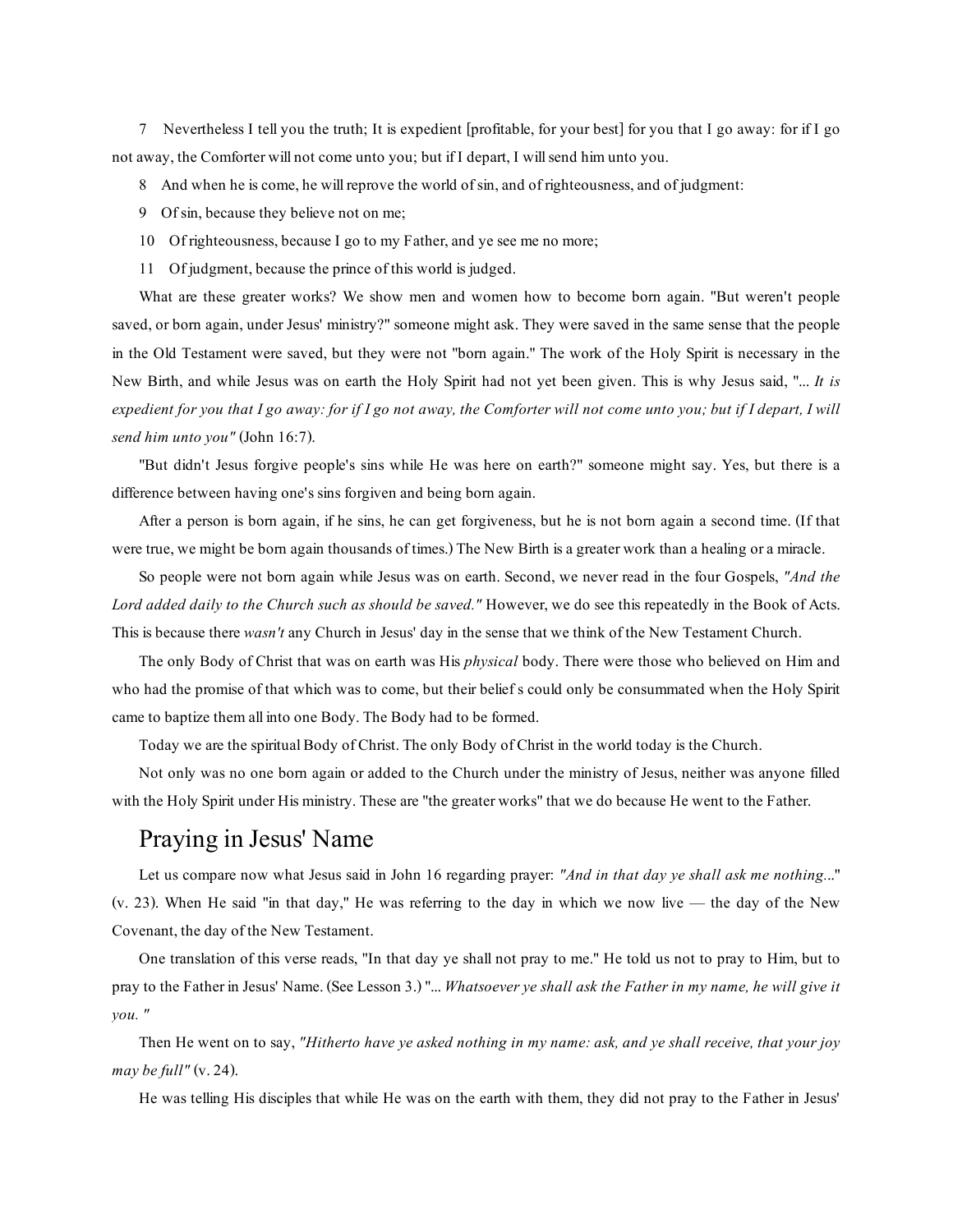7 Nevertheless I tell you the truth; It is expedient [profitable, for your best] for you that I go away: for if I go not away, the Comforter will not come unto you; but if I depart, I will send him unto you.

8 And when he is come, he will reprove the world of sin, and of righteousness, and of judgment:

9 Of sin, because they believe not on me;

10 Of righteousness, because I go to my Father, and ye see me no more;

11 Of judgment, because the prince of this world is judged.

What are these greater works? We show men and women how to become born again. "But weren't people saved, or born again, under Jesus' ministry?" someone might ask. They were saved in the same sense that the people in the Old Testament were saved, but they were not "born again." The work of the Holy Spirit is necessary in the New Birth, and while Jesus was on earth the Holy Spirit had not yet been given. This is why Jesus said, "... *It is expedient for you that I go away: for if I go not away, the Comforter will not come unto you; but if I depart, I will send him unto you"* (John 16:7).

"But didn't Jesus forgive people's sins while He was here on earth?" someone might say. Yes, but there is a difference between having one's sins forgiven and being born again.

After a person is born again, if he sins, he can get forgiveness, but he is not born again a second time. (If that were true, we might be born again thousands of times.) The New Birth is a greater work than a healing or a miracle.

So people were not born again while Jesus was on earth. Second, we never read in the four Gospels, *"And the Lord added daily to the Church such as should be saved."* However, we do see this repeatedly in the Book of Acts. This is because there *wasn't* any Church in Jesus' day in the sense that we think of the New Testament Church.

The only Body of Christ that was on earth was His *physical* body. There were those who believed on Him and who had the promise of that which was to come, but their belief s could only be consummated when the Holy Spirit came to baptize them all into one Body. The Body had to be formed.

Today we are the spiritual Body of Christ. The only Body of Christ in the world today is the Church.

Not only was no one born again or added to the Church under the ministry of Jesus, neither was anyone filled with the Holy Spirit under His ministry. These are "the greater works" that we do because He went to the Father.

## Praying in Jesus' Name

Let us compare now what Jesus said in John 16 regarding prayer: *"And in that day ye shall ask me nothing..."* (v. 23). When He said "in that day," He was referring to the day in which we now live — the day of the New Covenant, the day of the New Testament.

One translation of this verse reads, "In that day ye shall not pray to me." He told us not to pray to Him, but to pray to the Father in Jesus' Name. (See Lesson 3.) "... *Whatsoever ye shall ask the Father in my name, he will give it you. "*

Then He went on to say, *"Hitherto have ye asked nothing in my name: ask, and ye shall receive, that your joy may be full"* (v. 24).

He was telling His disciples that while He was on the earth with them, they did not pray to the Father in Jesus'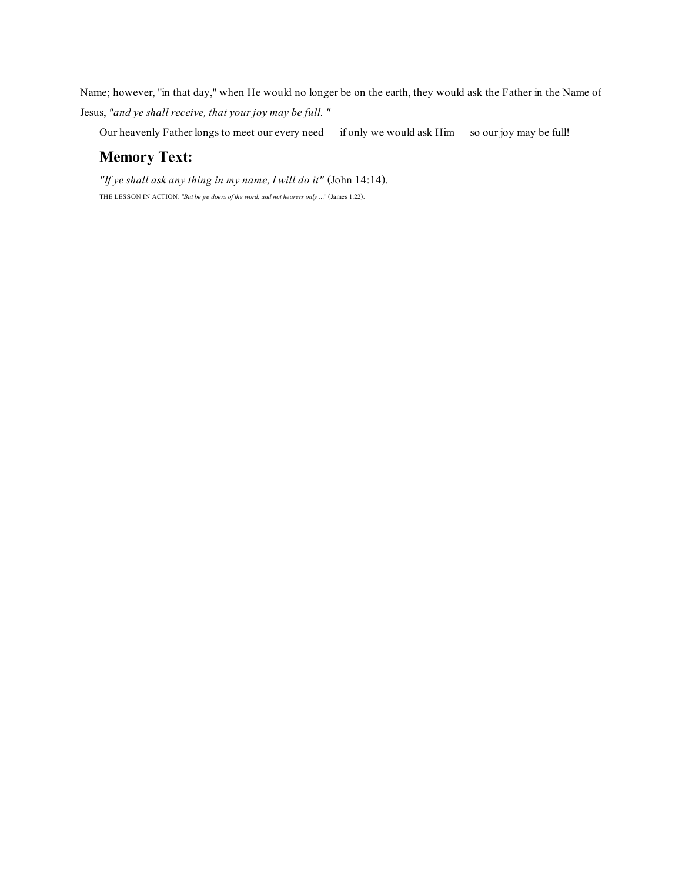Name; however, "in that day," when He would no longer be on the earth, they would ask the Father in the Name of Jesus, *"and ye shall receive, that your joy may be full. "*

Our heavenly Father longs to meet our every need — if only we would ask Him — so our joy may be full!

## Memory Text:

*"If ye shall ask any thing in my name, I will do it"* (John 14:14).

THE LESSON IN ACTION: *"But be ye doers of the word, and not hearers only ..."* (James 1:22).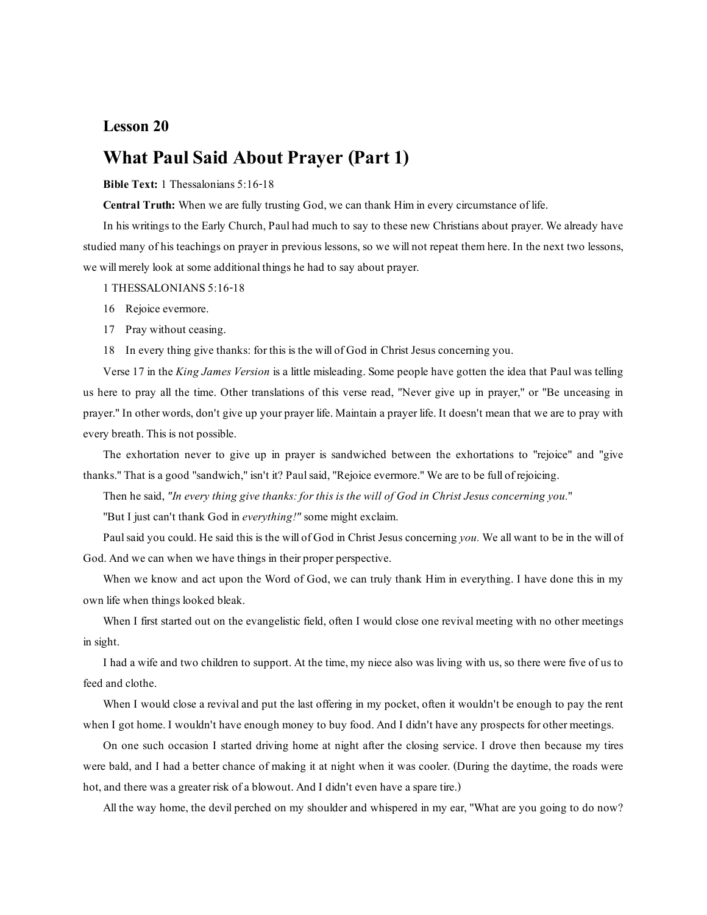## Lesson 20

# What Paul Said About Prayer (Part 1)

**Bible Text:** 1 Thessalonians 5:16-18

**Central Truth:** When we are fully trusting God, we can thank Him in every circumstance of life.

In his writings to the Early Church, Paul had much to say to these new Christians about prayer. We already have studied many of his teachings on prayer in previous lessons, so we will not repeat them here. In the next two lessons, we will merely look at some additional things he had to say about prayer.

1 THESSALONIANS 5:16-18

16 Rejoice evermore.

17 Pray without ceasing.

18 In every thing give thanks: for this is the will of God in Christ Jesus concerning you.

Verse 17 in the *King James Version* is a little misleading. Some people have gotten the idea that Paul was telling us here to pray all the time. Other translations of this verse read, "Never give up in prayer," or "Be unceasing in prayer." In other words, don't give up your prayer life. Maintain a prayer life. It doesn't mean that we are to pray with every breath. This is not possible.

The exhortation never to give up in prayer is sandwiched between the exhortations to "rejoice" and "give thanks." That is a good "sandwich," isn't it? Paul said, "Rejoice evermore." We are to be full of rejoicing.

Then he said, *"In every thing give thanks: for this is the will of God in Christ Jesus concerning you."*

"But I just can't thank God in *everything!"* some might exclaim.

Paul said you could. He said this is the will of God in Christ Jesus concerning *you.* We all want to be in the will of God. And we can when we have things in their proper perspective.

When we know and act upon the Word of God, we can truly thank Him in everything. I have done this in my own life when things looked bleak.

When I first started out on the evangelistic field, often I would close one revival meeting with no other meetings in sight.

I had a wife and two children to support. At the time, my niece also was living with us, so there were five of us to feed and clothe.

When I would close a revival and put the last offering in my pocket, often it wouldn't be enough to pay the rent when I got home. I wouldn't have enough money to buy food. And I didn't have any prospects for other meetings.

On one such occasion I started driving home at night after the closing service. I drove then because my tires were bald, and I had a better chance of making it at night when it was cooler. (During the daytime, the roads were hot, and there was a greater risk of a blowout. And I didn't even have a spare tire.)

All the way home, the devil perched on my shoulder and whispered in my ear, "What are you going to do now?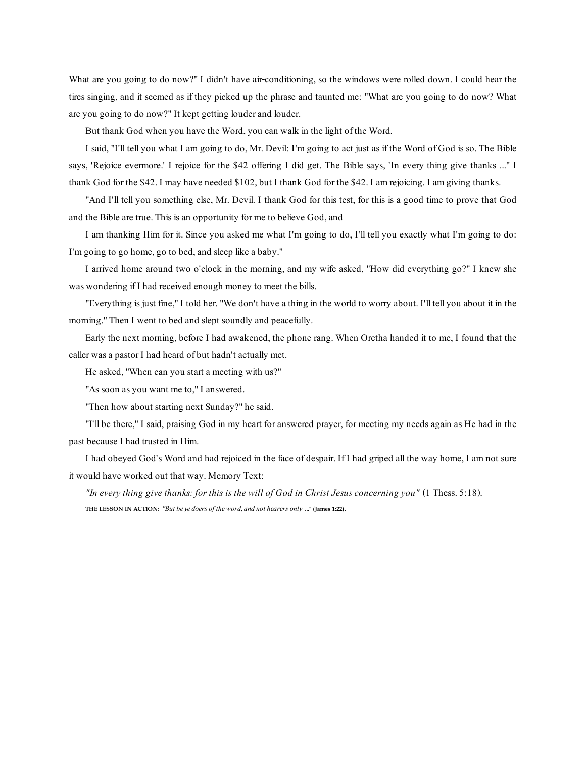What are you going to do now?" I didn't have air-conditioning, so the windows were rolled down. I could hear the tires singing, and it seemed as if they picked up the phrase and taunted me: "What are you going to do now? What are you going to do now?" It kept getting louder and louder.

But thank God when you have the Word, you can walk in the light of the Word.

I said, "I'll tell you what I am going to do, Mr. Devil: I'm going to act just as if the Word of God is so. The Bible says, 'Rejoice evermore.' I rejoice for the $42 offering I did get. The Bible says, 'In every thing give thanks ...'' I thank God for the $42. I may have needed $102, but I thank God for the $42. I am rejoicing. I am giving thanks.

"And I'll tell you something else, Mr. Devil. I thank God for this test, for this is a good time to prove that God and the Bible are true. This is an opportunity for me to believe God, and

I am thanking Him for it. Since you asked me what I'm going to do, I'll tell you exactly what I'm going to do: I'm going to go home, go to bed, and sleep like a baby."

I arrived home around two o'clock in the morning, and my wife asked, "How did everything go?" I knew she was wondering if I had received enough money to meet the bills.

"Everything is just fine," I told her. "We don't have a thing in the world to worry about. I'll tell you about it in the morning." Then I went to bed and slept soundly and peacefully.

Early the next morning, before I had awakened, the phone rang. When Oretha handed it to me, I found that the caller was a pastor I had heard of but hadn't actually met.

He asked, "When can you start a meeting with us?"

"As soon as you want me to," I answered.

"Then how about starting next Sunday?" he said.

"I'll be there," I said, praising God in my heart for answered prayer, for meeting my needs again as He had in the past because I had trusted in Him.

I had obeyed God's Word and had rejoiced in the face of despair. If I had griped all the way home, I am not sure it would have worked out that way. Memory Text:

*"In every thing give thanks: for this is the will of God in Christ Jesus concerning you"* (1 Thess. 5:18).

**THE LESSON IN ACTION:** *"But be ye doers of the word, and not hearers only ..."* **(James 1:22).**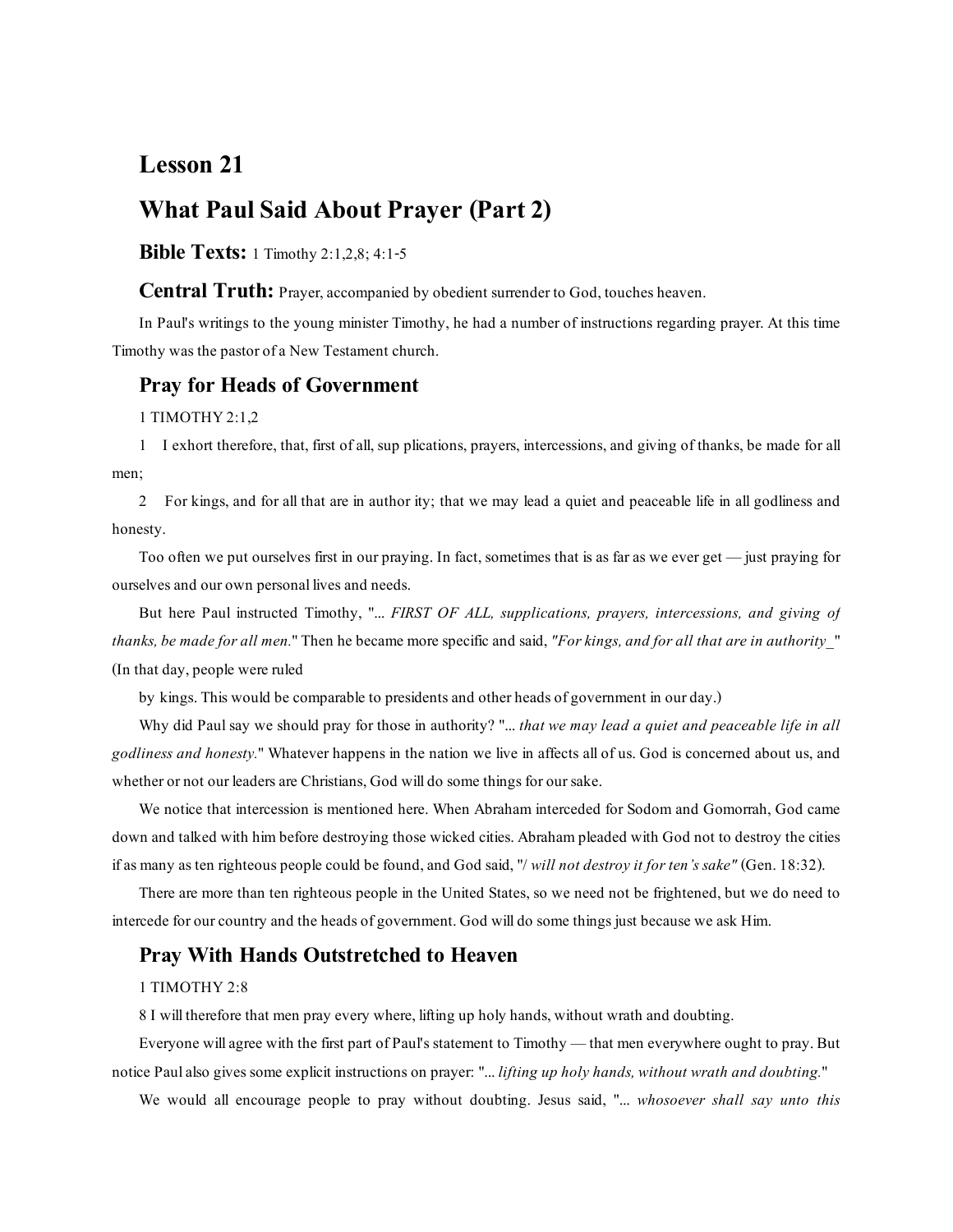# Lesson 21

# What Paul Said About Prayer (Part 2)

## Bible Texts: 1 Timothy 2:1,2,8; 4:1-5

## Central Truth: Prayer, accompanied by obedient surrender to God, touches heaven.

In Paul's writings to the young minister Timothy, he had a number of instructions regarding prayer. At this time Timothy was the pastor of a New Testament church.

## Pray for Heads of Government

1 TIMOTHY 2:1,2

1 I exhort therefore, that, first of all, sup plications, prayers, intercessions, and giving of thanks, be made for all men;

2 For kings, and for all that are in author ity; that we may lead a quiet and peaceable life in all godliness and honesty.

Too often we put ourselves first in our praying. In fact, sometimes that is as far as we ever get — just praying for ourselves and our own personal lives and needs.

But here Paul instructed Timothy, "... *FIRST OF ALL, supplications, prayers, intercessions, and giving of thanks, be made for all men.*" Then he became more specific and said, *"For kings, and for all that are in authority_"* (In that day, people were ruled

by kings. This would be comparable to presidents and other heads of government in our day.)

Why did Paul say we should pray for those in authority? "... *that we may lead a quiet and peaceable life in all godliness and honesty.*" Whatever happens in the nation we live in affects all of us. God is concerned about us, and whether or not our leaders are Christians, God will do some things for our sake.

We notice that intercession is mentioned here. When Abraham interceded for Sodom and Gomorrah, God came down and talked with him before destroying those wicked cities. Abraham pleaded with God not to destroy the cities if as many as ten righteous people could be found, and God said, "*/ will not destroy it for ten's sake"* (Gen. 18:32).

There are more than ten righteous people in the United States, so we need not be frightened, but we do need to intercede for our country and the heads of government. God will do some things just because we ask Him.

## Pray With Hands Outstretched to Heaven

1 TIMOTHY 2:8

8 I will therefore that men pray every where, lifting up holy hands, without wrath and doubting.

Everyone will agree with the first part of Paul's statement to Timothy — that men everywhere ought to pray. But notice Paul also gives some explicit instructions on prayer: "... *lifting up holy hands, without wrath and doubting.*"

We would all encourage people to pray without doubting. Jesus said, "... *whosoever shall say unto this*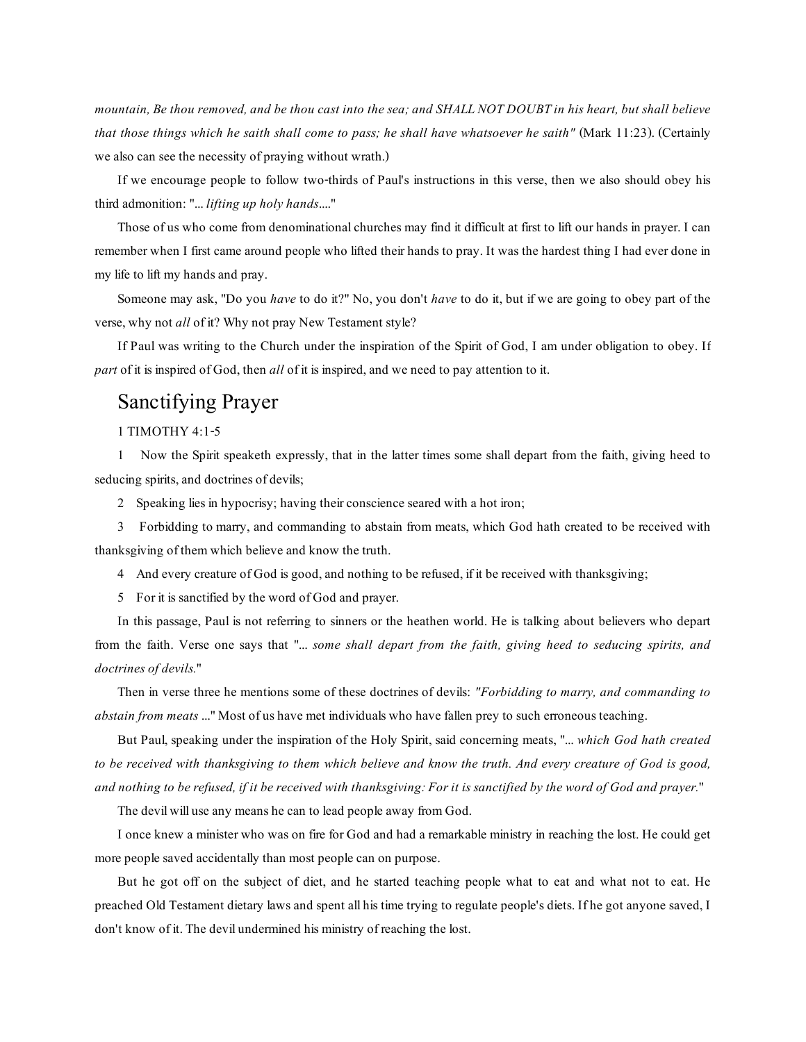*mountain, Be thou removed, and be thou cast into the sea; and SHALL NOT DOUBT in his heart, but shall believe that those things which he saith shall come to pass; he shall have whatsoever he saith"* (Mark 11:23). (Certainly we also can see the necessity of praying without wrath.)

If we encourage people to follow two-thirds of Paul's instructions in this verse, then we also should obey his third admonition: "*... lifting up holy hands....*"

Those of us who come from denominational churches may find it difficult at first to lift our hands in prayer. I can remember when I first came around people who lifted their hands to pray. It was the hardest thing I had ever done in my life to lift my hands and pray.

Someone may ask, "Do you *have* to do it?" No, you don't *have* to do it, but if we are going to obey part of the verse, why not *all* of it? Why not pray New Testament style?

If Paul was writing to the Church under the inspiration of the Spirit of God, I am under obligation to obey. If *part* of it is inspired of God, then *all* of it is inspired, and we need to pay attention to it.

## Sanctifying Prayer

1 TIMOTHY 4:1-5

1 Now the Spirit speaketh expressly, that in the latter times some shall depart from the faith, giving heed to seducing spirits, and doctrines of devils;

2 Speaking lies in hypocrisy; having their conscience seared with a hot iron;

3 Forbidding to marry, and commanding to abstain from meats, which God hath created to be received with thanksgiving of them which believe and know the truth.

4 And every creature of God is good, and nothing to be refused, if it be received with thanksgiving;

5 For it is sanctified by the word of God and prayer.

In this passage, Paul is not referring to sinners or the heathen world. He is talking about believers who depart from the faith. Verse one says that "*... some shall depart from the faith, giving heed to seducing spirits, and doctrines of devils.*"

Then in verse three he mentions some of these doctrines of devils: *"Forbidding to marry, and commanding to abstain from meats ..."* Most of us have met individuals who have fallen prey to such erroneous teaching.

But Paul, speaking under the inspiration of the Holy Spirit, said concerning meats, "*... which God hath created to be received with thanksgiving to them which believe and know the truth. And every creature of God is good, and nothing to be refused, if it be received with thanksgiving: For it is sanctified by the word of God and prayer.*"

The devil will use any means he can to lead people away from God.

I once knew a minister who was on fire for God and had a remarkable ministry in reaching the lost. He could get more people saved accidentally than most people can on purpose.

But he got off on the subject of diet, and he started teaching people what to eat and what not to eat. He preached Old Testament dietary laws and spent all his time trying to regulate people's diets. If he got anyone saved, I don't know of it. The devil undermined his ministry of reaching the lost.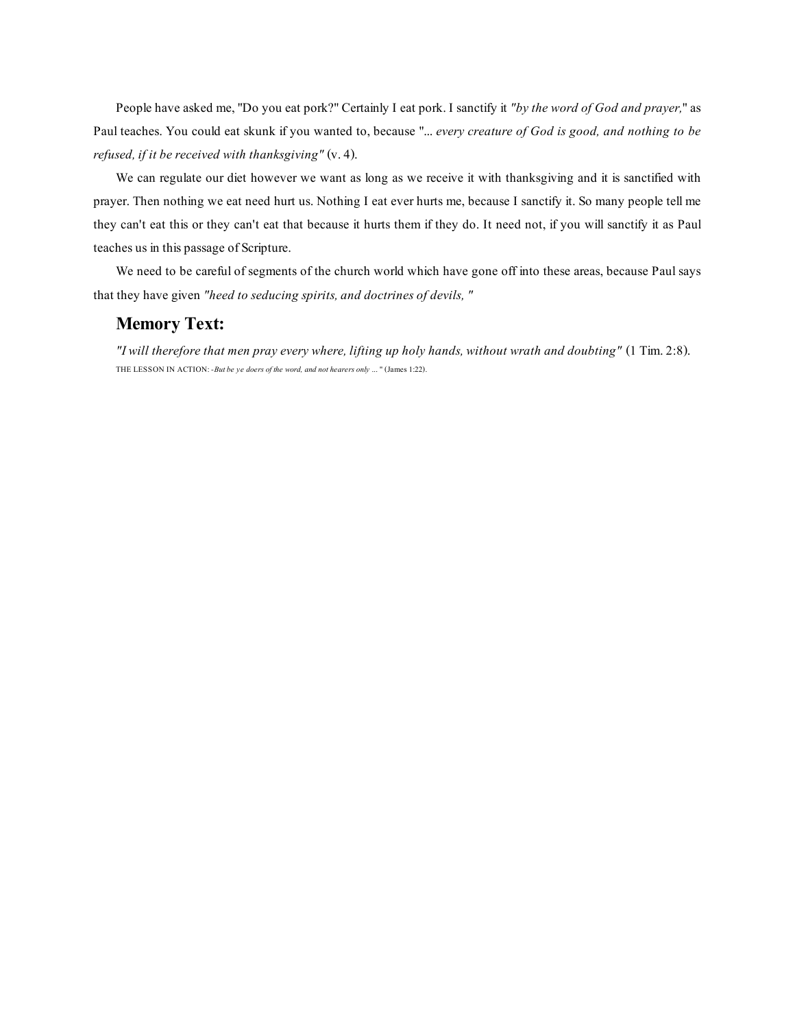People have asked me, "Do you eat pork?" Certainly I eat pork. I sanctify it *"by the word of God and prayer,"* as Paul teaches. You could eat skunk if you wanted to, because "*... every creature of God is good, and nothing to be refused, if it be received with thanksgiving"* (v. 4).

We can regulate our diet however we want as long as we receive it with thanksgiving and it is sanctified with prayer. Then nothing we eat need hurt us. Nothing I eat ever hurts me, because I sanctify it. So many people tell me they can't eat this or they can't eat that because it hurts them if they do. It need not, if you will sanctify it as Paul teaches us in this passage of Scripture.

We need to be careful of segments of the church world which have gone off into these areas, because Paul says that they have given *"heed to seducing spirits, and doctrines of devils, "*

## Memory Text:

*"I will therefore that men pray every where, lifting up holy hands, without wrath and doubting"* (1 Tim. 2:8).

THE LESSON IN ACTION: -*But be ye doers of the word, and not hearers only ...*" (James 1:22).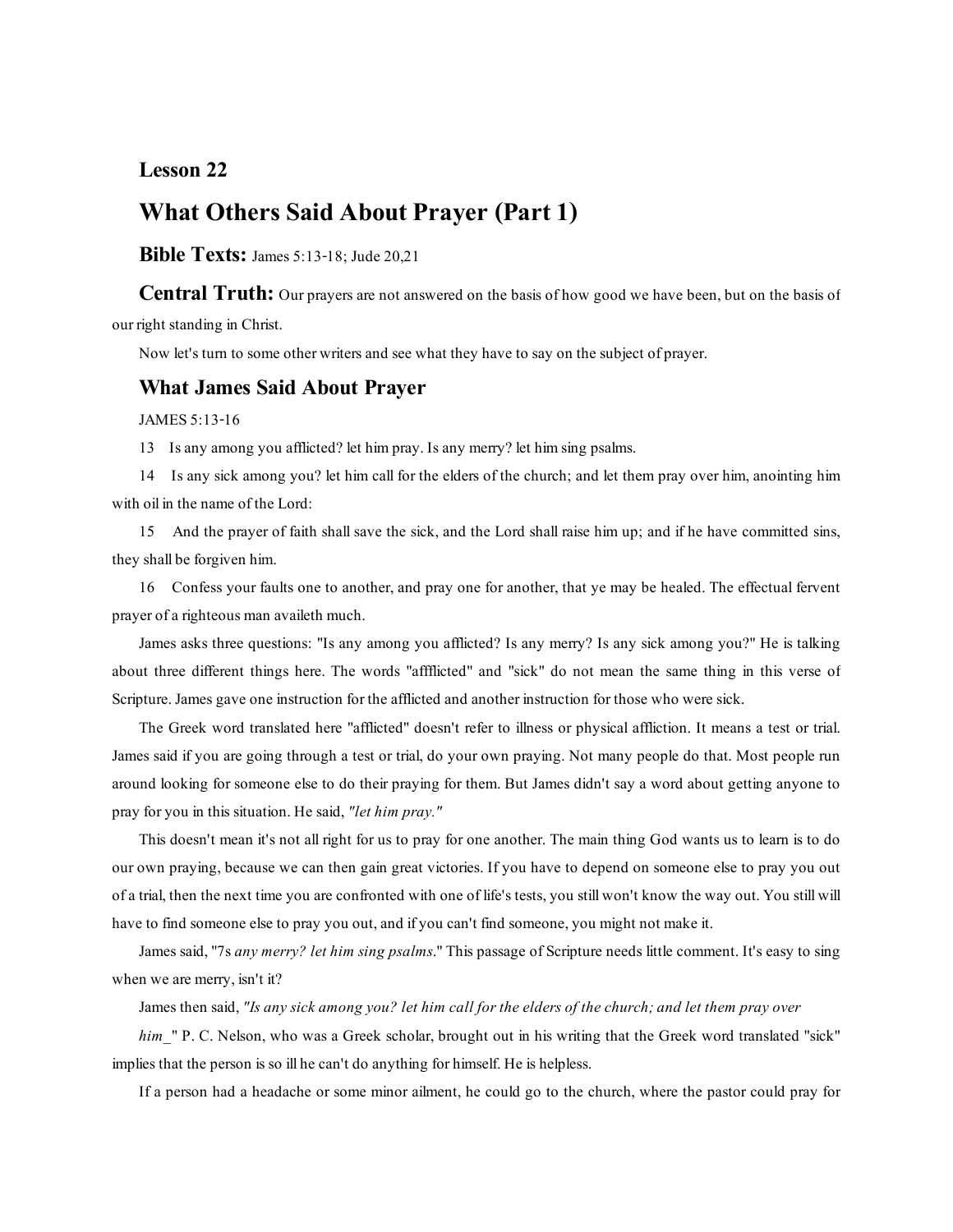## Lesson 22

# What Others Said About Prayer (Part 1)

**Bible Texts:** James 5:13-18; Jude 20,21

**Central Truth:** Our prayers are not answered on the basis of how good we have been, but on the basis of our right standing in Christ.

Now let's turn to some other writers and see what they have to say on the subject of prayer.

## What James Said About Prayer

JAMES 5:13-16

13 Is any among you afflicted? let him pray. Is any merry? let him sing psalms.

14 Is any sick among you? let him call for the elders of the church; and let them pray over him, anointing him with oil in the name of the Lord:

15 And the prayer of faith shall save the sick, and the Lord shall raise him up; and if he have committed sins, they shall be forgiven him.

16 Confess your faults one to another, and pray one for another, that ye may be healed. The effectual fervent prayer of a righteous man availeth much.

James asks three questions: "Is any among you afflicted? Is any merry? Is any sick among you?" He is talking about three different things here. The words "affflicted" and "sick" do not mean the same thing in this verse of Scripture. James gave one instruction for the afflicted and another instruction for those who were sick.

The Greek word translated here "afflicted" doesn't refer to illness or physical affliction. It means a test or trial. James said if you are going through a test or trial, do your own praying. Not many people do that. Most people run around looking for someone else to do their praying for them. But James didn't say a word about getting anyone to pray for you in this situation. He said, *"let him pray."*

This doesn't mean it's not all right for us to pray for one another. The main thing God wants us to learn is to do our own praying, because we can then gain great victories. If you have to depend on someone else to pray you out of a trial, then the next time you are confronted with one of life's tests, you still won't know the way out. You still will have to find someone else to pray you out, and if you can't find someone, you might not make it.

James said, "7s *any merry? let him sing psalms*." This passage of Scripture needs little comment. It's easy to sing when we are merry, isn't it?

James then said, *"Is any sick among you? let him call for the elders of the church; and let them pray over him_"* P. C. Nelson, who was a Greek scholar, brought out in his writing that the Greek word translated "sick" implies that the person is so ill he can't do anything for himself. He is helpless.

If a person had a headache or some minor ailment, he could go to the church, where the pastor could pray for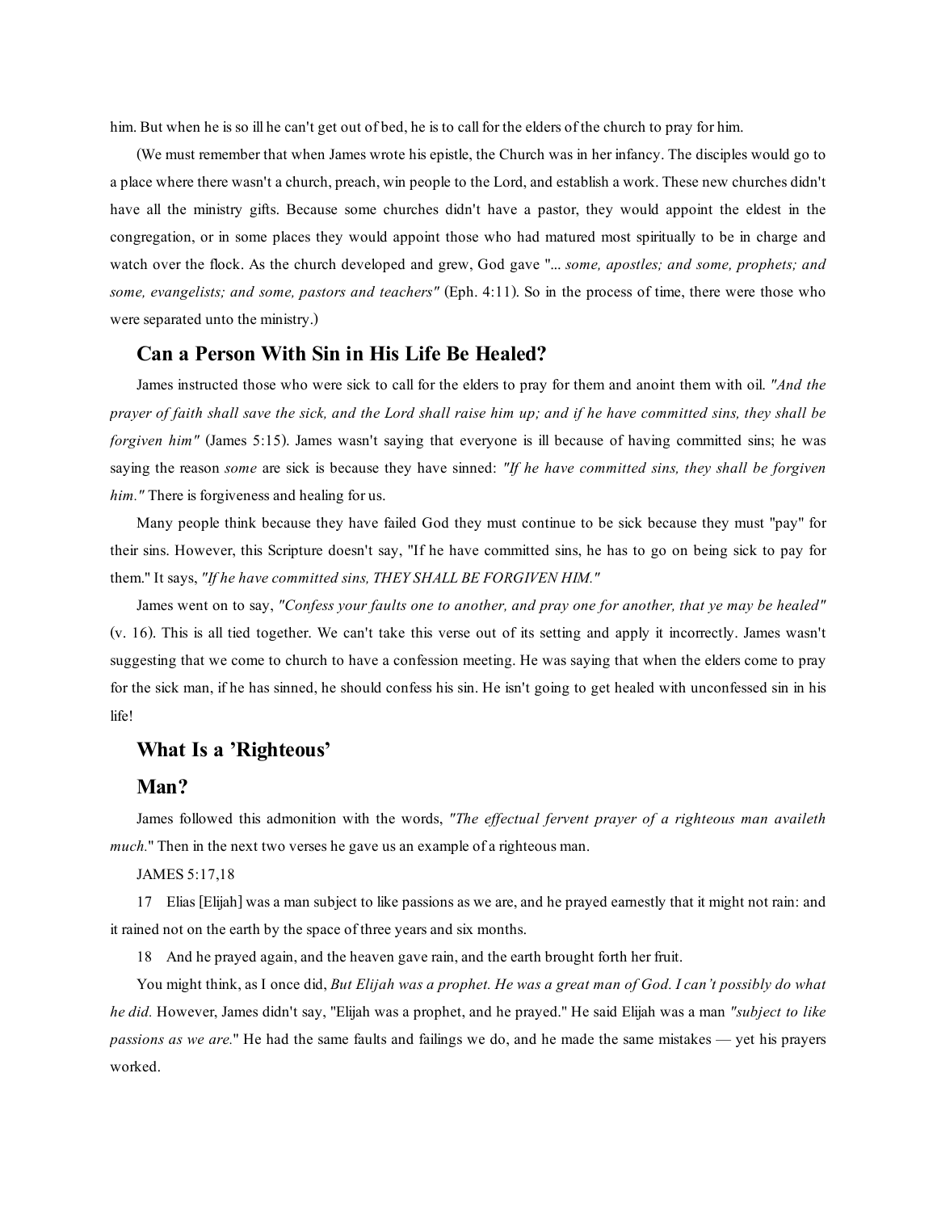him. But when he is so ill he can't get out of bed, he is to call for the elders of the church to pray for him.

(We must remember that when James wrote his epistle, the Church was in her infancy. The disciples would go to a place where there wasn't a church, preach, win people to the Lord, and establish a work. These new churches didn't have all the ministry gifts. Because some churches didn't have a pastor, they would appoint the eldest in the congregation, or in some places they would appoint those who had matured most spiritually to be in charge and watch over the flock. As the church developed and grew, God gave "... *some, apostles; and some, prophets; and some, evangelists; and some, pastors and teachers"* (Eph. 4:11). So in the process of time, there were those who were separated unto the ministry.)

## Can a Person With Sin in His Life Be Healed?

James instructed those who were sick to call for the elders to pray for them and anoint them with oil. *"And the prayer of faith shall save the sick, and the Lord shall raise him up; and if he have committed sins, they shall be forgiven him"* (James 5:15). James wasn't saying that everyone is ill because of having committed sins; he was saying the reason *some* are sick is because they have sinned: *"If he have committed sins, they shall be forgiven him."* There is forgiveness and healing for us.

Many people think because they have failed God they must continue to be sick because they must "pay" for their sins. However, this Scripture doesn't say, "If he have committed sins, he has to go on being sick to pay for them." It says, *"If he have committed sins, THEY SHALL BE FORGIVEN HIM."*

James went on to say, *"Confess your faults one to another, and pray one for another, that ye may be healed"* (v. 16). This is all tied together. We can't take this verse out of its setting and apply it incorrectly. James wasn't suggesting that we come to church to have a confession meeting. He was saying that when the elders come to pray for the sick man, if he has sinned, he should confess his sin. He isn't going to get healed with unconfessed sin in his life!

## What Is a 'Righteous' Man?

James followed this admonition with the words, *"The effectual fervent prayer of a righteous man availeth much."* Then in the next two verses he gave us an example of a righteous man.

JAMES 5:17,18

17 Elias [Elijah] was a man subject to like passions as we are, and he prayed earnestly that it might not rain: and it rained not on the earth by the space of three years and six months.

18 And he prayed again, and the heaven gave rain, and the earth brought forth her fruit.

You might think, as I once did, *But Elijah was a prophet. He was a great man of God. I can't possibly do what he did.* However, James didn't say, "Elijah was a prophet, and he prayed." He said Elijah was a man *"subject to like passions as we are."* He had the same faults and failings we do, and he made the same mistakes — yet his prayers worked.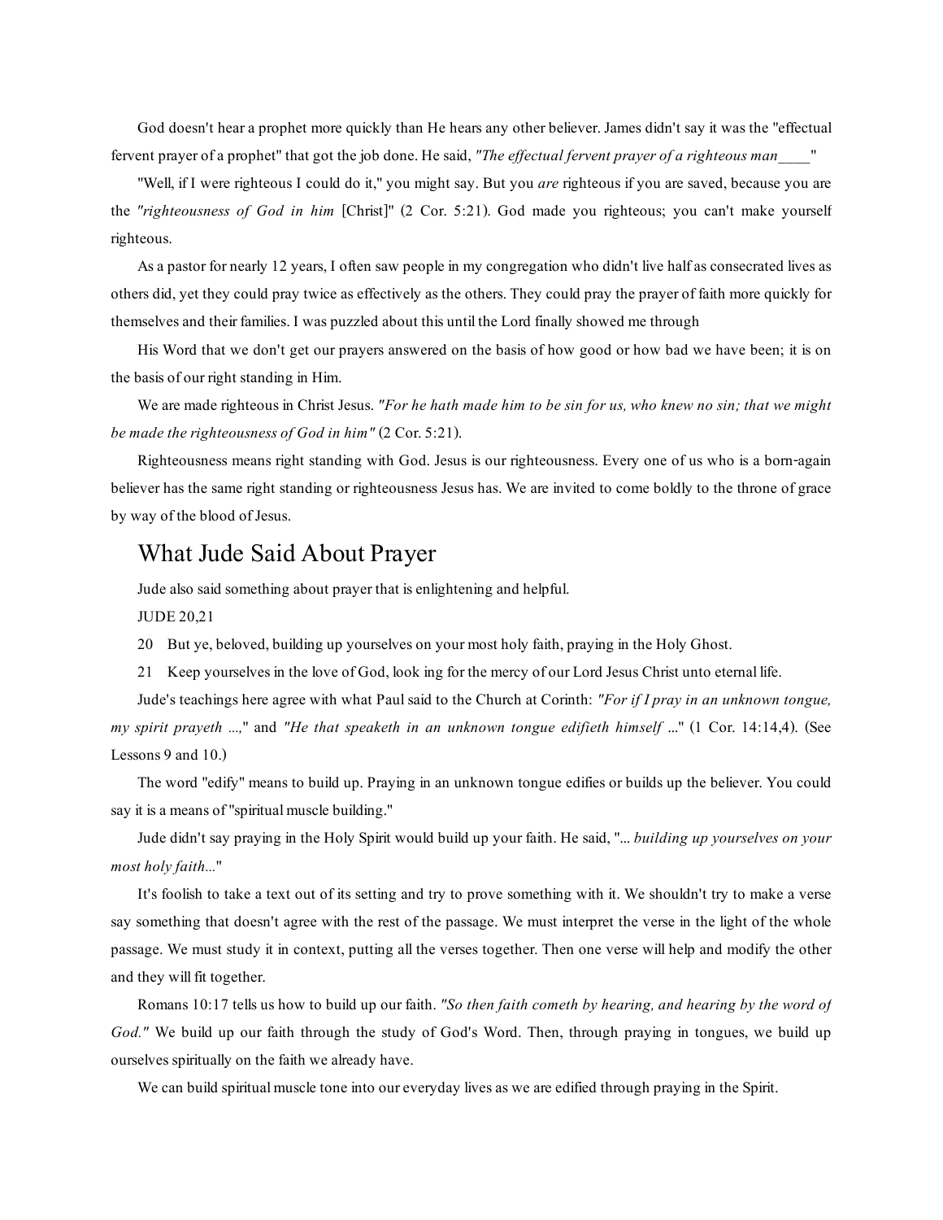God doesn't hear a prophet more quickly than He hears any other believer. James didn't say it was the "effectual fervent prayer of a prophet" that got the job done. He said, *"The effectual fervent prayer of a righteous man____"*

"Well, if I were righteous I could do it," you might say. But you *are* righteous if you are saved, because you are the *"righteousness of God in him* [Christ]" (2 Cor. 5:21). God made you righteous; you can't make yourself righteous.

As a pastor for nearly 12 years, I often saw people in my congregation who didn't live half as consecrated lives as others did, yet they could pray twice as effectively as the others. They could pray the prayer of faith more quickly for themselves and their families. I was puzzled about this until the Lord finally showed me through

His Word that we don't get our prayers answered on the basis of how good or how bad we have been; it is on the basis of our right standing in Him.

We are made righteous in Christ Jesus. *"For he hath made him to be sin for us, who knew no sin; that we might be made the righteousness of God in him"* (2 Cor. 5:21).

Righteousness means right standing with God. Jesus is our righteousness. Every one of us who is a born-again believer has the same right standing or righteousness Jesus has. We are invited to come boldly to the throne of grace by way of the blood of Jesus.

## What Jude Said About Prayer

Jude also said something about prayer that is enlightening and helpful.

JUDE 20,21

20 But ye, beloved, building up yourselves on your most holy faith, praying in the Holy Ghost.

21 Keep yourselves in the love of God, look ing for the mercy of our Lord Jesus Christ unto eternal life.

Jude's teachings here agree with what Paul said to the Church at Corinth: *"For if I pray in an unknown tongue, my spirit prayeth ...,"* and *"He that speaketh in an unknown tongue edifieth himself ..."* (1 Cor. 14:14,4). (See Lessons 9 and 10.)

The word "edify" means to build up. Praying in an unknown tongue edifies or builds up the believer. You could say it is a means of "spiritual muscle building."

Jude didn't say praying in the Holy Spirit would build up your faith. He said, "*... building up yourselves on your most holy faith...*"

It's foolish to take a text out of its setting and try to prove something with it. We shouldn't try to make a verse say something that doesn't agree with the rest of the passage. We must interpret the verse in the light of the whole passage. We must study it in context, putting all the verses together. Then one verse will help and modify the other and they will fit together.

Romans 10:17 tells us how to build up our faith. *"So then faith cometh by hearing, and hearing by the word of God."* We build up our faith through the study of God's Word. Then, through praying in tongues, we build up ourselves spiritually on the faith we already have.

We can build spiritual muscle tone into our everyday lives as we are edified through praying in the Spirit.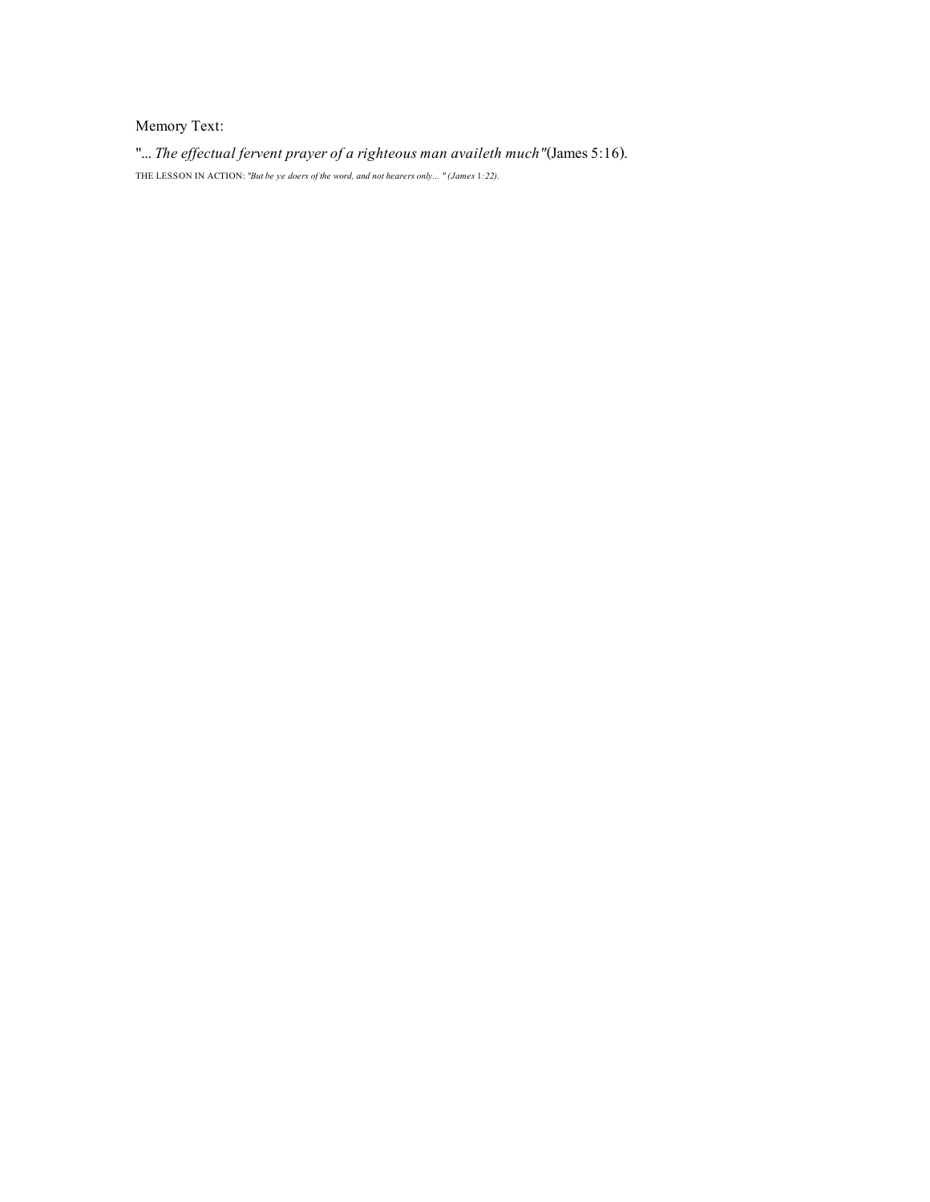Memory Text:

"... *The effectual fervent prayer of a righteous man availeth much*"(James 5:16).

THE LESSON IN ACTION: *"But be ye doers of the word, and not hearers only... " (James 1:22).*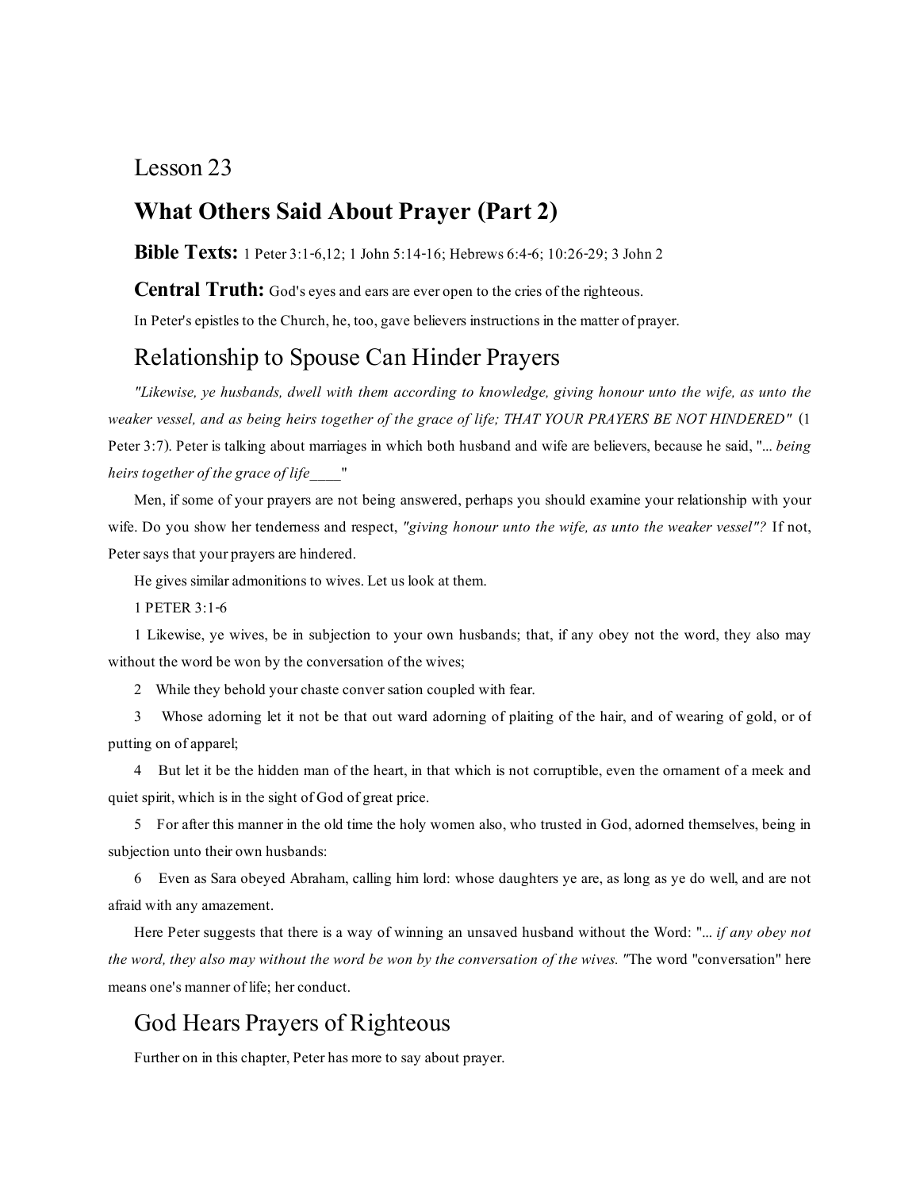# Lesson 23

## What Others Said About Prayer (Part 2)

**Bible Texts:** 1 Peter 3:1-6,12; 1 John 5:14-16; Hebrews 6:4-6; 10:26-29; 3 John 2

**Central Truth:** God's eyes and ears are ever open to the cries of the righteous.

In Peter's epistles to the Church, he, too, gave believers instructions in the matter of prayer.

## Relationship to Spouse Can Hinder Prayers

*"Likewise, ye husbands, dwell with them according to knowledge, giving honour unto the wife, as unto the weaker vessel, and as being heirs together of the grace of life; THAT YOUR PRAYERS BE NOT HINDERED"* (1 Peter 3:7). Peter is talking about marriages in which both husband and wife are believers, because he said, "... *being heirs together of the grace of life____*"

Men, if some of your prayers are not being answered, perhaps you should examine your relationship with your wife. Do you show her tenderness and respect, *"giving honour unto the wife, as unto the weaker vessel"?* If not, Peter says that your prayers are hindered.

He gives similar admonitions to wives. Let us look at them.

1 PETER 3:1-6

1 Likewise, ye wives, be in subjection to your own husbands; that, if any obey not the word, they also may without the word be won by the conversation of the wives;

2 While they behold your chaste conver sation coupled with fear.

3 Whose adorning let it not be that out ward adorning of plaiting of the hair, and of wearing of gold, or of putting on of apparel;

4 But let it be the hidden man of the heart, in that which is not corruptible, even the ornament of a meek and quiet spirit, which is in the sight of God of great price.

5 For after this manner in the old time the holy women also, who trusted in God, adorned themselves, being in subjection unto their own husbands:

6 Even as Sara obeyed Abraham, calling him lord: whose daughters ye are, as long as ye do well, and are not afraid with any amazement.

Here Peter suggests that there is a way of winning an unsaved husband without the Word: "... *if any obey not the word, they also may without the word be won by the conversation of the wives.* "The word "conversation" here means one's manner of life; her conduct.

## God Hears Prayers of Righteous

Further on in this chapter, Peter has more to say about prayer.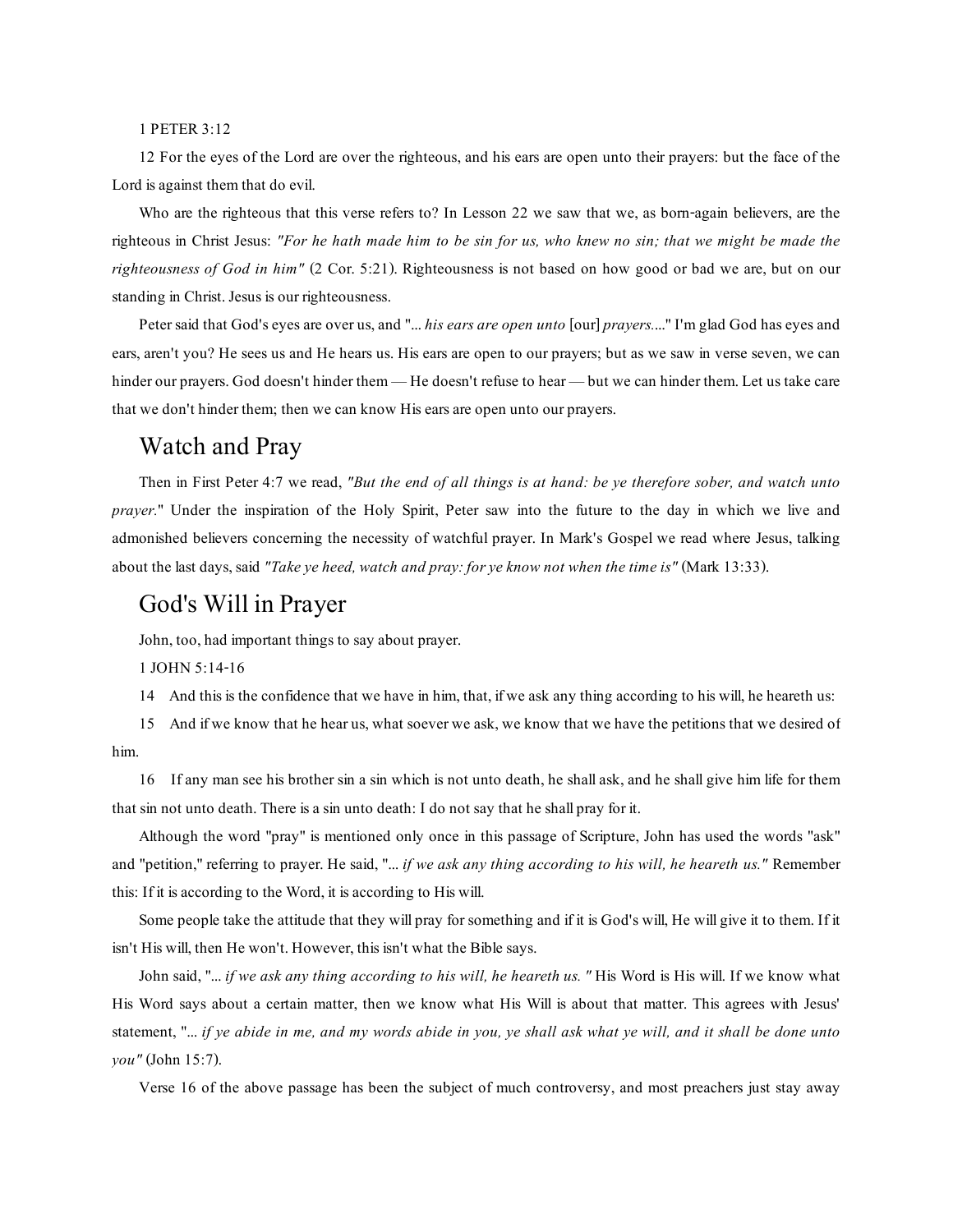1 PETER 3:12

12 For the eyes of the Lord are over the righteous, and his ears are open unto their prayers: but the face of the Lord is against them that do evil.

Who are the righteous that this verse refers to? In Lesson 22 we saw that we, as born-again believers, are the righteous in Christ Jesus: *"For he hath made him to be sin for us, who knew no sin; that we might be made the righteousness of God in him"* (2 Cor. 5:21). Righteousness is not based on how good or bad we are, but on our standing in Christ. Jesus is our righteousness.

Peter said that God's eyes are over us, and "... *his ears are open unto* [our] *prayers....*" I'm glad God has eyes and ears, aren't you? He sees us and He hears us. His ears are open to our prayers; but as we saw in verse seven, we can hinder our prayers. God doesn't hinder them — He doesn't refuse to hear — but we can hinder them. Let us take care that we don't hinder them; then we can know His ears are open unto our prayers.

## Watch and Pray

Then in First Peter 4:7 we read, *"But the end of all things is at hand: be ye therefore sober, and watch unto prayer."* Under the inspiration of the Holy Spirit, Peter saw into the future to the day in which we live and admonished believers concerning the necessity of watchful prayer. In Mark's Gospel we read where Jesus, talking about the last days, said *"Take ye heed, watch and pray: for ye know not when the time is"* (Mark 13:33).

## God's Will in Prayer

John, too, had important things to say about prayer.

1 JOHN 5:14-16

14 And this is the confidence that we have in him, that, if we ask any thing according to his will, he heareth us:

15 And if we know that he hear us, what soever we ask, we know that we have the petitions that we desired of him.

16 If any man see his brother sin a sin which is not unto death, he shall ask, and he shall give him life for them that sin not unto death. There is a sin unto death: I do not say that he shall pray for it.

Although the word "pray" is mentioned only once in this passage of Scripture, John has used the words "ask" and "petition," referring to prayer. He said, "... *if we ask any thing according to his will, he heareth us."* Remember this: If it is according to the Word, it is according to His will.

Some people take the attitude that they will pray for something and if it is God's will, He will give it to them. If it isn't His will, then He won't. However, this isn't what the Bible says.

John said, "... *if we ask any thing according to his will, he heareth us."* His Word is His will. If we know what His Word says about a certain matter, then we know what His Will is about that matter. This agrees with Jesus' statement, "... *if ye abide in me, and my words abide in you, ye shall ask what ye will, and it shall be done unto you"* (John 15:7).

Verse 16 of the above passage has been the subject of much controversy, and most preachers just stay away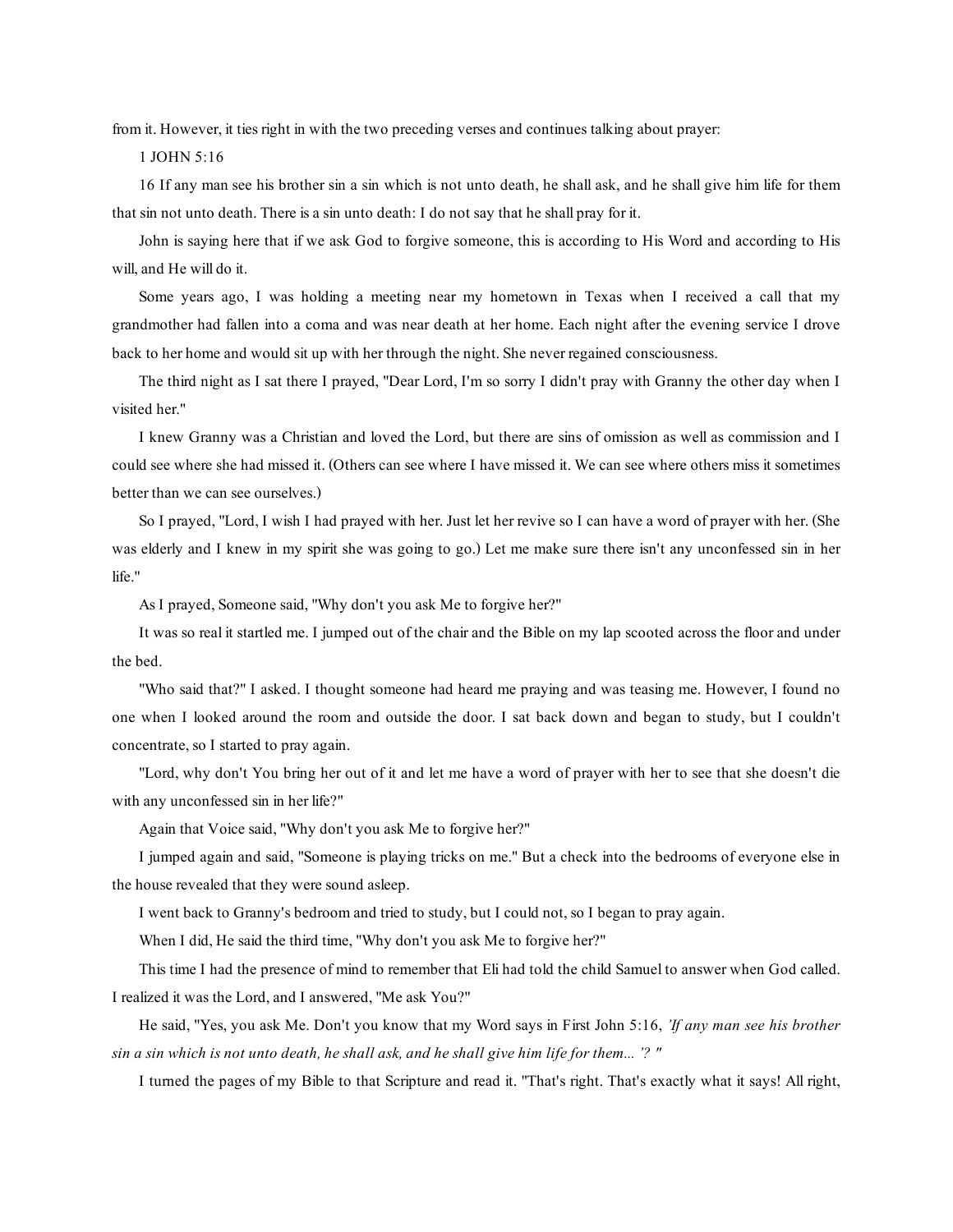from it. However, it ties right in with the two preceding verses and continues talking about prayer:

1 JOHN 5:16

16 If any man see his brother sin a sin which is not unto death, he shall ask, and he shall give him life for them that sin not unto death. There is a sin unto death: I do not say that he shall pray for it.

John is saying here that if we ask God to forgive someone, this is according to His Word and according to His will, and He will do it.

Some years ago, I was holding a meeting near my hometown in Texas when I received a call that my grandmother had fallen into a coma and was near death at her home. Each night after the evening service I drove back to her home and would sit up with her through the night. She never regained consciousness.

The third night as I sat there I prayed, "Dear Lord, I'm so sorry I didn't pray with Granny the other day when I visited her."

I knew Granny was a Christian and loved the Lord, but there are sins of omission as well as commission and I could see where she had missed it. (Others can see where I have missed it. We can see where others miss it sometimes better than we can see ourselves.)

So I prayed, "Lord, I wish I had prayed with her. Just let her revive so I can have a word of prayer with her. (She was elderly and I knew in my spirit she was going to go.) Let me make sure there isn't any unconfessed sin in her life."

As I prayed, Someone said, "Why don't you ask Me to forgive her?"

It was so real it startled me. I jumped out of the chair and the Bible on my lap scooted across the floor and under the bed.

"Who said that?" I asked. I thought someone had heard me praying and was teasing me. However, I found no one when I looked around the room and outside the door. I sat back down and began to study, but I couldn't concentrate, so I started to pray again.

"Lord, why don't You bring her out of it and let me have a word of prayer with her to see that she doesn't die with any unconfessed sin in her life?"

Again that Voice said, "Why don't you ask Me to forgive her?"

I jumped again and said, "Someone is playing tricks on me." But a check into the bedrooms of everyone else in the house revealed that they were sound asleep.

I went back to Granny's bedroom and tried to study, but I could not, so I began to pray again.

When I did, He said the third time, "Why don't you ask Me to forgive her?"

This time I had the presence of mind to remember that Eli had told the child Samuel to answer when God called. I realized it was the Lord, and I answered, "Me ask You?"

He said, "Yes, you ask Me. Don't you know that my Word says in First John 5:16, *'If any man see his brother sin a sin which is not unto death, he shall ask, and he shall give him life for them...'?* "

I turned the pages of my Bible to that Scripture and read it. "That's right. That's exactly what it says! All right,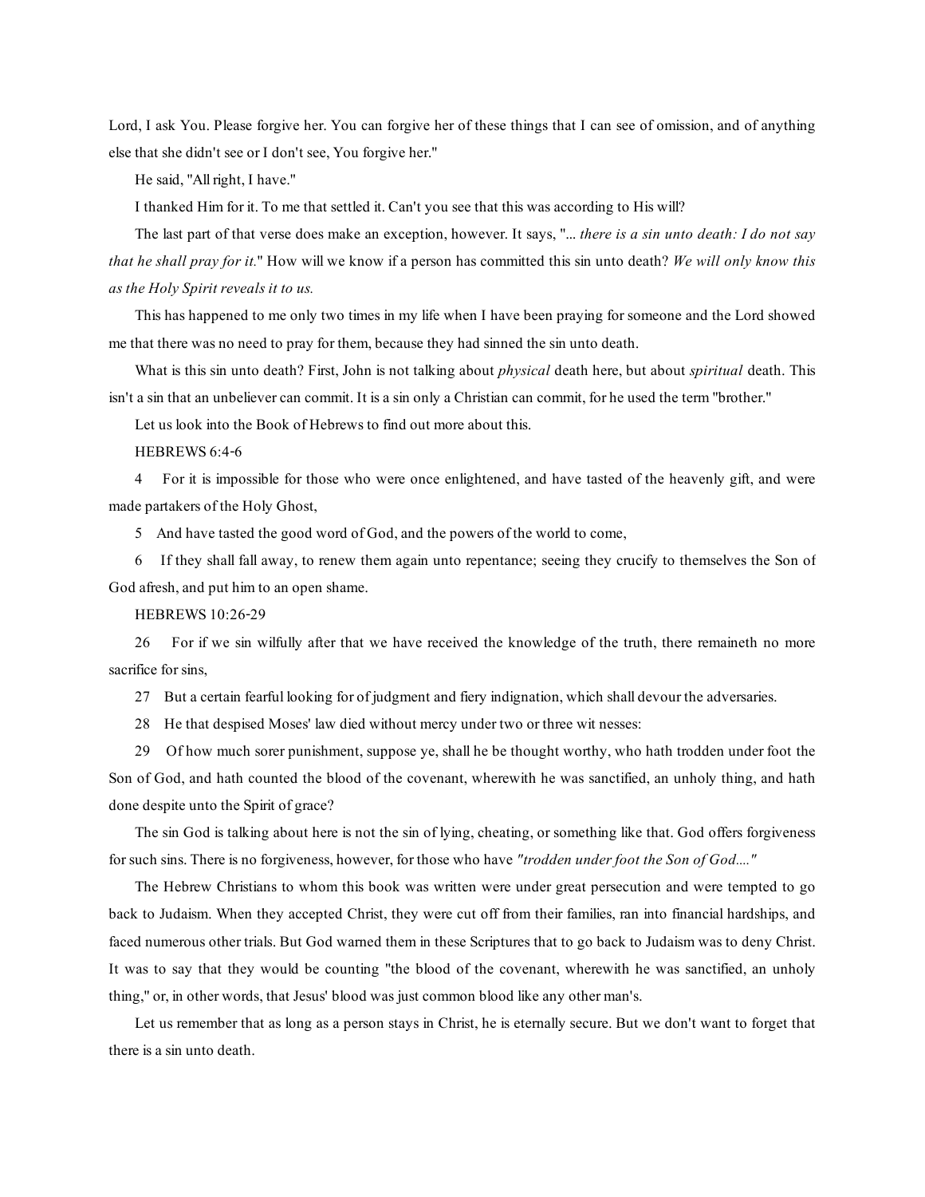Lord, I ask You. Please forgive her. You can forgive her of these things that I can see of omission, and of anything else that she didn't see or I don't see, You forgive her."

He said, "All right, I have."

I thanked Him for it. To me that settled it. Can't you see that this was according to His will?

The last part of that verse does make an exception, however. It says, "*... there is a sin unto death: I do not say that he shall pray for it.*" How will we know if a person has committed this sin unto death? *We will only know this as the Holy Spirit reveals it to us.*

This has happened to me only two times in my life when I have been praying for someone and the Lord showed me that there was no need to pray for them, because they had sinned the sin unto death.

What is this sin unto death? First, John is not talking about *physical* death here, but about *spiritual* death. This isn't a sin that an unbeliever can commit. It is a sin only a Christian can commit, for he used the term "brother."

Let us look into the Book of Hebrews to find out more about this.

HEBREWS 6:4-6

4 For it is impossible for those who were once enlightened, and have tasted of the heavenly gift, and were made partakers of the Holy Ghost,

5 And have tasted the good word of God, and the powers of the world to come,

6 If they shall fall away, to renew them again unto repentance; seeing they crucify to themselves the Son of God afresh, and put him to an open shame.

HEBREWS 10:26-29

26 For if we sin wilfully after that we have received the knowledge of the truth, there remaineth no more sacrifice for sins,

27 But a certain fearful looking for of judgment and fiery indignation, which shall devour the adversaries.

28 He that despised Moses' law died without mercy under two or three wit nesses:

29 Of how much sorer punishment, suppose ye, shall he be thought worthy, who hath trodden under foot the Son of God, and hath counted the blood of the covenant, wherewith he was sanctified, an unholy thing, and hath done despite unto the Spirit of grace?

The sin God is talking about here is not the sin of lying, cheating, or something like that. God offers forgiveness for such sins. There is no forgiveness, however, for those who have *"trodden under foot the Son of God...."*

The Hebrew Christians to whom this book was written were under great persecution and were tempted to go back to Judaism. When they accepted Christ, they were cut off from their families, ran into financial hardships, and faced numerous other trials. But God warned them in these Scriptures that to go back to Judaism was to deny Christ. It was to say that they would be counting "the blood of the covenant, wherewith he was sanctified, an unholy thing," or, in other words, that Jesus' blood was just common blood like any other man's.

Let us remember that as long as a person stays in Christ, he is eternally secure. But we don't want to forget that there is a sin unto death.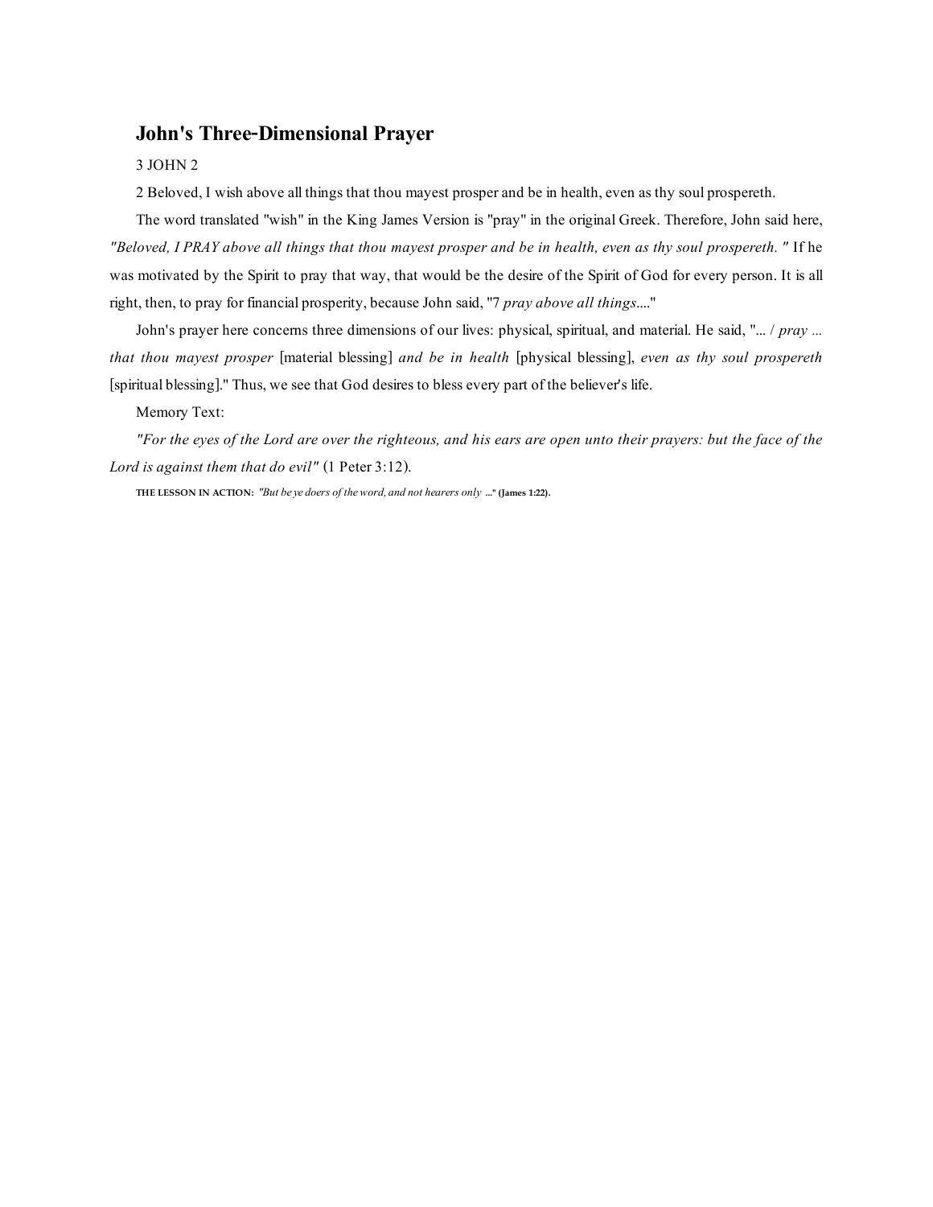## John's Three-Dimensional Prayer

3 JOHN 2

2 Beloved, I wish above all things that thou mayest prosper and be in health, even as thy soul prospereth.

The word translated "wish" in the King James Version is "pray" in the original Greek. Therefore, John said here, *"Beloved, I PRAY above all things that thou mayest prosper and be in health, even as thy soul prospereth. "* If he was motivated by the Spirit to pray that way, that would be the desire of the Spirit of God for every person. It is all right, then, to pray for financial prosperity, because John said, "7 *pray above all things*...."

John's prayer here concerns three dimensions of our lives: physical, spiritual, and material. He said, "... / *pray ... that thou mayest prosper* [material blessing] *and be in health* [physical blessing], *even as thy soul prospereth* [spiritual blessing]." Thus, we see that God desires to bless every part of the believer's life.

Memory Text:

*"For the eyes of the Lord are over the righteous, and his ears are open unto their prayers: but the face of the Lord is against them that do evil"* (1 Peter 3:12).

**THE LESSON IN ACTION:** *"But be ye doers of the word, and not hearers only* **..." (James 1:22).**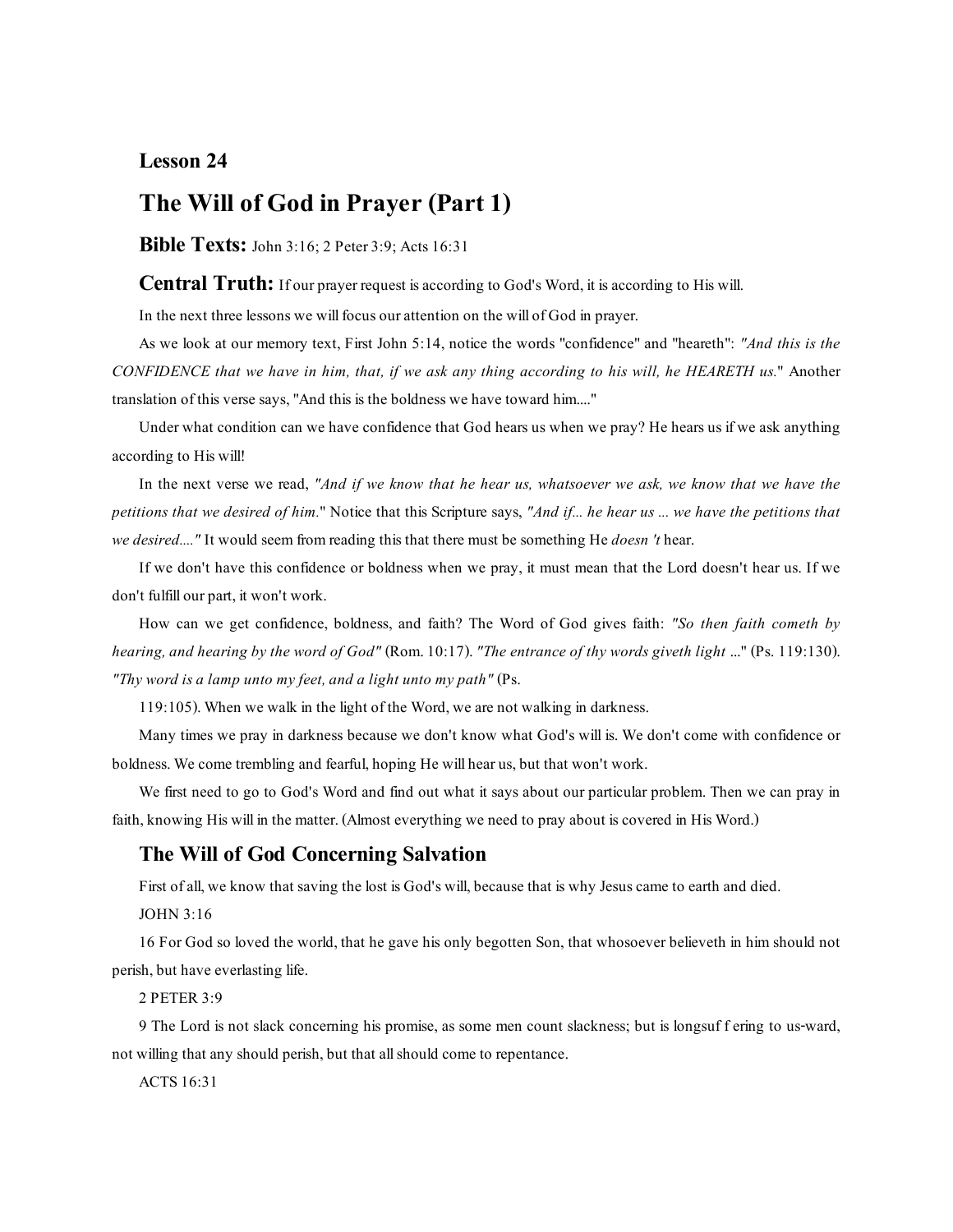# Lesson 24

## The Will of God in Prayer (Part 1)

**Bible Texts:** John 3:16; 2 Peter 3:9; Acts 16:31

**Central Truth:** If our prayer request is according to God's Word, it is according to His will.

In the next three lessons we will focus our attention on the will of God in prayer.

As we look at our memory text, First John 5:14, notice the words "confidence" and "heareth": *"And this is the CONFIDENCE that we have in him, that, if we ask any thing according to his will, he HEARETH us.*" Another translation of this verse says, "And this is the boldness we have toward him...."

Under what condition can we have confidence that God hears us when we pray? He hears us if we ask anything according to His will!

In the next verse we read, *"And if we know that he hear us, whatsoever we ask, we know that we have the petitions that we desired of him.*" Notice that this Scripture says, *"And if... he hear us ... we have the petitions that we desired...."* It would seem from reading this that there must be something He *doesn 't* hear.

If we don't have this confidence or boldness when we pray, it must mean that the Lord doesn't hear us. If we don't fulfill our part, it won't work.

How can we get confidence, boldness, and faith? The Word of God gives faith: *"So then faith cometh by hearing, and hearing by the word of God"* (Rom. 10:17). *"The entrance of thy words giveth light ...*" (Ps. 119:130). *"Thy word is a lamp unto my feet, and a light unto my path"* (Ps. 119:105). When we walk in the light of the Word, we are not walking in darkness.

Many times we pray in darkness because we don't know what God's will is. We don't come with confidence or boldness. We come trembling and fearful, hoping He will hear us, but that won't work.

We first need to go to God's Word and find out what it says about our particular problem. Then we can pray in faith, knowing His will in the matter. (Almost everything we need to pray about is covered in His Word.)

### The Will of God Concerning Salvation

First of all, we know that saving the lost is God's will, because that is why Jesus came to earth and died.

JOHN 3:16

16 For God so loved the world, that he gave his only begotten Son, that whosoever believeth in him should not perish, but have everlasting life.

2 PETER 3:9

9 The Lord is not slack concerning his promise, as some men count slackness; but is longsuf f ering to us-ward, not willing that any should perish, but that all should come to repentance.

ACTS 16:31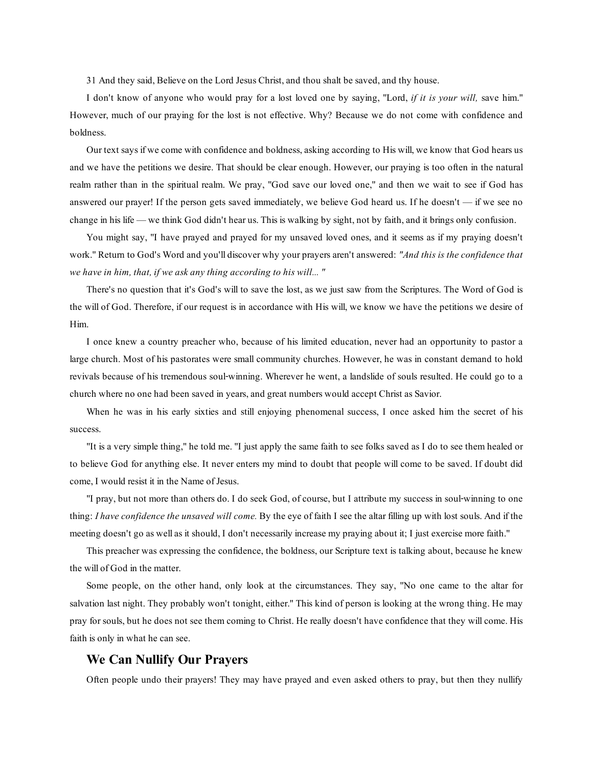31 And they said, Believe on the Lord Jesus Christ, and thou shalt be saved, and thy house.

I don't know of anyone who would pray for a lost loved one by saying, "Lord, *if it is your will,* save him." However, much of our praying for the lost is not effective. Why? Because we do not come with confidence and boldness.

Our text says if we come with confidence and boldness, asking according to His will, we know that God hears us and we have the petitions we desire. That should be clear enough. However, our praying is too often in the natural realm rather than in the spiritual realm. We pray, "God save our loved one," and then we wait to see if God has answered our prayer! If the person gets saved immediately, we believe God heard us. If he doesn't — if we see no change in his life — we think God didn't hear us. This is walking by sight, not by faith, and it brings only confusion.

You might say, "I have prayed and prayed for my unsaved loved ones, and it seems as if my praying doesn't work." Return to God's Word and you'll discover why your prayers aren't answered: *"And this is the confidence that we have in him, that, if we ask any thing according to his will... "*

There's no question that it's God's will to save the lost, as we just saw from the Scriptures. The Word of God is the will of God. Therefore, if our request is in accordance with His will, we know we have the petitions we desire of Him.

I once knew a country preacher who, because of his limited education, never had an opportunity to pastor a large church. Most of his pastorates were small community churches. However, he was in constant demand to hold revivals because of his tremendous soul-winning. Wherever he went, a landslide of souls resulted. He could go to a church where no one had been saved in years, and great numbers would accept Christ as Savior.

When he was in his early sixties and still enjoying phenomenal success, I once asked him the secret of his success.

"It is a very simple thing," he told me. "I just apply the same faith to see folks saved as I do to see them healed or to believe God for anything else. It never enters my mind to doubt that people will come to be saved. If doubt did come, I would resist it in the Name of Jesus.

"I pray, but not more than others do. I do seek God, of course, but I attribute my success in soul-winning to one thing: *I have confidence the unsaved will come.* By the eye of faith I see the altar filling up with lost souls. And if the meeting doesn't go as well as it should, I don't necessarily increase my praying about it; I just exercise more faith."

This preacher was expressing the confidence, the boldness, our Scripture text is talking about, because he knew the will of God in the matter.

Some people, on the other hand, only look at the circumstances. They say, "No one came to the altar for salvation last night. They probably won't tonight, either." This kind of person is looking at the wrong thing. He may pray for souls, but he does not see them coming to Christ. He really doesn't have confidence that they will come. His faith is only in what he can see.

## We Can Nullify Our Prayers

Often people undo their prayers! They may have prayed and even asked others to pray, but then they nullify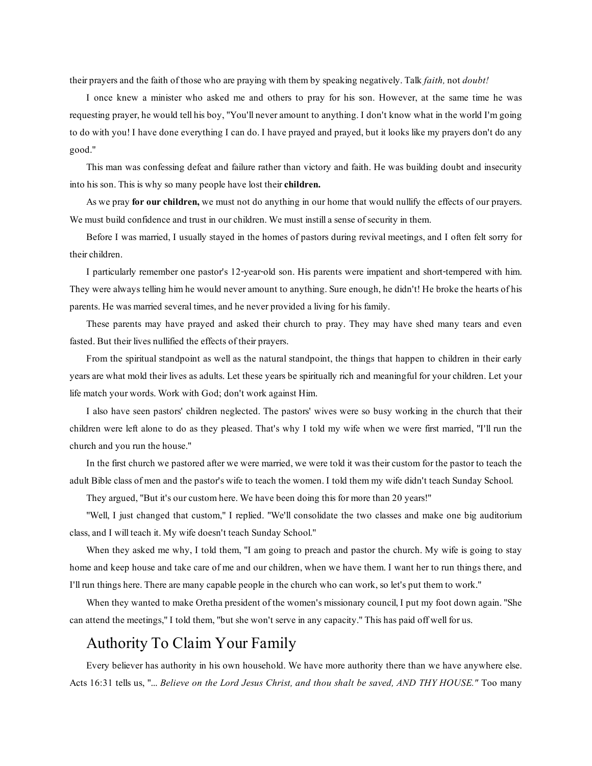their prayers and the faith of those who are praying with them by speaking negatively. Talk *faith,* not *doubt!*

I once knew a minister who asked me and others to pray for his son. However, at the same time he was requesting prayer, he would tell his boy, "You'll never amount to anything. I don't know what in the world I'm going to do with you! I have done everything I can do. I have prayed and prayed, but it looks like my prayers don't do any good."

This man was confessing defeat and failure rather than victory and faith. He was building doubt and insecurity into his son. This is why so many people have lost their **children.**

As we pray **for our children,** we must not do anything in our home that would nullify the effects of our prayers. We must build confidence and trust in our children. We must instill a sense of security in them.

Before I was married, I usually stayed in the homes of pastors during revival meetings, and I often felt sorry for their children.

I particularly remember one pastor's 12-year-old son. His parents were impatient and short-tempered with him. They were always telling him he would never amount to anything. Sure enough, he didn't! He broke the hearts of his parents. He was married several times, and he never provided a living for his family.

These parents may have prayed and asked their church to pray. They may have shed many tears and even fasted. But their lives nullified the effects of their prayers.

From the spiritual standpoint as well as the natural standpoint, the things that happen to children in their early years are what mold their lives as adults. Let these years be spiritually rich and meaningful for your children. Let your life match your words. Work with God; don't work against Him.

I also have seen pastors' children neglected. The pastors' wives were so busy working in the church that their children were left alone to do as they pleased. That's why I told my wife when we were first married, "I'll run the church and you run the house."

In the first church we pastored after we were married, we were told it was their custom for the pastor to teach the adult Bible class of men and the pastor's wife to teach the women. I told them my wife didn't teach Sunday School.

They argued, "But it's our custom here. We have been doing this for more than 20 years!"

"Well, I just changed that custom," I replied. "We'll consolidate the two classes and make one big auditorium class, and I will teach it. My wife doesn't teach Sunday School."

When they asked me why, I told them, "I am going to preach and pastor the church. My wife is going to stay home and keep house and take care of me and our children, when we have them. I want her to run things there, and I'll run things here. There are many capable people in the church who can work, so let's put them to work."

When they wanted to make Oretha president of the women's missionary council, I put my foot down again. "She can attend the meetings," I told them, "but she won't serve in any capacity." This has paid off well for us.

## Authority To Claim Your Family

Every believer has authority in his own household. We have more authority there than we have anywhere else. Acts 16:31 tells us, "*... Believe on the Lord Jesus Christ, and thou shalt be saved, AND THY HOUSE."* Too many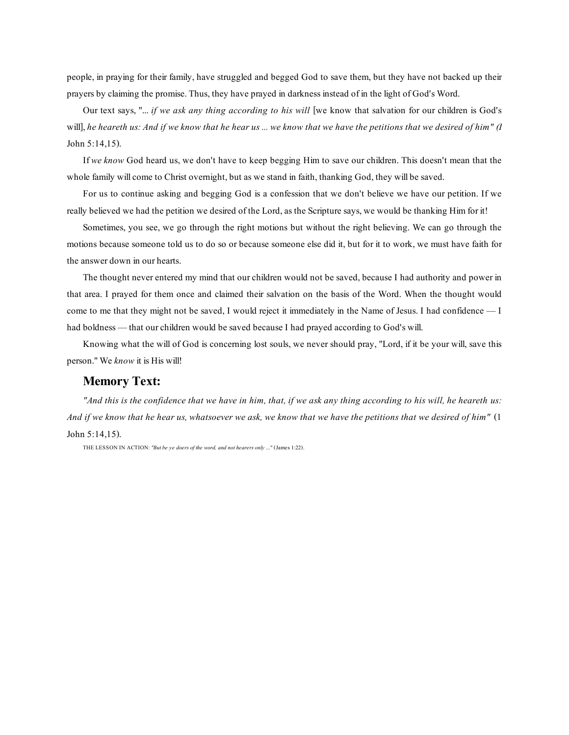people, in praying for their family, have struggled and begged God to save them, but they have not backed up their prayers by claiming the promise. Thus, they have prayed in darkness instead of in the light of God's Word.

Our text says, "... *if we ask any thing according to his will* [we know that salvation for our children is God's will], *he heareth us: And if we know that he hear us ... we know that we have the petitions that we desired of him" (I* John 5:14,15).

If *we know* God heard us, we don't have to keep begging Him to save our children. This doesn't mean that the whole family will come to Christ overnight, but as we stand in faith, thanking God, they will be saved.

For us to continue asking and begging God is a confession that we don't believe we have our petition. If we really believed we had the petition we desired of the Lord, as the Scripture says, we would be thanking Him for it!

Sometimes, you see, we go through the right motions but without the right believing. We can go through the motions because someone told us to do so or because someone else did it, but for it to work, we must have faith for the answer down in our hearts.

The thought never entered my mind that our children would not be saved, because I had authority and power in that area. I prayed for them once and claimed their salvation on the basis of the Word. When the thought would come to me that they might not be saved, I would reject it immediately in the Name of Jesus. I had confidence — I had boldness — that our children would be saved because I had prayed according to God's will.

Knowing what the will of God is concerning lost souls, we never should pray, "Lord, if it be your will, save this person." We *know* it is His will!

## Memory Text:

*"And this is the confidence that we have in him, that, if we ask any thing according to his will, he heareth us: And if we know that he hear us, whatsoever we ask, we know that we have the petitions that we desired of him"* (1 John 5:14,15).

THE LESSON IN ACTION: *"But be ye doers of the word, and not hearers only ..."* (James 1:22).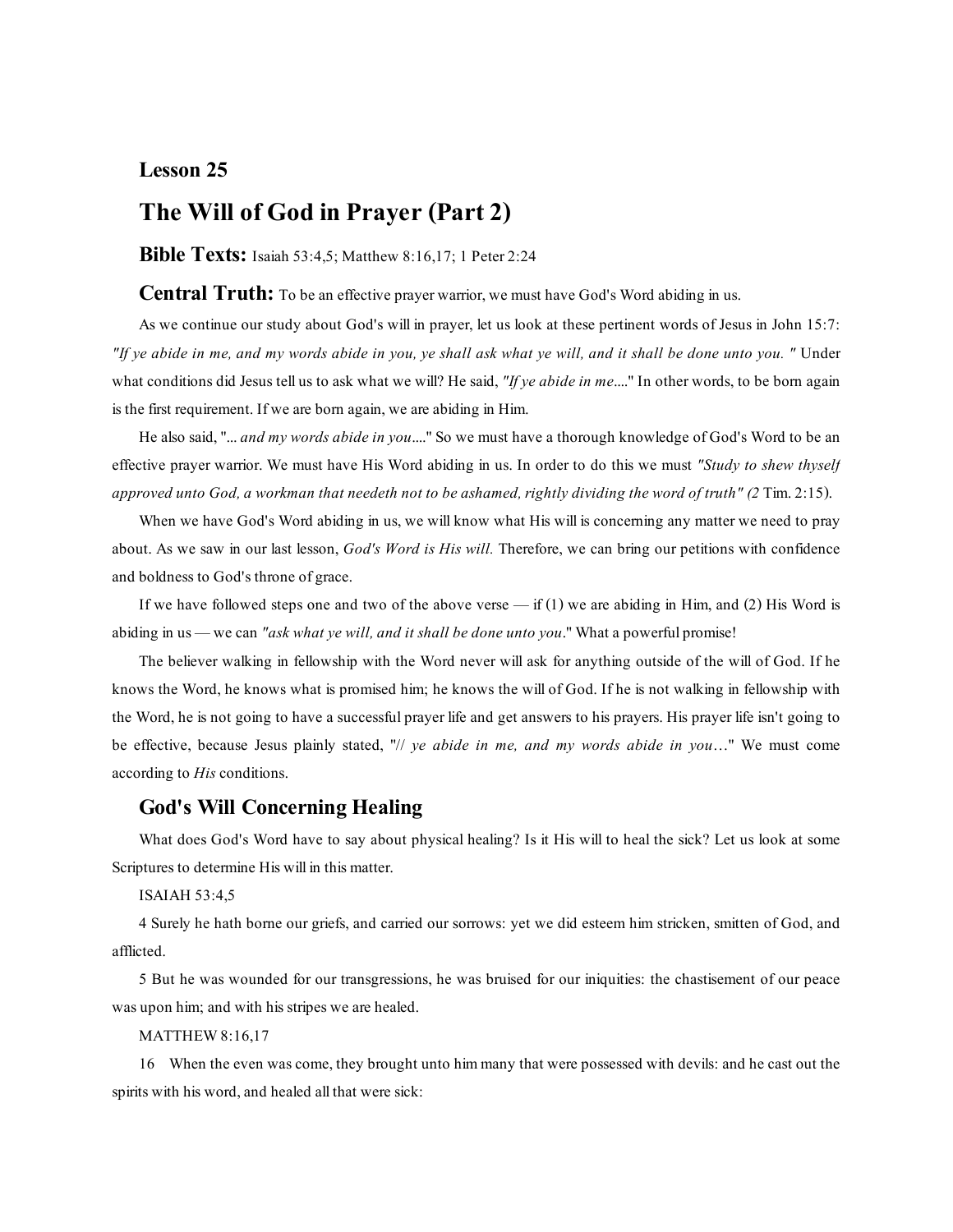## Lesson 25

# The Will of God in Prayer (Part 2)

**Bible Texts:** Isaiah 53:4,5; Matthew 8:16,17; 1 Peter 2:24

**Central Truth:** To be an effective prayer warrior, we must have God's Word abiding in us.

As we continue our study about God's will in prayer, let us look at these pertinent words of Jesus in John 15:7: *"If ye abide in me, and my words abide in you, ye shall ask what ye will, and it shall be done unto you. "* Under what conditions did Jesus tell us to ask what we will? He said, *"If ye abide in me*...." In other words, to be born again is the first requirement. If we are born again, we are abiding in Him.

He also said, "*... and my words abide in you*...." So we must have a thorough knowledge of God's Word to be an effective prayer warrior. We must have His Word abiding in us. In order to do this we must *"Study to shew thyself approved unto God, a workman that needeth not to be ashamed, rightly dividing the word of truth" (2* Tim. 2:15).

When we have God's Word abiding in us, we will know what His will is concerning any matter we need to pray about. As we saw in our last lesson, *God's Word is His will.* Therefore, we can bring our petitions with confidence and boldness to God's throne of grace.

If we have followed steps one and two of the above verse — if (1) we are abiding in Him, and (2) His Word is abiding in us — we can *"ask what ye will, and it shall be done unto you*." What a powerful promise!

The believer walking in fellowship with the Word never will ask for anything outside of the will of God. If he knows the Word, he knows what is promised him; he knows the will of God. If he is not walking in fellowship with the Word, he is not going to have a successful prayer life and get answers to his prayers. His prayer life isn't going to be effective, because Jesus plainly stated, "// *ye abide in me, and my words abide in you*…" We must come according to *His* conditions.

### God's Will Concerning Healing

What does God's Word have to say about physical healing? Is it His will to heal the sick? Let us look at some Scriptures to determine His will in this matter.

ISAIAH 53:4,5

4 Surely he hath borne our griefs, and carried our sorrows: yet we did esteem him stricken, smitten of God, and afflicted.

5 But he was wounded for our transgressions, he was bruised for our iniquities: the chastisement of our peace was upon him; and with his stripes we are healed.

MATTHEW 8:16,17

16 When the even was come, they brought unto him many that were possessed with devils: and he cast out the spirits with his word, and healed all that were sick: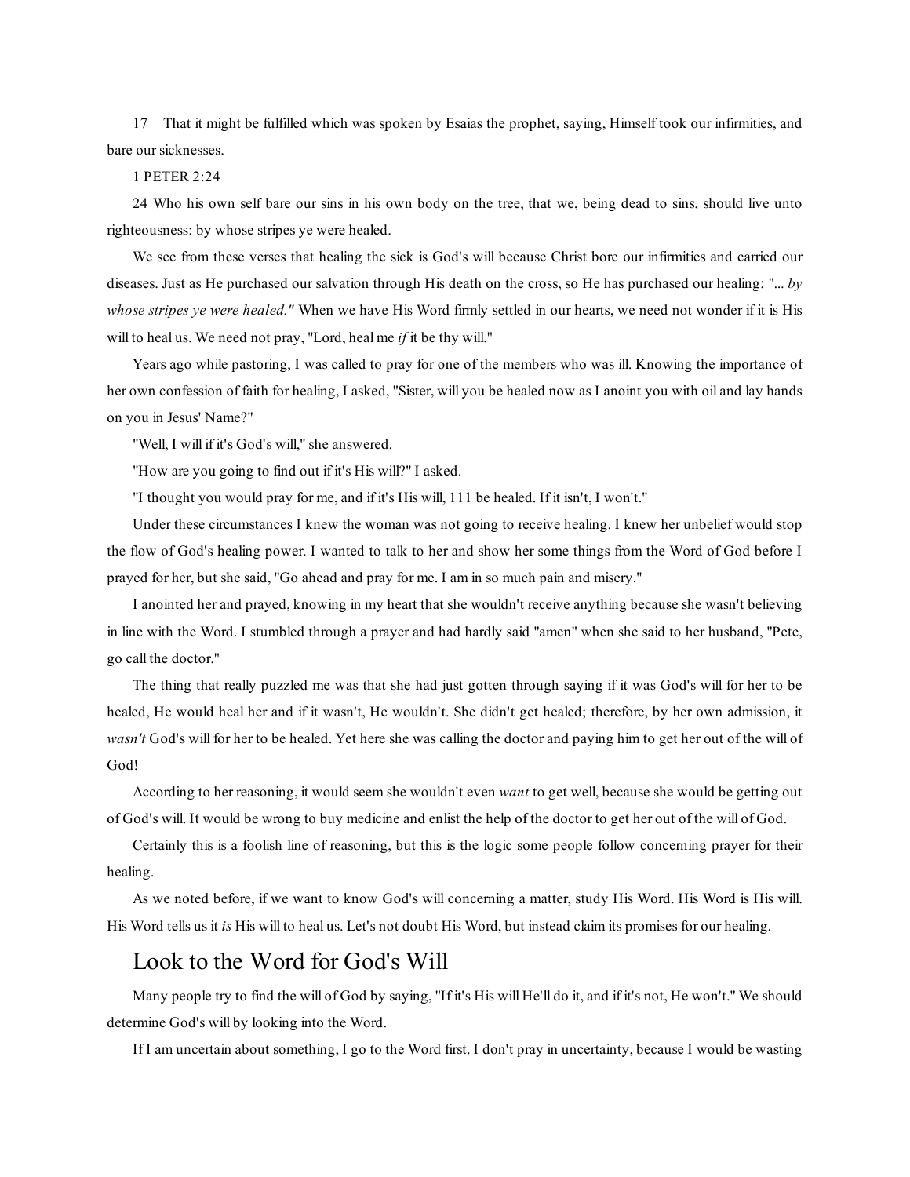17 That it might be fulfilled which was spoken by Esaias the prophet, saying, Himself took our infirmities, and bare our sicknesses.

1 PETER 2:24

24 Who his own self bare our sins in his own body on the tree, that we, being dead to sins, should live unto righteousness: by whose stripes ye were healed.

We see from these verses that healing the sick is God's will because Christ bore our infirmities and carried our diseases. Just as He purchased our salvation through His death on the cross, so He has purchased our healing: "... *by whose stripes ye were healed."* When we have His Word firmly settled in our hearts, we need not wonder if it is His will to heal us. We need not pray, "Lord, heal me *if* it be thy will."

Years ago while pastoring, I was called to pray for one of the members who was ill. Knowing the importance of her own confession of faith for healing, I asked, "Sister, will you be healed now as I anoint you with oil and lay hands on you in Jesus' Name?"

"Well, I will if it's God's will," she answered.

"How are you going to find out if it's His will?" I asked.

"I thought you would pray for me, and if it's His will, 111 be healed. If it isn't, I won't."

Under these circumstances I knew the woman was not going to receive healing. I knew her unbelief would stop the flow of God's healing power. I wanted to talk to her and show her some things from the Word of God before I prayed for her, but she said, "Go ahead and pray for me. I am in so much pain and misery."

I anointed her and prayed, knowing in my heart that she wouldn't receive anything because she wasn't believing in line with the Word. I stumbled through a prayer and had hardly said "amen" when she said to her husband, "Pete, go call the doctor."

The thing that really puzzled me was that she had just gotten through saying if it was God's will for her to be healed, He would heal her and if it wasn't, He wouldn't. She didn't get healed; therefore, by her own admission, it *wasn't* God's will for her to be healed. Yet here she was calling the doctor and paying him to get her out of the will of God!

According to her reasoning, it would seem she wouldn't even *want* to get well, because she would be getting out of God's will. It would be wrong to buy medicine and enlist the help of the doctor to get her out of the will of God.

Certainly this is a foolish line of reasoning, but this is the logic some people follow concerning prayer for their healing.

As we noted before, if we want to know God's will concerning a matter, study His Word. His Word is His will. His Word tells us it *is* His will to heal us. Let's not doubt His Word, but instead claim its promises for our healing.

## Look to the Word for God's Will

Many people try to find the will of God by saying, "If it's His will He'll do it, and if it's not, He won't." We should determine God's will by looking into the Word.

If I am uncertain about something, I go to the Word first. I don't pray in uncertainty, because I would be wasting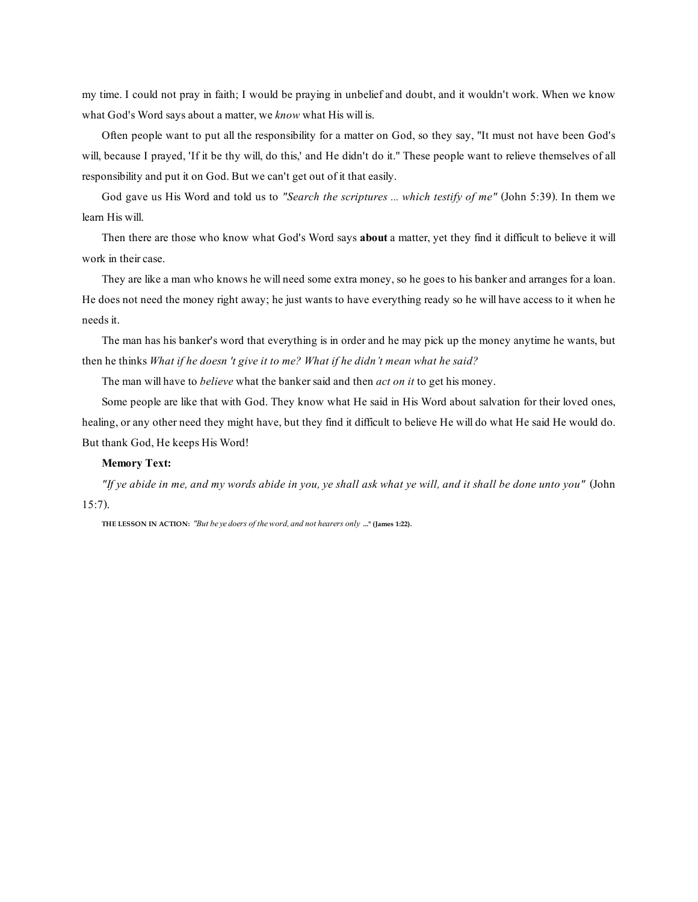my time. I could not pray in faith; I would be praying in unbelief and doubt, and it wouldn't work. When we know what God's Word says about a matter, we *know* what His will is.

Often people want to put all the responsibility for a matter on God, so they say, "It must not have been God's will, because I prayed, 'If it be thy will, do this,' and He didn't do it." These people want to relieve themselves of all responsibility and put it on God. But we can't get out of it that easily.

God gave us His Word and told us to *"Search the scriptures ... which testify of me"* (John 5:39). In them we learn His will.

Then there are those who know what God's Word says **about** a matter, yet they find it difficult to believe it will work in their case.

They are like a man who knows he will need some extra money, so he goes to his banker and arranges for a loan. He does not need the money right away; he just wants to have everything ready so he will have access to it when he needs it.

The man has his banker's word that everything is in order and he may pick up the money anytime he wants, but then he thinks *What if he doesn 't give it to me? What if he didn't mean what he said?*

The man will have to *believe* what the banker said and then *act on it* to get his money.

Some people are like that with God. They know what He said in His Word about salvation for their loved ones, healing, or any other need they might have, but they find it difficult to believe He will do what He said He would do. But thank God, He keeps His Word!

**Memory Text:**

*"If ye abide in me, and my words abide in you, ye shall ask what ye will, and it shall be done unto you"* (John 15:7).

**THE LESSON IN ACTION:** *"But be ye doers of the word, and not hearers only* **..." (James 1:22).**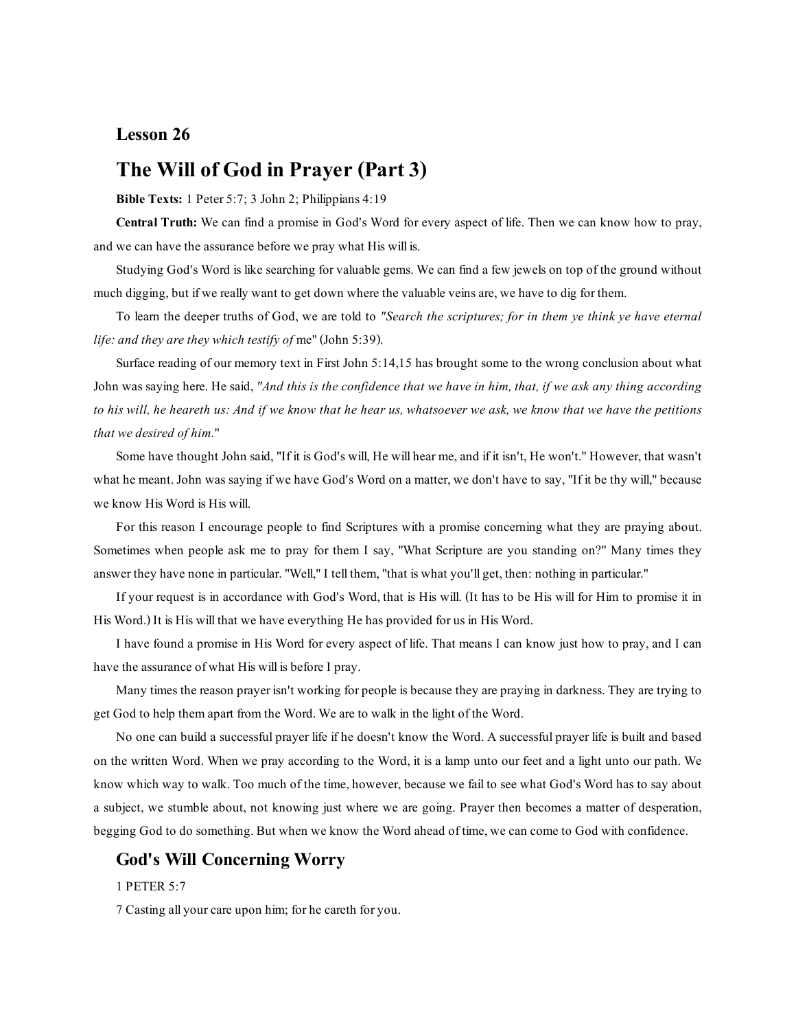### Lesson 26

# The Will of God in Prayer (Part 3)

**Bible Texts:** 1 Peter 5:7; 3 John 2; Philippians 4:19

**Central Truth:** We can find a promise in God's Word for every aspect of life. Then we can know how to pray, and we can have the assurance before we pray what His will is.

Studying God's Word is like searching for valuable gems. We can find a few jewels on top of the ground without much digging, but if we really want to get down where the valuable veins are, we have to dig for them.

To learn the deeper truths of God, we are told to *"Search the scriptures; for in them ye think ye have eternal life: and they are they which testify of* me" (John 5:39).

Surface reading of our memory text in First John 5:14,15 has brought some to the wrong conclusion about what John was saying here. He said, *"And this is the confidence that we have in him, that, if we ask any thing according to his will, he heareth us: And if we know that he hear us, whatsoever we ask, we know that we have the petitions that we desired of him.*"

Some have thought John said, "If it is God's will, He will hear me, and if it isn't, He won't." However, that wasn't what he meant. John was saying if we have God's Word on a matter, we don't have to say, "If it be thy will," because we know His Word is His will.

For this reason I encourage people to find Scriptures with a promise concerning what they are praying about. Sometimes when people ask me to pray for them I say, "What Scripture are you standing on?" Many times they answer they have none in particular. "Well," I tell them, "that is what you'll get, then: nothing in particular."

If your request is in accordance with God's Word, that is His will. (It has to be His will for Him to promise it in His Word.) It is His will that we have everything He has provided for us in His Word.

I have found a promise in His Word for every aspect of life. That means I can know just how to pray, and I can have the assurance of what His will is before I pray.

Many times the reason prayer isn't working for people is because they are praying in darkness. They are trying to get God to help them apart from the Word. We are to walk in the light of the Word.

No one can build a successful prayer life if he doesn't know the Word. A successful prayer life is built and based on the written Word. When we pray according to the Word, it is a lamp unto our feet and a light unto our path. We know which way to walk. Too much of the time, however, because we fail to see what God's Word has to say about a subject, we stumble about, not knowing just where we are going. Prayer then becomes a matter of desperation, begging God to do something. But when we know the Word ahead of time, we can come to God with confidence.

## God's Will Concerning Worry

1 PETER 5:7

7 Casting all your care upon him; for he careth for you.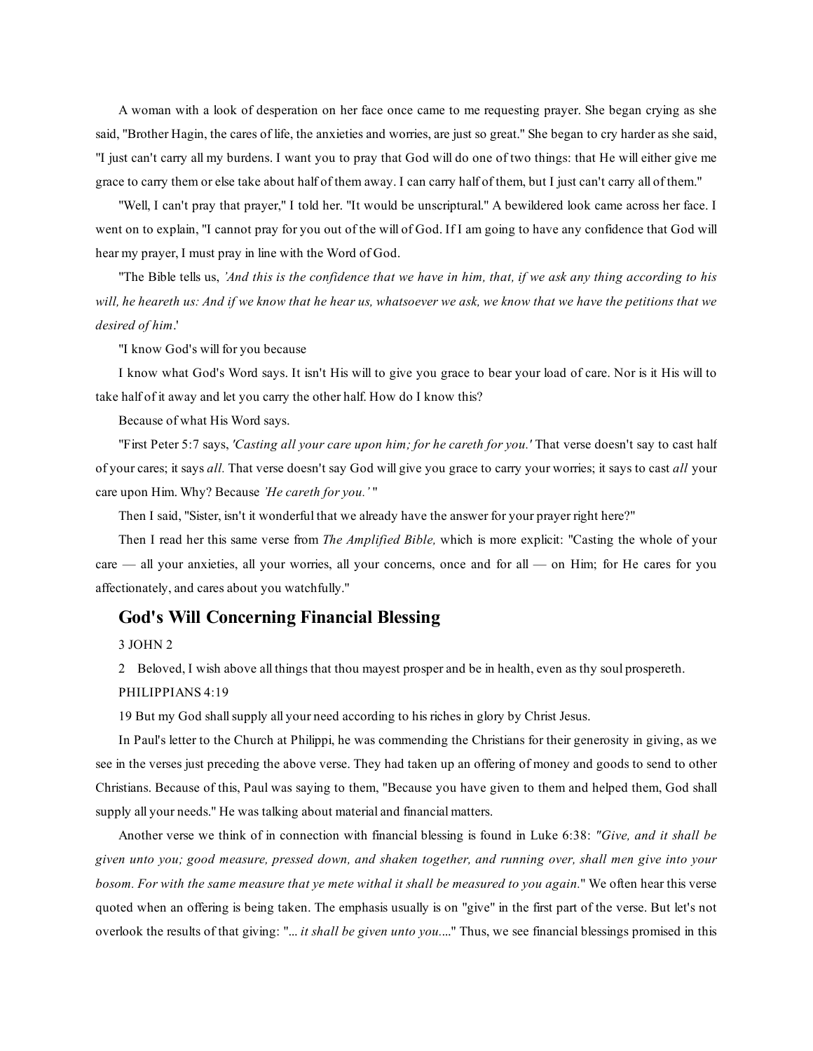A woman with a look of desperation on her face once came to me requesting prayer. She began crying as she said, "Brother Hagin, the cares of life, the anxieties and worries, are just so great." She began to cry harder as she said, "I just can't carry all my burdens. I want you to pray that God will do one of two things: that He will either give me grace to carry them or else take about half of them away. I can carry half of them, but I just can't carry all of them."

"Well, I can't pray that prayer," I told her. "It would be unscriptural." A bewildered look came across her face. I went on to explain, "I cannot pray for you out of the will of God. If I am going to have any confidence that God will hear my prayer, I must pray in line with the Word of God.

"The Bible tells us, '*And this is the confidence that we have in him, that, if we ask any thing according to his will, he heareth us: And if we know that he hear us, whatsoever we ask, we know that we have the petitions that we desired of him*.'

"I know God's will for you because

I know what God's Word says. It isn't His will to give you grace to bear your load of care. Nor is it His will to take half of it away and let you carry the other half. How do I know this?

Because of what His Word says.

"First Peter 5:7 says, '*Casting all your care upon him; for he careth for you.*' That verse doesn't say to cast half of your cares; it says *all.* That verse doesn't say God will give you grace to carry your worries; it says to cast *all* your care upon Him. Why? Because '*He careth for you.*' "

Then I said, "Sister, isn't it wonderful that we already have the answer for your prayer right here?"

Then I read her this same verse from *The Amplified Bible,* which is more explicit: "Casting the whole of your care — all your anxieties, all your worries, all your concerns, once and for all — on Him; for He cares for you affectionately, and cares about you watchfully."

## God's Will Concerning Financial Blessing

3 JOHN 2

2 Beloved, I wish above all things that thou mayest prosper and be in health, even as thy soul prospereth.

PHILIPPIANS 4:19

19 But my God shall supply all your need according to his riches in glory by Christ Jesus.

In Paul's letter to the Church at Philippi, he was commending the Christians for their generosity in giving, as we see in the verses just preceding the above verse. They had taken up an offering of money and goods to send to other Christians. Because of this, Paul was saying to them, "Because you have given to them and helped them, God shall supply all your needs." He was talking about material and financial matters.

Another verse we think of in connection with financial blessing is found in Luke 6:38: *"Give, and it shall be given unto you; good measure, pressed down, and shaken together, and running over, shall men give into your bosom. For with the same measure that ye mete withal it shall be measured to you again.*" We often hear this verse quoted when an offering is being taken. The emphasis usually is on "give" in the first part of the verse. But let's not overlook the results of that giving: "... *it shall be given unto you....*" Thus, we see financial blessings promised in this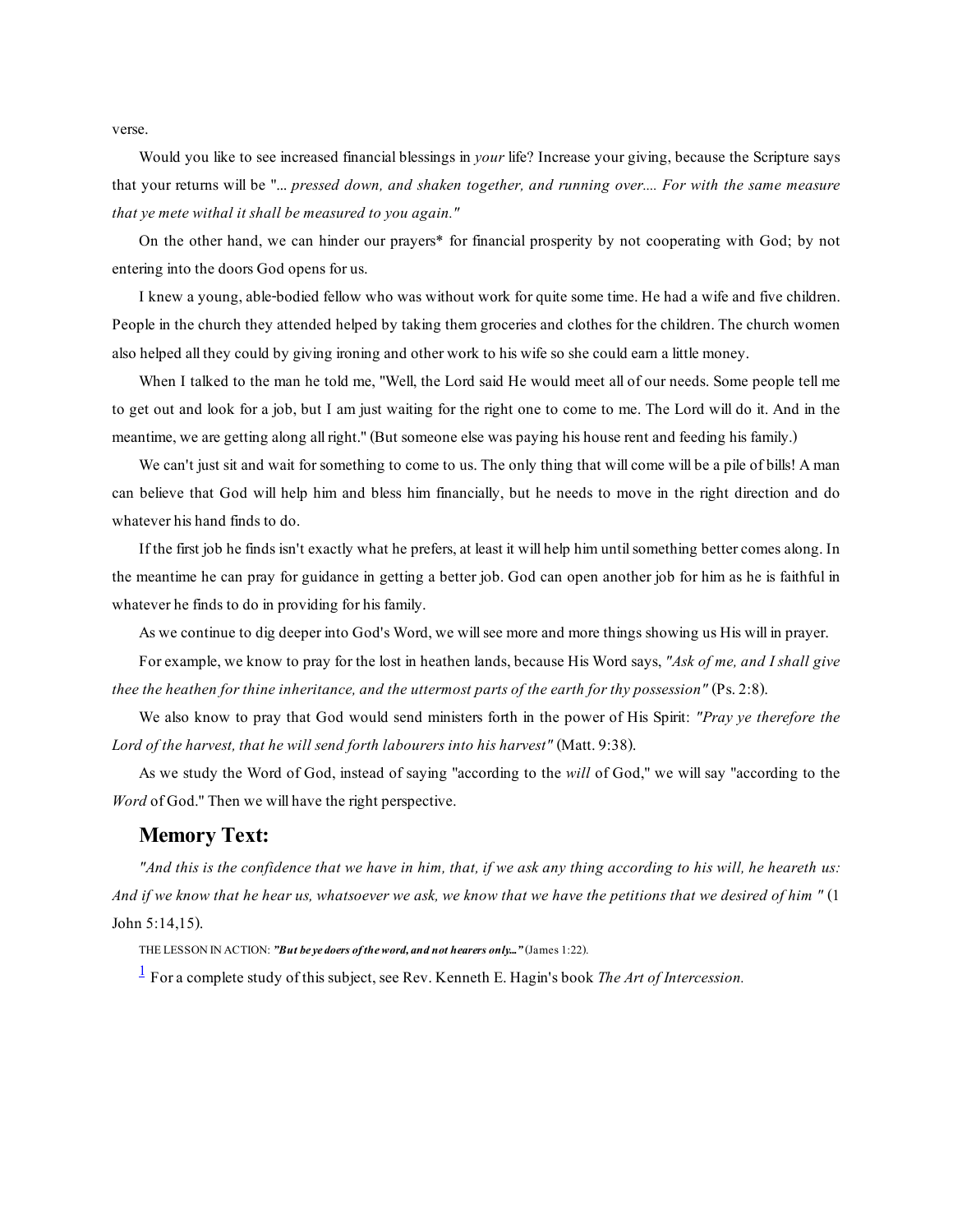verse.

Would you like to see increased financial blessings in *your* life? Increase your giving, because the Scripture says that your returns will be "... *pressed down, and shaken together, and running over.... For with the same measure that ye mete withal it shall be measured to you again."*

On the other hand, we can hinder our prayers* for financial prosperity by not cooperating with God; by not entering into the doors God opens for us.

I knew a young, able-bodied fellow who was without work for quite some time. He had a wife and five children. People in the church they attended helped by taking them groceries and clothes for the children. The church women also helped all they could by giving ironing and other work to his wife so she could earn a little money.

When I talked to the man he told me, "Well, the Lord said He would meet all of our needs. Some people tell me to get out and look for a job, but I am just waiting for the right one to come to me. The Lord will do it. And in the meantime, we are getting along all right." (But someone else was paying his house rent and feeding his family.)

We can't just sit and wait for something to come to us. The only thing that will come will be a pile of bills! A man can believe that God will help him and bless him financially, but he needs to move in the right direction and do whatever his hand finds to do.

If the first job he finds isn't exactly what he prefers, at least it will help him until something better comes along. In the meantime he can pray for guidance in getting a better job. God can open another job for him as he is faithful in whatever he finds to do in providing for his family.

As we continue to dig deeper into God's Word, we will see more and more things showing us His will in prayer.

For example, we know to pray for the lost in heathen lands, because His Word says, *"Ask of me, and I shall give thee the heathen for thine inheritance, and the uttermost parts of the earth for thy possession"* (Ps. 2:8).

We also know to pray that God would send ministers forth in the power of His Spirit: *"Pray ye therefore the Lord of the harvest, that he will send forth labourers into his harvest"* (Matt. 9:38).

As we study the Word of God, instead of saying "according to the *will* of God," we will say "according to the *Word* of God." Then we will have the right perspective.

## Memory Text:

*"And this is the confidence that we have in him, that, if we ask any thing according to his will, he heareth us: And if we know that he hear us, whatsoever we ask, we know that we have the petitions that we desired of him "* (1 John 5:14,15).

THE LESSON IN ACTION: ***"But be ye doers of the word, and not hearers only..."*** (James 1:22).

[1] For a complete study of this subject, see Rev. Kenneth E. Hagin's book *The Art of Intercession.*